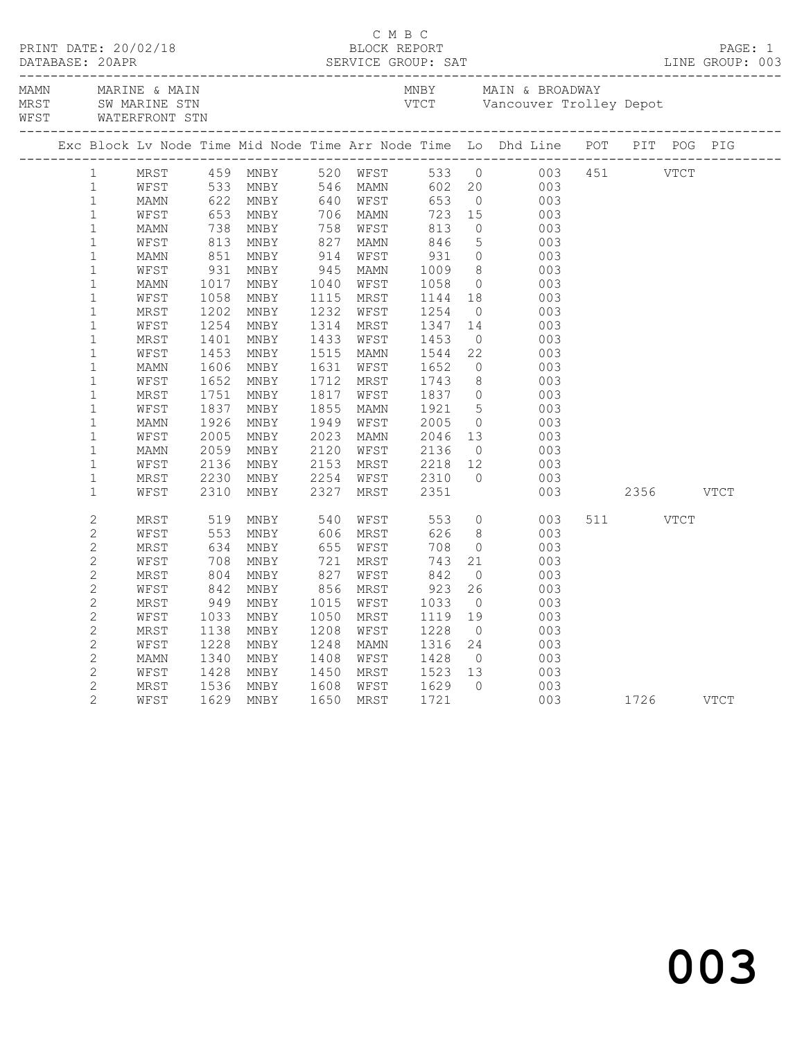C M B C
BLOCK REPORT
SERVICE GROUP: SAT

PRINT DATE: 20/02/18
DATABASE: 20APR
LINE GROUP: 003

MAMN  MARINE & MAIN
MRST  SW MARINE STN
WFST  WATERFRONT STN
MNBY  MAIN & BROADWAY
VTCT  Vancouver Trolley Depot

| Exc | Block | Lv Node | Time | Mid Node | Time | Arr Node | Time | Lo | Dhd Line | POT | PIT | POG | PIG |
|---|---|---|---|---|---|---|---|---|---|---|---|---|---|
| | 1 | MRST | 459 | MNBY | 520 | WFST | 533 | 0 | 003 | 451 | | VTCT | |
| | 1 | WFST | 533 | MNBY | 546 | MAMN | 602 | 20 | 003 | | | | |
| | 1 | MAMN | 622 | MNBY | 640 | WFST | 653 | 0 | 003 | | | | |
| | 1 | WFST | 653 | MNBY | 706 | MAMN | 723 | 15 | 003 | | | | |
| | 1 | MAMN | 738 | MNBY | 758 | WFST | 813 | 0 | 003 | | | | |
| | 1 | WFST | 813 | MNBY | 827 | MAMN | 846 | 5 | 003 | | | | |
| | 1 | MAMN | 851 | MNBY | 914 | WFST | 931 | 0 | 003 | | | | |
| | 1 | WFST | 931 | MNBY | 945 | MAMN | 1009 | 8 | 003 | | | | |
| | 1 | MAMN | 1017 | MNBY | 1040 | WFST | 1058 | 0 | 003 | | | | |
| | 1 | WFST | 1058 | MNBY | 1115 | MRST | 1144 | 18 | 003 | | | | |
| | 1 | MRST | 1202 | MNBY | 1232 | WFST | 1254 | 0 | 003 | | | | |
| | 1 | WFST | 1254 | MNBY | 1314 | MRST | 1347 | 14 | 003 | | | | |
| | 1 | MRST | 1401 | MNBY | 1433 | WFST | 1453 | 0 | 003 | | | | |
| | 1 | WFST | 1453 | MNBY | 1515 | MAMN | 1544 | 22 | 003 | | | | |
| | 1 | MAMN | 1606 | MNBY | 1631 | WFST | 1652 | 0 | 003 | | | | |
| | 1 | WFST | 1652 | MNBY | 1712 | MRST | 1743 | 8 | 003 | | | | |
| | 1 | MRST | 1751 | MNBY | 1817 | WFST | 1837 | 0 | 003 | | | | |
| | 1 | WFST | 1837 | MNBY | 1855 | MAMN | 1921 | 5 | 003 | | | | |
| | 1 | MAMN | 1926 | MNBY | 1949 | WFST | 2005 | 0 | 003 | | | | |
| | 1 | WFST | 2005 | MNBY | 2023 | MAMN | 2046 | 13 | 003 | | | | |
| | 1 | MAMN | 2059 | MNBY | 2120 | WFST | 2136 | 0 | 003 | | | | |
| | 1 | WFST | 2136 | MNBY | 2153 | MRST | 2218 | 12 | 003 | | | | |
| | 1 | MRST | 2230 | MNBY | 2254 | WFST | 2310 | 0 | 003 | | | | |
| | 1 | WFST | 2310 | MNBY | 2327 | MRST | 2351 | | 003 | | 2356 | | VTCT |
| | 2 | MRST | 519 | MNBY | 540 | WFST | 553 | 0 | 003 | 511 | | VTCT | |
| | 2 | WFST | 553 | MNBY | 606 | MRST | 626 | 8 | 003 | | | | |
| | 2 | MRST | 634 | MNBY | 655 | WFST | 708 | 0 | 003 | | | | |
| | 2 | WFST | 708 | MNBY | 721 | MRST | 743 | 21 | 003 | | | | |
| | 2 | MRST | 804 | MNBY | 827 | WFST | 842 | 0 | 003 | | | | |
| | 2 | WFST | 842 | MNBY | 856 | MRST | 923 | 26 | 003 | | | | |
| | 2 | MRST | 949 | MNBY | 1015 | WFST | 1033 | 0 | 003 | | | | |
| | 2 | WFST | 1033 | MNBY | 1050 | MRST | 1119 | 19 | 003 | | | | |
| | 2 | MRST | 1138 | MNBY | 1208 | WFST | 1228 | 0 | 003 | | | | |
| | 2 | WFST | 1228 | MNBY | 1248 | MAMN | 1316 | 24 | 003 | | | | |
| | 2 | MAMN | 1340 | MNBY | 1408 | WFST | 1428 | 0 | 003 | | | | |
| | 2 | WFST | 1428 | MNBY | 1450 | MRST | 1523 | 13 | 003 | | | | |
| | 2 | MRST | 1536 | MNBY | 1608 | WFST | 1629 | 0 | 003 | | | | |
| | 2 | WFST | 1629 | MNBY | 1650 | MRST | 1721 | | 003 | | 1726 | | VTCT |

# 003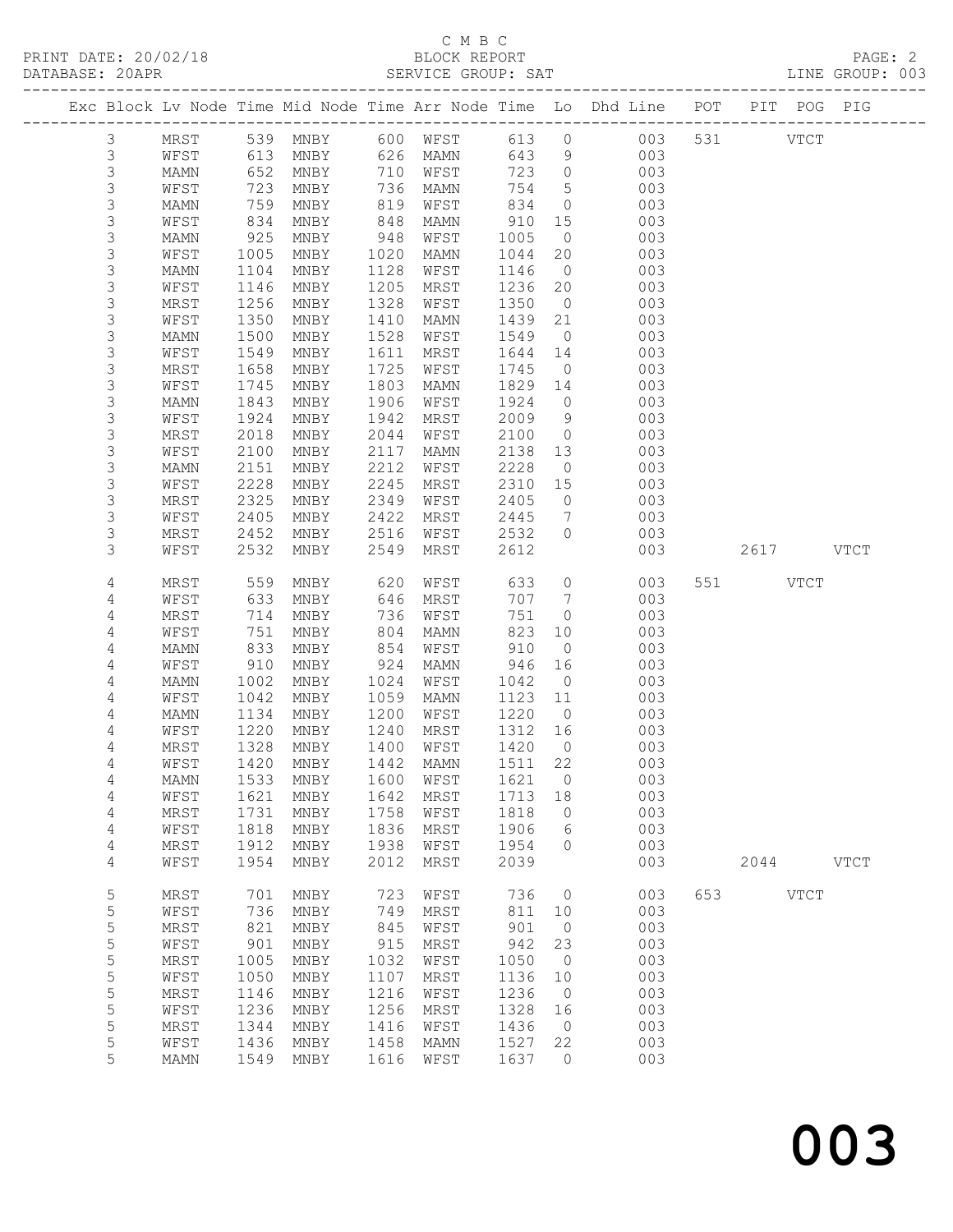C M B C

PRINT DATE: 20/02/18 BLOCK REPORT
DATABASE: 20APR SERVICE GROUP: SAT LINE GROUP: 003

| Exc | Block | Lv | Node | Time | Mid | Node | Time | Arr | Node | Time | Lo | Dhd Line | POT | PIT | POG | PIG |
|---|---|---|---|---|---|---|---|---|---|---|---|---|---|---|---|---|
| | 3 | | MRST | 539 | | MNBY | 600 | | WFST | 613 | 0 | 003 | 531 | | VTCT | |
| | 3 | | WFST | 613 | | MNBY | 626 | | MAMN | 643 | 9 | 003 | | | | |
| | 3 | | MAMN | 652 | | MNBY | 710 | | WFST | 723 | 0 | 003 | | | | |
| | 3 | | WFST | 723 | | MNBY | 736 | | MAMN | 754 | 5 | 003 | | | | |
| | 3 | | MAMN | 759 | | MNBY | 819 | | WFST | 834 | 0 | 003 | | | | |
| | 3 | | WFST | 834 | | MNBY | 848 | | MAMN | 910 | 15 | 003 | | | | |
| | 3 | | MAMN | 925 | | MNBY | 948 | | WFST | 1005 | 0 | 003 | | | | |
| | 3 | | WFST | 1005 | | MNBY | 1020 | | MAMN | 1044 | 20 | 003 | | | | |
| | 3 | | MAMN | 1104 | | MNBY | 1128 | | WFST | 1146 | 0 | 003 | | | | |
| | 3 | | WFST | 1146 | | MNBY | 1205 | | MRST | 1236 | 20 | 003 | | | | |
| | 3 | | MRST | 1256 | | MNBY | 1328 | | WFST | 1350 | 0 | 003 | | | | |
| | 3 | | WFST | 1350 | | MNBY | 1410 | | MAMN | 1439 | 21 | 003 | | | | |
| | 3 | | MAMN | 1500 | | MNBY | 1528 | | WFST | 1549 | 0 | 003 | | | | |
| | 3 | | WFST | 1549 | | MNBY | 1611 | | MRST | 1644 | 14 | 003 | | | | |
| | 3 | | MRST | 1658 | | MNBY | 1725 | | WFST | 1745 | 0 | 003 | | | | |
| | 3 | | WFST | 1745 | | MNBY | 1803 | | MAMN | 1829 | 14 | 003 | | | | |
| | 3 | | MAMN | 1843 | | MNBY | 1906 | | WFST | 1924 | 0 | 003 | | | | |
| | 3 | | WFST | 1924 | | MNBY | 1942 | | MRST | 2009 | 9 | 003 | | | | |
| | 3 | | MRST | 2018 | | MNBY | 2044 | | WFST | 2100 | 0 | 003 | | | | |
| | 3 | | WFST | 2100 | | MNBY | 2117 | | MAMN | 2138 | 13 | 003 | | | | |
| | 3 | | MAMN | 2151 | | MNBY | 2212 | | WFST | 2228 | 0 | 003 | | | | |
| | 3 | | WFST | 2228 | | MNBY | 2245 | | MRST | 2310 | 15 | 003 | | | | |
| | 3 | | MRST | 2325 | | MNBY | 2349 | | WFST | 2405 | 0 | 003 | | | | |
| | 3 | | WFST | 2405 | | MNBY | 2422 | | MRST | 2445 | 7 | 003 | | | | |
| | 3 | | MRST | 2452 | | MNBY | 2516 | | WFST | 2532 | 0 | 003 | | | | |
| | 3 | | WFST | 2532 | | MNBY | 2549 | | MRST | 2612 | | 003 | | 2617 | | VTCT |
| | 4 | | MRST | 559 | | MNBY | 620 | | WFST | 633 | 0 | 003 | 551 | | VTCT | |
| | 4 | | WFST | 633 | | MNBY | 646 | | MRST | 707 | 7 | 003 | | | | |
| | 4 | | MRST | 714 | | MNBY | 736 | | WFST | 751 | 0 | 003 | | | | |
| | 4 | | WFST | 751 | | MNBY | 804 | | MAMN | 823 | 10 | 003 | | | | |
| | 4 | | MAMN | 833 | | MNBY | 854 | | WFST | 910 | 0 | 003 | | | | |
| | 4 | | WFST | 910 | | MNBY | 924 | | MAMN | 946 | 16 | 003 | | | | |
| | 4 | | MAMN | 1002 | | MNBY | 1024 | | WFST | 1042 | 0 | 003 | | | | |
| | 4 | | WFST | 1042 | | MNBY | 1059 | | MAMN | 1123 | 11 | 003 | | | | |
| | 4 | | MAMN | 1134 | | MNBY | 1200 | | WFST | 1220 | 0 | 003 | | | | |
| | 4 | | WFST | 1220 | | MNBY | 1240 | | MRST | 1312 | 16 | 003 | | | | |
| | 4 | | MRST | 1328 | | MNBY | 1400 | | WFST | 1420 | 0 | 003 | | | | |
| | 4 | | WFST | 1420 | | MNBY | 1442 | | MAMN | 1511 | 22 | 003 | | | | |
| | 4 | | MAMN | 1533 | | MNBY | 1600 | | WFST | 1621 | 0 | 003 | | | | |
| | 4 | | WFST | 1621 | | MNBY | 1642 | | MRST | 1713 | 18 | 003 | | | | |
| | 4 | | MRST | 1731 | | MNBY | 1758 | | WFST | 1818 | 0 | 003 | | | | |
| | 4 | | WFST | 1818 | | MNBY | 1836 | | MRST | 1906 | 6 | 003 | | | | |
| | 4 | | MRST | 1912 | | MNBY | 1938 | | WFST | 1954 | 0 | 003 | | | | |
| | 4 | | WFST | 1954 | | MNBY | 2012 | | MRST | 2039 | | 003 | | 2044 | | VTCT |
| | 5 | | MRST | 701 | | MNBY | 723 | | WFST | 736 | 0 | 003 | 653 | | VTCT | |
| | 5 | | WFST | 736 | | MNBY | 749 | | MRST | 811 | 10 | 003 | | | | |
| | 5 | | MRST | 821 | | MNBY | 845 | | WFST | 901 | 0 | 003 | | | | |
| | 5 | | WFST | 901 | | MNBY | 915 | | MRST | 942 | 23 | 003 | | | | |
| | 5 | | MRST | 1005 | | MNBY | 1032 | | WFST | 1050 | 0 | 003 | | | | |
| | 5 | | WFST | 1050 | | MNBY | 1107 | | MRST | 1136 | 10 | 003 | | | | |
| | 5 | | MRST | 1146 | | MNBY | 1216 | | WFST | 1236 | 0 | 003 | | | | |
| | 5 | | WFST | 1236 | | MNBY | 1256 | | MRST | 1328 | 16 | 003 | | | | |
| | 5 | | MRST | 1344 | | MNBY | 1416 | | WFST | 1436 | 0 | 003 | | | | |
| | 5 | | WFST | 1436 | | MNBY | 1458 | | MAMN | 1527 | 22 | 003 | | | | |
| | 5 | | MAMN | 1549 | | MNBY | 1616 | | WFST | 1637 | 0 | 003 | | | | |

003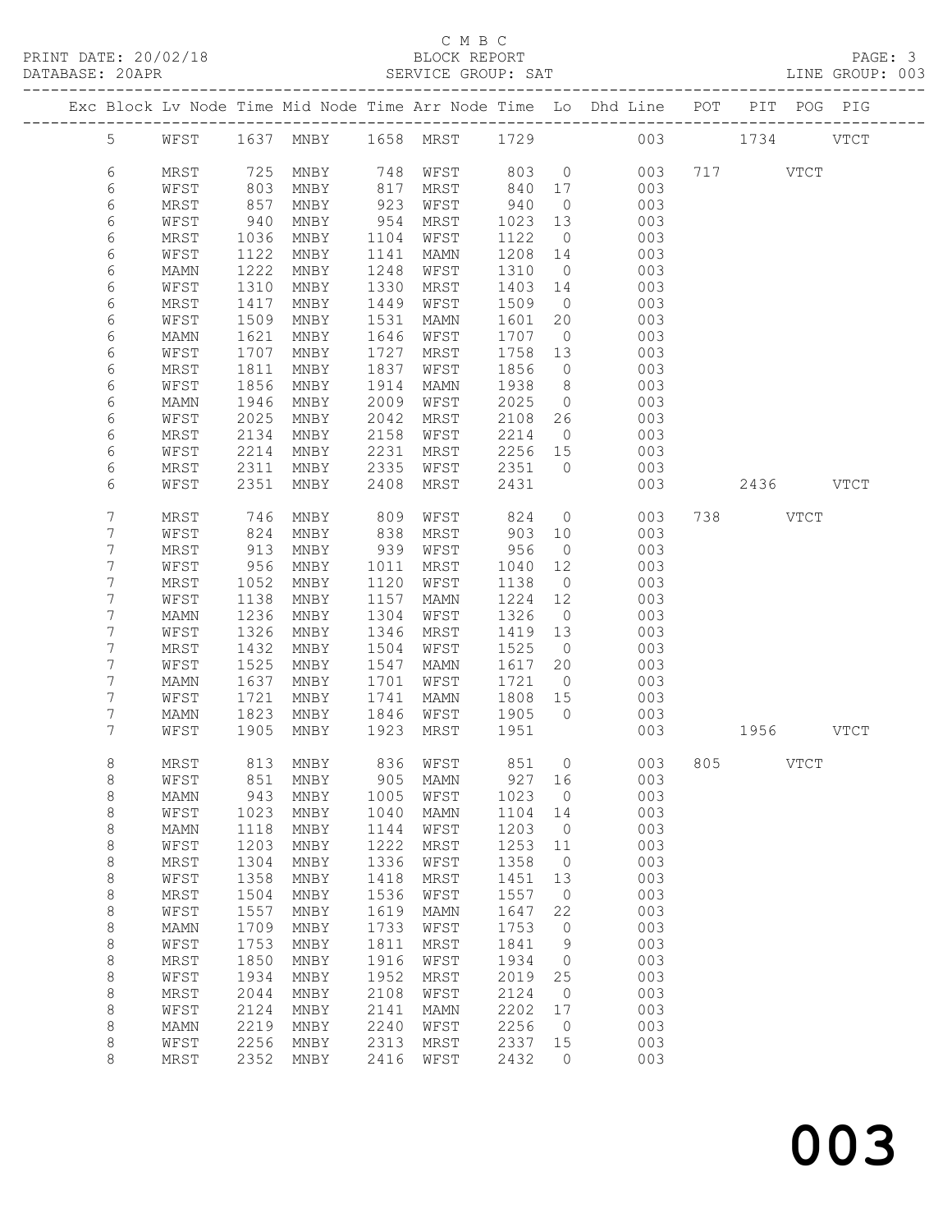C M B C

BLOCK REPORT

SERVICE GROUP: SAT

PRINT DATE: 20/02/18

DATABASE: 20APR

LINE GROUP: 003

| Exc | Block | Lv | Node | Time | Mid Node | Time | Arr Node | Time | Lo | Dhd Line | POT | PIT | POG | PIG |
|---|---|---|---|---|---|---|---|---|---|---|---|---|---|---|
| | 5 | | WFST | 1637 | MNBY | 1658 | MRST | 1729 | | 003 | | 1734 | | VTCT |
| | 6 | | MRST | 725 | MNBY | 748 | WFST | 803 | 0 | 003 | 717 | | VTCT | |
| | 6 | | WFST | 803 | MNBY | 817 | MRST | 840 | 17 | 003 | | | | |
| | 6 | | MRST | 857 | MNBY | 923 | WFST | 940 | 0 | 003 | | | | |
| | 6 | | WFST | 940 | MNBY | 954 | MRST | 1023 | 13 | 003 | | | | |
| | 6 | | MRST | 1036 | MNBY | 1104 | WFST | 1122 | 0 | 003 | | | | |
| | 6 | | WFST | 1122 | MNBY | 1141 | MAMN | 1208 | 14 | 003 | | | | |
| | 6 | | MAMN | 1222 | MNBY | 1248 | WFST | 1310 | 0 | 003 | | | | |
| | 6 | | WFST | 1310 | MNBY | 1330 | MRST | 1403 | 14 | 003 | | | | |
| | 6 | | MRST | 1417 | MNBY | 1449 | WFST | 1509 | 0 | 003 | | | | |
| | 6 | | WFST | 1509 | MNBY | 1531 | MAMN | 1601 | 20 | 003 | | | | |
| | 6 | | MAMN | 1621 | MNBY | 1646 | WFST | 1707 | 0 | 003 | | | | |
| | 6 | | WFST | 1707 | MNBY | 1727 | MRST | 1758 | 13 | 003 | | | | |
| | 6 | | MRST | 1811 | MNBY | 1837 | WFST | 1856 | 0 | 003 | | | | |
| | 6 | | WFST | 1856 | MNBY | 1914 | MAMN | 1938 | 8 | 003 | | | | |
| | 6 | | MAMN | 1946 | MNBY | 2009 | WFST | 2025 | 0 | 003 | | | | |
| | 6 | | WFST | 2025 | MNBY | 2042 | MRST | 2108 | 26 | 003 | | | | |
| | 6 | | MRST | 2134 | MNBY | 2158 | WFST | 2214 | 0 | 003 | | | | |
| | 6 | | WFST | 2214 | MNBY | 2231 | MRST | 2256 | 15 | 003 | | | | |
| | 6 | | MRST | 2311 | MNBY | 2335 | WFST | 2351 | 0 | 003 | | | | |
| | 6 | | WFST | 2351 | MNBY | 2408 | MRST | 2431 | | 003 | | 2436 | | VTCT |
| | 7 | | MRST | 746 | MNBY | 809 | WFST | 824 | 0 | 003 | 738 | | VTCT | |
| | 7 | | WFST | 824 | MNBY | 838 | MRST | 903 | 10 | 003 | | | | |
| | 7 | | MRST | 913 | MNBY | 939 | WFST | 956 | 0 | 003 | | | | |
| | 7 | | WFST | 956 | MNBY | 1011 | MRST | 1040 | 12 | 003 | | | | |
| | 7 | | MRST | 1052 | MNBY | 1120 | WFST | 1138 | 0 | 003 | | | | |
| | 7 | | WFST | 1138 | MNBY | 1157 | MAMN | 1224 | 12 | 003 | | | | |
| | 7 | | MAMN | 1236 | MNBY | 1304 | WFST | 1326 | 0 | 003 | | | | |
| | 7 | | WFST | 1326 | MNBY | 1346 | MRST | 1419 | 13 | 003 | | | | |
| | 7 | | MRST | 1432 | MNBY | 1504 | WFST | 1525 | 0 | 003 | | | | |
| | 7 | | WFST | 1525 | MNBY | 1547 | MAMN | 1617 | 20 | 003 | | | | |
| | 7 | | MAMN | 1637 | MNBY | 1701 | WFST | 1721 | 0 | 003 | | | | |
| | 7 | | WFST | 1721 | MNBY | 1741 | MAMN | 1808 | 15 | 003 | | | | |
| | 7 | | MAMN | 1823 | MNBY | 1846 | WFST | 1905 | 0 | 003 | | | | |
| | 7 | | WFST | 1905 | MNBY | 1923 | MRST | 1951 | | 003 | | 1956 | | VTCT |
| | 8 | | MRST | 813 | MNBY | 836 | WFST | 851 | 0 | 003 | 805 | | VTCT | |
| | 8 | | WFST | 851 | MNBY | 905 | MAMN | 927 | 16 | 003 | | | | |
| | 8 | | MAMN | 943 | MNBY | 1005 | WFST | 1023 | 0 | 003 | | | | |
| | 8 | | WFST | 1023 | MNBY | 1040 | MAMN | 1104 | 14 | 003 | | | | |
| | 8 | | MAMN | 1118 | MNBY | 1144 | WFST | 1203 | 0 | 003 | | | | |
| | 8 | | WFST | 1203 | MNBY | 1222 | MRST | 1253 | 11 | 003 | | | | |
| | 8 | | MRST | 1304 | MNBY | 1336 | WFST | 1358 | 0 | 003 | | | | |
| | 8 | | WFST | 1358 | MNBY | 1418 | MRST | 1451 | 13 | 003 | | | | |
| | 8 | | MRST | 1504 | MNBY | 1536 | WFST | 1557 | 0 | 003 | | | | |
| | 8 | | WFST | 1557 | MNBY | 1619 | MAMN | 1647 | 22 | 003 | | | | |
| | 8 | | MAMN | 1709 | MNBY | 1733 | WFST | 1753 | 0 | 003 | | | | |
| | 8 | | WFST | 1753 | MNBY | 1811 | MRST | 1841 | 9 | 003 | | | | |
| | 8 | | MRST | 1850 | MNBY | 1916 | WFST | 1934 | 0 | 003 | | | | |
| | 8 | | WFST | 1934 | MNBY | 1952 | MRST | 2019 | 25 | 003 | | | | |
| | 8 | | MRST | 2044 | MNBY | 2108 | WFST | 2124 | 0 | 003 | | | | |
| | 8 | | WFST | 2124 | MNBY | 2141 | MAMN | 2202 | 17 | 003 | | | | |
| | 8 | | MAMN | 2219 | MNBY | 2240 | WFST | 2256 | 0 | 003 | | | | |
| | 8 | | WFST | 2256 | MNBY | 2313 | MRST | 2337 | 15 | 003 | | | | |
| | 8 | | MRST | 2352 | MNBY | 2416 | WFST | 2432 | 0 | 003 | | | | |

# 003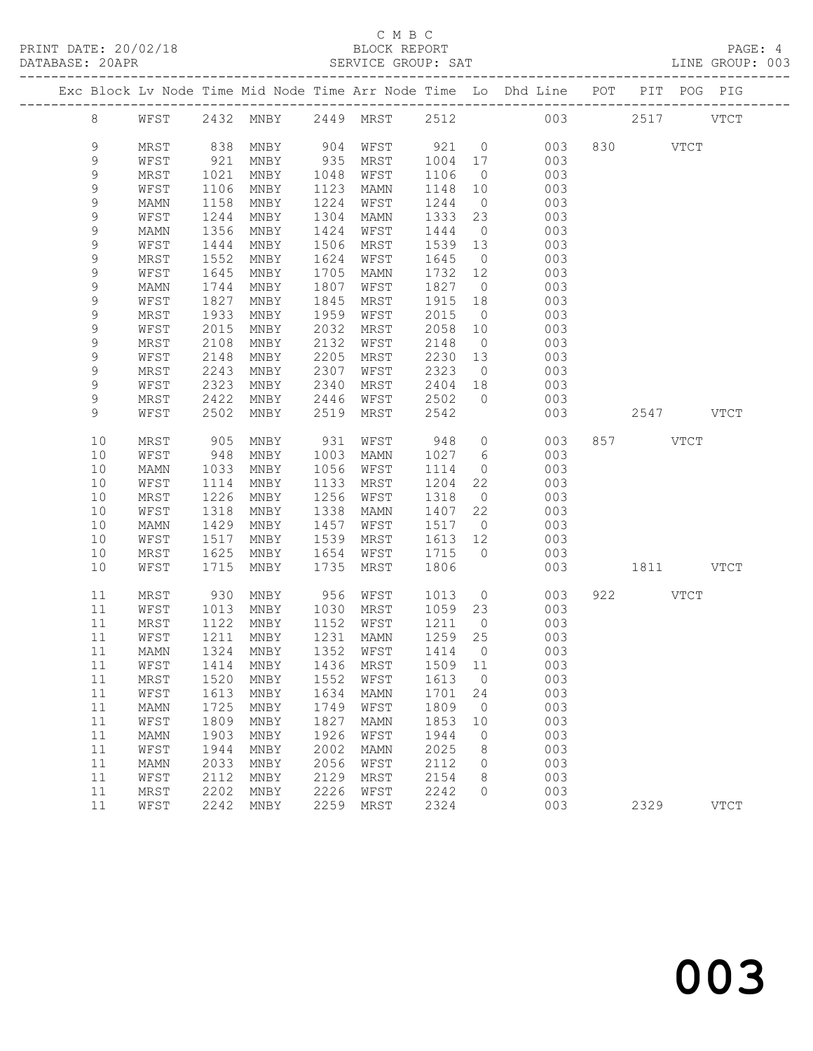C M B C
BLOCK REPORT
SERVICE GROUP: SAT

PRINT DATE: 20/02/18
DATABASE: 20APR
LINE GROUP: 003

| Exc | Block | Lv | Node | Time | Mid Node | Time | Arr Node | Time | Lo | Dhd Line | POT | PIT | POG | PIG |
|---|---|---|---|---|---|---|---|---|---|---|---|---|---|---|
| | 8 | | WFST | 2432 | MNBY | 2449 | MRST | 2512 | | 003 | | 2517 | | VTCT |
| | 9 | | MRST | 838 | MNBY | 904 | WFST | 921 | 0 | 003 | 830 | | VTCT | |
| | 9 | | WFST | 921 | MNBY | 935 | MRST | 1004 | 17 | 003 | | | | |
| | 9 | | MRST | 1021 | MNBY | 1048 | WFST | 1106 | 0 | 003 | | | | |
| | 9 | | WFST | 1106 | MNBY | 1123 | MAMN | 1148 | 10 | 003 | | | | |
| | 9 | | MAMN | 1158 | MNBY | 1224 | WFST | 1244 | 0 | 003 | | | | |
| | 9 | | WFST | 1244 | MNBY | 1304 | MAMN | 1333 | 23 | 003 | | | | |
| | 9 | | MAMN | 1356 | MNBY | 1424 | WFST | 1444 | 0 | 003 | | | | |
| | 9 | | WFST | 1444 | MNBY | 1506 | MRST | 1539 | 13 | 003 | | | | |
| | 9 | | MRST | 1552 | MNBY | 1624 | WFST | 1645 | 0 | 003 | | | | |
| | 9 | | WFST | 1645 | MNBY | 1705 | MAMN | 1732 | 12 | 003 | | | | |
| | 9 | | MAMN | 1744 | MNBY | 1807 | WFST | 1827 | 0 | 003 | | | | |
| | 9 | | WFST | 1827 | MNBY | 1845 | MRST | 1915 | 18 | 003 | | | | |
| | 9 | | MRST | 1933 | MNBY | 1959 | WFST | 2015 | 0 | 003 | | | | |
| | 9 | | WFST | 2015 | MNBY | 2032 | MRST | 2058 | 10 | 003 | | | | |
| | 9 | | MRST | 2108 | MNBY | 2132 | WFST | 2148 | 0 | 003 | | | | |
| | 9 | | WFST | 2148 | MNBY | 2205 | MRST | 2230 | 13 | 003 | | | | |
| | 9 | | MRST | 2243 | MNBY | 2307 | WFST | 2323 | 0 | 003 | | | | |
| | 9 | | WFST | 2323 | MNBY | 2340 | MRST | 2404 | 18 | 003 | | | | |
| | 9 | | MRST | 2422 | MNBY | 2446 | WFST | 2502 | 0 | 003 | | | | |
| | 9 | | WFST | 2502 | MNBY | 2519 | MRST | 2542 | | 003 | | 2547 | | VTCT |
| | 10 | | MRST | 905 | MNBY | 931 | WFST | 948 | 0 | 003 | 857 | | VTCT | |
| | 10 | | WFST | 948 | MNBY | 1003 | MAMN | 1027 | 6 | 003 | | | | |
| | 10 | | MAMN | 1033 | MNBY | 1056 | WFST | 1114 | 0 | 003 | | | | |
| | 10 | | WFST | 1114 | MNBY | 1133 | MRST | 1204 | 22 | 003 | | | | |
| | 10 | | MRST | 1226 | MNBY | 1256 | WFST | 1318 | 0 | 003 | | | | |
| | 10 | | WFST | 1318 | MNBY | 1338 | MAMN | 1407 | 22 | 003 | | | | |
| | 10 | | MAMN | 1429 | MNBY | 1457 | WFST | 1517 | 0 | 003 | | | | |
| | 10 | | WFST | 1517 | MNBY | 1539 | MRST | 1613 | 12 | 003 | | | | |
| | 10 | | MRST | 1625 | MNBY | 1654 | WFST | 1715 | 0 | 003 | | | | |
| | 10 | | WFST | 1715 | MNBY | 1735 | MRST | 1806 | | 003 | | 1811 | | VTCT |
| | 11 | | MRST | 930 | MNBY | 956 | WFST | 1013 | 0 | 003 | 922 | | VTCT | |
| | 11 | | WFST | 1013 | MNBY | 1030 | MRST | 1059 | 23 | 003 | | | | |
| | 11 | | MRST | 1122 | MNBY | 1152 | WFST | 1211 | 0 | 003 | | | | |
| | 11 | | WFST | 1211 | MNBY | 1231 | MAMN | 1259 | 25 | 003 | | | | |
| | 11 | | MAMN | 1324 | MNBY | 1352 | WFST | 1414 | 0 | 003 | | | | |
| | 11 | | WFST | 1414 | MNBY | 1436 | MRST | 1509 | 11 | 003 | | | | |
| | 11 | | MRST | 1520 | MNBY | 1552 | WFST | 1613 | 0 | 003 | | | | |
| | 11 | | WFST | 1613 | MNBY | 1634 | MAMN | 1701 | 24 | 003 | | | | |
| | 11 | | MAMN | 1725 | MNBY | 1749 | WFST | 1809 | 0 | 003 | | | | |
| | 11 | | WFST | 1809 | MNBY | 1827 | MAMN | 1853 | 10 | 003 | | | | |
| | 11 | | MAMN | 1903 | MNBY | 1926 | WFST | 1944 | 0 | 003 | | | | |
| | 11 | | WFST | 1944 | MNBY | 2002 | MAMN | 2025 | 8 | 003 | | | | |
| | 11 | | MAMN | 2033 | MNBY | 2056 | WFST | 2112 | 0 | 003 | | | | |
| | 11 | | WFST | 2112 | MNBY | 2129 | MRST | 2154 | 8 | 003 | | | | |
| | 11 | | MRST | 2202 | MNBY | 2226 | WFST | 2242 | 0 | 003 | | | | |
| | 11 | | WFST | 2242 | MNBY | 2259 | MRST | 2324 | | 003 | | 2329 | | VTCT |

003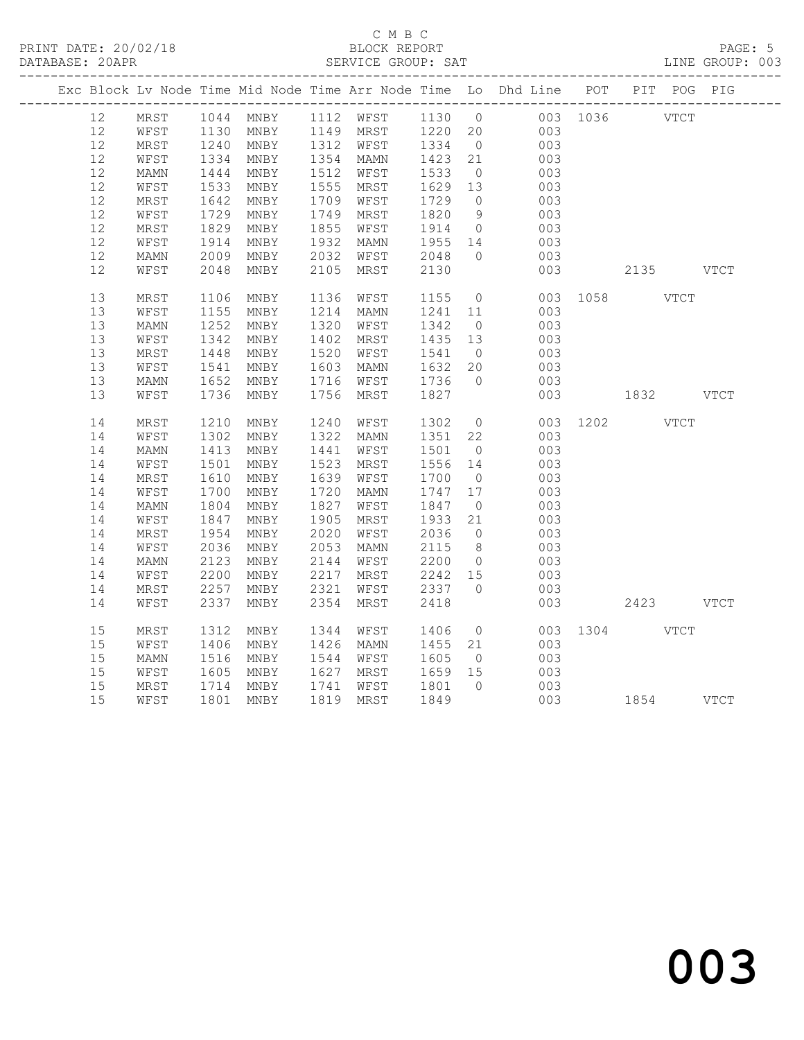C M B C

PRINT DATE: 20/02/18 BLOCK REPORT

DATABASE: 20APR SERVICE GROUP: SAT LINE GROUP: 003

| Exc | Block | Lv | Node | Time | Mid Node | Time | Arr Node | Time | Lo | Dhd Line | POT | PIT | POG | PIG |
|---|---|---|---|---|---|---|---|---|---|---|---|---|---|---|
| | 12 | | MRST | 1044 | MNBY | 1112 | WFST | 1130 | 0 | 003 | 1036 | | VTCT | |
| | 12 | | WFST | 1130 | MNBY | 1149 | MRST | 1220 | 20 | 003 | | | | |
| | 12 | | MRST | 1240 | MNBY | 1312 | WFST | 1334 | 0 | 003 | | | | |
| | 12 | | WFST | 1334 | MNBY | 1354 | MAMN | 1423 | 21 | 003 | | | | |
| | 12 | | MAMN | 1444 | MNBY | 1512 | WFST | 1533 | 0 | 003 | | | | |
| | 12 | | WFST | 1533 | MNBY | 1555 | MRST | 1629 | 13 | 003 | | | | |
| | 12 | | MRST | 1642 | MNBY | 1709 | WFST | 1729 | 0 | 003 | | | | |
| | 12 | | WFST | 1729 | MNBY | 1749 | MRST | 1820 | 9 | 003 | | | | |
| | 12 | | MRST | 1829 | MNBY | 1855 | WFST | 1914 | 0 | 003 | | | | |
| | 12 | | WFST | 1914 | MNBY | 1932 | MAMN | 1955 | 14 | 003 | | | | |
| | 12 | | MAMN | 2009 | MNBY | 2032 | WFST | 2048 | 0 | 003 | | | | |
| | 12 | | WFST | 2048 | MNBY | 2105 | MRST | 2130 | | 003 | | 2135 | | VTCT |
| | 13 | | MRST | 1106 | MNBY | 1136 | WFST | 1155 | 0 | 003 | 1058 | | VTCT | |
| | 13 | | WFST | 1155 | MNBY | 1214 | MAMN | 1241 | 11 | 003 | | | | |
| | 13 | | MAMN | 1252 | MNBY | 1320 | WFST | 1342 | 0 | 003 | | | | |
| | 13 | | WFST | 1342 | MNBY | 1402 | MRST | 1435 | 13 | 003 | | | | |
| | 13 | | MRST | 1448 | MNBY | 1520 | WFST | 1541 | 0 | 003 | | | | |
| | 13 | | WFST | 1541 | MNBY | 1603 | MAMN | 1632 | 20 | 003 | | | | |
| | 13 | | MAMN | 1652 | MNBY | 1716 | WFST | 1736 | 0 | 003 | | | | |
| | 13 | | WFST | 1736 | MNBY | 1756 | MRST | 1827 | | 003 | | 1832 | | VTCT |
| | 14 | | MRST | 1210 | MNBY | 1240 | WFST | 1302 | 0 | 003 | 1202 | | VTCT | |
| | 14 | | WFST | 1302 | MNBY | 1322 | MAMN | 1351 | 22 | 003 | | | | |
| | 14 | | MAMN | 1413 | MNBY | 1441 | WFST | 1501 | 0 | 003 | | | | |
| | 14 | | WFST | 1501 | MNBY | 1523 | MRST | 1556 | 14 | 003 | | | | |
| | 14 | | MRST | 1610 | MNBY | 1639 | WFST | 1700 | 0 | 003 | | | | |
| | 14 | | WFST | 1700 | MNBY | 1720 | MAMN | 1747 | 17 | 003 | | | | |
| | 14 | | MAMN | 1804 | MNBY | 1827 | WFST | 1847 | 0 | 003 | | | | |
| | 14 | | WFST | 1847 | MNBY | 1905 | MRST | 1933 | 21 | 003 | | | | |
| | 14 | | MRST | 1954 | MNBY | 2020 | WFST | 2036 | 0 | 003 | | | | |
| | 14 | | WFST | 2036 | MNBY | 2053 | MAMN | 2115 | 8 | 003 | | | | |
| | 14 | | MAMN | 2123 | MNBY | 2144 | WFST | 2200 | 0 | 003 | | | | |
| | 14 | | WFST | 2200 | MNBY | 2217 | MRST | 2242 | 15 | 003 | | | | |
| | 14 | | MRST | 2257 | MNBY | 2321 | WFST | 2337 | 0 | 003 | | | | |
| | 14 | | WFST | 2337 | MNBY | 2354 | MRST | 2418 | | 003 | | 2423 | | VTCT |
| | 15 | | MRST | 1312 | MNBY | 1344 | WFST | 1406 | 0 | 003 | 1304 | | VTCT | |
| | 15 | | WFST | 1406 | MNBY | 1426 | MAMN | 1455 | 21 | 003 | | | | |
| | 15 | | MAMN | 1516 | MNBY | 1544 | WFST | 1605 | 0 | 003 | | | | |
| | 15 | | WFST | 1605 | MNBY | 1627 | MRST | 1659 | 15 | 003 | | | | |
| | 15 | | MRST | 1714 | MNBY | 1741 | WFST | 1801 | 0 | 003 | | | | |
| | 15 | | WFST | 1801 | MNBY | 1819 | MRST | 1849 | | 003 | | 1854 | | VTCT |

003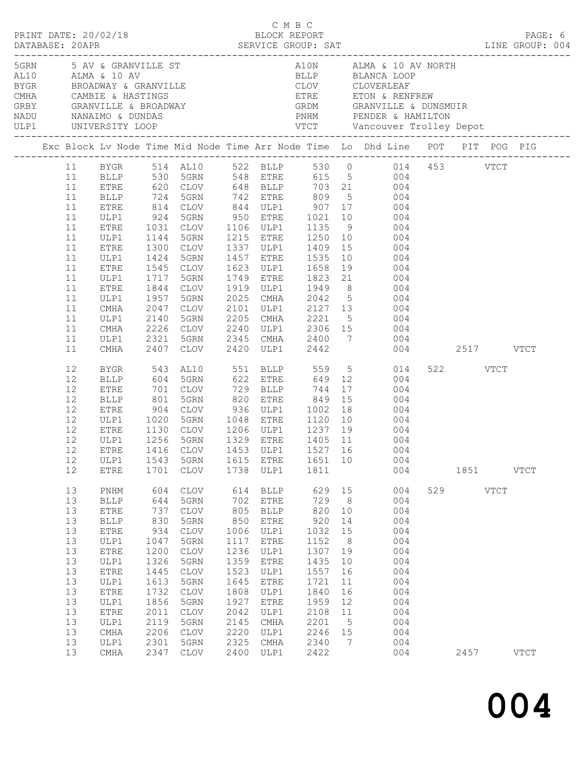C M B C

PRINT DATE: 20/02/18 BLOCK REPORT PAGE: 6
DATABASE: 20APR SERVICE GROUP: SAT LINE GROUP: 004

| Code | Location | Code | Location |
|---|---|---|---|
| 5GRN | 5 AV & GRANVILLE ST | A10N | ALMA & 10 AV NORTH |
| AL10 | ALMA & 10 AV | BLLP | BLANCA LOOP |
| BYGR | BROADWAY & GRANVILLE | CLOV | CLOVERLEAF |
| CMHA | CAMBIE & HASTINGS | ETRE | ETON & RENFREW |
| GRBY | GRANVILLE & BROADWAY | GRDM | GRANVILLE & DUNSMUIR |
| NADU | NANAIMO & DUNDAS | PNHM | PENDER & HAMILTON |
| ULP1 | UNIVERSITY LOOP | VTCT | Vancouver Trolley Depot |

| Exc | Block | Lv Node | Time | Mid Node | Time | Arr Node | Time | Lo | Dhd Line | POT | PIT | POG | PIG |
|---|---|---|---|---|---|---|---|---|---|---|---|---|---|
| | 11 | BYGR | 514 | AL10 | 522 | BLLP | 530 | 0 | 014 | 453 | | VTCT | |
| | 11 | BLLP | 530 | 5GRN | 548 | ETRE | 615 | 5 | 004 | | | | |
| | 11 | ETRE | 620 | CLOV | 648 | BLLP | 703 | 21 | 004 | | | | |
| | 11 | BLLP | 724 | 5GRN | 742 | ETRE | 809 | 5 | 004 | | | | |
| | 11 | ETRE | 814 | CLOV | 844 | ULP1 | 907 | 17 | 004 | | | | |
| | 11 | ULP1 | 924 | 5GRN | 950 | ETRE | 1021 | 10 | 004 | | | | |
| | 11 | ETRE | 1031 | CLOV | 1106 | ULP1 | 1135 | 9 | 004 | | | | |
| | 11 | ULP1 | 1144 | 5GRN | 1215 | ETRE | 1250 | 10 | 004 | | | | |
| | 11 | ETRE | 1300 | CLOV | 1337 | ULP1 | 1409 | 15 | 004 | | | | |
| | 11 | ULP1 | 1424 | 5GRN | 1457 | ETRE | 1535 | 10 | 004 | | | | |
| | 11 | ETRE | 1545 | CLOV | 1623 | ULP1 | 1658 | 19 | 004 | | | | |
| | 11 | ULP1 | 1717 | 5GRN | 1749 | ETRE | 1823 | 21 | 004 | | | | |
| | 11 | ETRE | 1844 | CLOV | 1919 | ULP1 | 1949 | 8 | 004 | | | | |
| | 11 | ULP1 | 1957 | 5GRN | 2025 | CMHA | 2042 | 5 | 004 | | | | |
| | 11 | CMHA | 2047 | CLOV | 2101 | ULP1 | 2127 | 13 | 004 | | | | |
| | 11 | ULP1 | 2140 | 5GRN | 2205 | CMHA | 2221 | 5 | 004 | | | | |
| | 11 | CMHA | 2226 | CLOV | 2240 | ULP1 | 2306 | 15 | 004 | | | | |
| | 11 | ULP1 | 2321 | 5GRN | 2345 | CMHA | 2400 | 7 | 004 | | | | |
| | 11 | CMHA | 2407 | CLOV | 2420 | ULP1 | 2442 | | 004 | | 2517 | | VTCT |
| | 12 | BYGR | 543 | AL10 | 551 | BLLP | 559 | 5 | 014 | 522 | | VTCT | |
| | 12 | BLLP | 604 | 5GRN | 622 | ETRE | 649 | 12 | 004 | | | | |
| | 12 | ETRE | 701 | CLOV | 729 | BLLP | 744 | 17 | 004 | | | | |
| | 12 | BLLP | 801 | 5GRN | 820 | ETRE | 849 | 15 | 004 | | | | |
| | 12 | ETRE | 904 | CLOV | 936 | ULP1 | 1002 | 18 | 004 | | | | |
| | 12 | ULP1 | 1020 | 5GRN | 1048 | ETRE | 1120 | 10 | 004 | | | | |
| | 12 | ETRE | 1130 | CLOV | 1206 | ULP1 | 1237 | 19 | 004 | | | | |
| | 12 | ULP1 | 1256 | 5GRN | 1329 | ETRE | 1405 | 11 | 004 | | | | |
| | 12 | ETRE | 1416 | CLOV | 1453 | ULP1 | 1527 | 16 | 004 | | | | |
| | 12 | ULP1 | 1543 | 5GRN | 1615 | ETRE | 1651 | 10 | 004 | | | | |
| | 12 | ETRE | 1701 | CLOV | 1738 | ULP1 | 1811 | | 004 | | 1851 | | VTCT |
| | 13 | PNHM | 604 | CLOV | 614 | BLLP | 629 | 15 | 004 | 529 | | VTCT | |
| | 13 | BLLP | 644 | 5GRN | 702 | ETRE | 729 | 8 | 004 | | | | |
| | 13 | ETRE | 737 | CLOV | 805 | BLLP | 820 | 10 | 004 | | | | |
| | 13 | BLLP | 830 | 5GRN | 850 | ETRE | 920 | 14 | 004 | | | | |
| | 13 | ETRE | 934 | CLOV | 1006 | ULP1 | 1032 | 15 | 004 | | | | |
| | 13 | ULP1 | 1047 | 5GRN | 1117 | ETRE | 1152 | 8 | 004 | | | | |
| | 13 | ETRE | 1200 | CLOV | 1236 | ULP1 | 1307 | 19 | 004 | | | | |
| | 13 | ULP1 | 1326 | 5GRN | 1359 | ETRE | 1435 | 10 | 004 | | | | |
| | 13 | ETRE | 1445 | CLOV | 1523 | ULP1 | 1557 | 16 | 004 | | | | |
| | 13 | ULP1 | 1613 | 5GRN | 1645 | ETRE | 1721 | 11 | 004 | | | | |
| | 13 | ETRE | 1732 | CLOV | 1808 | ULP1 | 1840 | 16 | 004 | | | | |
| | 13 | ULP1 | 1856 | 5GRN | 1927 | ETRE | 1959 | 12 | 004 | | | | |
| | 13 | ETRE | 2011 | CLOV | 2042 | ULP1 | 2108 | 11 | 004 | | | | |
| | 13 | ULP1 | 2119 | 5GRN | 2145 | CMHA | 2201 | 5 | 004 | | | | |
| | 13 | CMHA | 2206 | CLOV | 2220 | ULP1 | 2246 | 15 | 004 | | | | |
| | 13 | ULP1 | 2301 | 5GRN | 2325 | CMHA | 2340 | 7 | 004 | | | | |
| | 13 | CMHA | 2347 | CLOV | 2400 | ULP1 | 2422 | | 004 | | 2457 | | VTCT |

004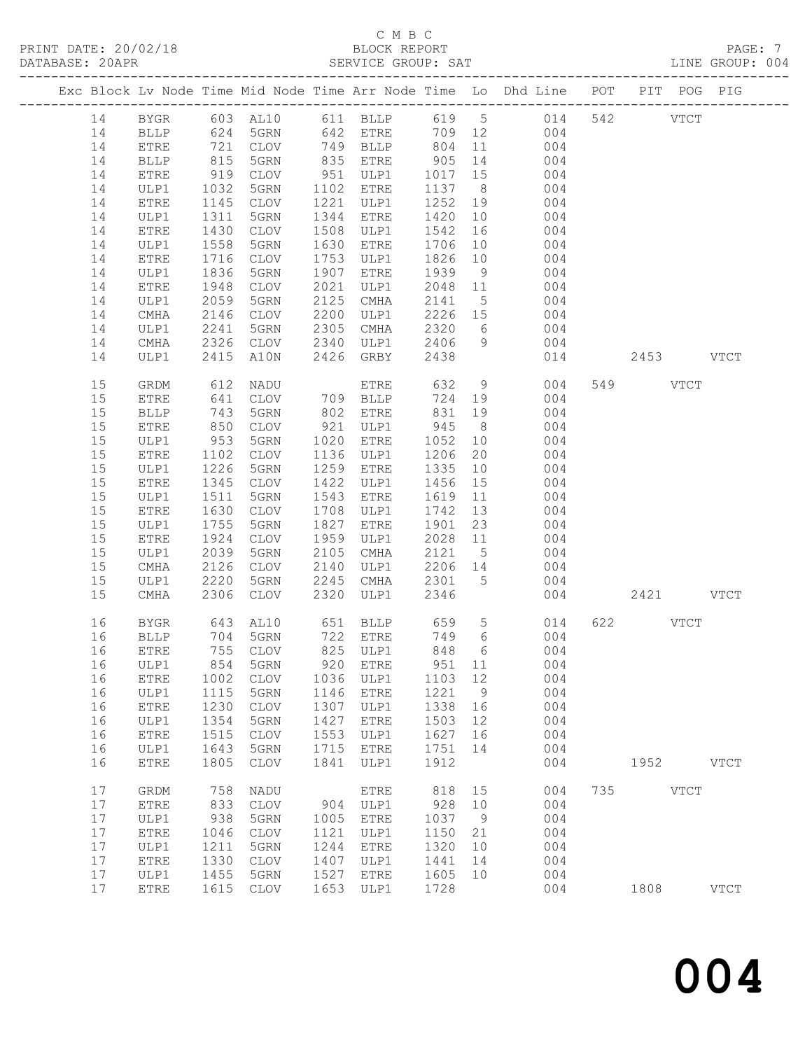C M B C

PRINT DATE: 20/02/18 BLOCK REPORT
DATABASE: 20APR SERVICE GROUP: SAT LINE GROUP: 004

| Exc | Block | Lv | Node | Time | Mid Node | Time | Arr Node | Time | Lo | Dhd Line | POT | PIT | POG | PIG |
|---|---|---|---|---|---|---|---|---|---|---|---|---|---|---|
| | 14 | | BYGR | 603 | AL10 | 611 | BLLP | 619 | 5 | 014 | 542 | | VTCT | |
| | 14 | | BLLP | 624 | 5GRN | 642 | ETRE | 709 | 12 | 004 | | | | |
| | 14 | | ETRE | 721 | CLOV | 749 | BLLP | 804 | 11 | 004 | | | | |
| | 14 | | BLLP | 815 | 5GRN | 835 | ETRE | 905 | 14 | 004 | | | | |
| | 14 | | ETRE | 919 | CLOV | 951 | ULP1 | 1017 | 15 | 004 | | | | |
| | 14 | | ULP1 | 1032 | 5GRN | 1102 | ETRE | 1137 | 8 | 004 | | | | |
| | 14 | | ETRE | 1145 | CLOV | 1221 | ULP1 | 1252 | 19 | 004 | | | | |
| | 14 | | ULP1 | 1311 | 5GRN | 1344 | ETRE | 1420 | 10 | 004 | | | | |
| | 14 | | ETRE | 1430 | CLOV | 1508 | ULP1 | 1542 | 16 | 004 | | | | |
| | 14 | | ULP1 | 1558 | 5GRN | 1630 | ETRE | 1706 | 10 | 004 | | | | |
| | 14 | | ETRE | 1716 | CLOV | 1753 | ULP1 | 1826 | 10 | 004 | | | | |
| | 14 | | ULP1 | 1836 | 5GRN | 1907 | ETRE | 1939 | 9 | 004 | | | | |
| | 14 | | ETRE | 1948 | CLOV | 2021 | ULP1 | 2048 | 11 | 004 | | | | |
| | 14 | | ULP1 | 2059 | 5GRN | 2125 | CMHA | 2141 | 5 | 004 | | | | |
| | 14 | | CMHA | 2146 | CLOV | 2200 | ULP1 | 2226 | 15 | 004 | | | | |
| | 14 | | ULP1 | 2241 | 5GRN | 2305 | CMHA | 2320 | 6 | 004 | | | | |
| | 14 | | CMHA | 2326 | CLOV | 2340 | ULP1 | 2406 | 9 | 004 | | | | |
| | 14 | | ULP1 | 2415 | A10N | 2426 | GRBY | 2438 | | 014 | | 2453 | | VTCT |
| | 15 | | GRDM | 612 | NADU | | ETRE | 632 | 9 | 004 | 549 | | VTCT | |
| | 15 | | ETRE | 641 | CLOV | 709 | BLLP | 724 | 19 | 004 | | | | |
| | 15 | | BLLP | 743 | 5GRN | 802 | ETRE | 831 | 19 | 004 | | | | |
| | 15 | | ETRE | 850 | CLOV | 921 | ULP1 | 945 | 8 | 004 | | | | |
| | 15 | | ULP1 | 953 | 5GRN | 1020 | ETRE | 1052 | 10 | 004 | | | | |
| | 15 | | ETRE | 1102 | CLOV | 1136 | ULP1 | 1206 | 20 | 004 | | | | |
| | 15 | | ULP1 | 1226 | 5GRN | 1259 | ETRE | 1335 | 10 | 004 | | | | |
| | 15 | | ETRE | 1345 | CLOV | 1422 | ULP1 | 1456 | 15 | 004 | | | | |
| | 15 | | ULP1 | 1511 | 5GRN | 1543 | ETRE | 1619 | 11 | 004 | | | | |
| | 15 | | ETRE | 1630 | CLOV | 1708 | ULP1 | 1742 | 13 | 004 | | | | |
| | 15 | | ULP1 | 1755 | 5GRN | 1827 | ETRE | 1901 | 23 | 004 | | | | |
| | 15 | | ETRE | 1924 | CLOV | 1959 | ULP1 | 2028 | 11 | 004 | | | | |
| | 15 | | ULP1 | 2039 | 5GRN | 2105 | CMHA | 2121 | 5 | 004 | | | | |
| | 15 | | CMHA | 2126 | CLOV | 2140 | ULP1 | 2206 | 14 | 004 | | | | |
| | 15 | | ULP1 | 2220 | 5GRN | 2245 | CMHA | 2301 | 5 | 004 | | | | |
| | 15 | | CMHA | 2306 | CLOV | 2320 | ULP1 | 2346 | | 004 | | 2421 | | VTCT |
| | 16 | | BYGR | 643 | AL10 | 651 | BLLP | 659 | 5 | 014 | 622 | | VTCT | |
| | 16 | | BLLP | 704 | 5GRN | 722 | ETRE | 749 | 6 | 004 | | | | |
| | 16 | | ETRE | 755 | CLOV | 825 | ULP1 | 848 | 6 | 004 | | | | |
| | 16 | | ULP1 | 854 | 5GRN | 920 | ETRE | 951 | 11 | 004 | | | | |
| | 16 | | ETRE | 1002 | CLOV | 1036 | ULP1 | 1103 | 12 | 004 | | | | |
| | 16 | | ULP1 | 1115 | 5GRN | 1146 | ETRE | 1221 | 9 | 004 | | | | |
| | 16 | | ETRE | 1230 | CLOV | 1307 | ULP1 | 1338 | 16 | 004 | | | | |
| | 16 | | ULP1 | 1354 | 5GRN | 1427 | ETRE | 1503 | 12 | 004 | | | | |
| | 16 | | ETRE | 1515 | CLOV | 1553 | ULP1 | 1627 | 16 | 004 | | | | |
| | 16 | | ULP1 | 1643 | 5GRN | 1715 | ETRE | 1751 | 14 | 004 | | | | |
| | 16 | | ETRE | 1805 | CLOV | 1841 | ULP1 | 1912 | | 004 | | 1952 | | VTCT |
| | 17 | | GRDM | 758 | NADU | | ETRE | 818 | 15 | 004 | 735 | | VTCT | |
| | 17 | | ETRE | 833 | CLOV | 904 | ULP1 | 928 | 10 | 004 | | | | |
| | 17 | | ULP1 | 938 | 5GRN | 1005 | ETRE | 1037 | 9 | 004 | | | | |
| | 17 | | ETRE | 1046 | CLOV | 1121 | ULP1 | 1150 | 21 | 004 | | | | |
| | 17 | | ULP1 | 1211 | 5GRN | 1244 | ETRE | 1320 | 10 | 004 | | | | |
| | 17 | | ETRE | 1330 | CLOV | 1407 | ULP1 | 1441 | 14 | 004 | | | | |
| | 17 | | ULP1 | 1455 | 5GRN | 1527 | ETRE | 1605 | 10 | 004 | | | | |
| | 17 | | ETRE | 1615 | CLOV | 1653 | ULP1 | 1728 | | 004 | | 1808 | | VTCT |

# 004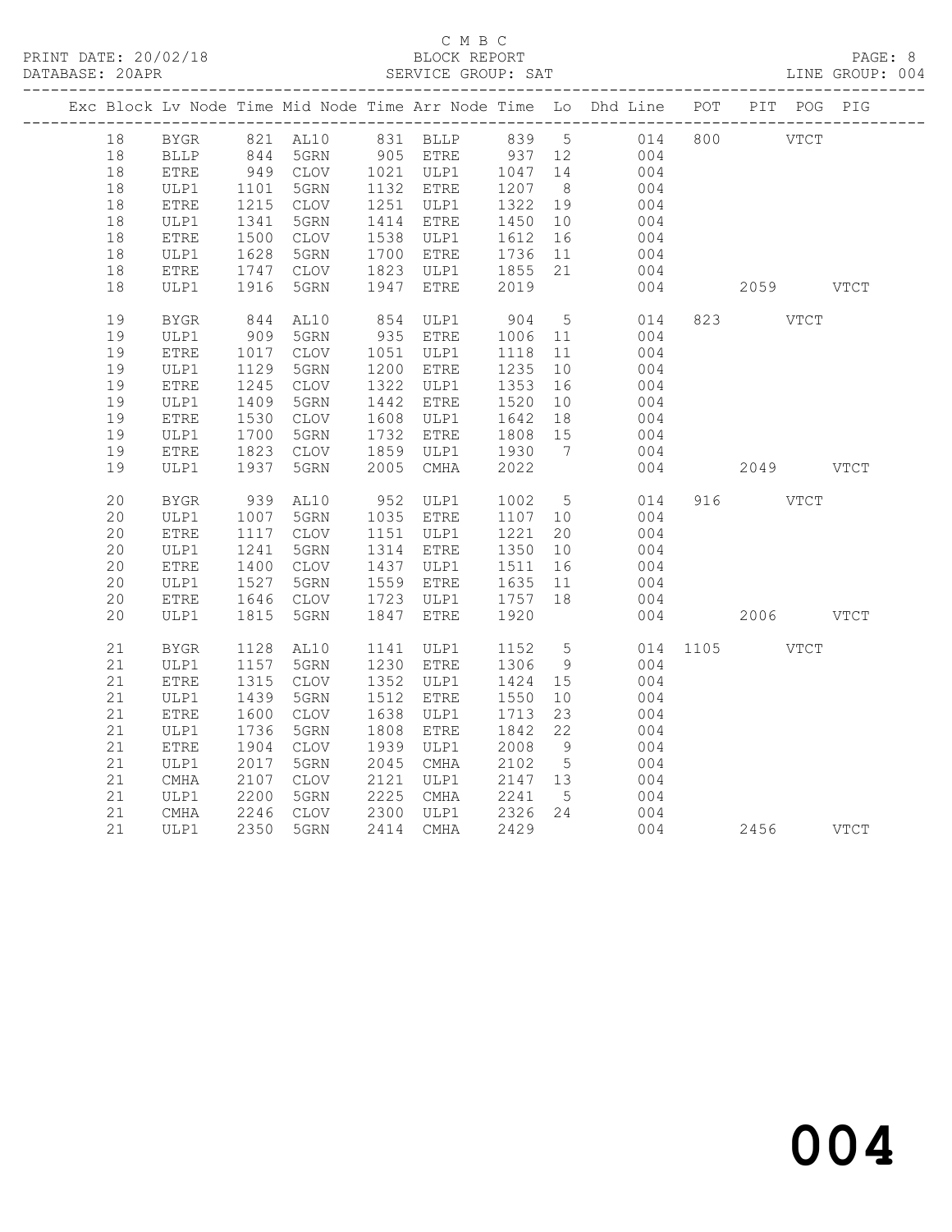C M B C

BLOCK REPORT

SERVICE GROUP: SAT

LINE GROUP: 004

| Exc | Block | Lv | Node | Time | Mid Node | Time | Arr Node | Time | Lo | Dhd Line | POT | PIT | POG | PIG |
|---|---|---|---|---|---|---|---|---|---|---|---|---|---|---|
| | 18 | | BYGR | 821 | AL10 | 831 | BLLP | 839 | 5 | 014 | 800 | | VTCT | |
| | 18 | | BLLP | 844 | 5GRN | 905 | ETRE | 937 | 12 | 004 | | | | |
| | 18 | | ETRE | 949 | CLOV | 1021 | ULP1 | 1047 | 14 | 004 | | | | |
| | 18 | | ULP1 | 1101 | 5GRN | 1132 | ETRE | 1207 | 8 | 004 | | | | |
| | 18 | | ETRE | 1215 | CLOV | 1251 | ULP1 | 1322 | 19 | 004 | | | | |
| | 18 | | ULP1 | 1341 | 5GRN | 1414 | ETRE | 1450 | 10 | 004 | | | | |
| | 18 | | ETRE | 1500 | CLOV | 1538 | ULP1 | 1612 | 16 | 004 | | | | |
| | 18 | | ULP1 | 1628 | 5GRN | 1700 | ETRE | 1736 | 11 | 004 | | | | |
| | 18 | | ETRE | 1747 | CLOV | 1823 | ULP1 | 1855 | 21 | 004 | | | | |
| | 18 | | ULP1 | 1916 | 5GRN | 1947 | ETRE | 2019 | | 004 | | 2059 | | VTCT |
| | 19 | | BYGR | 844 | AL10 | 854 | ULP1 | 904 | 5 | 014 | 823 | | VTCT | |
| | 19 | | ULP1 | 909 | 5GRN | 935 | ETRE | 1006 | 11 | 004 | | | | |
| | 19 | | ETRE | 1017 | CLOV | 1051 | ULP1 | 1118 | 11 | 004 | | | | |
| | 19 | | ULP1 | 1129 | 5GRN | 1200 | ETRE | 1235 | 10 | 004 | | | | |
| | 19 | | ETRE | 1245 | CLOV | 1322 | ULP1 | 1353 | 16 | 004 | | | | |
| | 19 | | ULP1 | 1409 | 5GRN | 1442 | ETRE | 1520 | 10 | 004 | | | | |
| | 19 | | ETRE | 1530 | CLOV | 1608 | ULP1 | 1642 | 18 | 004 | | | | |
| | 19 | | ULP1 | 1700 | 5GRN | 1732 | ETRE | 1808 | 15 | 004 | | | | |
| | 19 | | ETRE | 1823 | CLOV | 1859 | ULP1 | 1930 | 7 | 004 | | | | |
| | 19 | | ULP1 | 1937 | 5GRN | 2005 | CMHA | 2022 | | 004 | | 2049 | | VTCT |
| | 20 | | BYGR | 939 | AL10 | 952 | ULP1 | 1002 | 5 | 014 | 916 | | VTCT | |
| | 20 | | ULP1 | 1007 | 5GRN | 1035 | ETRE | 1107 | 10 | 004 | | | | |
| | 20 | | ETRE | 1117 | CLOV | 1151 | ULP1 | 1221 | 20 | 004 | | | | |
| | 20 | | ULP1 | 1241 | 5GRN | 1314 | ETRE | 1350 | 10 | 004 | | | | |
| | 20 | | ETRE | 1400 | CLOV | 1437 | ULP1 | 1511 | 16 | 004 | | | | |
| | 20 | | ULP1 | 1527 | 5GRN | 1559 | ETRE | 1635 | 11 | 004 | | | | |
| | 20 | | ETRE | 1646 | CLOV | 1723 | ULP1 | 1757 | 18 | 004 | | | | |
| | 20 | | ULP1 | 1815 | 5GRN | 1847 | ETRE | 1920 | | 004 | | 2006 | | VTCT |
| | 21 | | BYGR | 1128 | AL10 | 1141 | ULP1 | 1152 | 5 | 014 | 1105 | | VTCT | |
| | 21 | | ULP1 | 1157 | 5GRN | 1230 | ETRE | 1306 | 9 | 004 | | | | |
| | 21 | | ETRE | 1315 | CLOV | 1352 | ULP1 | 1424 | 15 | 004 | | | | |
| | 21 | | ULP1 | 1439 | 5GRN | 1512 | ETRE | 1550 | 10 | 004 | | | | |
| | 21 | | ETRE | 1600 | CLOV | 1638 | ULP1 | 1713 | 23 | 004 | | | | |
| | 21 | | ULP1 | 1736 | 5GRN | 1808 | ETRE | 1842 | 22 | 004 | | | | |
| | 21 | | ETRE | 1904 | CLOV | 1939 | ULP1 | 2008 | 9 | 004 | | | | |
| | 21 | | ULP1 | 2017 | 5GRN | 2045 | CMHA | 2102 | 5 | 004 | | | | |
| | 21 | | CMHA | 2107 | CLOV | 2121 | ULP1 | 2147 | 13 | 004 | | | | |
| | 21 | | ULP1 | 2200 | 5GRN | 2225 | CMHA | 2241 | 5 | 004 | | | | |
| | 21 | | CMHA | 2246 | CLOV | 2300 | ULP1 | 2326 | 24 | 004 | | | | |
| | 21 | | ULP1 | 2350 | 5GRN | 2414 | CMHA | 2429 | | 004 | | 2456 | | VTCT |

004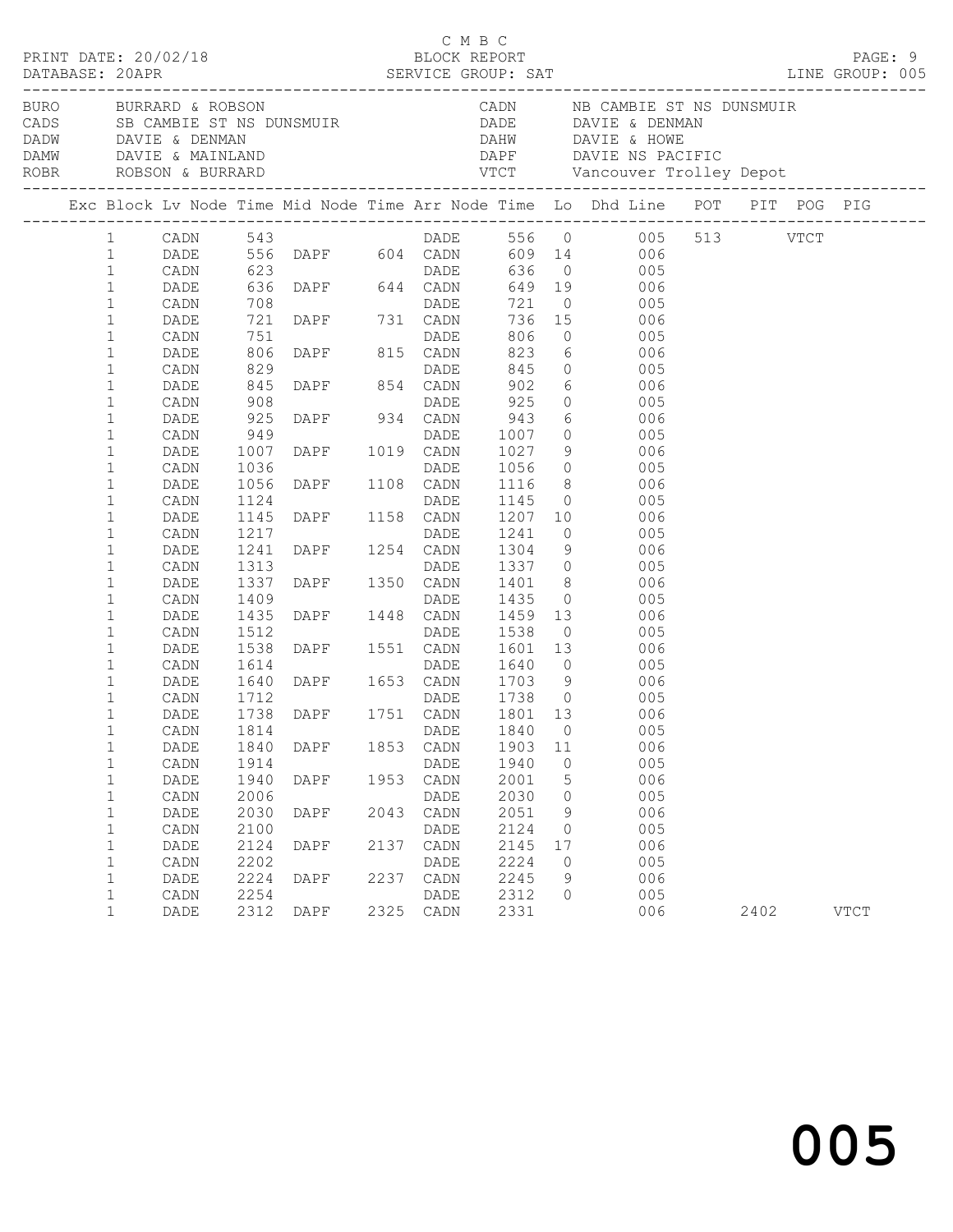C M B C

PRINT DATE: 20/02/18 BLOCK REPORT

DATABASE: 20APR SERVICE GROUP: SAT LINE GROUP: 005

| Code | Description | Code | Description |
|---|---|---|---|
| BURO | BURRARD & ROBSON | CADN | NB CAMBIE ST NS DUNSMUIR |
| CADS | SB CAMBIE ST NS DUNSMUIR | DADE | DAVIE & DENMAN |
| DADW | DAVIE & DENMAN | DAHW | DAVIE & HOWE |
| DAMW | DAVIE & MAINLAND | DAPF | DAVIE NS PACIFIC |
| ROBR | ROBSON & BURRARD | VTCT | Vancouver Trolley Depot |

| Exc | Block | Lv Node | Time | Mid Node | Time | Arr Node | Time | Lo | Dhd Line | POT | PIT | POG | PIG |
|---|---|---|---|---|---|---|---|---|---|---|---|---|---|
| | 1 | CADN | 543 | | | DADE | 556 | 0 | 005 | 513 | | VTCT | |
| | 1 | DADE | 556 | DAPF | 604 | CADN | 609 | 14 | 006 | | | | |
| | 1 | CADN | 623 | | | DADE | 636 | 0 | 005 | | | | |
| | 1 | DADE | 636 | DAPF | 644 | CADN | 649 | 19 | 006 | | | | |
| | 1 | CADN | 708 | | | DADE | 721 | 0 | 005 | | | | |
| | 1 | DADE | 721 | DAPF | 731 | CADN | 736 | 15 | 006 | | | | |
| | 1 | CADN | 751 | | | DADE | 806 | 0 | 005 | | | | |
| | 1 | DADE | 806 | DAPF | 815 | CADN | 823 | 6 | 006 | | | | |
| | 1 | CADN | 829 | | | DADE | 845 | 0 | 005 | | | | |
| | 1 | DADE | 845 | DAPF | 854 | CADN | 902 | 6 | 006 | | | | |
| | 1 | CADN | 908 | | | DADE | 925 | 0 | 005 | | | | |
| | 1 | DADE | 925 | DAPF | 934 | CADN | 943 | 6 | 006 | | | | |
| | 1 | CADN | 949 | | | DADE | 1007 | 0 | 005 | | | | |
| | 1 | DADE | 1007 | DAPF | 1019 | CADN | 1027 | 9 | 006 | | | | |
| | 1 | CADN | 1036 | | | DADE | 1056 | 0 | 005 | | | | |
| | 1 | DADE | 1056 | DAPF | 1108 | CADN | 1116 | 8 | 006 | | | | |
| | 1 | CADN | 1124 | | | DADE | 1145 | 0 | 005 | | | | |
| | 1 | DADE | 1145 | DAPF | 1158 | CADN | 1207 | 10 | 006 | | | | |
| | 1 | CADN | 1217 | | | DADE | 1241 | 0 | 005 | | | | |
| | 1 | DADE | 1241 | DAPF | 1254 | CADN | 1304 | 9 | 006 | | | | |
| | 1 | CADN | 1313 | | | DADE | 1337 | 0 | 005 | | | | |
| | 1 | DADE | 1337 | DAPF | 1350 | CADN | 1401 | 8 | 006 | | | | |
| | 1 | CADN | 1409 | | | DADE | 1435 | 0 | 005 | | | | |
| | 1 | DADE | 1435 | DAPF | 1448 | CADN | 1459 | 13 | 006 | | | | |
| | 1 | CADN | 1512 | | | DADE | 1538 | 0 | 005 | | | | |
| | 1 | DADE | 1538 | DAPF | 1551 | CADN | 1601 | 13 | 006 | | | | |
| | 1 | CADN | 1614 | | | DADE | 1640 | 0 | 005 | | | | |
| | 1 | DADE | 1640 | DAPF | 1653 | CADN | 1703 | 9 | 006 | | | | |
| | 1 | CADN | 1712 | | | DADE | 1738 | 0 | 005 | | | | |
| | 1 | DADE | 1738 | DAPF | 1751 | CADN | 1801 | 13 | 006 | | | | |
| | 1 | CADN | 1814 | | | DADE | 1840 | 0 | 005 | | | | |
| | 1 | DADE | 1840 | DAPF | 1853 | CADN | 1903 | 11 | 006 | | | | |
| | 1 | CADN | 1914 | | | DADE | 1940 | 0 | 005 | | | | |
| | 1 | DADE | 1940 | DAPF | 1953 | CADN | 2001 | 5 | 006 | | | | |
| | 1 | CADN | 2006 | | | DADE | 2030 | 0 | 005 | | | | |
| | 1 | DADE | 2030 | DAPF | 2043 | CADN | 2051 | 9 | 006 | | | | |
| | 1 | CADN | 2100 | | | DADE | 2124 | 0 | 005 | | | | |
| | 1 | DADE | 2124 | DAPF | 2137 | CADN | 2145 | 17 | 006 | | | | |
| | 1 | CADN | 2202 | | | DADE | 2224 | 0 | 005 | | | | |
| | 1 | DADE | 2224 | DAPF | 2237 | CADN | 2245 | 9 | 006 | | | | |
| | 1 | CADN | 2254 | | | DADE | 2312 | 0 | 005 | | | | |
| | 1 | DADE | 2312 | DAPF | 2325 | CADN | 2331 | | 006 | | 2402 | | VTCT |

005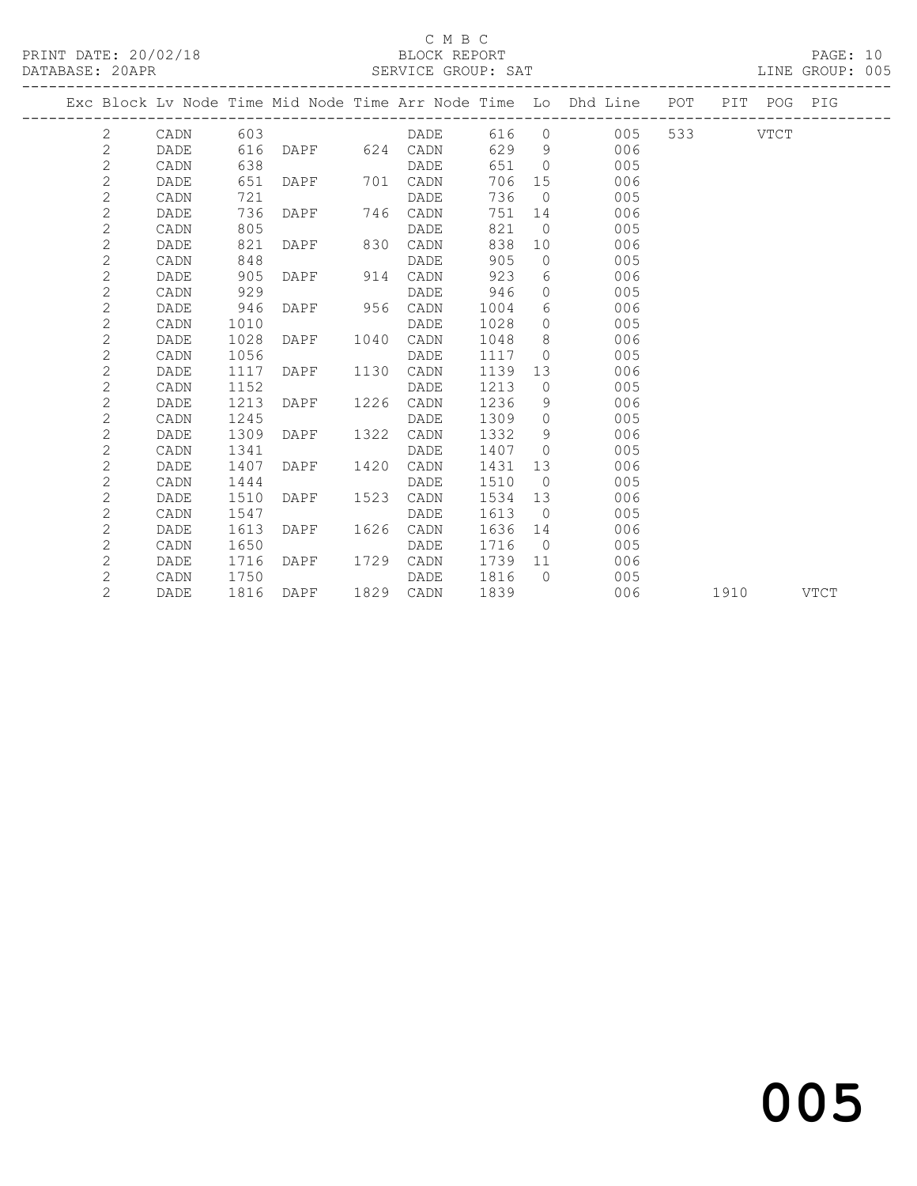C M B C

PRINT DATE: 20/02/18 BLOCK REPORT

DATABASE: 20APR SERVICE GROUP: SAT LINE GROUP: 005

| Exc | Block | Lv | Node | Time | Mid Node | Time | Arr Node | Time | Lo | Dhd Line | POT | PIT | POG | PIG |
|---|---|---|---|---|---|---|---|---|---|---|---|---|---|---|
| | 2 | | CADN | 603 | | | DADE | 616 | 0 | 005 | 533 | | VTCT | |
| | 2 | | DADE | 616 | DAPF | 624 | CADN | 629 | 9 | 006 | | | | |
| | 2 | | CADN | 638 | | | DADE | 651 | 0 | 005 | | | | |
| | 2 | | DADE | 651 | DAPF | 701 | CADN | 706 | 15 | 006 | | | | |
| | 2 | | CADN | 721 | | | DADE | 736 | 0 | 005 | | | | |
| | 2 | | DADE | 736 | DAPF | 746 | CADN | 751 | 14 | 006 | | | | |
| | 2 | | CADN | 805 | | | DADE | 821 | 0 | 005 | | | | |
| | 2 | | DADE | 821 | DAPF | 830 | CADN | 838 | 10 | 006 | | | | |
| | 2 | | CADN | 848 | | | DADE | 905 | 0 | 005 | | | | |
| | 2 | | DADE | 905 | DAPF | 914 | CADN | 923 | 6 | 006 | | | | |
| | 2 | | CADN | 929 | | | DADE | 946 | 0 | 005 | | | | |
| | 2 | | DADE | 946 | DAPF | 956 | CADN | 1004 | 6 | 006 | | | | |
| | 2 | | CADN | 1010 | | | DADE | 1028 | 0 | 005 | | | | |
| | 2 | | DADE | 1028 | DAPF | 1040 | CADN | 1048 | 8 | 006 | | | | |
| | 2 | | CADN | 1056 | | | DADE | 1117 | 0 | 005 | | | | |
| | 2 | | DADE | 1117 | DAPF | 1130 | CADN | 1139 | 13 | 006 | | | | |
| | 2 | | CADN | 1152 | | | DADE | 1213 | 0 | 005 | | | | |
| | 2 | | DADE | 1213 | DAPF | 1226 | CADN | 1236 | 9 | 006 | | | | |
| | 2 | | CADN | 1245 | | | DADE | 1309 | 0 | 005 | | | | |
| | 2 | | DADE | 1309 | DAPF | 1322 | CADN | 1332 | 9 | 006 | | | | |
| | 2 | | CADN | 1341 | | | DADE | 1407 | 0 | 005 | | | | |
| | 2 | | DADE | 1407 | DAPF | 1420 | CADN | 1431 | 13 | 006 | | | | |
| | 2 | | CADN | 1444 | | | DADE | 1510 | 0 | 005 | | | | |
| | 2 | | DADE | 1510 | DAPF | 1523 | CADN | 1534 | 13 | 006 | | | | |
| | 2 | | CADN | 1547 | | | DADE | 1613 | 0 | 005 | | | | |
| | 2 | | DADE | 1613 | DAPF | 1626 | CADN | 1636 | 14 | 006 | | | | |
| | 2 | | CADN | 1650 | | | DADE | 1716 | 0 | 005 | | | | |
| | 2 | | DADE | 1716 | DAPF | 1729 | CADN | 1739 | 11 | 006 | | | | |
| | 2 | | CADN | 1750 | | | DADE | 1816 | 0 | 005 | | | | |
| | 2 | | DADE | 1816 | DAPF | 1829 | CADN | 1839 | | 006 | | 1910 | | VTCT |

005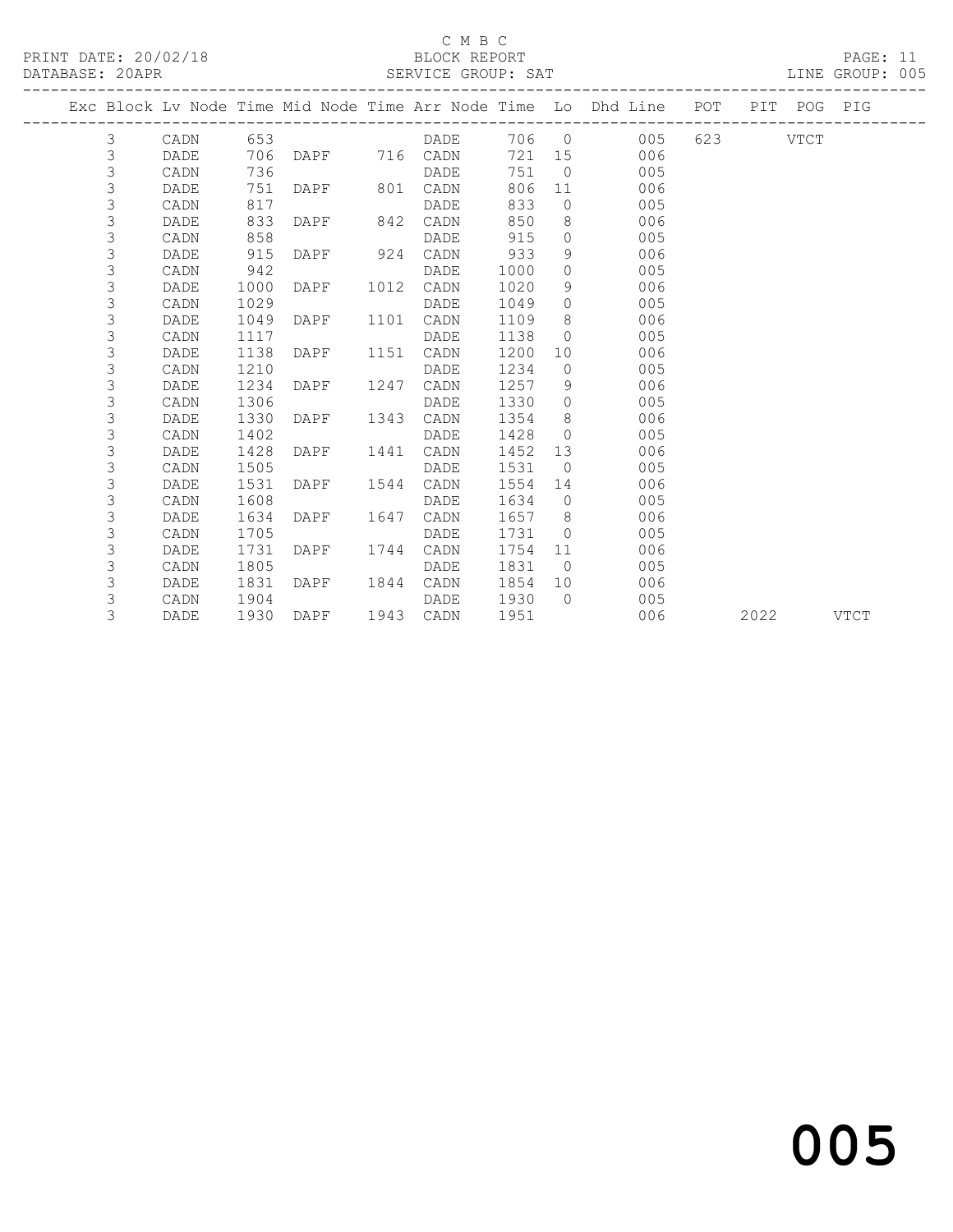C M B C

PRINT DATE: 20/02/18 BLOCK REPORT
DATABASE: 20APR SERVICE GROUP: SAT LINE GROUP: 005

| Exc | Block | Lv | Node | Time | Mid Node | Time | Arr Node | Time | Lo | Dhd Line | POT | PIT | POG | PIG |
|---|---|---|---|---|---|---|---|---|---|---|---|---|---|---|
| | 3 | | CADN | 653 | | | DADE | 706 | 0 | 005 | 623 | | VTCT | |
| | 3 | | DADE | 706 | DAPF | 716 | CADN | 721 | 15 | 006 | | | | |
| | 3 | | CADN | 736 | | | DADE | 751 | 0 | 005 | | | | |
| | 3 | | DADE | 751 | DAPF | 801 | CADN | 806 | 11 | 006 | | | | |
| | 3 | | CADN | 817 | | | DADE | 833 | 0 | 005 | | | | |
| | 3 | | DADE | 833 | DAPF | 842 | CADN | 850 | 8 | 006 | | | | |
| | 3 | | CADN | 858 | | | DADE | 915 | 0 | 005 | | | | |
| | 3 | | DADE | 915 | DAPF | 924 | CADN | 933 | 9 | 006 | | | | |
| | 3 | | CADN | 942 | | | DADE | 1000 | 0 | 005 | | | | |
| | 3 | | DADE | 1000 | DAPF | 1012 | CADN | 1020 | 9 | 006 | | | | |
| | 3 | | CADN | 1029 | | | DADE | 1049 | 0 | 005 | | | | |
| | 3 | | DADE | 1049 | DAPF | 1101 | CADN | 1109 | 8 | 006 | | | | |
| | 3 | | CADN | 1117 | | | DADE | 1138 | 0 | 005 | | | | |
| | 3 | | DADE | 1138 | DAPF | 1151 | CADN | 1200 | 10 | 006 | | | | |
| | 3 | | CADN | 1210 | | | DADE | 1234 | 0 | 005 | | | | |
| | 3 | | DADE | 1234 | DAPF | 1247 | CADN | 1257 | 9 | 006 | | | | |
| | 3 | | CADN | 1306 | | | DADE | 1330 | 0 | 005 | | | | |
| | 3 | | DADE | 1330 | DAPF | 1343 | CADN | 1354 | 8 | 006 | | | | |
| | 3 | | CADN | 1402 | | | DADE | 1428 | 0 | 005 | | | | |
| | 3 | | DADE | 1428 | DAPF | 1441 | CADN | 1452 | 13 | 006 | | | | |
| | 3 | | CADN | 1505 | | | DADE | 1531 | 0 | 005 | | | | |
| | 3 | | DADE | 1531 | DAPF | 1544 | CADN | 1554 | 14 | 006 | | | | |
| | 3 | | CADN | 1608 | | | DADE | 1634 | 0 | 005 | | | | |
| | 3 | | DADE | 1634 | DAPF | 1647 | CADN | 1657 | 8 | 006 | | | | |
| | 3 | | CADN | 1705 | | | DADE | 1731 | 0 | 005 | | | | |
| | 3 | | DADE | 1731 | DAPF | 1744 | CADN | 1754 | 11 | 006 | | | | |
| | 3 | | CADN | 1805 | | | DADE | 1831 | 0 | 005 | | | | |
| | 3 | | DADE | 1831 | DAPF | 1844 | CADN | 1854 | 10 | 006 | | | | |
| | 3 | | CADN | 1904 | | | DADE | 1930 | 0 | 005 | | | | |
| | 3 | | DADE | 1930 | DAPF | 1943 | CADN | 1951 | | 006 | | 2022 | | VTCT |

005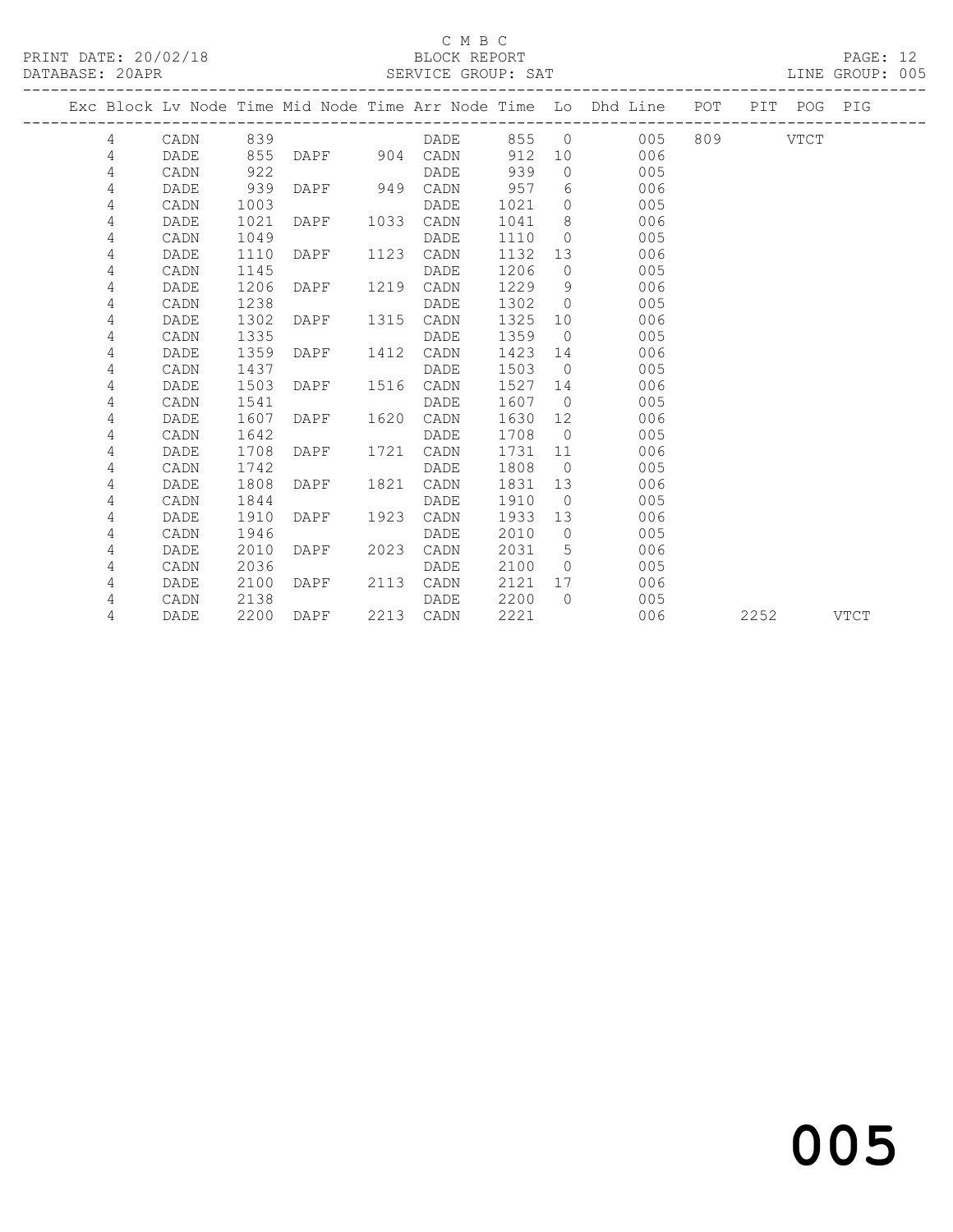C M B C
PRINT DATE: 20/02/18 BLOCK REPORT
DATABASE: 20APR SERVICE GROUP: SAT LINE GROUP: 005

| Exc | Block | Lv | Node | Time | Mid Node | Time | Arr Node | Time | Lo | Dhd Line | POT | PIT | POG | PIG |
|---|---|---|---|---|---|---|---|---|---|---|---|---|---|---|
| | 4 | | CADN | 839 | | | DADE | 855 | 0 | 005 | 809 | | VTCT | |
| | 4 | | DADE | 855 | DAPF | 904 | CADN | 912 | 10 | 006 | | | | |
| | 4 | | CADN | 922 | | | DADE | 939 | 0 | 005 | | | | |
| | 4 | | DADE | 939 | DAPF | 949 | CADN | 957 | 6 | 006 | | | | |
| | 4 | | CADN | 1003 | | | DADE | 1021 | 0 | 005 | | | | |
| | 4 | | DADE | 1021 | DAPF | 1033 | CADN | 1041 | 8 | 006 | | | | |
| | 4 | | CADN | 1049 | | | DADE | 1110 | 0 | 005 | | | | |
| | 4 | | DADE | 1110 | DAPF | 1123 | CADN | 1132 | 13 | 006 | | | | |
| | 4 | | CADN | 1145 | | | DADE | 1206 | 0 | 005 | | | | |
| | 4 | | DADE | 1206 | DAPF | 1219 | CADN | 1229 | 9 | 006 | | | | |
| | 4 | | CADN | 1238 | | | DADE | 1302 | 0 | 005 | | | | |
| | 4 | | DADE | 1302 | DAPF | 1315 | CADN | 1325 | 10 | 006 | | | | |
| | 4 | | CADN | 1335 | | | DADE | 1359 | 0 | 005 | | | | |
| | 4 | | DADE | 1359 | DAPF | 1412 | CADN | 1423 | 14 | 006 | | | | |
| | 4 | | CADN | 1437 | | | DADE | 1503 | 0 | 005 | | | | |
| | 4 | | DADE | 1503 | DAPF | 1516 | CADN | 1527 | 14 | 006 | | | | |
| | 4 | | CADN | 1541 | | | DADE | 1607 | 0 | 005 | | | | |
| | 4 | | DADE | 1607 | DAPF | 1620 | CADN | 1630 | 12 | 006 | | | | |
| | 4 | | CADN | 1642 | | | DADE | 1708 | 0 | 005 | | | | |
| | 4 | | DADE | 1708 | DAPF | 1721 | CADN | 1731 | 11 | 006 | | | | |
| | 4 | | CADN | 1742 | | | DADE | 1808 | 0 | 005 | | | | |
| | 4 | | DADE | 1808 | DAPF | 1821 | CADN | 1831 | 13 | 006 | | | | |
| | 4 | | CADN | 1844 | | | DADE | 1910 | 0 | 005 | | | | |
| | 4 | | DADE | 1910 | DAPF | 1923 | CADN | 1933 | 13 | 006 | | | | |
| | 4 | | CADN | 1946 | | | DADE | 2010 | 0 | 005 | | | | |
| | 4 | | DADE | 2010 | DAPF | 2023 | CADN | 2031 | 5 | 006 | | | | |
| | 4 | | CADN | 2036 | | | DADE | 2100 | 0 | 005 | | | | |
| | 4 | | DADE | 2100 | DAPF | 2113 | CADN | 2121 | 17 | 006 | | | | |
| | 4 | | CADN | 2138 | | | DADE | 2200 | 0 | 005 | | | | |
| | 4 | | DADE | 2200 | DAPF | 2213 | CADN | 2221 | | 006 | | 2252 | | VTCT |

005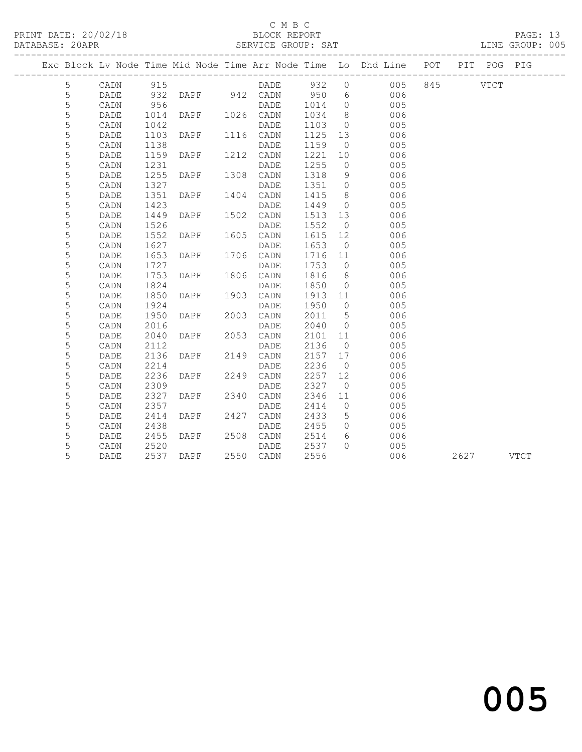C M B C

PRINT DATE: 20/02/18 BLOCK REPORT

DATABASE: 20APR SERVICE GROUP: SAT LINE GROUP: 005

| Exc | Block | Lv | Node | Time | Mid Node | Time | Arr Node | Time | Lo | Dhd Line | POT | PIT | POG | PIG |
|---|---|---|---|---|---|---|---|---|---|---|---|---|---|---|
| | 5 | | CADN | 915 | | | DADE | 932 | 0 | 005 | 845 | | VTCT | |
| | 5 | | DADE | 932 | DAPF | 942 | CADN | 950 | 6 | 006 | | | | |
| | 5 | | CADN | 956 | | | DADE | 1014 | 0 | 005 | | | | |
| | 5 | | DADE | 1014 | DAPF | 1026 | CADN | 1034 | 8 | 006 | | | | |
| | 5 | | CADN | 1042 | | | DADE | 1103 | 0 | 005 | | | | |
| | 5 | | DADE | 1103 | DAPF | 1116 | CADN | 1125 | 13 | 006 | | | | |
| | 5 | | CADN | 1138 | | | DADE | 1159 | 0 | 005 | | | | |
| | 5 | | DADE | 1159 | DAPF | 1212 | CADN | 1221 | 10 | 006 | | | | |
| | 5 | | CADN | 1231 | | | DADE | 1255 | 0 | 005 | | | | |
| | 5 | | DADE | 1255 | DAPF | 1308 | CADN | 1318 | 9 | 006 | | | | |
| | 5 | | CADN | 1327 | | | DADE | 1351 | 0 | 005 | | | | |
| | 5 | | DADE | 1351 | DAPF | 1404 | CADN | 1415 | 8 | 006 | | | | |
| | 5 | | CADN | 1423 | | | DADE | 1449 | 0 | 005 | | | | |
| | 5 | | DADE | 1449 | DAPF | 1502 | CADN | 1513 | 13 | 006 | | | | |
| | 5 | | CADN | 1526 | | | DADE | 1552 | 0 | 005 | | | | |
| | 5 | | DADE | 1552 | DAPF | 1605 | CADN | 1615 | 12 | 006 | | | | |
| | 5 | | CADN | 1627 | | | DADE | 1653 | 0 | 005 | | | | |
| | 5 | | DADE | 1653 | DAPF | 1706 | CADN | 1716 | 11 | 006 | | | | |
| | 5 | | CADN | 1727 | | | DADE | 1753 | 0 | 005 | | | | |
| | 5 | | DADE | 1753 | DAPF | 1806 | CADN | 1816 | 8 | 006 | | | | |
| | 5 | | CADN | 1824 | | | DADE | 1850 | 0 | 005 | | | | |
| | 5 | | DADE | 1850 | DAPF | 1903 | CADN | 1913 | 11 | 006 | | | | |
| | 5 | | CADN | 1924 | | | DADE | 1950 | 0 | 005 | | | | |
| | 5 | | DADE | 1950 | DAPF | 2003 | CADN | 2011 | 5 | 006 | | | | |
| | 5 | | CADN | 2016 | | | DADE | 2040 | 0 | 005 | | | | |
| | 5 | | DADE | 2040 | DAPF | 2053 | CADN | 2101 | 11 | 006 | | | | |
| | 5 | | CADN | 2112 | | | DADE | 2136 | 0 | 005 | | | | |
| | 5 | | DADE | 2136 | DAPF | 2149 | CADN | 2157 | 17 | 006 | | | | |
| | 5 | | CADN | 2214 | | | DADE | 2236 | 0 | 005 | | | | |
| | 5 | | DADE | 2236 | DAPF | 2249 | CADN | 2257 | 12 | 006 | | | | |
| | 5 | | CADN | 2309 | | | DADE | 2327 | 0 | 005 | | | | |
| | 5 | | DADE | 2327 | DAPF | 2340 | CADN | 2346 | 11 | 006 | | | | |
| | 5 | | CADN | 2357 | | | DADE | 2414 | 0 | 005 | | | | |
| | 5 | | DADE | 2414 | DAPF | 2427 | CADN | 2433 | 5 | 006 | | | | |
| | 5 | | CADN | 2438 | | | DADE | 2455 | 0 | 005 | | | | |
| | 5 | | DADE | 2455 | DAPF | 2508 | CADN | 2514 | 6 | 006 | | | | |
| | 5 | | CADN | 2520 | | | DADE | 2537 | 0 | 005 | | | | |
| | 5 | | DADE | 2537 | DAPF | 2550 | CADN | 2556 | | 006 | | 2627 | | VTCT |

005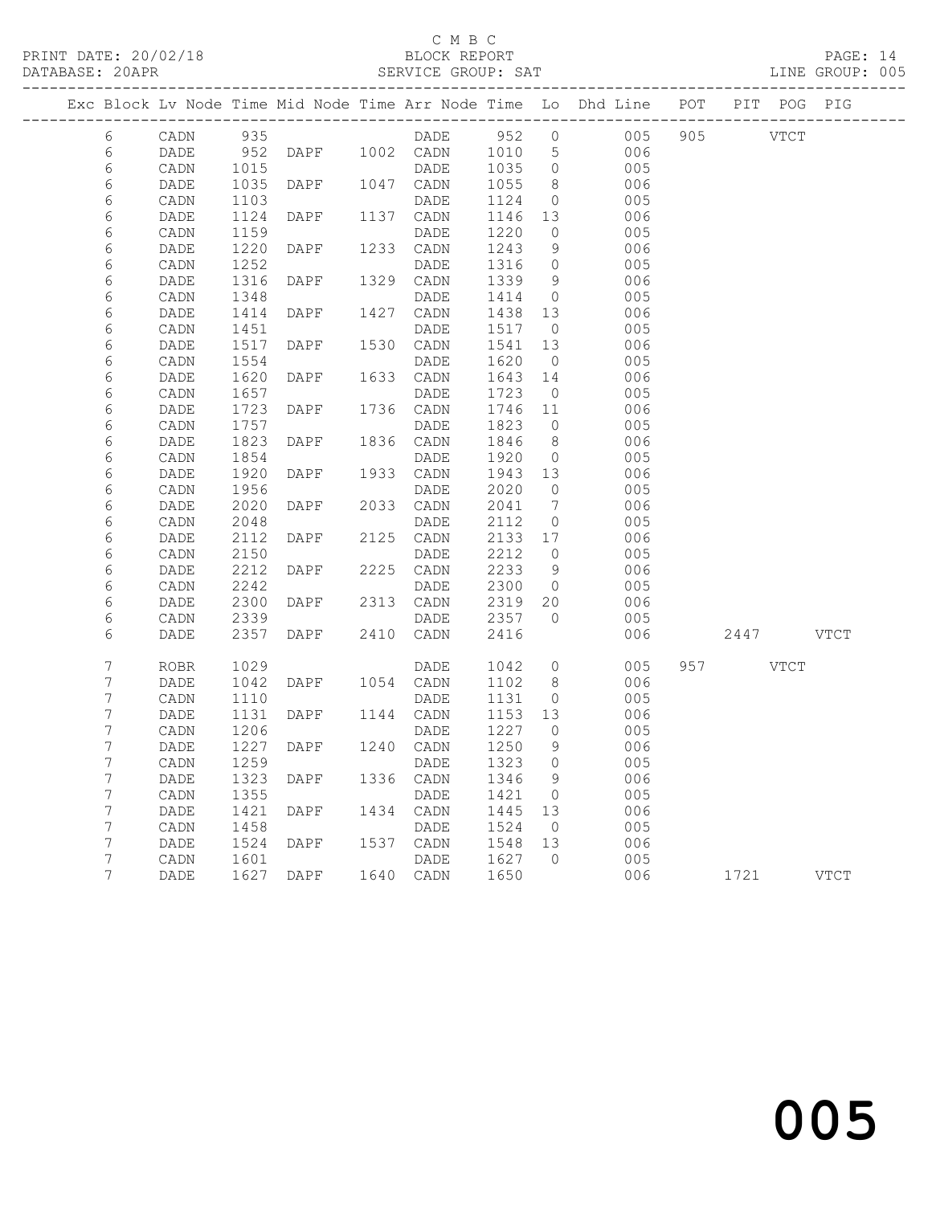C M B C

PRINT DATE: 20/02/18 BLOCK REPORT

DATABASE: 20APR SERVICE GROUP: SAT LINE GROUP: 005

| Exc | Block | Lv | Node | Time | Mid Node | Time | Arr Node | Time | Lo | Dhd Line | POT | PIT | POG | PIG |
|---|---|---|---|---|---|---|---|---|---|---|---|---|---|---|
| | 6 | | CADN | 935 | | | DADE | 952 | 0 | 005 | 905 | | VTCT | |
| | 6 | | DADE | 952 | DAPF | 1002 | CADN | 1010 | 5 | 006 | | | | |
| | 6 | | CADN | 1015 | | | DADE | 1035 | 0 | 005 | | | | |
| | 6 | | DADE | 1035 | DAPF | 1047 | CADN | 1055 | 8 | 006 | | | | |
| | 6 | | CADN | 1103 | | | DADE | 1124 | 0 | 005 | | | | |
| | 6 | | DADE | 1124 | DAPF | 1137 | CADN | 1146 | 13 | 006 | | | | |
| | 6 | | CADN | 1159 | | | DADE | 1220 | 0 | 005 | | | | |
| | 6 | | DADE | 1220 | DAPF | 1233 | CADN | 1243 | 9 | 006 | | | | |
| | 6 | | CADN | 1252 | | | DADE | 1316 | 0 | 005 | | | | |
| | 6 | | DADE | 1316 | DAPF | 1329 | CADN | 1339 | 9 | 006 | | | | |
| | 6 | | CADN | 1348 | | | DADE | 1414 | 0 | 005 | | | | |
| | 6 | | DADE | 1414 | DAPF | 1427 | CADN | 1438 | 13 | 006 | | | | |
| | 6 | | CADN | 1451 | | | DADE | 1517 | 0 | 005 | | | | |
| | 6 | | DADE | 1517 | DAPF | 1530 | CADN | 1541 | 13 | 006 | | | | |
| | 6 | | CADN | 1554 | | | DADE | 1620 | 0 | 005 | | | | |
| | 6 | | DADE | 1620 | DAPF | 1633 | CADN | 1643 | 14 | 006 | | | | |
| | 6 | | CADN | 1657 | | | DADE | 1723 | 0 | 005 | | | | |
| | 6 | | DADE | 1723 | DAPF | 1736 | CADN | 1746 | 11 | 006 | | | | |
| | 6 | | CADN | 1757 | | | DADE | 1823 | 0 | 005 | | | | |
| | 6 | | DADE | 1823 | DAPF | 1836 | CADN | 1846 | 8 | 006 | | | | |
| | 6 | | CADN | 1854 | | | DADE | 1920 | 0 | 005 | | | | |
| | 6 | | DADE | 1920 | DAPF | 1933 | CADN | 1943 | 13 | 006 | | | | |
| | 6 | | CADN | 1956 | | | DADE | 2020 | 0 | 005 | | | | |
| | 6 | | DADE | 2020 | DAPF | 2033 | CADN | 2041 | 7 | 006 | | | | |
| | 6 | | CADN | 2048 | | | DADE | 2112 | 0 | 005 | | | | |
| | 6 | | DADE | 2112 | DAPF | 2125 | CADN | 2133 | 17 | 006 | | | | |
| | 6 | | CADN | 2150 | | | DADE | 2212 | 0 | 005 | | | | |
| | 6 | | DADE | 2212 | DAPF | 2225 | CADN | 2233 | 9 | 006 | | | | |
| | 6 | | CADN | 2242 | | | DADE | 2300 | 0 | 005 | | | | |
| | 6 | | DADE | 2300 | DAPF | 2313 | CADN | 2319 | 20 | 006 | | | | |
| | 6 | | CADN | 2339 | | | DADE | 2357 | 0 | 005 | | | | |
| | 6 | | DADE | 2357 | DAPF | 2410 | CADN | 2416 | | 006 | | 2447 | | VTCT |
| | 7 | | ROBR | 1029 | | | DADE | 1042 | 0 | 005 | 957 | | VTCT | |
| | 7 | | DADE | 1042 | DAPF | 1054 | CADN | 1102 | 8 | 006 | | | | |
| | 7 | | CADN | 1110 | | | DADE | 1131 | 0 | 005 | | | | |
| | 7 | | DADE | 1131 | DAPF | 1144 | CADN | 1153 | 13 | 006 | | | | |
| | 7 | | CADN | 1206 | | | DADE | 1227 | 0 | 005 | | | | |
| | 7 | | DADE | 1227 | DAPF | 1240 | CADN | 1250 | 9 | 006 | | | | |
| | 7 | | CADN | 1259 | | | DADE | 1323 | 0 | 005 | | | | |
| | 7 | | DADE | 1323 | DAPF | 1336 | CADN | 1346 | 9 | 006 | | | | |
| | 7 | | CADN | 1355 | | | DADE | 1421 | 0 | 005 | | | | |
| | 7 | | DADE | 1421 | DAPF | 1434 | CADN | 1445 | 13 | 006 | | | | |
| | 7 | | CADN | 1458 | | | DADE | 1524 | 0 | 005 | | | | |
| | 7 | | DADE | 1524 | DAPF | 1537 | CADN | 1548 | 13 | 006 | | | | |
| | 7 | | CADN | 1601 | | | DADE | 1627 | 0 | 005 | | | | |
| | 7 | | DADE | 1627 | DAPF | 1640 | CADN | 1650 | | 006 | | 1721 | | VTCT |

005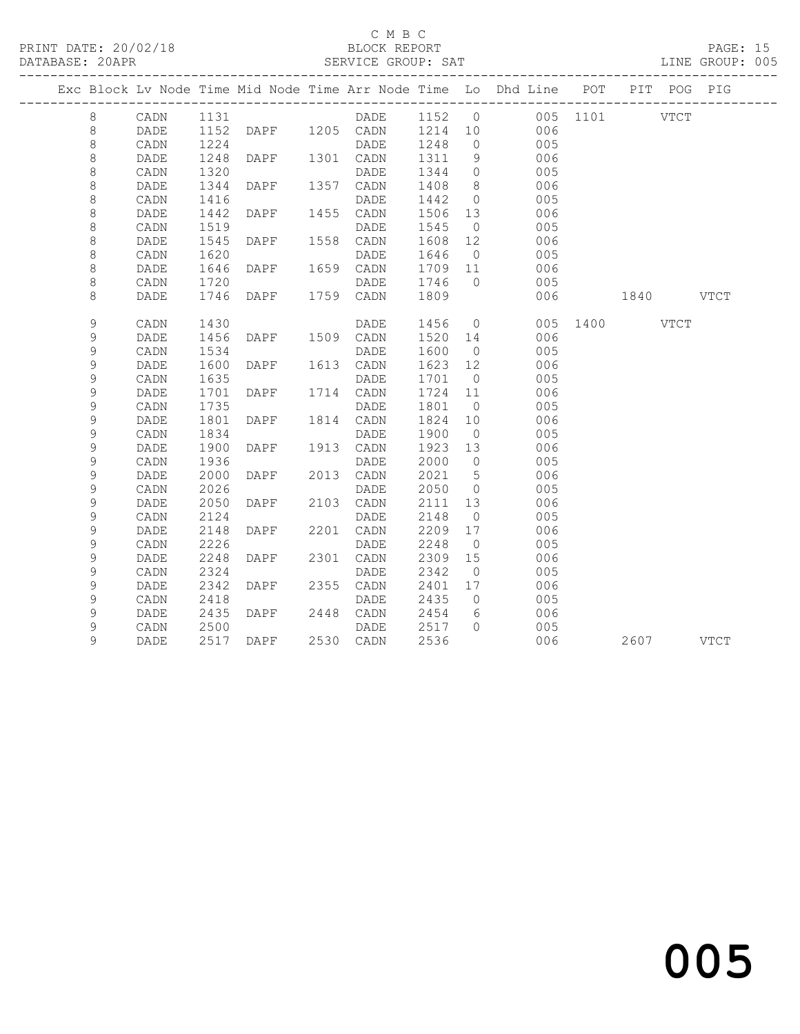C M B C
BLOCK REPORT
SERVICE GROUP: SAT

PRINT DATE: 20/02/18
DATABASE: 20APR
LINE GROUP: 005

| Exc | Block | Lv | Node | Time | Mid Node | Time | Arr Node | Time | Lo | Dhd Line | POT | PIT | POG | PIG |
|---|---|---|---|---|---|---|---|---|---|---|---|---|---|---|
| | 8 | | CADN | 1131 | | | DADE | 1152 | 0 | 005 | 1101 | | VTCT | |
| | 8 | | DADE | 1152 | DAPF | 1205 | CADN | 1214 | 10 | 006 | | | | |
| | 8 | | CADN | 1224 | | | DADE | 1248 | 0 | 005 | | | | |
| | 8 | | DADE | 1248 | DAPF | 1301 | CADN | 1311 | 9 | 006 | | | | |
| | 8 | | CADN | 1320 | | | DADE | 1344 | 0 | 005 | | | | |
| | 8 | | DADE | 1344 | DAPF | 1357 | CADN | 1408 | 8 | 006 | | | | |
| | 8 | | CADN | 1416 | | | DADE | 1442 | 0 | 005 | | | | |
| | 8 | | DADE | 1442 | DAPF | 1455 | CADN | 1506 | 13 | 006 | | | | |
| | 8 | | CADN | 1519 | | | DADE | 1545 | 0 | 005 | | | | |
| | 8 | | DADE | 1545 | DAPF | 1558 | CADN | 1608 | 12 | 006 | | | | |
| | 8 | | CADN | 1620 | | | DADE | 1646 | 0 | 005 | | | | |
| | 8 | | DADE | 1646 | DAPF | 1659 | CADN | 1709 | 11 | 006 | | | | |
| | 8 | | CADN | 1720 | | | DADE | 1746 | 0 | 005 | | | | |
| | 8 | | DADE | 1746 | DAPF | 1759 | CADN | 1809 | | 006 | | 1840 | | VTCT |
| | 9 | | CADN | 1430 | | | DADE | 1456 | 0 | 005 | 1400 | | VTCT | |
| | 9 | | DADE | 1456 | DAPF | 1509 | CADN | 1520 | 14 | 006 | | | | |
| | 9 | | CADN | 1534 | | | DADE | 1600 | 0 | 005 | | | | |
| | 9 | | DADE | 1600 | DAPF | 1613 | CADN | 1623 | 12 | 006 | | | | |
| | 9 | | CADN | 1635 | | | DADE | 1701 | 0 | 005 | | | | |
| | 9 | | DADE | 1701 | DAPF | 1714 | CADN | 1724 | 11 | 006 | | | | |
| | 9 | | CADN | 1735 | | | DADE | 1801 | 0 | 005 | | | | |
| | 9 | | DADE | 1801 | DAPF | 1814 | CADN | 1824 | 10 | 006 | | | | |
| | 9 | | CADN | 1834 | | | DADE | 1900 | 0 | 005 | | | | |
| | 9 | | DADE | 1900 | DAPF | 1913 | CADN | 1923 | 13 | 006 | | | | |
| | 9 | | CADN | 1936 | | | DADE | 2000 | 0 | 005 | | | | |
| | 9 | | DADE | 2000 | DAPF | 2013 | CADN | 2021 | 5 | 006 | | | | |
| | 9 | | CADN | 2026 | | | DADE | 2050 | 0 | 005 | | | | |
| | 9 | | DADE | 2050 | DAPF | 2103 | CADN | 2111 | 13 | 006 | | | | |
| | 9 | | CADN | 2124 | | | DADE | 2148 | 0 | 005 | | | | |
| | 9 | | DADE | 2148 | DAPF | 2201 | CADN | 2209 | 17 | 006 | | | | |
| | 9 | | CADN | 2226 | | | DADE | 2248 | 0 | 005 | | | | |
| | 9 | | DADE | 2248 | DAPF | 2301 | CADN | 2309 | 15 | 006 | | | | |
| | 9 | | CADN | 2324 | | | DADE | 2342 | 0 | 005 | | | | |
| | 9 | | DADE | 2342 | DAPF | 2355 | CADN | 2401 | 17 | 006 | | | | |
| | 9 | | CADN | 2418 | | | DADE | 2435 | 0 | 005 | | | | |
| | 9 | | DADE | 2435 | DAPF | 2448 | CADN | 2454 | 6 | 006 | | | | |
| | 9 | | CADN | 2500 | | | DADE | 2517 | 0 | 005 | | | | |
| | 9 | | DADE | 2517 | DAPF | 2530 | CADN | 2536 | | 006 | | 2607 | | VTCT |

005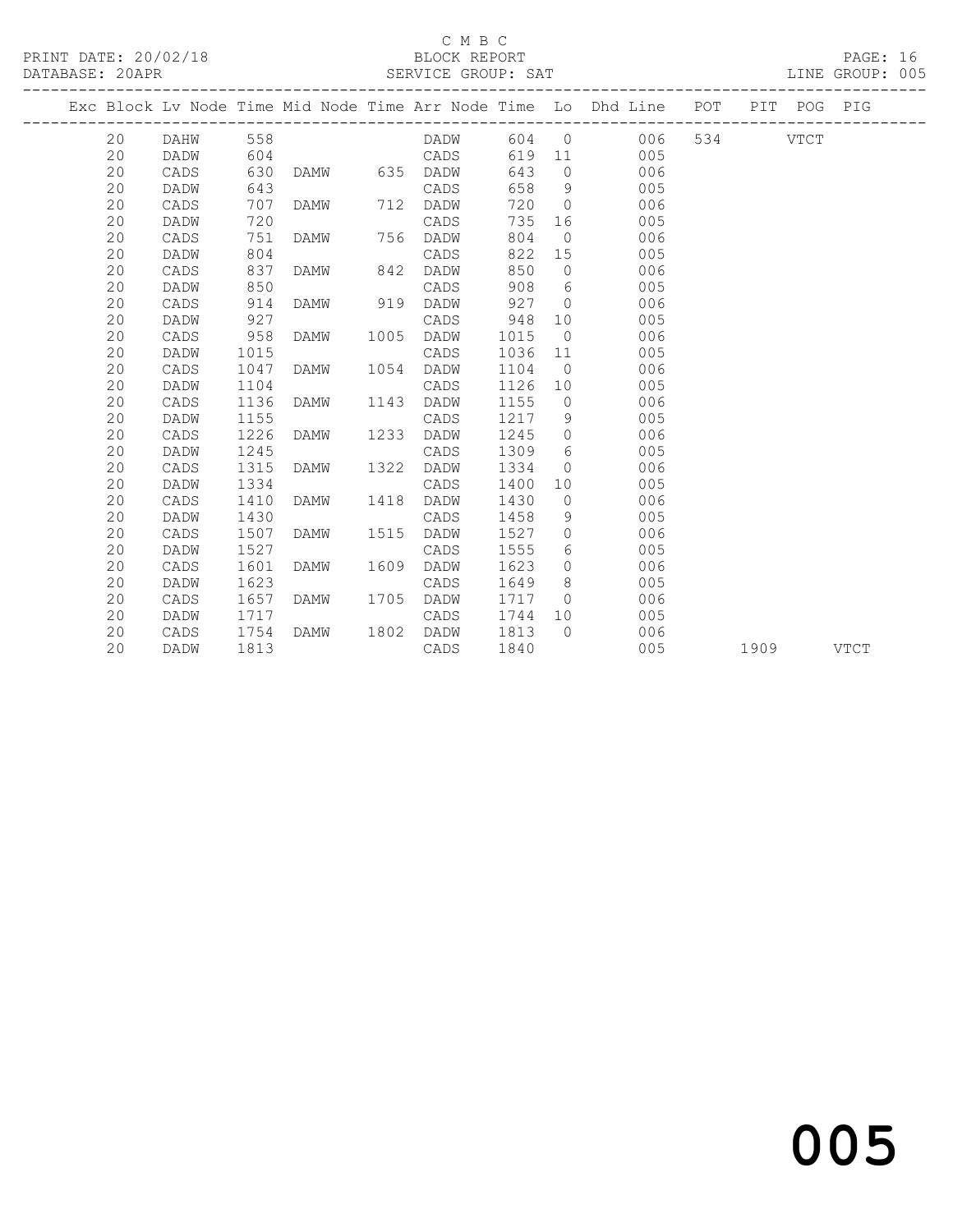C M B C

BLOCK REPORT

SERVICE GROUP: SAT

PRINT DATE: 20/02/18
DATABASE: 20APR
LINE GROUP: 005

| Exc | Block | Lv Node | Time | Mid Node | Time | Arr Node | Time | Lo | Dhd Line | POT | PIT | POG | PIG |
|---|---|---|---|---|---|---|---|---|---|---|---|---|---|
| | 20 | DAHW | 558 | | | DADW | 604 | 0 | 006 | 534 | | VTCT | |
| | 20 | DADW | 604 | | | CADS | 619 | 11 | 005 | | | | |
| | 20 | CADS | 630 | DAMW | 635 | DADW | 643 | 0 | 006 | | | | |
| | 20 | DADW | 643 | | | CADS | 658 | 9 | 005 | | | | |
| | 20 | CADS | 707 | DAMW | 712 | DADW | 720 | 0 | 006 | | | | |
| | 20 | DADW | 720 | | | CADS | 735 | 16 | 005 | | | | |
| | 20 | CADS | 751 | DAMW | 756 | DADW | 804 | 0 | 006 | | | | |
| | 20 | DADW | 804 | | | CADS | 822 | 15 | 005 | | | | |
| | 20 | CADS | 837 | DAMW | 842 | DADW | 850 | 0 | 006 | | | | |
| | 20 | DADW | 850 | | | CADS | 908 | 6 | 005 | | | | |
| | 20 | CADS | 914 | DAMW | 919 | DADW | 927 | 0 | 006 | | | | |
| | 20 | DADW | 927 | | | CADS | 948 | 10 | 005 | | | | |
| | 20 | CADS | 958 | DAMW | 1005 | DADW | 1015 | 0 | 006 | | | | |
| | 20 | DADW | 1015 | | | CADS | 1036 | 11 | 005 | | | | |
| | 20 | CADS | 1047 | DAMW | 1054 | DADW | 1104 | 0 | 006 | | | | |
| | 20 | DADW | 1104 | | | CADS | 1126 | 10 | 005 | | | | |
| | 20 | CADS | 1136 | DAMW | 1143 | DADW | 1155 | 0 | 006 | | | | |
| | 20 | DADW | 1155 | | | CADS | 1217 | 9 | 005 | | | | |
| | 20 | CADS | 1226 | DAMW | 1233 | DADW | 1245 | 0 | 006 | | | | |
| | 20 | DADW | 1245 | | | CADS | 1309 | 6 | 005 | | | | |
| | 20 | CADS | 1315 | DAMW | 1322 | DADW | 1334 | 0 | 006 | | | | |
| | 20 | DADW | 1334 | | | CADS | 1400 | 10 | 005 | | | | |
| | 20 | CADS | 1410 | DAMW | 1418 | DADW | 1430 | 0 | 006 | | | | |
| | 20 | DADW | 1430 | | | CADS | 1458 | 9 | 005 | | | | |
| | 20 | CADS | 1507 | DAMW | 1515 | DADW | 1527 | 0 | 006 | | | | |
| | 20 | DADW | 1527 | | | CADS | 1555 | 6 | 005 | | | | |
| | 20 | CADS | 1601 | DAMW | 1609 | DADW | 1623 | 0 | 006 | | | | |
| | 20 | DADW | 1623 | | | CADS | 1649 | 8 | 005 | | | | |
| | 20 | CADS | 1657 | DAMW | 1705 | DADW | 1717 | 0 | 006 | | | | |
| | 20 | DADW | 1717 | | | CADS | 1744 | 10 | 005 | | | | |
| | 20 | CADS | 1754 | DAMW | 1802 | DADW | 1813 | 0 | 006 | | | | |
| | 20 | DADW | 1813 | | | CADS | 1840 | | 005 | | 1909 | | VTCT |

005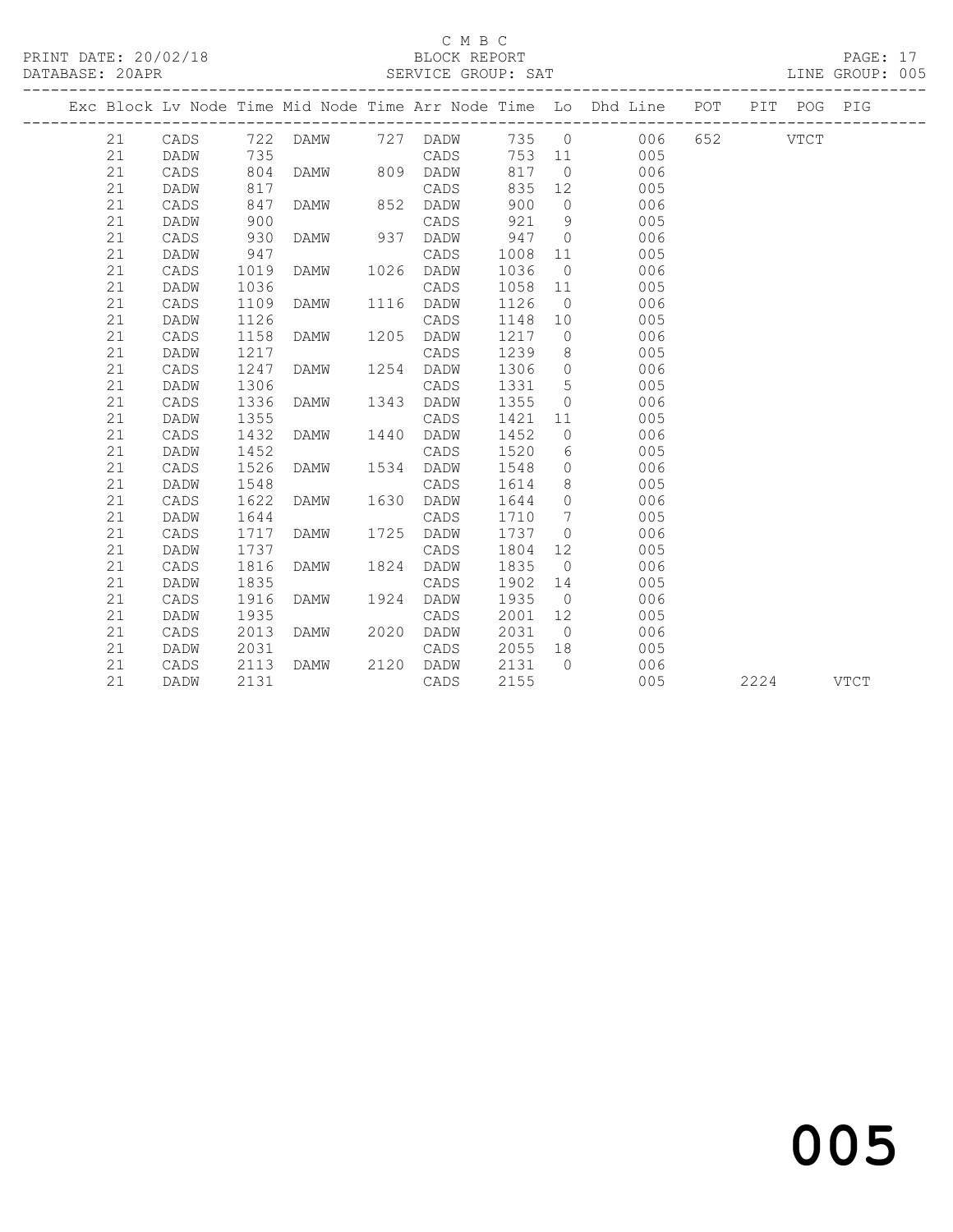C M B C

BLOCK REPORT

SERVICE GROUP: SAT

LINE GROUP: 005

| Exc | Block | Lv | Node | Time | Mid Node | Time | Arr Node | Time | Lo | Dhd Line | POT | PIT | POG | PIG |
|---|---|---|---|---|---|---|---|---|---|---|---|---|---|---|
| | 21 | | CADS | 722 | DAMW | 727 | DADW | 735 | 0 | 006 | 652 | | VTCT | |
| | 21 | | DADW | 735 | | | CADS | 753 | 11 | 005 | | | | |
| | 21 | | CADS | 804 | DAMW | 809 | DADW | 817 | 0 | 006 | | | | |
| | 21 | | DADW | 817 | | | CADS | 835 | 12 | 005 | | | | |
| | 21 | | CADS | 847 | DAMW | 852 | DADW | 900 | 0 | 006 | | | | |
| | 21 | | DADW | 900 | | | CADS | 921 | 9 | 005 | | | | |
| | 21 | | CADS | 930 | DAMW | 937 | DADW | 947 | 0 | 006 | | | | |
| | 21 | | DADW | 947 | | | CADS | 1008 | 11 | 005 | | | | |
| | 21 | | CADS | 1019 | DAMW | 1026 | DADW | 1036 | 0 | 006 | | | | |
| | 21 | | DADW | 1036 | | | CADS | 1058 | 11 | 005 | | | | |
| | 21 | | CADS | 1109 | DAMW | 1116 | DADW | 1126 | 0 | 006 | | | | |
| | 21 | | DADW | 1126 | | | CADS | 1148 | 10 | 005 | | | | |
| | 21 | | CADS | 1158 | DAMW | 1205 | DADW | 1217 | 0 | 006 | | | | |
| | 21 | | DADW | 1217 | | | CADS | 1239 | 8 | 005 | | | | |
| | 21 | | CADS | 1247 | DAMW | 1254 | DADW | 1306 | 0 | 006 | | | | |
| | 21 | | DADW | 1306 | | | CADS | 1331 | 5 | 005 | | | | |
| | 21 | | CADS | 1336 | DAMW | 1343 | DADW | 1355 | 0 | 006 | | | | |
| | 21 | | DADW | 1355 | | | CADS | 1421 | 11 | 005 | | | | |
| | 21 | | CADS | 1432 | DAMW | 1440 | DADW | 1452 | 0 | 006 | | | | |
| | 21 | | DADW | 1452 | | | CADS | 1520 | 6 | 005 | | | | |
| | 21 | | CADS | 1526 | DAMW | 1534 | DADW | 1548 | 0 | 006 | | | | |
| | 21 | | DADW | 1548 | | | CADS | 1614 | 8 | 005 | | | | |
| | 21 | | CADS | 1622 | DAMW | 1630 | DADW | 1644 | 0 | 006 | | | | |
| | 21 | | DADW | 1644 | | | CADS | 1710 | 7 | 005 | | | | |
| | 21 | | CADS | 1717 | DAMW | 1725 | DADW | 1737 | 0 | 006 | | | | |
| | 21 | | DADW | 1737 | | | CADS | 1804 | 12 | 005 | | | | |
| | 21 | | CADS | 1816 | DAMW | 1824 | DADW | 1835 | 0 | 006 | | | | |
| | 21 | | DADW | 1835 | | | CADS | 1902 | 14 | 005 | | | | |
| | 21 | | CADS | 1916 | DAMW | 1924 | DADW | 1935 | 0 | 006 | | | | |
| | 21 | | DADW | 1935 | | | CADS | 2001 | 12 | 005 | | | | |
| | 21 | | CADS | 2013 | DAMW | 2020 | DADW | 2031 | 0 | 006 | | | | |
| | 21 | | DADW | 2031 | | | CADS | 2055 | 18 | 005 | | | | |
| | 21 | | CADS | 2113 | DAMW | 2120 | DADW | 2131 | 0 | 006 | | | | |
| | 21 | | DADW | 2131 | | | CADS | 2155 | | 005 | | 2224 | | VTCT |

005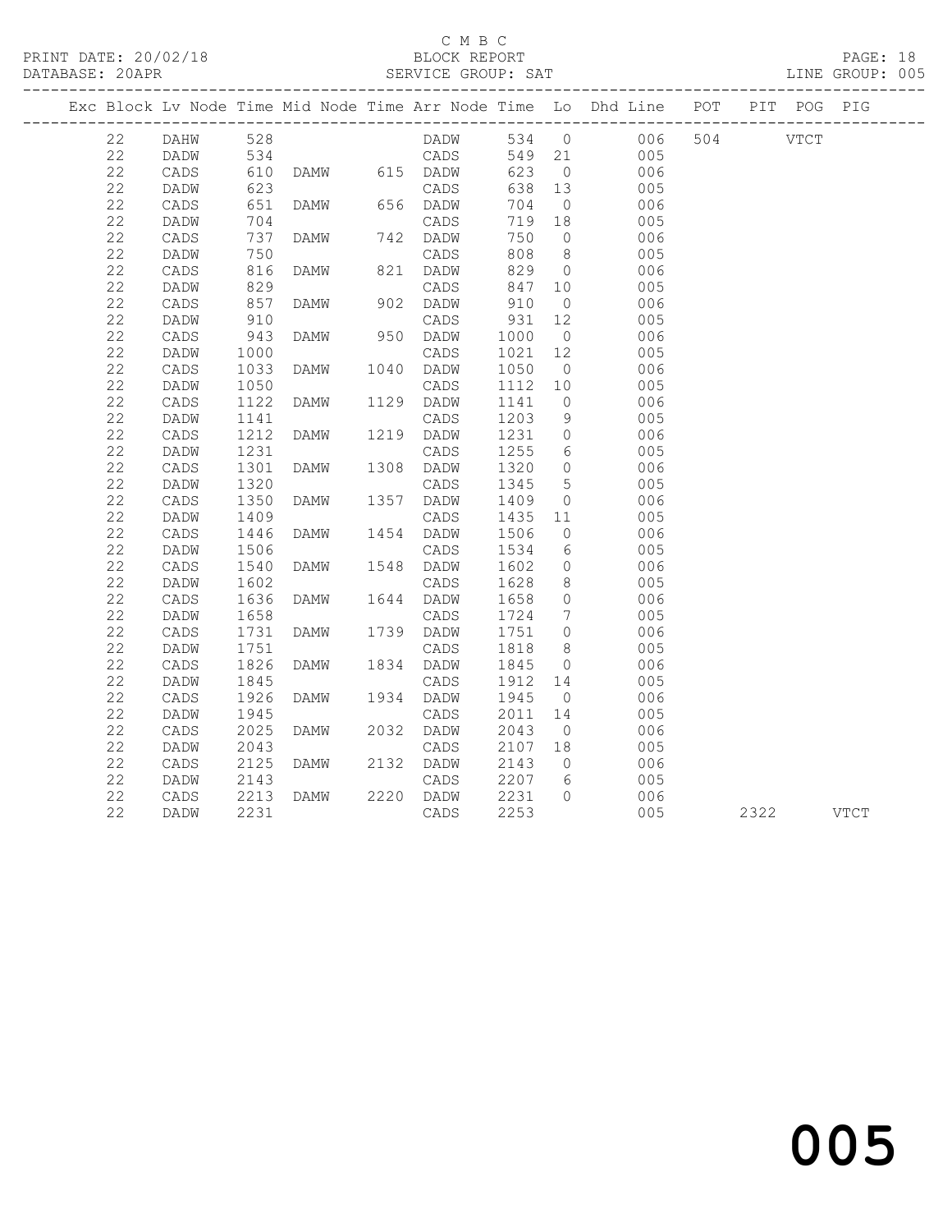C M B C
PRINT DATE: 20/02/18 BLOCK REPORT
DATABASE: 20APR SERVICE GROUP: SAT LINE GROUP: 005

| Exc | Block | Lv | Node | Time | Mid Node | Time | Arr Node | Time | Lo | Dhd Line | POT | PIT | POG | PIG |
|---|---|---|---|---|---|---|---|---|---|---|---|---|---|---|
| | 22 | | DAHW | 528 | | | DADW | 534 | 0 | 006 | 504 | | VTCT | |
| | 22 | | DADW | 534 | | | CADS | 549 | 21 | 005 | | | | |
| | 22 | | CADS | 610 | DAMW | 615 | DADW | 623 | 0 | 006 | | | | |
| | 22 | | DADW | 623 | | | CADS | 638 | 13 | 005 | | | | |
| | 22 | | CADS | 651 | DAMW | 656 | DADW | 704 | 0 | 006 | | | | |
| | 22 | | DADW | 704 | | | CADS | 719 | 18 | 005 | | | | |
| | 22 | | CADS | 737 | DAMW | 742 | DADW | 750 | 0 | 006 | | | | |
| | 22 | | DADW | 750 | | | CADS | 808 | 8 | 005 | | | | |
| | 22 | | CADS | 816 | DAMW | 821 | DADW | 829 | 0 | 006 | | | | |
| | 22 | | DADW | 829 | | | CADS | 847 | 10 | 005 | | | | |
| | 22 | | CADS | 857 | DAMW | 902 | DADW | 910 | 0 | 006 | | | | |
| | 22 | | DADW | 910 | | | CADS | 931 | 12 | 005 | | | | |
| | 22 | | CADS | 943 | DAMW | 950 | DADW | 1000 | 0 | 006 | | | | |
| | 22 | | DADW | 1000 | | | CADS | 1021 | 12 | 005 | | | | |
| | 22 | | CADS | 1033 | DAMW | 1040 | DADW | 1050 | 0 | 006 | | | | |
| | 22 | | DADW | 1050 | | | CADS | 1112 | 10 | 005 | | | | |
| | 22 | | CADS | 1122 | DAMW | 1129 | DADW | 1141 | 0 | 006 | | | | |
| | 22 | | DADW | 1141 | | | CADS | 1203 | 9 | 005 | | | | |
| | 22 | | CADS | 1212 | DAMW | 1219 | DADW | 1231 | 0 | 006 | | | | |
| | 22 | | DADW | 1231 | | | CADS | 1255 | 6 | 005 | | | | |
| | 22 | | CADS | 1301 | DAMW | 1308 | DADW | 1320 | 0 | 006 | | | | |
| | 22 | | DADW | 1320 | | | CADS | 1345 | 5 | 005 | | | | |
| | 22 | | CADS | 1350 | DAMW | 1357 | DADW | 1409 | 0 | 006 | | | | |
| | 22 | | DADW | 1409 | | | CADS | 1435 | 11 | 005 | | | | |
| | 22 | | CADS | 1446 | DAMW | 1454 | DADW | 1506 | 0 | 006 | | | | |
| | 22 | | DADW | 1506 | | | CADS | 1534 | 6 | 005 | | | | |
| | 22 | | CADS | 1540 | DAMW | 1548 | DADW | 1602 | 0 | 006 | | | | |
| | 22 | | DADW | 1602 | | | CADS | 1628 | 8 | 005 | | | | |
| | 22 | | CADS | 1636 | DAMW | 1644 | DADW | 1658 | 0 | 006 | | | | |
| | 22 | | DADW | 1658 | | | CADS | 1724 | 7 | 005 | | | | |
| | 22 | | CADS | 1731 | DAMW | 1739 | DADW | 1751 | 0 | 006 | | | | |
| | 22 | | DADW | 1751 | | | CADS | 1818 | 8 | 005 | | | | |
| | 22 | | CADS | 1826 | DAMW | 1834 | DADW | 1845 | 0 | 006 | | | | |
| | 22 | | DADW | 1845 | | | CADS | 1912 | 14 | 005 | | | | |
| | 22 | | CADS | 1926 | DAMW | 1934 | DADW | 1945 | 0 | 006 | | | | |
| | 22 | | DADW | 1945 | | | CADS | 2011 | 14 | 005 | | | | |
| | 22 | | CADS | 2025 | DAMW | 2032 | DADW | 2043 | 0 | 006 | | | | |
| | 22 | | DADW | 2043 | | | CADS | 2107 | 18 | 005 | | | | |
| | 22 | | CADS | 2125 | DAMW | 2132 | DADW | 2143 | 0 | 006 | | | | |
| | 22 | | DADW | 2143 | | | CADS | 2207 | 6 | 005 | | | | |
| | 22 | | CADS | 2213 | DAMW | 2220 | DADW | 2231 | 0 | 006 | | | | |
| | 22 | | DADW | 2231 | | | CADS | 2253 | | 005 | | 2322 | | VTCT |

005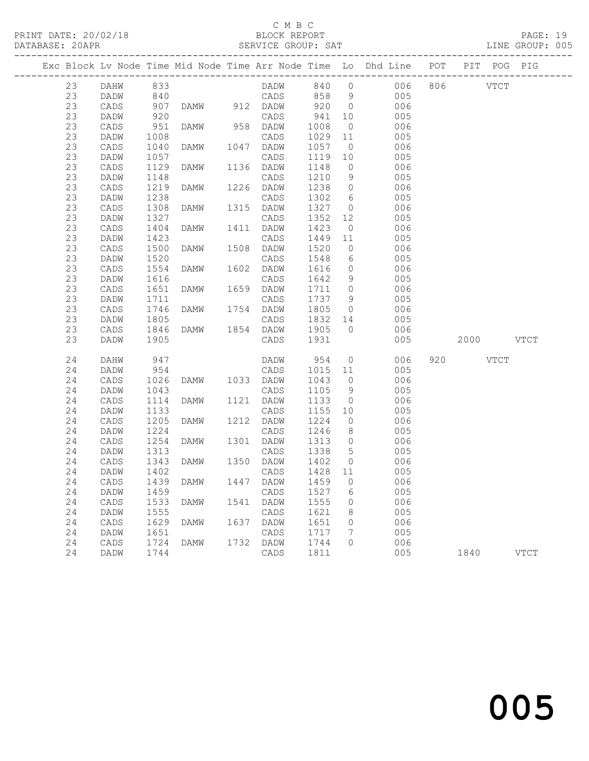C M B C

PRINT DATE: 20/02/18 BLOCK REPORT

DATABASE: 20APR SERVICE GROUP: SAT LINE GROUP: 005

| Exc | Block | Lv | Node | Time | Mid Node | Time | Arr Node | Time | Lo | Dhd Line | POT | PIT | POG | PIG |
|---|---|---|---|---|---|---|---|---|---|---|---|---|---|---|
| | 23 | | DAHW | 833 | | | DADW | 840 | 0 | 006 | 806 | | VTCT | |
| | 23 | | DADW | 840 | | | CADS | 858 | 9 | 005 | | | | |
| | 23 | | CADS | 907 | DAMW | 912 | DADW | 920 | 0 | 006 | | | | |
| | 23 | | DADW | 920 | | | CADS | 941 | 10 | 005 | | | | |
| | 23 | | CADS | 951 | DAMW | 958 | DADW | 1008 | 0 | 006 | | | | |
| | 23 | | DADW | 1008 | | | CADS | 1029 | 11 | 005 | | | | |
| | 23 | | CADS | 1040 | DAMW | 1047 | DADW | 1057 | 0 | 006 | | | | |
| | 23 | | DADW | 1057 | | | CADS | 1119 | 10 | 005 | | | | |
| | 23 | | CADS | 1129 | DAMW | 1136 | DADW | 1148 | 0 | 006 | | | | |
| | 23 | | DADW | 1148 | | | CADS | 1210 | 9 | 005 | | | | |
| | 23 | | CADS | 1219 | DAMW | 1226 | DADW | 1238 | 0 | 006 | | | | |
| | 23 | | DADW | 1238 | | | CADS | 1302 | 6 | 005 | | | | |
| | 23 | | CADS | 1308 | DAMW | 1315 | DADW | 1327 | 0 | 006 | | | | |
| | 23 | | DADW | 1327 | | | CADS | 1352 | 12 | 005 | | | | |
| | 23 | | CADS | 1404 | DAMW | 1411 | DADW | 1423 | 0 | 006 | | | | |
| | 23 | | DADW | 1423 | | | CADS | 1449 | 11 | 005 | | | | |
| | 23 | | CADS | 1500 | DAMW | 1508 | DADW | 1520 | 0 | 006 | | | | |
| | 23 | | DADW | 1520 | | | CADS | 1548 | 6 | 005 | | | | |
| | 23 | | CADS | 1554 | DAMW | 1602 | DADW | 1616 | 0 | 006 | | | | |
| | 23 | | DADW | 1616 | | | CADS | 1642 | 9 | 005 | | | | |
| | 23 | | CADS | 1651 | DAMW | 1659 | DADW | 1711 | 0 | 006 | | | | |
| | 23 | | DADW | 1711 | | | CADS | 1737 | 9 | 005 | | | | |
| | 23 | | CADS | 1746 | DAMW | 1754 | DADW | 1805 | 0 | 006 | | | | |
| | 23 | | DADW | 1805 | | | CADS | 1832 | 14 | 005 | | | | |
| | 23 | | CADS | 1846 | DAMW | 1854 | DADW | 1905 | 0 | 006 | | | | |
| | 23 | | DADW | 1905 | | | CADS | 1931 | | 005 | | 2000 | | VTCT |
| | 24 | | DAHW | 947 | | | DADW | 954 | 0 | 006 | 920 | | VTCT | |
| | 24 | | DADW | 954 | | | CADS | 1015 | 11 | 005 | | | | |
| | 24 | | CADS | 1026 | DAMW | 1033 | DADW | 1043 | 0 | 006 | | | | |
| | 24 | | DADW | 1043 | | | CADS | 1105 | 9 | 005 | | | | |
| | 24 | | CADS | 1114 | DAMW | 1121 | DADW | 1133 | 0 | 006 | | | | |
| | 24 | | DADW | 1133 | | | CADS | 1155 | 10 | 005 | | | | |
| | 24 | | CADS | 1205 | DAMW | 1212 | DADW | 1224 | 0 | 006 | | | | |
| | 24 | | DADW | 1224 | | | CADS | 1246 | 8 | 005 | | | | |
| | 24 | | CADS | 1254 | DAMW | 1301 | DADW | 1313 | 0 | 006 | | | | |
| | 24 | | DADW | 1313 | | | CADS | 1338 | 5 | 005 | | | | |
| | 24 | | CADS | 1343 | DAMW | 1350 | DADW | 1402 | 0 | 006 | | | | |
| | 24 | | DADW | 1402 | | | CADS | 1428 | 11 | 005 | | | | |
| | 24 | | CADS | 1439 | DAMW | 1447 | DADW | 1459 | 0 | 006 | | | | |
| | 24 | | DADW | 1459 | | | CADS | 1527 | 6 | 005 | | | | |
| | 24 | | CADS | 1533 | DAMW | 1541 | DADW | 1555 | 0 | 006 | | | | |
| | 24 | | DADW | 1555 | | | CADS | 1621 | 8 | 005 | | | | |
| | 24 | | CADS | 1629 | DAMW | 1637 | DADW | 1651 | 0 | 006 | | | | |
| | 24 | | DADW | 1651 | | | CADS | 1717 | 7 | 005 | | | | |
| | 24 | | CADS | 1724 | DAMW | 1732 | DADW | 1744 | 0 | 006 | | | | |
| | 24 | | DADW | 1744 | | | CADS | 1811 | | 005 | | 1840 | | VTCT |

005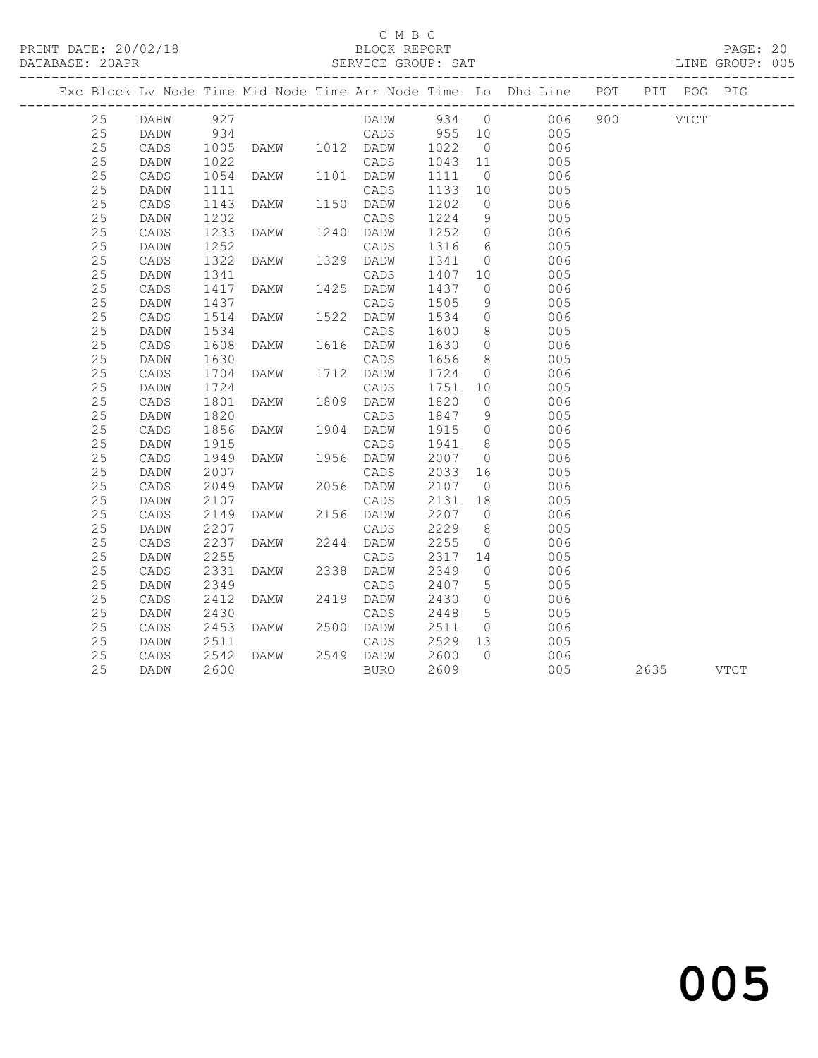C M B C

PRINT DATE: 20/02/18 BLOCK REPORT

DATABASE: 20APR SERVICE GROUP: SAT LINE GROUP: 005

| Exc | Block | Lv | Node | Time | Mid Node | Time | Arr Node | Time | Lo | Dhd Line | POT | PIT | POG | PIG |
|---|---|---|---|---|---|---|---|---|---|---|---|---|---|---|
| | 25 | | DAHW | 927 | | | DADW | 934 | 0 | 006 | 900 | | VTCT | |
| | 25 | | DADW | 934 | | | CADS | 955 | 10 | 005 | | | | |
| | 25 | | CADS | 1005 | DAMW | 1012 | DADW | 1022 | 0 | 006 | | | | |
| | 25 | | DADW | 1022 | | | CADS | 1043 | 11 | 005 | | | | |
| | 25 | | CADS | 1054 | DAMW | 1101 | DADW | 1111 | 0 | 006 | | | | |
| | 25 | | DADW | 1111 | | | CADS | 1133 | 10 | 005 | | | | |
| | 25 | | CADS | 1143 | DAMW | 1150 | DADW | 1202 | 0 | 006 | | | | |
| | 25 | | DADW | 1202 | | | CADS | 1224 | 9 | 005 | | | | |
| | 25 | | CADS | 1233 | DAMW | 1240 | DADW | 1252 | 0 | 006 | | | | |
| | 25 | | DADW | 1252 | | | CADS | 1316 | 6 | 005 | | | | |
| | 25 | | CADS | 1322 | DAMW | 1329 | DADW | 1341 | 0 | 006 | | | | |
| | 25 | | DADW | 1341 | | | CADS | 1407 | 10 | 005 | | | | |
| | 25 | | CADS | 1417 | DAMW | 1425 | DADW | 1437 | 0 | 006 | | | | |
| | 25 | | DADW | 1437 | | | CADS | 1505 | 9 | 005 | | | | |
| | 25 | | CADS | 1514 | DAMW | 1522 | DADW | 1534 | 0 | 006 | | | | |
| | 25 | | DADW | 1534 | | | CADS | 1600 | 8 | 005 | | | | |
| | 25 | | CADS | 1608 | DAMW | 1616 | DADW | 1630 | 0 | 006 | | | | |
| | 25 | | DADW | 1630 | | | CADS | 1656 | 8 | 005 | | | | |
| | 25 | | CADS | 1704 | DAMW | 1712 | DADW | 1724 | 0 | 006 | | | | |
| | 25 | | DADW | 1724 | | | CADS | 1751 | 10 | 005 | | | | |
| | 25 | | CADS | 1801 | DAMW | 1809 | DADW | 1820 | 0 | 006 | | | | |
| | 25 | | DADW | 1820 | | | CADS | 1847 | 9 | 005 | | | | |
| | 25 | | CADS | 1856 | DAMW | 1904 | DADW | 1915 | 0 | 006 | | | | |
| | 25 | | DADW | 1915 | | | CADS | 1941 | 8 | 005 | | | | |
| | 25 | | CADS | 1949 | DAMW | 1956 | DADW | 2007 | 0 | 006 | | | | |
| | 25 | | DADW | 2007 | | | CADS | 2033 | 16 | 005 | | | | |
| | 25 | | CADS | 2049 | DAMW | 2056 | DADW | 2107 | 0 | 006 | | | | |
| | 25 | | DADW | 2107 | | | CADS | 2131 | 18 | 005 | | | | |
| | 25 | | CADS | 2149 | DAMW | 2156 | DADW | 2207 | 0 | 006 | | | | |
| | 25 | | DADW | 2207 | | | CADS | 2229 | 8 | 005 | | | | |
| | 25 | | CADS | 2237 | DAMW | 2244 | DADW | 2255 | 0 | 006 | | | | |
| | 25 | | DADW | 2255 | | | CADS | 2317 | 14 | 005 | | | | |
| | 25 | | CADS | 2331 | DAMW | 2338 | DADW | 2349 | 0 | 006 | | | | |
| | 25 | | DADW | 2349 | | | CADS | 2407 | 5 | 005 | | | | |
| | 25 | | CADS | 2412 | DAMW | 2419 | DADW | 2430 | 0 | 006 | | | | |
| | 25 | | DADW | 2430 | | | CADS | 2448 | 5 | 005 | | | | |
| | 25 | | CADS | 2453 | DAMW | 2500 | DADW | 2511 | 0 | 006 | | | | |
| | 25 | | DADW | 2511 | | | CADS | 2529 | 13 | 005 | | | | |
| | 25 | | CADS | 2542 | DAMW | 2549 | DADW | 2600 | 0 | 006 | | | | |
| | 25 | | DADW | 2600 | | | BURO | 2609 | | 005 | | 2635 | | VTCT |

005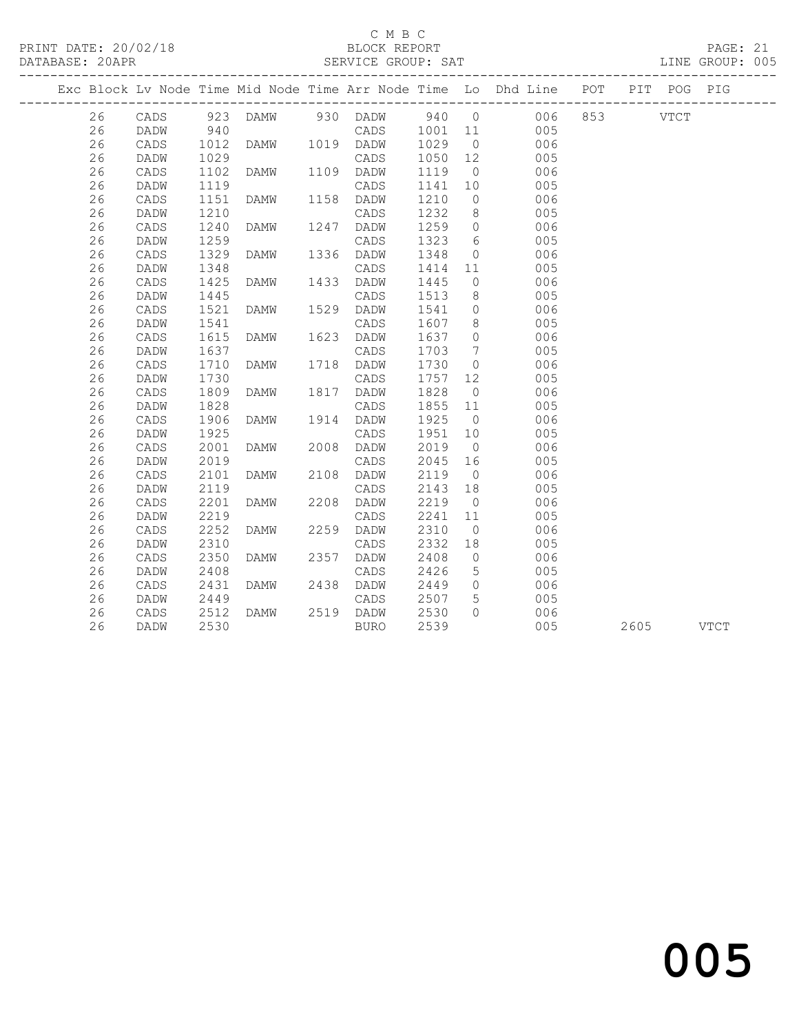C M B C

PRINT DATE: 20/02/18 BLOCK REPORT
DATABASE: 20APR SERVICE GROUP: SAT LINE GROUP: 005

| Exc | Block | Lv | Node | Time | Mid Node | Time | Arr Node | Time | Lo | Dhd Line | POT | PIT | POG | PIG |
|---|---|---|---|---|---|---|---|---|---|---|---|---|---|---|
| | 26 | | CADS | 923 | DAMW | 930 | DADW | 940 | 0 | 006 | 853 | | VTCT | |
| | 26 | | DADW | 940 | | | CADS | 1001 | 11 | 005 | | | | |
| | 26 | | CADS | 1012 | DAMW | 1019 | DADW | 1029 | 0 | 006 | | | | |
| | 26 | | DADW | 1029 | | | CADS | 1050 | 12 | 005 | | | | |
| | 26 | | CADS | 1102 | DAMW | 1109 | DADW | 1119 | 0 | 006 | | | | |
| | 26 | | DADW | 1119 | | | CADS | 1141 | 10 | 005 | | | | |
| | 26 | | CADS | 1151 | DAMW | 1158 | DADW | 1210 | 0 | 006 | | | | |
| | 26 | | DADW | 1210 | | | CADS | 1232 | 8 | 005 | | | | |
| | 26 | | CADS | 1240 | DAMW | 1247 | DADW | 1259 | 0 | 006 | | | | |
| | 26 | | DADW | 1259 | | | CADS | 1323 | 6 | 005 | | | | |
| | 26 | | CADS | 1329 | DAMW | 1336 | DADW | 1348 | 0 | 006 | | | | |
| | 26 | | DADW | 1348 | | | CADS | 1414 | 11 | 005 | | | | |
| | 26 | | CADS | 1425 | DAMW | 1433 | DADW | 1445 | 0 | 006 | | | | |
| | 26 | | DADW | 1445 | | | CADS | 1513 | 8 | 005 | | | | |
| | 26 | | CADS | 1521 | DAMW | 1529 | DADW | 1541 | 0 | 006 | | | | |
| | 26 | | DADW | 1541 | | | CADS | 1607 | 8 | 005 | | | | |
| | 26 | | CADS | 1615 | DAMW | 1623 | DADW | 1637 | 0 | 006 | | | | |
| | 26 | | DADW | 1637 | | | CADS | 1703 | 7 | 005 | | | | |
| | 26 | | CADS | 1710 | DAMW | 1718 | DADW | 1730 | 0 | 006 | | | | |
| | 26 | | DADW | 1730 | | | CADS | 1757 | 12 | 005 | | | | |
| | 26 | | CADS | 1809 | DAMW | 1817 | DADW | 1828 | 0 | 006 | | | | |
| | 26 | | DADW | 1828 | | | CADS | 1855 | 11 | 005 | | | | |
| | 26 | | CADS | 1906 | DAMW | 1914 | DADW | 1925 | 0 | 006 | | | | |
| | 26 | | DADW | 1925 | | | CADS | 1951 | 10 | 005 | | | | |
| | 26 | | CADS | 2001 | DAMW | 2008 | DADW | 2019 | 0 | 006 | | | | |
| | 26 | | DADW | 2019 | | | CADS | 2045 | 16 | 005 | | | | |
| | 26 | | CADS | 2101 | DAMW | 2108 | DADW | 2119 | 0 | 006 | | | | |
| | 26 | | DADW | 2119 | | | CADS | 2143 | 18 | 005 | | | | |
| | 26 | | CADS | 2201 | DAMW | 2208 | DADW | 2219 | 0 | 006 | | | | |
| | 26 | | DADW | 2219 | | | CADS | 2241 | 11 | 005 | | | | |
| | 26 | | CADS | 2252 | DAMW | 2259 | DADW | 2310 | 0 | 006 | | | | |
| | 26 | | DADW | 2310 | | | CADS | 2332 | 18 | 005 | | | | |
| | 26 | | CADS | 2350 | DAMW | 2357 | DADW | 2408 | 0 | 006 | | | | |
| | 26 | | DADW | 2408 | | | CADS | 2426 | 5 | 005 | | | | |
| | 26 | | CADS | 2431 | DAMW | 2438 | DADW | 2449 | 0 | 006 | | | | |
| | 26 | | DADW | 2449 | | | CADS | 2507 | 5 | 005 | | | | |
| | 26 | | CADS | 2512 | DAMW | 2519 | DADW | 2530 | 0 | 006 | | | | |
| | 26 | | DADW | 2530 | | | BURO | 2539 | | 005 | | 2605 | | VTCT |

005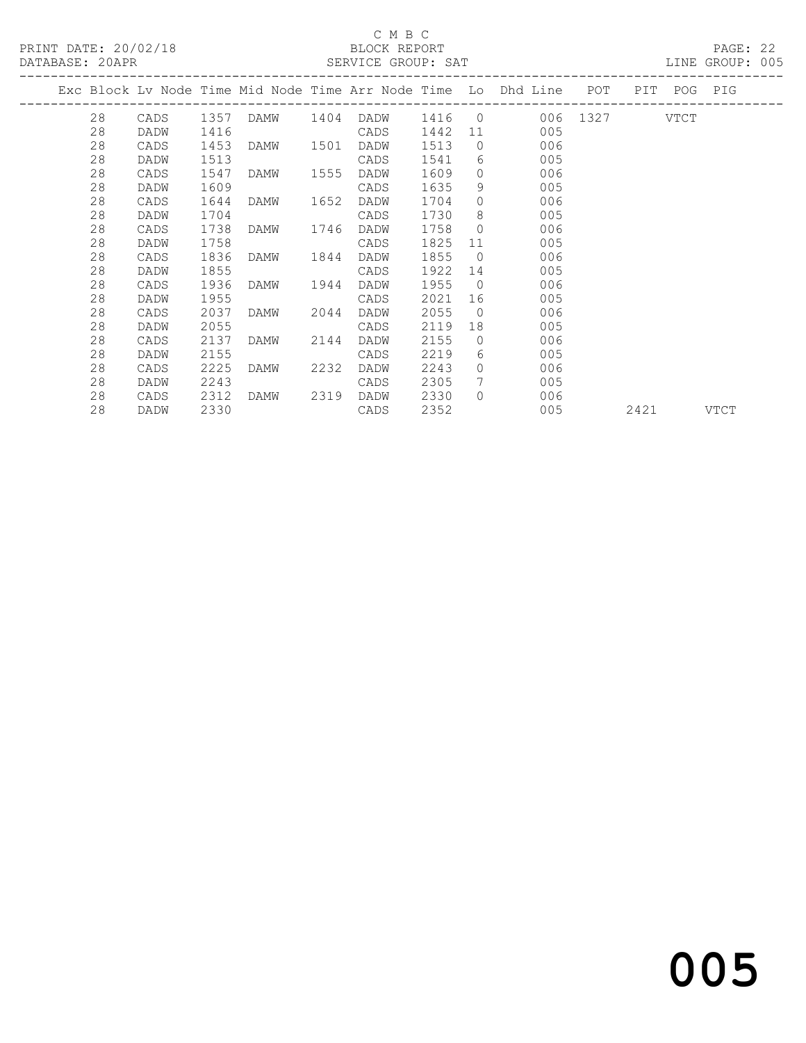C M B C

PRINT DATE: 20/02/18 BLOCK REPORT

DATABASE: 20APR SERVICE GROUP: SAT LINE GROUP: 005

| Exc | Block | Lv | Node | Time | Mid Node | Time | Arr Node | Time | Lo | Dhd Line | POT | PIT | POG | PIG |
|---|---|---|---|---|---|---|---|---|---|---|---|---|---|---|
| | 28 | | CADS | 1357 | DAMW | 1404 | DADW | 1416 | 0 | 006 | 1327 | | VTCT | |
| | 28 | | DADW | 1416 | | | CADS | 1442 | 11 | 005 | | | | |
| | 28 | | CADS | 1453 | DAMW | 1501 | DADW | 1513 | 0 | 006 | | | | |
| | 28 | | DADW | 1513 | | | CADS | 1541 | 6 | 005 | | | | |
| | 28 | | CADS | 1547 | DAMW | 1555 | DADW | 1609 | 0 | 006 | | | | |
| | 28 | | DADW | 1609 | | | CADS | 1635 | 9 | 005 | | | | |
| | 28 | | CADS | 1644 | DAMW | 1652 | DADW | 1704 | 0 | 006 | | | | |
| | 28 | | DADW | 1704 | | | CADS | 1730 | 8 | 005 | | | | |
| | 28 | | CADS | 1738 | DAMW | 1746 | DADW | 1758 | 0 | 006 | | | | |
| | 28 | | DADW | 1758 | | | CADS | 1825 | 11 | 005 | | | | |
| | 28 | | CADS | 1836 | DAMW | 1844 | DADW | 1855 | 0 | 006 | | | | |
| | 28 | | DADW | 1855 | | | CADS | 1922 | 14 | 005 | | | | |
| | 28 | | CADS | 1936 | DAMW | 1944 | DADW | 1955 | 0 | 006 | | | | |
| | 28 | | DADW | 1955 | | | CADS | 2021 | 16 | 005 | | | | |
| | 28 | | CADS | 2037 | DAMW | 2044 | DADW | 2055 | 0 | 006 | | | | |
| | 28 | | DADW | 2055 | | | CADS | 2119 | 18 | 005 | | | | |
| | 28 | | CADS | 2137 | DAMW | 2144 | DADW | 2155 | 0 | 006 | | | | |
| | 28 | | DADW | 2155 | | | CADS | 2219 | 6 | 005 | | | | |
| | 28 | | CADS | 2225 | DAMW | 2232 | DADW | 2243 | 0 | 006 | | | | |
| | 28 | | DADW | 2243 | | | CADS | 2305 | 7 | 005 | | | | |
| | 28 | | CADS | 2312 | DAMW | 2319 | DADW | 2330 | 0 | 006 | | | | |
| | 28 | | DADW | 2330 | | | CADS | 2352 | | 005 | | 2421 | | VTCT |

005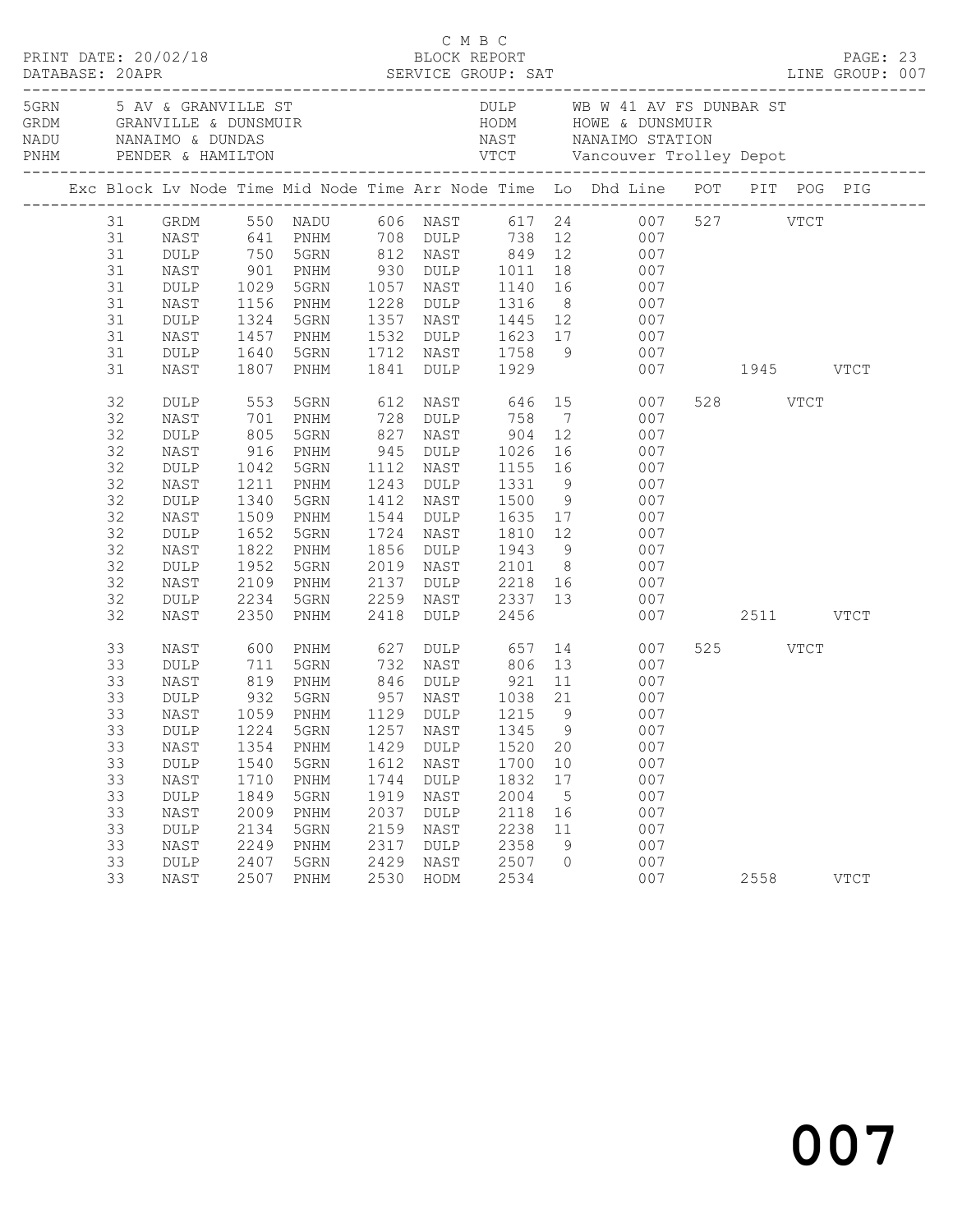C M B C
PRINT DATE: 20/02/18 BLOCK REPORT
DATABASE: 20APR SERVICE GROUP: SAT LINE GROUP: 007

| | | | |
|---|---|---|---|
| 5GRN | 5 AV & GRANVILLE ST | DULP | WB W 41 AV FS DUNBAR ST |
| GRDM | GRANVILLE & DUNSMUIR | HODM | HOWE & DUNSMUIR |
| NADU | NANAIMO & DUNDAS | NAST | NANAIMO STATION |
| PNHM | PENDER & HAMILTON | VTCT | Vancouver Trolley Depot |

| Exc | Block | Lv Node | Time | Mid Node | Time | Arr Node | Time | Lo | Dhd Line | POT | PIT | POG | PIG |
|---|---|---|---|---|---|---|---|---|---|---|---|---|---|
| | 31 | GRDM | 550 | NADU | 606 | NAST | 617 | 24 | 007 | 527 | | VTCT | |
| | 31 | NAST | 641 | PNHM | 708 | DULP | 738 | 12 | 007 | | | | |
| | 31 | DULP | 750 | 5GRN | 812 | NAST | 849 | 12 | 007 | | | | |
| | 31 | NAST | 901 | PNHM | 930 | DULP | 1011 | 18 | 007 | | | | |
| | 31 | DULP | 1029 | 5GRN | 1057 | NAST | 1140 | 16 | 007 | | | | |
| | 31 | NAST | 1156 | PNHM | 1228 | DULP | 1316 | 8 | 007 | | | | |
| | 31 | DULP | 1324 | 5GRN | 1357 | NAST | 1445 | 12 | 007 | | | | |
| | 31 | NAST | 1457 | PNHM | 1532 | DULP | 1623 | 17 | 007 | | | | |
| | 31 | DULP | 1640 | 5GRN | 1712 | NAST | 1758 | 9 | 007 | | | | |
| | 31 | NAST | 1807 | PNHM | 1841 | DULP | 1929 | | 007 | | 1945 | | VTCT |
| | 32 | DULP | 553 | 5GRN | 612 | NAST | 646 | 15 | 007 | 528 | | VTCT | |
| | 32 | NAST | 701 | PNHM | 728 | DULP | 758 | 7 | 007 | | | | |
| | 32 | DULP | 805 | 5GRN | 827 | NAST | 904 | 12 | 007 | | | | |
| | 32 | NAST | 916 | PNHM | 945 | DULP | 1026 | 16 | 007 | | | | |
| | 32 | DULP | 1042 | 5GRN | 1112 | NAST | 1155 | 16 | 007 | | | | |
| | 32 | NAST | 1211 | PNHM | 1243 | DULP | 1331 | 9 | 007 | | | | |
| | 32 | DULP | 1340 | 5GRN | 1412 | NAST | 1500 | 9 | 007 | | | | |
| | 32 | NAST | 1509 | PNHM | 1544 | DULP | 1635 | 17 | 007 | | | | |
| | 32 | DULP | 1652 | 5GRN | 1724 | NAST | 1810 | 12 | 007 | | | | |
| | 32 | NAST | 1822 | PNHM | 1856 | DULP | 1943 | 9 | 007 | | | | |
| | 32 | DULP | 1952 | 5GRN | 2019 | NAST | 2101 | 8 | 007 | | | | |
| | 32 | NAST | 2109 | PNHM | 2137 | DULP | 2218 | 16 | 007 | | | | |
| | 32 | DULP | 2234 | 5GRN | 2259 | NAST | 2337 | 13 | 007 | | | | |
| | 32 | NAST | 2350 | PNHM | 2418 | DULP | 2456 | | 007 | | 2511 | | VTCT |
| | 33 | NAST | 600 | PNHM | 627 | DULP | 657 | 14 | 007 | 525 | | VTCT | |
| | 33 | DULP | 711 | 5GRN | 732 | NAST | 806 | 13 | 007 | | | | |
| | 33 | NAST | 819 | PNHM | 846 | DULP | 921 | 11 | 007 | | | | |
| | 33 | DULP | 932 | 5GRN | 957 | NAST | 1038 | 21 | 007 | | | | |
| | 33 | NAST | 1059 | PNHM | 1129 | DULP | 1215 | 9 | 007 | | | | |
| | 33 | DULP | 1224 | 5GRN | 1257 | NAST | 1345 | 9 | 007 | | | | |
| | 33 | NAST | 1354 | PNHM | 1429 | DULP | 1520 | 20 | 007 | | | | |
| | 33 | DULP | 1540 | 5GRN | 1612 | NAST | 1700 | 10 | 007 | | | | |
| | 33 | NAST | 1710 | PNHM | 1744 | DULP | 1832 | 17 | 007 | | | | |
| | 33 | DULP | 1849 | 5GRN | 1919 | NAST | 2004 | 5 | 007 | | | | |
| | 33 | NAST | 2009 | PNHM | 2037 | DULP | 2118 | 16 | 007 | | | | |
| | 33 | DULP | 2134 | 5GRN | 2159 | NAST | 2238 | 11 | 007 | | | | |
| | 33 | NAST | 2249 | PNHM | 2317 | DULP | 2358 | 9 | 007 | | | | |
| | 33 | DULP | 2407 | 5GRN | 2429 | NAST | 2507 | 0 | 007 | | | | |
| | 33 | NAST | 2507 | PNHM | 2530 | HODM | 2534 | | 007 | | 2558 | | VTCT |

007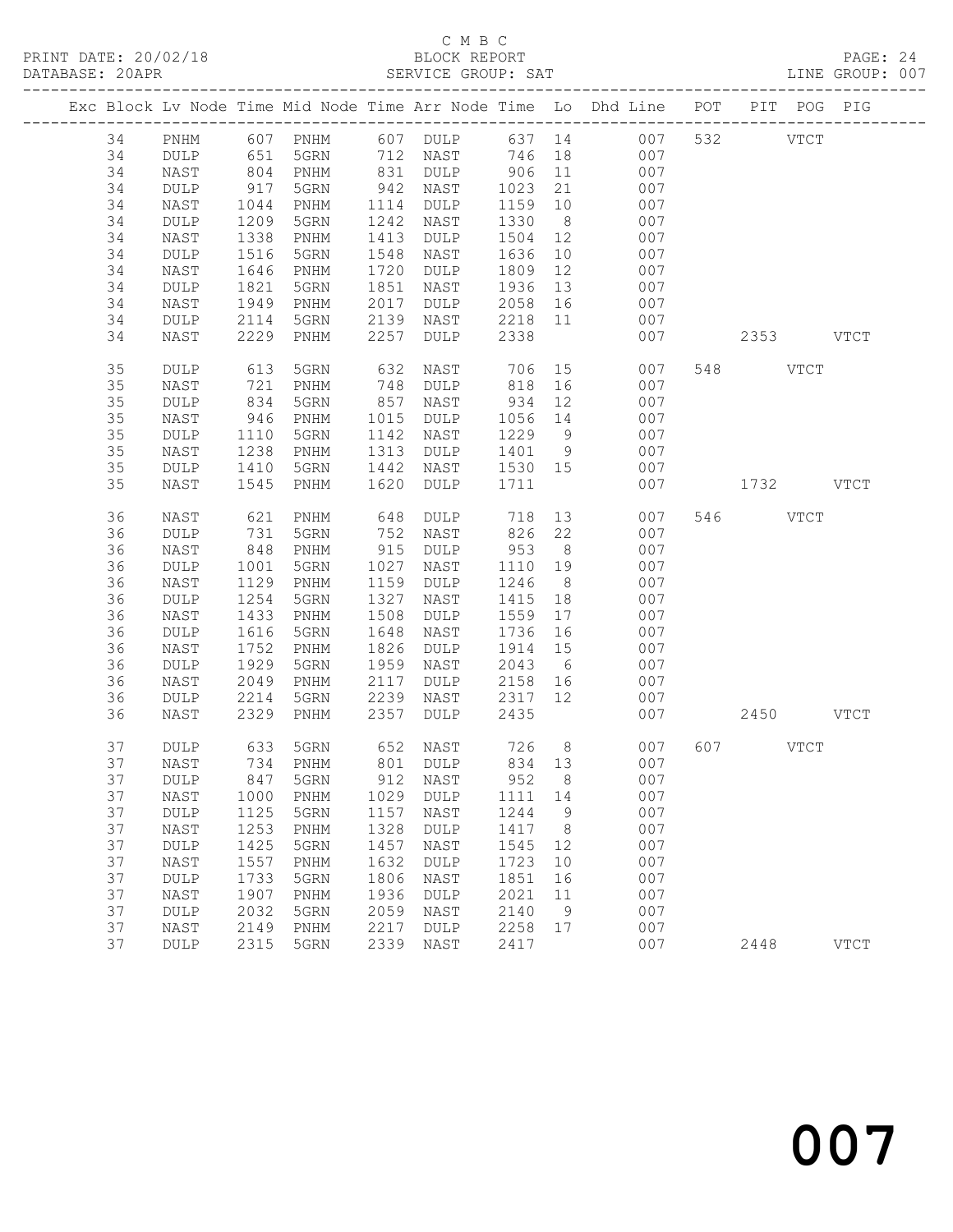C M B C
PRINT DATE: 20/02/18 BLOCK REPORT
DATABASE: 20APR SERVICE GROUP: SAT LINE GROUP: 007

| Exc | Block | Lv | Node | Time | Mid Node | Time | Arr Node | Time | Lo | Dhd Line | POT | PIT | POG | PIG |
|---|---|---|---|---|---|---|---|---|---|---|---|---|---|---|
| | 34 | | PNHM | 607 | PNHM | 607 | DULP | 637 | 14 | 007 | 532 | | VTCT | |
| | 34 | | DULP | 651 | 5GRN | 712 | NAST | 746 | 18 | 007 | | | | |
| | 34 | | NAST | 804 | PNHM | 831 | DULP | 906 | 11 | 007 | | | | |
| | 34 | | DULP | 917 | 5GRN | 942 | NAST | 1023 | 21 | 007 | | | | |
| | 34 | | NAST | 1044 | PNHM | 1114 | DULP | 1159 | 10 | 007 | | | | |
| | 34 | | DULP | 1209 | 5GRN | 1242 | NAST | 1330 | 8 | 007 | | | | |
| | 34 | | NAST | 1338 | PNHM | 1413 | DULP | 1504 | 12 | 007 | | | | |
| | 34 | | DULP | 1516 | 5GRN | 1548 | NAST | 1636 | 10 | 007 | | | | |
| | 34 | | NAST | 1646 | PNHM | 1720 | DULP | 1809 | 12 | 007 | | | | |
| | 34 | | DULP | 1821 | 5GRN | 1851 | NAST | 1936 | 13 | 007 | | | | |
| | 34 | | NAST | 1949 | PNHM | 2017 | DULP | 2058 | 16 | 007 | | | | |
| | 34 | | DULP | 2114 | 5GRN | 2139 | NAST | 2218 | 11 | 007 | | | | |
| | 34 | | NAST | 2229 | PNHM | 2257 | DULP | 2338 | | 007 | | 2353 | | VTCT |
| | 35 | | DULP | 613 | 5GRN | 632 | NAST | 706 | 15 | 007 | 548 | | VTCT | |
| | 35 | | NAST | 721 | PNHM | 748 | DULP | 818 | 16 | 007 | | | | |
| | 35 | | DULP | 834 | 5GRN | 857 | NAST | 934 | 12 | 007 | | | | |
| | 35 | | NAST | 946 | PNHM | 1015 | DULP | 1056 | 14 | 007 | | | | |
| | 35 | | DULP | 1110 | 5GRN | 1142 | NAST | 1229 | 9 | 007 | | | | |
| | 35 | | NAST | 1238 | PNHM | 1313 | DULP | 1401 | 9 | 007 | | | | |
| | 35 | | DULP | 1410 | 5GRN | 1442 | NAST | 1530 | 15 | 007 | | | | |
| | 35 | | NAST | 1545 | PNHM | 1620 | DULP | 1711 | | 007 | | 1732 | | VTCT |
| | 36 | | NAST | 621 | PNHM | 648 | DULP | 718 | 13 | 007 | 546 | | VTCT | |
| | 36 | | DULP | 731 | 5GRN | 752 | NAST | 826 | 22 | 007 | | | | |
| | 36 | | NAST | 848 | PNHM | 915 | DULP | 953 | 8 | 007 | | | | |
| | 36 | | DULP | 1001 | 5GRN | 1027 | NAST | 1110 | 19 | 007 | | | | |
| | 36 | | NAST | 1129 | PNHM | 1159 | DULP | 1246 | 8 | 007 | | | | |
| | 36 | | DULP | 1254 | 5GRN | 1327 | NAST | 1415 | 18 | 007 | | | | |
| | 36 | | NAST | 1433 | PNHM | 1508 | DULP | 1559 | 17 | 007 | | | | |
| | 36 | | DULP | 1616 | 5GRN | 1648 | NAST | 1736 | 16 | 007 | | | | |
| | 36 | | NAST | 1752 | PNHM | 1826 | DULP | 1914 | 15 | 007 | | | | |
| | 36 | | DULP | 1929 | 5GRN | 1959 | NAST | 2043 | 6 | 007 | | | | |
| | 36 | | NAST | 2049 | PNHM | 2117 | DULP | 2158 | 16 | 007 | | | | |
| | 36 | | DULP | 2214 | 5GRN | 2239 | NAST | 2317 | 12 | 007 | | | | |
| | 36 | | NAST | 2329 | PNHM | 2357 | DULP | 2435 | | 007 | | 2450 | | VTCT |
| | 37 | | DULP | 633 | 5GRN | 652 | NAST | 726 | 8 | 007 | 607 | | VTCT | |
| | 37 | | NAST | 734 | PNHM | 801 | DULP | 834 | 13 | 007 | | | | |
| | 37 | | DULP | 847 | 5GRN | 912 | NAST | 952 | 8 | 007 | | | | |
| | 37 | | NAST | 1000 | PNHM | 1029 | DULP | 1111 | 14 | 007 | | | | |
| | 37 | | DULP | 1125 | 5GRN | 1157 | NAST | 1244 | 9 | 007 | | | | |
| | 37 | | NAST | 1253 | PNHM | 1328 | DULP | 1417 | 8 | 007 | | | | |
| | 37 | | DULP | 1425 | 5GRN | 1457 | NAST | 1545 | 12 | 007 | | | | |
| | 37 | | NAST | 1557 | PNHM | 1632 | DULP | 1723 | 10 | 007 | | | | |
| | 37 | | DULP | 1733 | 5GRN | 1806 | NAST | 1851 | 16 | 007 | | | | |
| | 37 | | NAST | 1907 | PNHM | 1936 | DULP | 2021 | 11 | 007 | | | | |
| | 37 | | DULP | 2032 | 5GRN | 2059 | NAST | 2140 | 9 | 007 | | | | |
| | 37 | | NAST | 2149 | PNHM | 2217 | DULP | 2258 | 17 | 007 | | | | |
| | 37 | | DULP | 2315 | 5GRN | 2339 | NAST | 2417 | | 007 | | 2448 | | VTCT |

007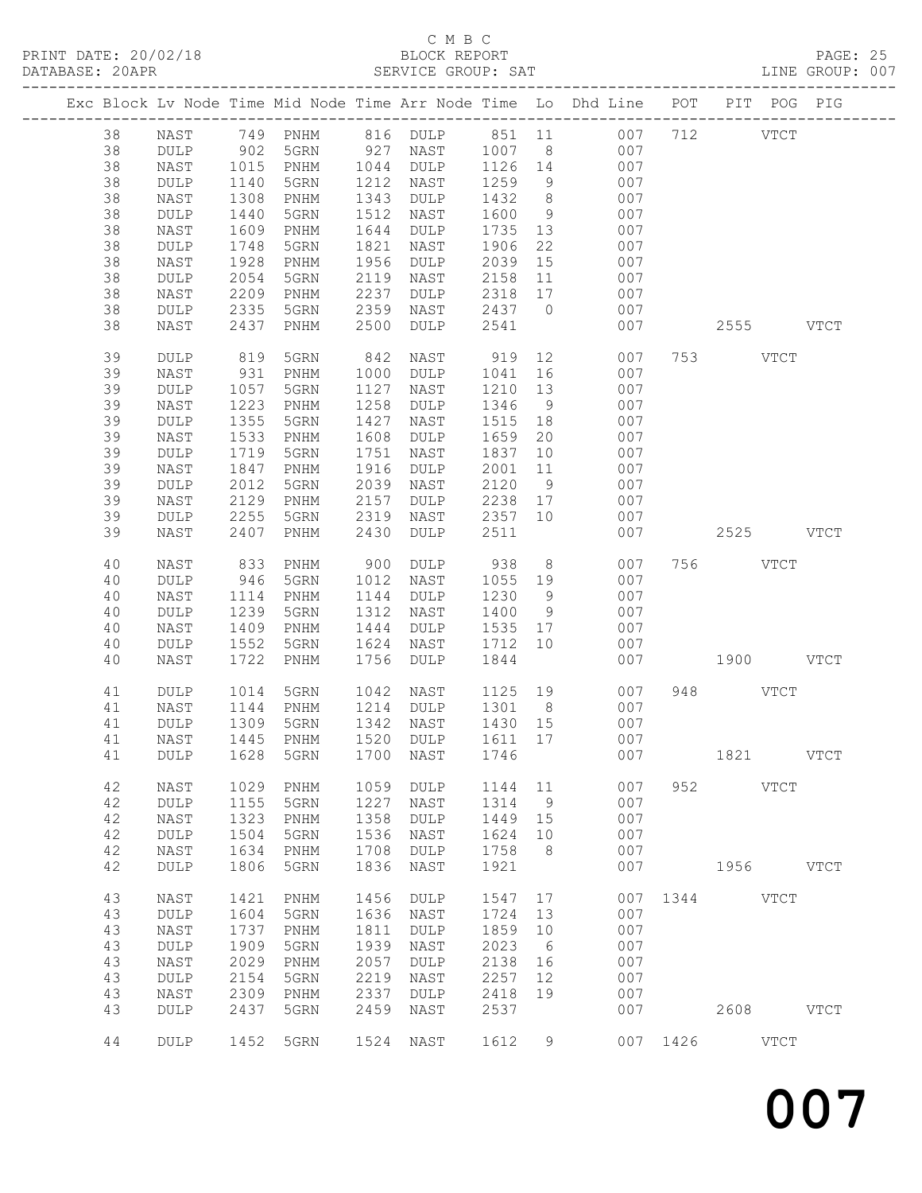C M B C

PRINT DATE: 20/02/18 BLOCK REPORT PAGE: 25
DATABASE: 20APR SERVICE GROUP: SAT LINE GROUP: 007

| Exc | Block | Lv | Node | Time | Mid Node | Time | Arr Node | Time | Lo | Dhd Line | POT | PIT | POG | PIG |
|---|---|---|---|---|---|---|---|---|---|---|---|---|---|---|
| | 38 | | NAST | 749 | PNHM | 816 | DULP | 851 | 11 | 007 | 712 | | VTCT | |
| | 38 | | DULP | 902 | 5GRN | 927 | NAST | 1007 | 8 | 007 | | | | |
| | 38 | | NAST | 1015 | PNHM | 1044 | DULP | 1126 | 14 | 007 | | | | |
| | 38 | | DULP | 1140 | 5GRN | 1212 | NAST | 1259 | 9 | 007 | | | | |
| | 38 | | NAST | 1308 | PNHM | 1343 | DULP | 1432 | 8 | 007 | | | | |
| | 38 | | DULP | 1440 | 5GRN | 1512 | NAST | 1600 | 9 | 007 | | | | |
| | 38 | | NAST | 1609 | PNHM | 1644 | DULP | 1735 | 13 | 007 | | | | |
| | 38 | | DULP | 1748 | 5GRN | 1821 | NAST | 1906 | 22 | 007 | | | | |
| | 38 | | NAST | 1928 | PNHM | 1956 | DULP | 2039 | 15 | 007 | | | | |
| | 38 | | DULP | 2054 | 5GRN | 2119 | NAST | 2158 | 11 | 007 | | | | |
| | 38 | | NAST | 2209 | PNHM | 2237 | DULP | 2318 | 17 | 007 | | | | |
| | 38 | | DULP | 2335 | 5GRN | 2359 | NAST | 2437 | 0 | 007 | | | | |
| | 38 | | NAST | 2437 | PNHM | 2500 | DULP | 2541 | | 007 | | 2555 | | VTCT |
| | 39 | | DULP | 819 | 5GRN | 842 | NAST | 919 | 12 | 007 | 753 | | VTCT | |
| | 39 | | NAST | 931 | PNHM | 1000 | DULP | 1041 | 16 | 007 | | | | |
| | 39 | | DULP | 1057 | 5GRN | 1127 | NAST | 1210 | 13 | 007 | | | | |
| | 39 | | NAST | 1223 | PNHM | 1258 | DULP | 1346 | 9 | 007 | | | | |
| | 39 | | DULP | 1355 | 5GRN | 1427 | NAST | 1515 | 18 | 007 | | | | |
| | 39 | | NAST | 1533 | PNHM | 1608 | DULP | 1659 | 20 | 007 | | | | |
| | 39 | | DULP | 1719 | 5GRN | 1751 | NAST | 1837 | 10 | 007 | | | | |
| | 39 | | NAST | 1847 | PNHM | 1916 | DULP | 2001 | 11 | 007 | | | | |
| | 39 | | DULP | 2012 | 5GRN | 2039 | NAST | 2120 | 9 | 007 | | | | |
| | 39 | | NAST | 2129 | PNHM | 2157 | DULP | 2238 | 17 | 007 | | | | |
| | 39 | | DULP | 2255 | 5GRN | 2319 | NAST | 2357 | 10 | 007 | | | | |
| | 39 | | NAST | 2407 | PNHM | 2430 | DULP | 2511 | | 007 | | 2525 | | VTCT |
| | 40 | | NAST | 833 | PNHM | 900 | DULP | 938 | 8 | 007 | 756 | | VTCT | |
| | 40 | | DULP | 946 | 5GRN | 1012 | NAST | 1055 | 19 | 007 | | | | |
| | 40 | | NAST | 1114 | PNHM | 1144 | DULP | 1230 | 9 | 007 | | | | |
| | 40 | | DULP | 1239 | 5GRN | 1312 | NAST | 1400 | 9 | 007 | | | | |
| | 40 | | NAST | 1409 | PNHM | 1444 | DULP | 1535 | 17 | 007 | | | | |
| | 40 | | DULP | 1552 | 5GRN | 1624 | NAST | 1712 | 10 | 007 | | | | |
| | 40 | | NAST | 1722 | PNHM | 1756 | DULP | 1844 | | 007 | | 1900 | | VTCT |
| | 41 | | DULP | 1014 | 5GRN | 1042 | NAST | 1125 | 19 | 007 | 948 | | VTCT | |
| | 41 | | NAST | 1144 | PNHM | 1214 | DULP | 1301 | 8 | 007 | | | | |
| | 41 | | DULP | 1309 | 5GRN | 1342 | NAST | 1430 | 15 | 007 | | | | |
| | 41 | | NAST | 1445 | PNHM | 1520 | DULP | 1611 | 17 | 007 | | | | |
| | 41 | | DULP | 1628 | 5GRN | 1700 | NAST | 1746 | | 007 | | 1821 | | VTCT |
| | 42 | | NAST | 1029 | PNHM | 1059 | DULP | 1144 | 11 | 007 | 952 | | VTCT | |
| | 42 | | DULP | 1155 | 5GRN | 1227 | NAST | 1314 | 9 | 007 | | | | |
| | 42 | | NAST | 1323 | PNHM | 1358 | DULP | 1449 | 15 | 007 | | | | |
| | 42 | | DULP | 1504 | 5GRN | 1536 | NAST | 1624 | 10 | 007 | | | | |
| | 42 | | NAST | 1634 | PNHM | 1708 | DULP | 1758 | 8 | 007 | | | | |
| | 42 | | DULP | 1806 | 5GRN | 1836 | NAST | 1921 | | 007 | | 1956 | | VTCT |
| | 43 | | NAST | 1421 | PNHM | 1456 | DULP | 1547 | 17 | 007 | 1344 | | VTCT | |
| | 43 | | DULP | 1604 | 5GRN | 1636 | NAST | 1724 | 13 | 007 | | | | |
| | 43 | | NAST | 1737 | PNHM | 1811 | DULP | 1859 | 10 | 007 | | | | |
| | 43 | | DULP | 1909 | 5GRN | 1939 | NAST | 2023 | 6 | 007 | | | | |
| | 43 | | NAST | 2029 | PNHM | 2057 | DULP | 2138 | 16 | 007 | | | | |
| | 43 | | DULP | 2154 | 5GRN | 2219 | NAST | 2257 | 12 | 007 | | | | |
| | 43 | | NAST | 2309 | PNHM | 2337 | DULP | 2418 | 19 | 007 | | | | |
| | 43 | | DULP | 2437 | 5GRN | 2459 | NAST | 2537 | | 007 | | 2608 | | VTCT |
| | 44 | | DULP | 1452 | 5GRN | 1524 | NAST | 1612 | 9 | 007 | 1426 | | VTCT | |

007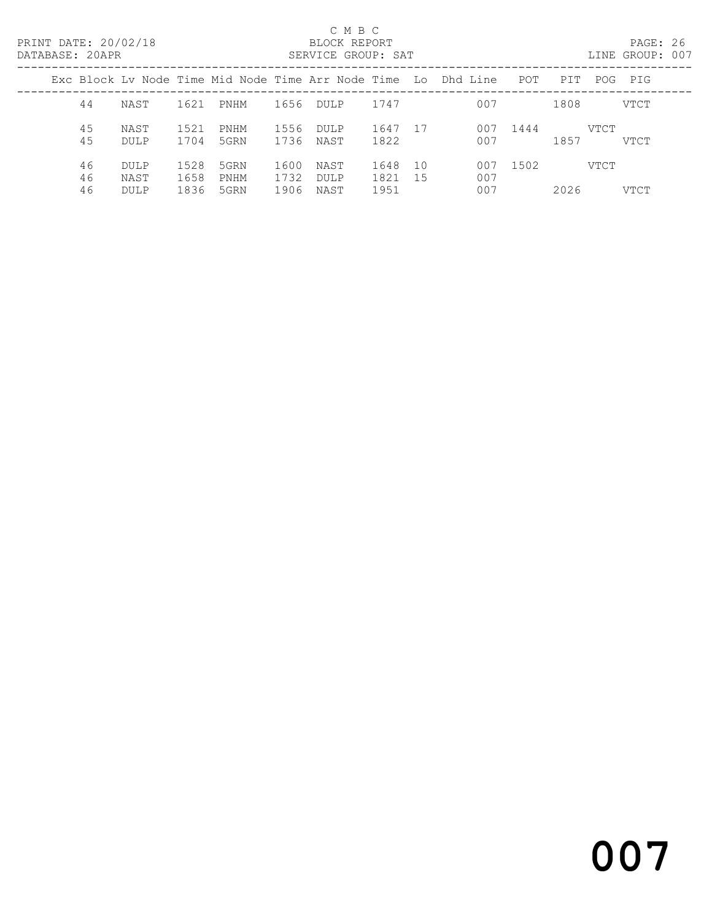C M B C

PRINT DATE: 20/02/18 BLOCK REPORT

DATABASE: 20APR SERVICE GROUP: SAT LINE GROUP: 007

| Exc | Block | Lv | Node | Time | Mid Node | Time | Arr Node | Time | Lo | Dhd | Line | POT | PIT | POG | PIG |
|---|---|---|---|---|---|---|---|---|---|---|---|---|---|---|---|
| | 44 | | NAST | 1621 | PNHM | 1656 | DULP | 1747 | | | 007 | | 1808 | | VTCT |
| | 45 | | NAST | 1521 | PNHM | 1556 | DULP | 1647 | 17 | | 007 | 1444 | | VTCT | |
| | 45 | | DULP | 1704 | 5GRN | 1736 | NAST | 1822 | | | 007 | | 1857 | | VTCT |
| | 46 | | DULP | 1528 | 5GRN | 1600 | NAST | 1648 | 10 | | 007 | 1502 | | VTCT | |
| | 46 | | NAST | 1658 | PNHM | 1732 | DULP | 1821 | 15 | | 007 | | | | |
| | 46 | | DULP | 1836 | 5GRN | 1906 | NAST | 1951 | | | 007 | | 2026 | | VTCT |

007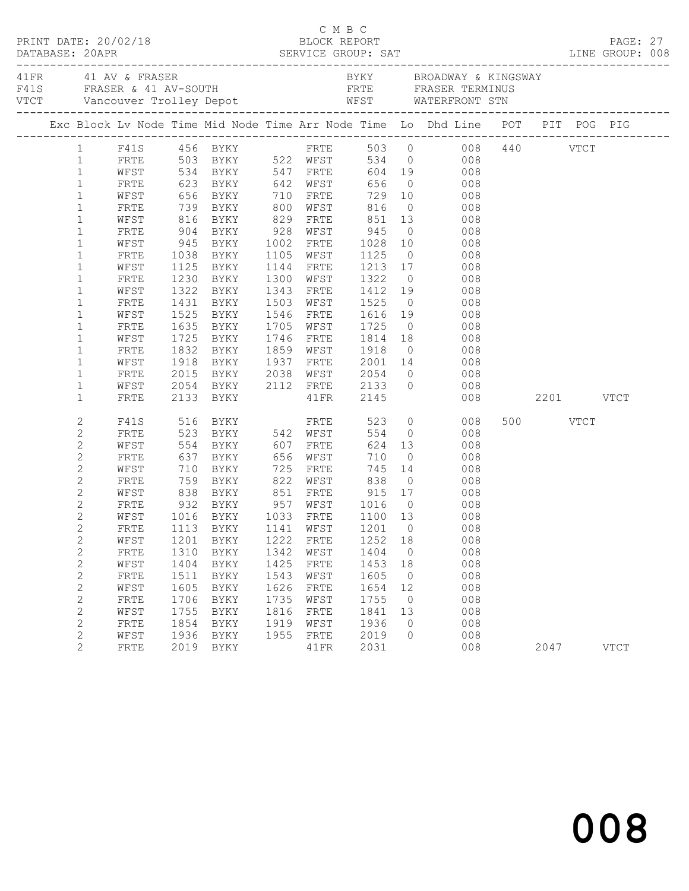C M B C
BLOCK REPORT
SERVICE GROUP: SAT

PRINT DATE: 20/02/18
DATABASE: 20APR
LINE GROUP: 008

| | | | |
|---|---|---|---|
| 41FR | 41 AV & FRASER | BYKY | BROADWAY & KINGSWAY |
| F41S | FRASER & 41 AV-SOUTH | FRTE | FRASER TERMINUS |
| VTCT | Vancouver Trolley Depot | WFST | WATERFRONT STN |

| Exc | Block | Lv Node | Time | Mid Node | Time | Arr Node | Time | Lo | Dhd Line | POT | PIT | POG | PIG |
|---|---|---|---|---|---|---|---|---|---|---|---|---|---|
| | 1 | F41S | 456 | BYKY | | FRTE | 503 | 0 | 008 | 440 | | VTCT | |
| | 1 | FRTE | 503 | BYKY | 522 | WFST | 534 | 0 | 008 | | | | |
| | 1 | WFST | 534 | BYKY | 547 | FRTE | 604 | 19 | 008 | | | | |
| | 1 | FRTE | 623 | BYKY | 642 | WFST | 656 | 0 | 008 | | | | |
| | 1 | WFST | 656 | BYKY | 710 | FRTE | 729 | 10 | 008 | | | | |
| | 1 | FRTE | 739 | BYKY | 800 | WFST | 816 | 0 | 008 | | | | |
| | 1 | WFST | 816 | BYKY | 829 | FRTE | 851 | 13 | 008 | | | | |
| | 1 | FRTE | 904 | BYKY | 928 | WFST | 945 | 0 | 008 | | | | |
| | 1 | WFST | 945 | BYKY | 1002 | FRTE | 1028 | 10 | 008 | | | | |
| | 1 | FRTE | 1038 | BYKY | 1105 | WFST | 1125 | 0 | 008 | | | | |
| | 1 | WFST | 1125 | BYKY | 1144 | FRTE | 1213 | 17 | 008 | | | | |
| | 1 | FRTE | 1230 | BYKY | 1300 | WFST | 1322 | 0 | 008 | | | | |
| | 1 | WFST | 1322 | BYKY | 1343 | FRTE | 1412 | 19 | 008 | | | | |
| | 1 | FRTE | 1431 | BYKY | 1503 | WFST | 1525 | 0 | 008 | | | | |
| | 1 | WFST | 1525 | BYKY | 1546 | FRTE | 1616 | 19 | 008 | | | | |
| | 1 | FRTE | 1635 | BYKY | 1705 | WFST | 1725 | 0 | 008 | | | | |
| | 1 | WFST | 1725 | BYKY | 1746 | FRTE | 1814 | 18 | 008 | | | | |
| | 1 | FRTE | 1832 | BYKY | 1859 | WFST | 1918 | 0 | 008 | | | | |
| | 1 | WFST | 1918 | BYKY | 1937 | FRTE | 2001 | 14 | 008 | | | | |
| | 1 | FRTE | 2015 | BYKY | 2038 | WFST | 2054 | 0 | 008 | | | | |
| | 1 | WFST | 2054 | BYKY | 2112 | FRTE | 2133 | 0 | 008 | | | | |
| | 1 | FRTE | 2133 | BYKY | | 41FR | 2145 | | 008 | | 2201 | | VTCT |
| | 2 | F41S | 516 | BYKY | | FRTE | 523 | 0 | 008 | 500 | | VTCT | |
| | 2 | FRTE | 523 | BYKY | 542 | WFST | 554 | 0 | 008 | | | | |
| | 2 | WFST | 554 | BYKY | 607 | FRTE | 624 | 13 | 008 | | | | |
| | 2 | FRTE | 637 | BYKY | 656 | WFST | 710 | 0 | 008 | | | | |
| | 2 | WFST | 710 | BYKY | 725 | FRTE | 745 | 14 | 008 | | | | |
| | 2 | FRTE | 759 | BYKY | 822 | WFST | 838 | 0 | 008 | | | | |
| | 2 | WFST | 838 | BYKY | 851 | FRTE | 915 | 17 | 008 | | | | |
| | 2 | FRTE | 932 | BYKY | 957 | WFST | 1016 | 0 | 008 | | | | |
| | 2 | WFST | 1016 | BYKY | 1033 | FRTE | 1100 | 13 | 008 | | | | |
| | 2 | FRTE | 1113 | BYKY | 1141 | WFST | 1201 | 0 | 008 | | | | |
| | 2 | WFST | 1201 | BYKY | 1222 | FRTE | 1252 | 18 | 008 | | | | |
| | 2 | FRTE | 1310 | BYKY | 1342 | WFST | 1404 | 0 | 008 | | | | |
| | 2 | WFST | 1404 | BYKY | 1425 | FRTE | 1453 | 18 | 008 | | | | |
| | 2 | FRTE | 1511 | BYKY | 1543 | WFST | 1605 | 0 | 008 | | | | |
| | 2 | WFST | 1605 | BYKY | 1626 | FRTE | 1654 | 12 | 008 | | | | |
| | 2 | FRTE | 1706 | BYKY | 1735 | WFST | 1755 | 0 | 008 | | | | |
| | 2 | WFST | 1755 | BYKY | 1816 | FRTE | 1841 | 13 | 008 | | | | |
| | 2 | FRTE | 1854 | BYKY | 1919 | WFST | 1936 | 0 | 008 | | | | |
| | 2 | WFST | 1936 | BYKY | 1955 | FRTE | 2019 | 0 | 008 | | | | |
| | 2 | FRTE | 2019 | BYKY | | 41FR | 2031 | | 008 | | 2047 | | VTCT |

008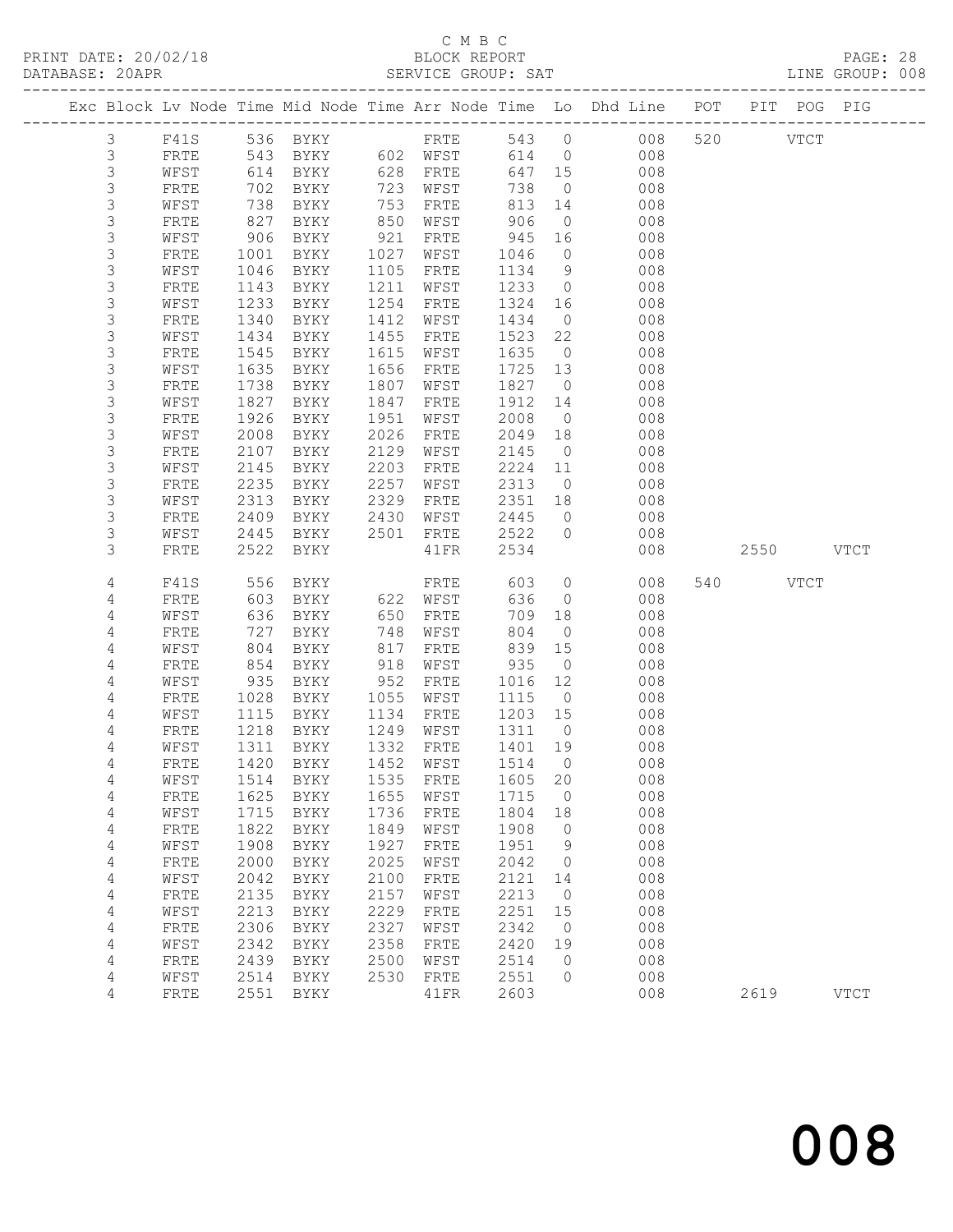C M B C
PRINT DATE: 20/02/18 BLOCK REPORT
DATABASE: 20APR SERVICE GROUP: SAT LINE GROUP: 008

| Exc | Block | Lv | Node | Time | Mid Node | Time | Arr Node | Time | Lo | Dhd Line | POT | PIT | POG | PIG |
|---|---|---|---|---|---|---|---|---|---|---|---|---|---|---|
| | 3 | | F41S | 536 | BYKY | | FRTE | 543 | 0 | 008 | 520 | | VTCT | |
| | 3 | | FRTE | 543 | BYKY | 602 | WFST | 614 | 0 | 008 | | | | |
| | 3 | | WFST | 614 | BYKY | 628 | FRTE | 647 | 15 | 008 | | | | |
| | 3 | | FRTE | 702 | BYKY | 723 | WFST | 738 | 0 | 008 | | | | |
| | 3 | | WFST | 738 | BYKY | 753 | FRTE | 813 | 14 | 008 | | | | |
| | 3 | | FRTE | 827 | BYKY | 850 | WFST | 906 | 0 | 008 | | | | |
| | 3 | | WFST | 906 | BYKY | 921 | FRTE | 945 | 16 | 008 | | | | |
| | 3 | | FRTE | 1001 | BYKY | 1027 | WFST | 1046 | 0 | 008 | | | | |
| | 3 | | WFST | 1046 | BYKY | 1105 | FRTE | 1134 | 9 | 008 | | | | |
| | 3 | | FRTE | 1143 | BYKY | 1211 | WFST | 1233 | 0 | 008 | | | | |
| | 3 | | WFST | 1233 | BYKY | 1254 | FRTE | 1324 | 16 | 008 | | | | |
| | 3 | | FRTE | 1340 | BYKY | 1412 | WFST | 1434 | 0 | 008 | | | | |
| | 3 | | WFST | 1434 | BYKY | 1455 | FRTE | 1523 | 22 | 008 | | | | |
| | 3 | | FRTE | 1545 | BYKY | 1615 | WFST | 1635 | 0 | 008 | | | | |
| | 3 | | WFST | 1635 | BYKY | 1656 | FRTE | 1725 | 13 | 008 | | | | |
| | 3 | | FRTE | 1738 | BYKY | 1807 | WFST | 1827 | 0 | 008 | | | | |
| | 3 | | WFST | 1827 | BYKY | 1847 | FRTE | 1912 | 14 | 008 | | | | |
| | 3 | | FRTE | 1926 | BYKY | 1951 | WFST | 2008 | 0 | 008 | | | | |
| | 3 | | WFST | 2008 | BYKY | 2026 | FRTE | 2049 | 18 | 008 | | | | |
| | 3 | | FRTE | 2107 | BYKY | 2129 | WFST | 2145 | 0 | 008 | | | | |
| | 3 | | WFST | 2145 | BYKY | 2203 | FRTE | 2224 | 11 | 008 | | | | |
| | 3 | | FRTE | 2235 | BYKY | 2257 | WFST | 2313 | 0 | 008 | | | | |
| | 3 | | WFST | 2313 | BYKY | 2329 | FRTE | 2351 | 18 | 008 | | | | |
| | 3 | | FRTE | 2409 | BYKY | 2430 | WFST | 2445 | 0 | 008 | | | | |
| | 3 | | WFST | 2445 | BYKY | 2501 | FRTE | 2522 | 0 | 008 | | | | |
| | 3 | | FRTE | 2522 | BYKY | | 41FR | 2534 | | 008 | | 2550 | | VTCT |
| | 4 | | F41S | 556 | BYKY | | FRTE | 603 | 0 | 008 | 540 | | VTCT | |
| | 4 | | FRTE | 603 | BYKY | 622 | WFST | 636 | 0 | 008 | | | | |
| | 4 | | WFST | 636 | BYKY | 650 | FRTE | 709 | 18 | 008 | | | | |
| | 4 | | FRTE | 727 | BYKY | 748 | WFST | 804 | 0 | 008 | | | | |
| | 4 | | WFST | 804 | BYKY | 817 | FRTE | 839 | 15 | 008 | | | | |
| | 4 | | FRTE | 854 | BYKY | 918 | WFST | 935 | 0 | 008 | | | | |
| | 4 | | WFST | 935 | BYKY | 952 | FRTE | 1016 | 12 | 008 | | | | |
| | 4 | | FRTE | 1028 | BYKY | 1055 | WFST | 1115 | 0 | 008 | | | | |
| | 4 | | WFST | 1115 | BYKY | 1134 | FRTE | 1203 | 15 | 008 | | | | |
| | 4 | | FRTE | 1218 | BYKY | 1249 | WFST | 1311 | 0 | 008 | | | | |
| | 4 | | WFST | 1311 | BYKY | 1332 | FRTE | 1401 | 19 | 008 | | | | |
| | 4 | | FRTE | 1420 | BYKY | 1452 | WFST | 1514 | 0 | 008 | | | | |
| | 4 | | WFST | 1514 | BYKY | 1535 | FRTE | 1605 | 20 | 008 | | | | |
| | 4 | | FRTE | 1625 | BYKY | 1655 | WFST | 1715 | 0 | 008 | | | | |
| | 4 | | WFST | 1715 | BYKY | 1736 | FRTE | 1804 | 18 | 008 | | | | |
| | 4 | | FRTE | 1822 | BYKY | 1849 | WFST | 1908 | 0 | 008 | | | | |
| | 4 | | WFST | 1908 | BYKY | 1927 | FRTE | 1951 | 9 | 008 | | | | |
| | 4 | | FRTE | 2000 | BYKY | 2025 | WFST | 2042 | 0 | 008 | | | | |
| | 4 | | WFST | 2042 | BYKY | 2100 | FRTE | 2121 | 14 | 008 | | | | |
| | 4 | | FRTE | 2135 | BYKY | 2157 | WFST | 2213 | 0 | 008 | | | | |
| | 4 | | WFST | 2213 | BYKY | 2229 | FRTE | 2251 | 15 | 008 | | | | |
| | 4 | | FRTE | 2306 | BYKY | 2327 | WFST | 2342 | 0 | 008 | | | | |
| | 4 | | WFST | 2342 | BYKY | 2358 | FRTE | 2420 | 19 | 008 | | | | |
| | 4 | | FRTE | 2439 | BYKY | 2500 | WFST | 2514 | 0 | 008 | | | | |
| | 4 | | WFST | 2514 | BYKY | 2530 | FRTE | 2551 | 0 | 008 | | | | |
| | 4 | | FRTE | 2551 | BYKY | | 41FR | 2603 | | 008 | | 2619 | | VTCT |

008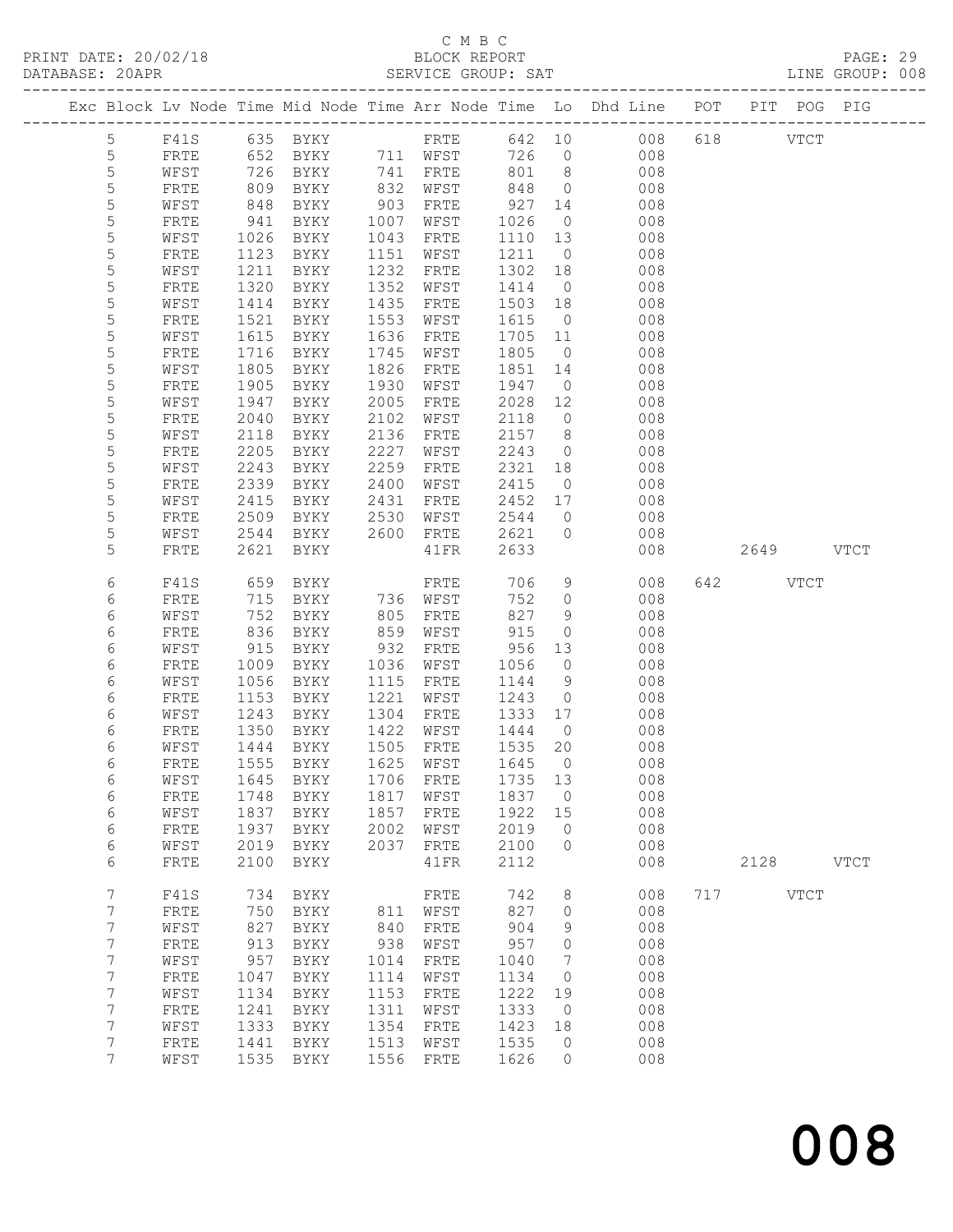C M B C
BLOCK REPORT
SERVICE GROUP: SAT

PRINT DATE: 20/02/18
DATABASE: 20APR
LINE GROUP: 008

| Exc | Block | Lv | Node | Time | Mid Node | Time | Arr Node | Time | Lo | Dhd Line | POT | PIT | POG | PIG |
|---|---|---|---|---|---|---|---|---|---|---|---|---|---|---|
| | 5 | | F41S | 635 | BYKY | | FRTE | 642 | 10 | 008 | 618 | | VTCT | |
| | 5 | | FRTE | 652 | BYKY | 711 | WFST | 726 | 0 | 008 | | | | |
| | 5 | | WFST | 726 | BYKY | 741 | FRTE | 801 | 8 | 008 | | | | |
| | 5 | | FRTE | 809 | BYKY | 832 | WFST | 848 | 0 | 008 | | | | |
| | 5 | | WFST | 848 | BYKY | 903 | FRTE | 927 | 14 | 008 | | | | |
| | 5 | | FRTE | 941 | BYKY | 1007 | WFST | 1026 | 0 | 008 | | | | |
| | 5 | | WFST | 1026 | BYKY | 1043 | FRTE | 1110 | 13 | 008 | | | | |
| | 5 | | FRTE | 1123 | BYKY | 1151 | WFST | 1211 | 0 | 008 | | | | |
| | 5 | | WFST | 1211 | BYKY | 1232 | FRTE | 1302 | 18 | 008 | | | | |
| | 5 | | FRTE | 1320 | BYKY | 1352 | WFST | 1414 | 0 | 008 | | | | |
| | 5 | | WFST | 1414 | BYKY | 1435 | FRTE | 1503 | 18 | 008 | | | | |
| | 5 | | FRTE | 1521 | BYKY | 1553 | WFST | 1615 | 0 | 008 | | | | |
| | 5 | | WFST | 1615 | BYKY | 1636 | FRTE | 1705 | 11 | 008 | | | | |
| | 5 | | FRTE | 1716 | BYKY | 1745 | WFST | 1805 | 0 | 008 | | | | |
| | 5 | | WFST | 1805 | BYKY | 1826 | FRTE | 1851 | 14 | 008 | | | | |
| | 5 | | FRTE | 1905 | BYKY | 1930 | WFST | 1947 | 0 | 008 | | | | |
| | 5 | | WFST | 1947 | BYKY | 2005 | FRTE | 2028 | 12 | 008 | | | | |
| | 5 | | FRTE | 2040 | BYKY | 2102 | WFST | 2118 | 0 | 008 | | | | |
| | 5 | | WFST | 2118 | BYKY | 2136 | FRTE | 2157 | 8 | 008 | | | | |
| | 5 | | FRTE | 2205 | BYKY | 2227 | WFST | 2243 | 0 | 008 | | | | |
| | 5 | | WFST | 2243 | BYKY | 2259 | FRTE | 2321 | 18 | 008 | | | | |
| | 5 | | FRTE | 2339 | BYKY | 2400 | WFST | 2415 | 0 | 008 | | | | |
| | 5 | | WFST | 2415 | BYKY | 2431 | FRTE | 2452 | 17 | 008 | | | | |
| | 5 | | FRTE | 2509 | BYKY | 2530 | WFST | 2544 | 0 | 008 | | | | |
| | 5 | | WFST | 2544 | BYKY | 2600 | FRTE | 2621 | 0 | 008 | | | | |
| | 5 | | FRTE | 2621 | BYKY | | 41FR | 2633 | | 008 | | 2649 | | VTCT |
| | 6 | | F41S | 659 | BYKY | | FRTE | 706 | 9 | 008 | 642 | | VTCT | |
| | 6 | | FRTE | 715 | BYKY | 736 | WFST | 752 | 0 | 008 | | | | |
| | 6 | | WFST | 752 | BYKY | 805 | FRTE | 827 | 9 | 008 | | | | |
| | 6 | | FRTE | 836 | BYKY | 859 | WFST | 915 | 0 | 008 | | | | |
| | 6 | | WFST | 915 | BYKY | 932 | FRTE | 956 | 13 | 008 | | | | |
| | 6 | | FRTE | 1009 | BYKY | 1036 | WFST | 1056 | 0 | 008 | | | | |
| | 6 | | WFST | 1056 | BYKY | 1115 | FRTE | 1144 | 9 | 008 | | | | |
| | 6 | | FRTE | 1153 | BYKY | 1221 | WFST | 1243 | 0 | 008 | | | | |
| | 6 | | WFST | 1243 | BYKY | 1304 | FRTE | 1333 | 17 | 008 | | | | |
| | 6 | | FRTE | 1350 | BYKY | 1422 | WFST | 1444 | 0 | 008 | | | | |
| | 6 | | WFST | 1444 | BYKY | 1505 | FRTE | 1535 | 20 | 008 | | | | |
| | 6 | | FRTE | 1555 | BYKY | 1625 | WFST | 1645 | 0 | 008 | | | | |
| | 6 | | WFST | 1645 | BYKY | 1706 | FRTE | 1735 | 13 | 008 | | | | |
| | 6 | | FRTE | 1748 | BYKY | 1817 | WFST | 1837 | 0 | 008 | | | | |
| | 6 | | WFST | 1837 | BYKY | 1857 | FRTE | 1922 | 15 | 008 | | | | |
| | 6 | | FRTE | 1937 | BYKY | 2002 | WFST | 2019 | 0 | 008 | | | | |
| | 6 | | WFST | 2019 | BYKY | 2037 | FRTE | 2100 | 0 | 008 | | | | |
| | 6 | | FRTE | 2100 | BYKY | | 41FR | 2112 | | 008 | | 2128 | | VTCT |
| | 7 | | F41S | 734 | BYKY | | FRTE | 742 | 8 | 008 | 717 | | VTCT | |
| | 7 | | FRTE | 750 | BYKY | 811 | WFST | 827 | 0 | 008 | | | | |
| | 7 | | WFST | 827 | BYKY | 840 | FRTE | 904 | 9 | 008 | | | | |
| | 7 | | FRTE | 913 | BYKY | 938 | WFST | 957 | 0 | 008 | | | | |
| | 7 | | WFST | 957 | BYKY | 1014 | FRTE | 1040 | 7 | 008 | | | | |
| | 7 | | FRTE | 1047 | BYKY | 1114 | WFST | 1134 | 0 | 008 | | | | |
| | 7 | | WFST | 1134 | BYKY | 1153 | FRTE | 1222 | 19 | 008 | | | | |
| | 7 | | FRTE | 1241 | BYKY | 1311 | WFST | 1333 | 0 | 008 | | | | |
| | 7 | | WFST | 1333 | BYKY | 1354 | FRTE | 1423 | 18 | 008 | | | | |
| | 7 | | FRTE | 1441 | BYKY | 1513 | WFST | 1535 | 0 | 008 | | | | |
| | 7 | | WFST | 1535 | BYKY | 1556 | FRTE | 1626 | 0 | 008 | | | | |

008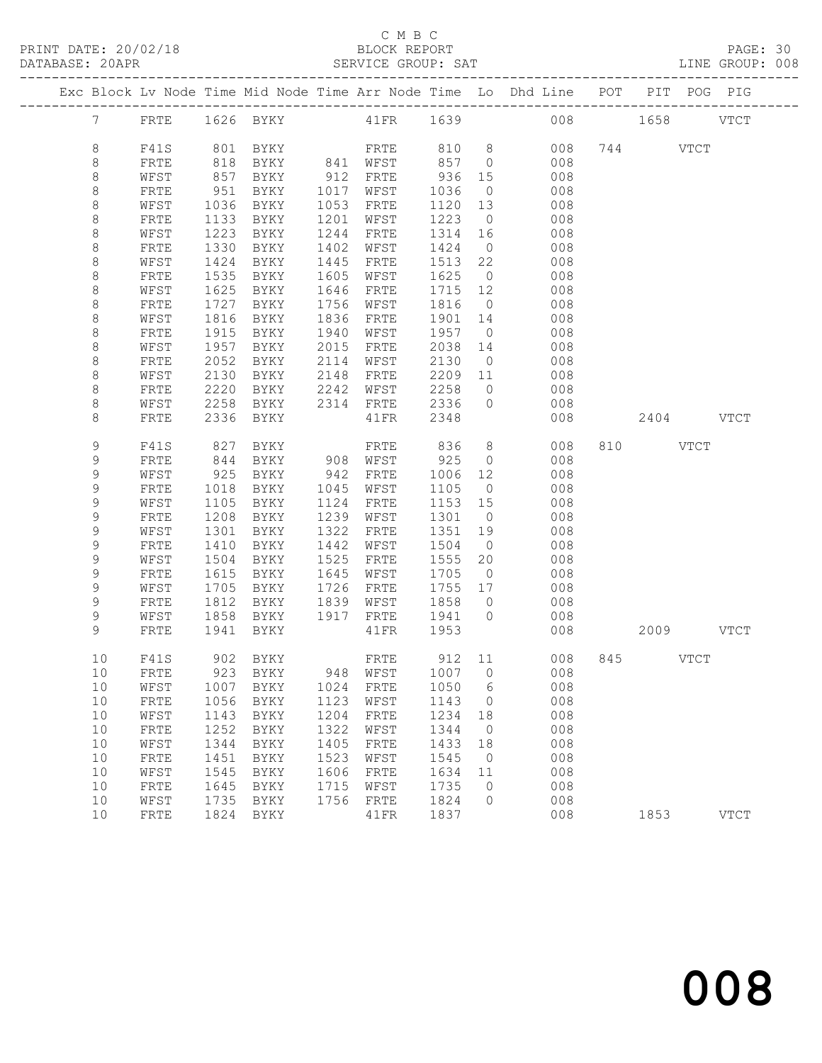C M B C

PRINT DATE: 20/02/18 BLOCK REPORT

DATABASE: 20APR SERVICE GROUP: SAT LINE GROUP: 008

| Exc | Block | Lv | Node | Time | Mid Node | Time | Arr Node | Time | Lo | Dhd Line | POT | PIT | POG | PIG |
|---|---|---|---|---|---|---|---|---|---|---|---|---|---|---|
| | 7 | | FRTE | 1626 | BYKY | | 41FR | 1639 | | 008 | | 1658 | | VTCT |
| | 8 | | F41S | 801 | BYKY | | FRTE | 810 | 8 | 008 | 744 | | VTCT | |
| | 8 | | FRTE | 818 | BYKY | 841 | WFST | 857 | 0 | 008 | | | | |
| | 8 | | WFST | 857 | BYKY | 912 | FRTE | 936 | 15 | 008 | | | | |
| | 8 | | FRTE | 951 | BYKY | 1017 | WFST | 1036 | 0 | 008 | | | | |
| | 8 | | WFST | 1036 | BYKY | 1053 | FRTE | 1120 | 13 | 008 | | | | |
| | 8 | | FRTE | 1133 | BYKY | 1201 | WFST | 1223 | 0 | 008 | | | | |
| | 8 | | WFST | 1223 | BYKY | 1244 | FRTE | 1314 | 16 | 008 | | | | |
| | 8 | | FRTE | 1330 | BYKY | 1402 | WFST | 1424 | 0 | 008 | | | | |
| | 8 | | WFST | 1424 | BYKY | 1445 | FRTE | 1513 | 22 | 008 | | | | |
| | 8 | | FRTE | 1535 | BYKY | 1605 | WFST | 1625 | 0 | 008 | | | | |
| | 8 | | WFST | 1625 | BYKY | 1646 | FRTE | 1715 | 12 | 008 | | | | |
| | 8 | | FRTE | 1727 | BYKY | 1756 | WFST | 1816 | 0 | 008 | | | | |
| | 8 | | WFST | 1816 | BYKY | 1836 | FRTE | 1901 | 14 | 008 | | | | |
| | 8 | | FRTE | 1915 | BYKY | 1940 | WFST | 1957 | 0 | 008 | | | | |
| | 8 | | WFST | 1957 | BYKY | 2015 | FRTE | 2038 | 14 | 008 | | | | |
| | 8 | | FRTE | 2052 | BYKY | 2114 | WFST | 2130 | 0 | 008 | | | | |
| | 8 | | WFST | 2130 | BYKY | 2148 | FRTE | 2209 | 11 | 008 | | | | |
| | 8 | | FRTE | 2220 | BYKY | 2242 | WFST | 2258 | 0 | 008 | | | | |
| | 8 | | WFST | 2258 | BYKY | 2314 | FRTE | 2336 | 0 | 008 | | | | |
| | 8 | | FRTE | 2336 | BYKY | | 41FR | 2348 | | 008 | | 2404 | | VTCT |
| | 9 | | F41S | 827 | BYKY | | FRTE | 836 | 8 | 008 | 810 | | VTCT | |
| | 9 | | FRTE | 844 | BYKY | 908 | WFST | 925 | 0 | 008 | | | | |
| | 9 | | WFST | 925 | BYKY | 942 | FRTE | 1006 | 12 | 008 | | | | |
| | 9 | | FRTE | 1018 | BYKY | 1045 | WFST | 1105 | 0 | 008 | | | | |
| | 9 | | WFST | 1105 | BYKY | 1124 | FRTE | 1153 | 15 | 008 | | | | |
| | 9 | | FRTE | 1208 | BYKY | 1239 | WFST | 1301 | 0 | 008 | | | | |
| | 9 | | WFST | 1301 | BYKY | 1322 | FRTE | 1351 | 19 | 008 | | | | |
| | 9 | | FRTE | 1410 | BYKY | 1442 | WFST | 1504 | 0 | 008 | | | | |
| | 9 | | WFST | 1504 | BYKY | 1525 | FRTE | 1555 | 20 | 008 | | | | |
| | 9 | | FRTE | 1615 | BYKY | 1645 | WFST | 1705 | 0 | 008 | | | | |
| | 9 | | WFST | 1705 | BYKY | 1726 | FRTE | 1755 | 17 | 008 | | | | |
| | 9 | | FRTE | 1812 | BYKY | 1839 | WFST | 1858 | 0 | 008 | | | | |
| | 9 | | WFST | 1858 | BYKY | 1917 | FRTE | 1941 | 0 | 008 | | | | |
| | 9 | | FRTE | 1941 | BYKY | | 41FR | 1953 | | 008 | | 2009 | | VTCT |
| | 10 | | F41S | 902 | BYKY | | FRTE | 912 | 11 | 008 | 845 | | VTCT | |
| | 10 | | FRTE | 923 | BYKY | 948 | WFST | 1007 | 0 | 008 | | | | |
| | 10 | | WFST | 1007 | BYKY | 1024 | FRTE | 1050 | 6 | 008 | | | | |
| | 10 | | FRTE | 1056 | BYKY | 1123 | WFST | 1143 | 0 | 008 | | | | |
| | 10 | | WFST | 1143 | BYKY | 1204 | FRTE | 1234 | 18 | 008 | | | | |
| | 10 | | FRTE | 1252 | BYKY | 1322 | WFST | 1344 | 0 | 008 | | | | |
| | 10 | | WFST | 1344 | BYKY | 1405 | FRTE | 1433 | 18 | 008 | | | | |
| | 10 | | FRTE | 1451 | BYKY | 1523 | WFST | 1545 | 0 | 008 | | | | |
| | 10 | | WFST | 1545 | BYKY | 1606 | FRTE | 1634 | 11 | 008 | | | | |
| | 10 | | FRTE | 1645 | BYKY | 1715 | WFST | 1735 | 0 | 008 | | | | |
| | 10 | | WFST | 1735 | BYKY | 1756 | FRTE | 1824 | 0 | 008 | | | | |
| | 10 | | FRTE | 1824 | BYKY | | 41FR | 1837 | | 008 | | 1853 | | VTCT |

008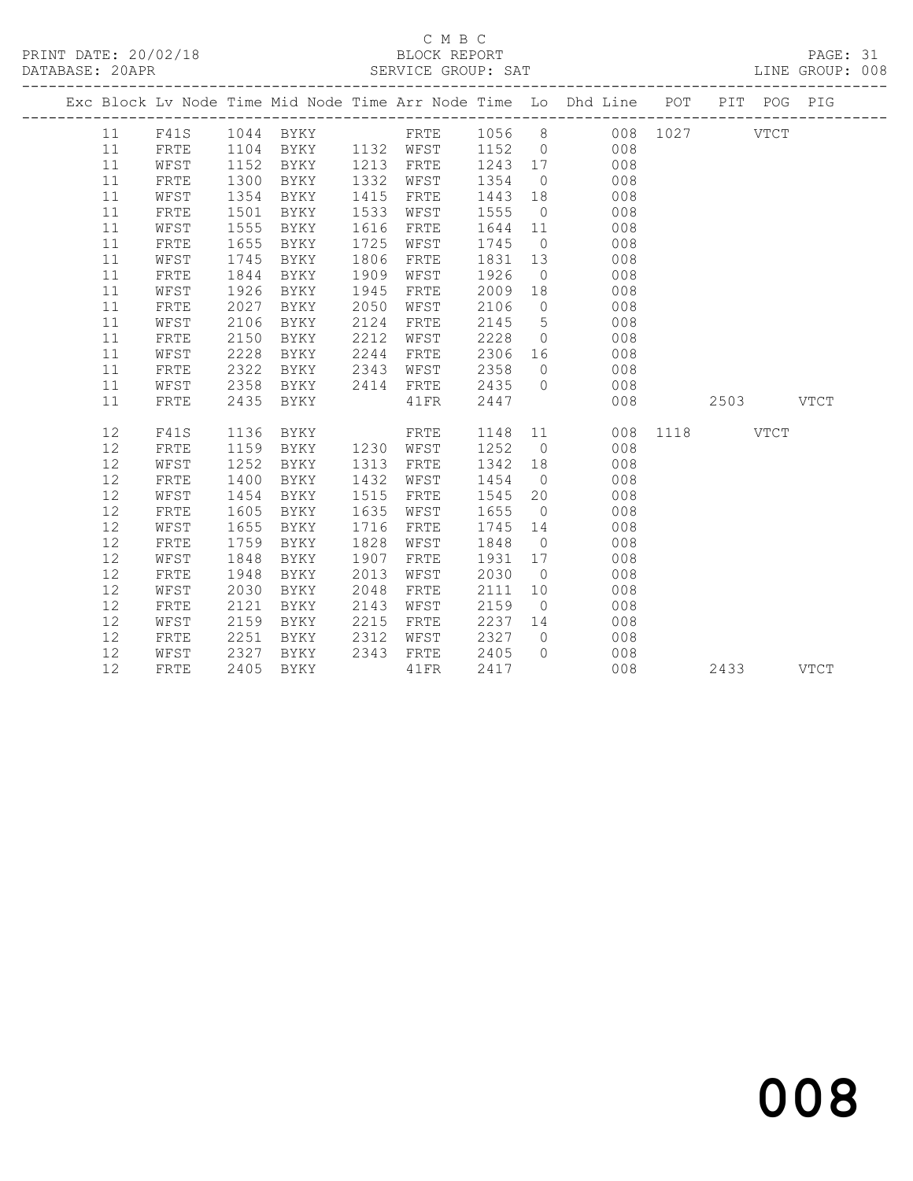C M B C

PRINT DATE: 20/02/18 BLOCK REPORT

DATABASE: 20APR SERVICE GROUP: SAT LINE GROUP: 008

| Exc | Block | Lv | Node | Time | Mid Node | Time | Arr Node | Time | Lo | Dhd Line | POT | PIT | POG | PIG |
|---|---|---|---|---|---|---|---|---|---|---|---|---|---|---|
| | 11 | | F41S | 1044 | BYKY | | FRTE | 1056 | 8 | 008 | 1027 | | VTCT | |
| | 11 | | FRTE | 1104 | BYKY | 1132 | WFST | 1152 | 0 | 008 | | | | |
| | 11 | | WFST | 1152 | BYKY | 1213 | FRTE | 1243 | 17 | 008 | | | | |
| | 11 | | FRTE | 1300 | BYKY | 1332 | WFST | 1354 | 0 | 008 | | | | |
| | 11 | | WFST | 1354 | BYKY | 1415 | FRTE | 1443 | 18 | 008 | | | | |
| | 11 | | FRTE | 1501 | BYKY | 1533 | WFST | 1555 | 0 | 008 | | | | |
| | 11 | | WFST | 1555 | BYKY | 1616 | FRTE | 1644 | 11 | 008 | | | | |
| | 11 | | FRTE | 1655 | BYKY | 1725 | WFST | 1745 | 0 | 008 | | | | |
| | 11 | | WFST | 1745 | BYKY | 1806 | FRTE | 1831 | 13 | 008 | | | | |
| | 11 | | FRTE | 1844 | BYKY | 1909 | WFST | 1926 | 0 | 008 | | | | |
| | 11 | | WFST | 1926 | BYKY | 1945 | FRTE | 2009 | 18 | 008 | | | | |
| | 11 | | FRTE | 2027 | BYKY | 2050 | WFST | 2106 | 0 | 008 | | | | |
| | 11 | | WFST | 2106 | BYKY | 2124 | FRTE | 2145 | 5 | 008 | | | | |
| | 11 | | FRTE | 2150 | BYKY | 2212 | WFST | 2228 | 0 | 008 | | | | |
| | 11 | | WFST | 2228 | BYKY | 2244 | FRTE | 2306 | 16 | 008 | | | | |
| | 11 | | FRTE | 2322 | BYKY | 2343 | WFST | 2358 | 0 | 008 | | | | |
| | 11 | | WFST | 2358 | BYKY | 2414 | FRTE | 2435 | 0 | 008 | | | | |
| | 11 | | FRTE | 2435 | BYKY | | 41FR | 2447 | | 008 | | 2503 | | VTCT |
| | 12 | | F41S | 1136 | BYKY | | FRTE | 1148 | 11 | 008 | 1118 | | VTCT | |
| | 12 | | FRTE | 1159 | BYKY | 1230 | WFST | 1252 | 0 | 008 | | | | |
| | 12 | | WFST | 1252 | BYKY | 1313 | FRTE | 1342 | 18 | 008 | | | | |
| | 12 | | FRTE | 1400 | BYKY | 1432 | WFST | 1454 | 0 | 008 | | | | |
| | 12 | | WFST | 1454 | BYKY | 1515 | FRTE | 1545 | 20 | 008 | | | | |
| | 12 | | FRTE | 1605 | BYKY | 1635 | WFST | 1655 | 0 | 008 | | | | |
| | 12 | | WFST | 1655 | BYKY | 1716 | FRTE | 1745 | 14 | 008 | | | | |
| | 12 | | FRTE | 1759 | BYKY | 1828 | WFST | 1848 | 0 | 008 | | | | |
| | 12 | | WFST | 1848 | BYKY | 1907 | FRTE | 1931 | 17 | 008 | | | | |
| | 12 | | FRTE | 1948 | BYKY | 2013 | WFST | 2030 | 0 | 008 | | | | |
| | 12 | | WFST | 2030 | BYKY | 2048 | FRTE | 2111 | 10 | 008 | | | | |
| | 12 | | FRTE | 2121 | BYKY | 2143 | WFST | 2159 | 0 | 008 | | | | |
| | 12 | | WFST | 2159 | BYKY | 2215 | FRTE | 2237 | 14 | 008 | | | | |
| | 12 | | FRTE | 2251 | BYKY | 2312 | WFST | 2327 | 0 | 008 | | | | |
| | 12 | | WFST | 2327 | BYKY | 2343 | FRTE | 2405 | 0 | 008 | | | | |
| | 12 | | FRTE | 2405 | BYKY | | 41FR | 2417 | | 008 | | 2433 | | VTCT |

008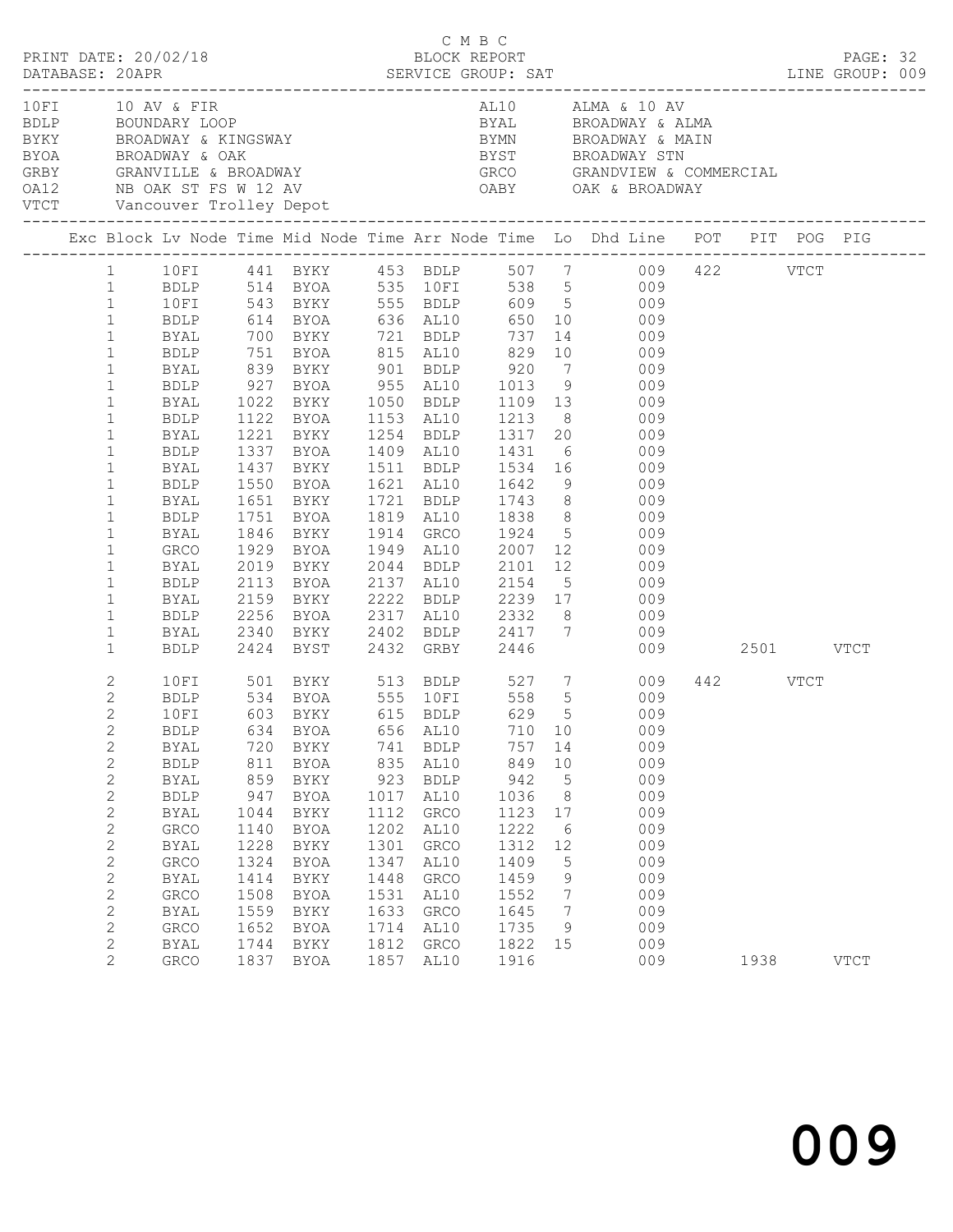C M B C

PRINT DATE: 20/02/18 BLOCK REPORT

DATABASE: 20APR SERVICE GROUP: SAT LINE GROUP: 009

| Code | Description | Code | Description |
|---|---|---|---|
| 10FI | 10 AV & FIR | AL10 | ALMA & 10 AV |
| BDLP | BOUNDARY LOOP | BYAL | BROADWAY & ALMA |
| BYKY | BROADWAY & KINGSWAY | BYMN | BROADWAY & MAIN |
| BYOA | BROADWAY & OAK | BYST | BROADWAY STN |
| GRBY | GRANVILLE & BROADWAY | GRCO | GRANDVIEW & COMMERCIAL |
| OA12 | NB OAK ST FS W 12 AV | OABY | OAK & BROADWAY |
| VTCT | Vancouver Trolley Depot | | |

| Exc | Block | Lv Node | Time | Mid Node | Time | Arr Node | Time | Lo | Dhd Line | POT | PIT | POG | PIG |
|---|---|---|---|---|---|---|---|---|---|---|---|---|---|
| | 1 | 10FI | 441 | BYKY | 453 | BDLP | 507 | 7 | 009 | 422 | | VTCT | |
| | 1 | BDLP | 514 | BYOA | 535 | 10FI | 538 | 5 | 009 | | | | |
| | 1 | 10FI | 543 | BYKY | 555 | BDLP | 609 | 5 | 009 | | | | |
| | 1 | BDLP | 614 | BYOA | 636 | AL10 | 650 | 10 | 009 | | | | |
| | 1 | BYAL | 700 | BYKY | 721 | BDLP | 737 | 14 | 009 | | | | |
| | 1 | BDLP | 751 | BYOA | 815 | AL10 | 829 | 10 | 009 | | | | |
| | 1 | BYAL | 839 | BYKY | 901 | BDLP | 920 | 7 | 009 | | | | |
| | 1 | BDLP | 927 | BYOA | 955 | AL10 | 1013 | 9 | 009 | | | | |
| | 1 | BYAL | 1022 | BYKY | 1050 | BDLP | 1109 | 13 | 009 | | | | |
| | 1 | BDLP | 1122 | BYOA | 1153 | AL10 | 1213 | 8 | 009 | | | | |
| | 1 | BYAL | 1221 | BYKY | 1254 | BDLP | 1317 | 20 | 009 | | | | |
| | 1 | BDLP | 1337 | BYOA | 1409 | AL10 | 1431 | 6 | 009 | | | | |
| | 1 | BYAL | 1437 | BYKY | 1511 | BDLP | 1534 | 16 | 009 | | | | |
| | 1 | BDLP | 1550 | BYOA | 1621 | AL10 | 1642 | 9 | 009 | | | | |
| | 1 | BYAL | 1651 | BYKY | 1721 | BDLP | 1743 | 8 | 009 | | | | |
| | 1 | BDLP | 1751 | BYOA | 1819 | AL10 | 1838 | 8 | 009 | | | | |
| | 1 | BYAL | 1846 | BYKY | 1914 | GRCO | 1924 | 5 | 009 | | | | |
| | 1 | GRCO | 1929 | BYOA | 1949 | AL10 | 2007 | 12 | 009 | | | | |
| | 1 | BYAL | 2019 | BYKY | 2044 | BDLP | 2101 | 12 | 009 | | | | |
| | 1 | BDLP | 2113 | BYOA | 2137 | AL10 | 2154 | 5 | 009 | | | | |
| | 1 | BYAL | 2159 | BYKY | 2222 | BDLP | 2239 | 17 | 009 | | | | |
| | 1 | BDLP | 2256 | BYOA | 2317 | AL10 | 2332 | 8 | 009 | | | | |
| | 1 | BYAL | 2340 | BYKY | 2402 | BDLP | 2417 | 7 | 009 | | | | |
| | 1 | BDLP | 2424 | BYST | 2432 | GRBY | 2446 | | 009 | | 2501 | | VTCT |
| | 2 | 10FI | 501 | BYKY | 513 | BDLP | 527 | 7 | 009 | 442 | | VTCT | |
| | 2 | BDLP | 534 | BYOA | 555 | 10FI | 558 | 5 | 009 | | | | |
| | 2 | 10FI | 603 | BYKY | 615 | BDLP | 629 | 5 | 009 | | | | |
| | 2 | BDLP | 634 | BYOA | 656 | AL10 | 710 | 10 | 009 | | | | |
| | 2 | BYAL | 720 | BYKY | 741 | BDLP | 757 | 14 | 009 | | | | |
| | 2 | BDLP | 811 | BYOA | 835 | AL10 | 849 | 10 | 009 | | | | |
| | 2 | BYAL | 859 | BYKY | 923 | BDLP | 942 | 5 | 009 | | | | |
| | 2 | BDLP | 947 | BYOA | 1017 | AL10 | 1036 | 8 | 009 | | | | |
| | 2 | BYAL | 1044 | BYKY | 1112 | GRCO | 1123 | 17 | 009 | | | | |
| | 2 | GRCO | 1140 | BYOA | 1202 | AL10 | 1222 | 6 | 009 | | | | |
| | 2 | BYAL | 1228 | BYKY | 1301 | GRCO | 1312 | 12 | 009 | | | | |
| | 2 | GRCO | 1324 | BYOA | 1347 | AL10 | 1409 | 5 | 009 | | | | |
| | 2 | BYAL | 1414 | BYKY | 1448 | GRCO | 1459 | 9 | 009 | | | | |
| | 2 | GRCO | 1508 | BYOA | 1531 | AL10 | 1552 | 7 | 009 | | | | |
| | 2 | BYAL | 1559 | BYKY | 1633 | GRCO | 1645 | 7 | 009 | | | | |
| | 2 | GRCO | 1652 | BYOA | 1714 | AL10 | 1735 | 9 | 009 | | | | |
| | 2 | BYAL | 1744 | BYKY | 1812 | GRCO | 1822 | 15 | 009 | | | | |
| | 2 | GRCO | 1837 | BYOA | 1857 | AL10 | 1916 | | 009 | | 1938 | | VTCT |

009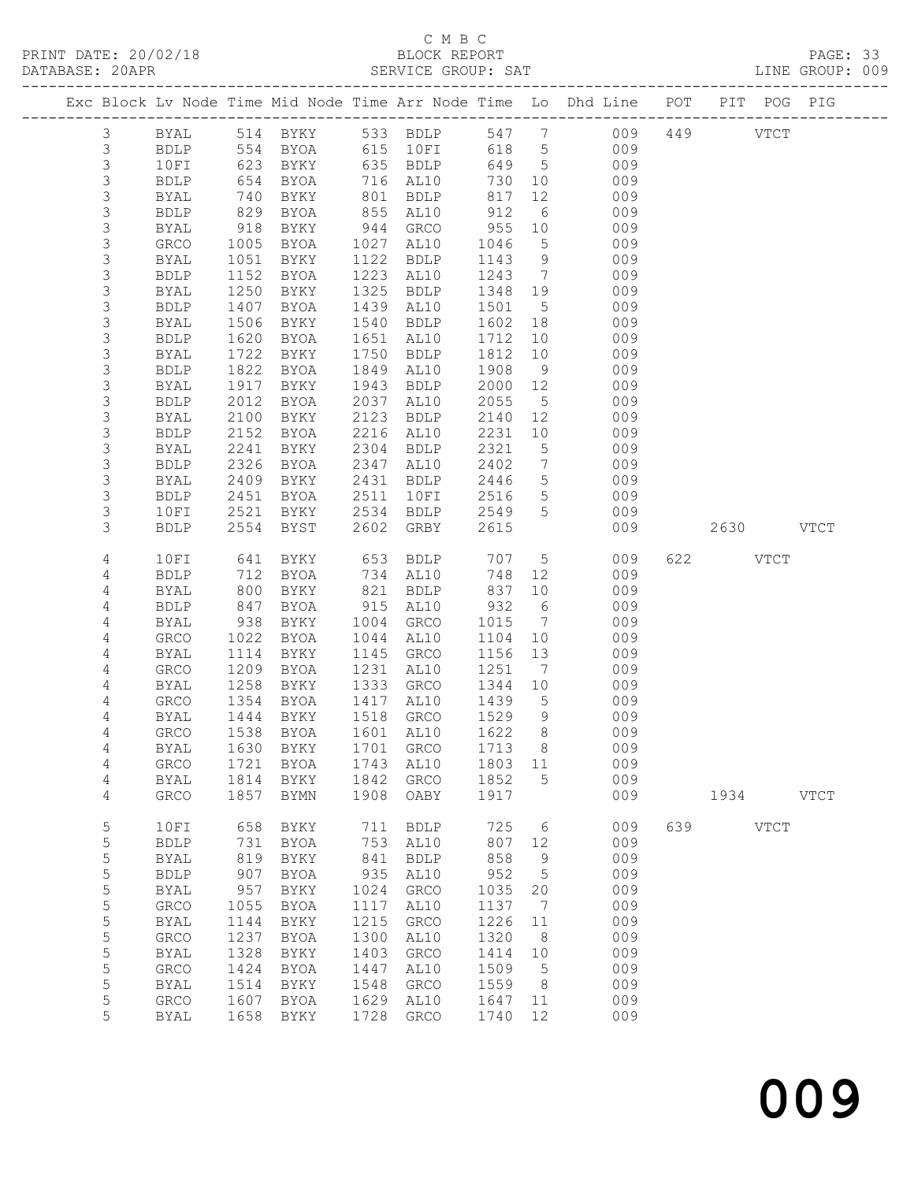C M B C
BLOCK REPORT
SERVICE GROUP: SAT

PRINT DATE: 20/02/18
DATABASE: 20APR
PAGE: 33
LINE GROUP: 009

| Exc | Block | Lv | Node | Time | Mid Node | Time | Arr Node | Time | Lo | Dhd Line | POT | PIT | POG | PIG |
|---|---|---|---|---|---|---|---|---|---|---|---|---|---|---|
| | 3 | | BYAL | 514 | BYKY | 533 | BDLP | 547 | 7 | 009 | 449 | | VTCT | |
| | 3 | | BDLP | 554 | BYOA | 615 | 10FI | 618 | 5 | 009 | | | | |
| | 3 | | 10FI | 623 | BYKY | 635 | BDLP | 649 | 5 | 009 | | | | |
| | 3 | | BDLP | 654 | BYOA | 716 | AL10 | 730 | 10 | 009 | | | | |
| | 3 | | BYAL | 740 | BYKY | 801 | BDLP | 817 | 12 | 009 | | | | |
| | 3 | | BDLP | 829 | BYOA | 855 | AL10 | 912 | 6 | 009 | | | | |
| | 3 | | BYAL | 918 | BYKY | 944 | GRCO | 955 | 10 | 009 | | | | |
| | 3 | | GRCO | 1005 | BYOA | 1027 | AL10 | 1046 | 5 | 009 | | | | |
| | 3 | | BYAL | 1051 | BYKY | 1122 | BDLP | 1143 | 9 | 009 | | | | |
| | 3 | | BDLP | 1152 | BYOA | 1223 | AL10 | 1243 | 7 | 009 | | | | |
| | 3 | | BYAL | 1250 | BYKY | 1325 | BDLP | 1348 | 19 | 009 | | | | |
| | 3 | | BDLP | 1407 | BYOA | 1439 | AL10 | 1501 | 5 | 009 | | | | |
| | 3 | | BYAL | 1506 | BYKY | 1540 | BDLP | 1602 | 18 | 009 | | | | |
| | 3 | | BDLP | 1620 | BYOA | 1651 | AL10 | 1712 | 10 | 009 | | | | |
| | 3 | | BYAL | 1722 | BYKY | 1750 | BDLP | 1812 | 10 | 009 | | | | |
| | 3 | | BDLP | 1822 | BYOA | 1849 | AL10 | 1908 | 9 | 009 | | | | |
| | 3 | | BYAL | 1917 | BYKY | 1943 | BDLP | 2000 | 12 | 009 | | | | |
| | 3 | | BDLP | 2012 | BYOA | 2037 | AL10 | 2055 | 5 | 009 | | | | |
| | 3 | | BYAL | 2100 | BYKY | 2123 | BDLP | 2140 | 12 | 009 | | | | |
| | 3 | | BDLP | 2152 | BYOA | 2216 | AL10 | 2231 | 10 | 009 | | | | |
| | 3 | | BYAL | 2241 | BYKY | 2304 | BDLP | 2321 | 5 | 009 | | | | |
| | 3 | | BDLP | 2326 | BYOA | 2347 | AL10 | 2402 | 7 | 009 | | | | |
| | 3 | | BYAL | 2409 | BYKY | 2431 | BDLP | 2446 | 5 | 009 | | | | |
| | 3 | | BDLP | 2451 | BYOA | 2511 | 10FI | 2516 | 5 | 009 | | | | |
| | 3 | | 10FI | 2521 | BYKY | 2534 | BDLP | 2549 | 5 | 009 | | | | |
| | 3 | | BDLP | 2554 | BYST | 2602 | GRBY | 2615 | | 009 | | 2630 | | VTCT |
| | 4 | | 10FI | 641 | BYKY | 653 | BDLP | 707 | 5 | 009 | 622 | | VTCT | |
| | 4 | | BDLP | 712 | BYOA | 734 | AL10 | 748 | 12 | 009 | | | | |
| | 4 | | BYAL | 800 | BYKY | 821 | BDLP | 837 | 10 | 009 | | | | |
| | 4 | | BDLP | 847 | BYOA | 915 | AL10 | 932 | 6 | 009 | | | | |
| | 4 | | BYAL | 938 | BYKY | 1004 | GRCO | 1015 | 7 | 009 | | | | |
| | 4 | | GRCO | 1022 | BYOA | 1044 | AL10 | 1104 | 10 | 009 | | | | |
| | 4 | | BYAL | 1114 | BYKY | 1145 | GRCO | 1156 | 13 | 009 | | | | |
| | 4 | | GRCO | 1209 | BYOA | 1231 | AL10 | 1251 | 7 | 009 | | | | |
| | 4 | | BYAL | 1258 | BYKY | 1333 | GRCO | 1344 | 10 | 009 | | | | |
| | 4 | | GRCO | 1354 | BYOA | 1417 | AL10 | 1439 | 5 | 009 | | | | |
| | 4 | | BYAL | 1444 | BYKY | 1518 | GRCO | 1529 | 9 | 009 | | | | |
| | 4 | | GRCO | 1538 | BYOA | 1601 | AL10 | 1622 | 8 | 009 | | | | |
| | 4 | | BYAL | 1630 | BYKY | 1701 | GRCO | 1713 | 8 | 009 | | | | |
| | 4 | | GRCO | 1721 | BYOA | 1743 | AL10 | 1803 | 11 | 009 | | | | |
| | 4 | | BYAL | 1814 | BYKY | 1842 | GRCO | 1852 | 5 | 009 | | | | |
| | 4 | | GRCO | 1857 | BYMN | 1908 | OABY | 1917 | | 009 | | 1934 | | VTCT |
| | 5 | | 10FI | 658 | BYKY | 711 | BDLP | 725 | 6 | 009 | 639 | | VTCT | |
| | 5 | | BDLP | 731 | BYOA | 753 | AL10 | 807 | 12 | 009 | | | | |
| | 5 | | BYAL | 819 | BYKY | 841 | BDLP | 858 | 9 | 009 | | | | |
| | 5 | | BDLP | 907 | BYOA | 935 | AL10 | 952 | 5 | 009 | | | | |
| | 5 | | BYAL | 957 | BYKY | 1024 | GRCO | 1035 | 20 | 009 | | | | |
| | 5 | | GRCO | 1055 | BYOA | 1117 | AL10 | 1137 | 7 | 009 | | | | |
| | 5 | | BYAL | 1144 | BYKY | 1215 | GRCO | 1226 | 11 | 009 | | | | |
| | 5 | | GRCO | 1237 | BYOA | 1300 | AL10 | 1320 | 8 | 009 | | | | |
| | 5 | | BYAL | 1328 | BYKY | 1403 | GRCO | 1414 | 10 | 009 | | | | |
| | 5 | | GRCO | 1424 | BYOA | 1447 | AL10 | 1509 | 5 | 009 | | | | |
| | 5 | | BYAL | 1514 | BYKY | 1548 | GRCO | 1559 | 8 | 009 | | | | |
| | 5 | | GRCO | 1607 | BYOA | 1629 | AL10 | 1647 | 11 | 009 | | | | |
| | 5 | | BYAL | 1658 | BYKY | 1728 | GRCO | 1740 | 12 | 009 | | | | |

009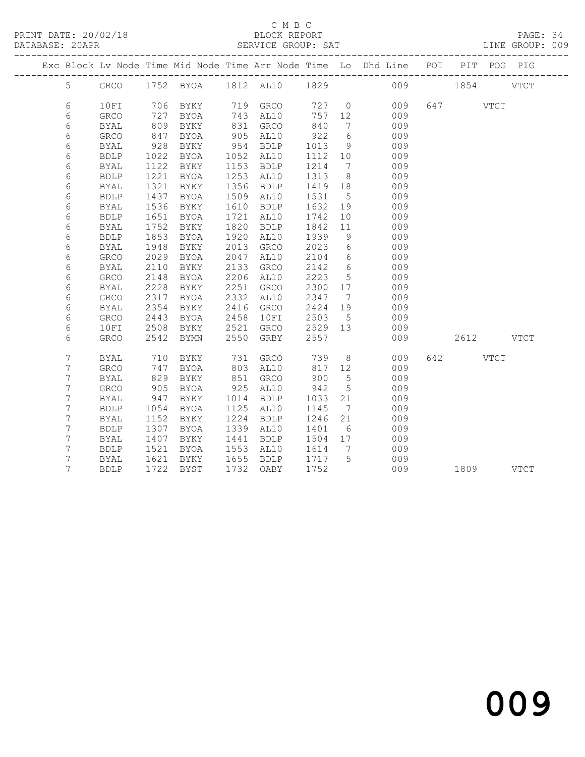C M B C

PRINT DATE: 20/02/18 BLOCK REPORT

DATABASE: 20APR SERVICE GROUP: SAT LINE GROUP: 009

| Exc | Block | Lv | Node | Time | Mid Node | Time | Arr Node | Time | Lo | Dhd Line | POT | PIT | POG | PIG |
|---|---|---|---|---|---|---|---|---|---|---|---|---|---|---|
| | 5 | | GRCO | 1752 | BYOA | 1812 | AL10 | 1829 | | 009 | | 1854 | | VTCT |
| | 6 | | 10FI | 706 | BYKY | 719 | GRCO | 727 | 0 | 009 | 647 | | VTCT | |
| | 6 | | GRCO | 727 | BYOA | 743 | AL10 | 757 | 12 | 009 | | | | |
| | 6 | | BYAL | 809 | BYKY | 831 | GRCO | 840 | 7 | 009 | | | | |
| | 6 | | GRCO | 847 | BYOA | 905 | AL10 | 922 | 6 | 009 | | | | |
| | 6 | | BYAL | 928 | BYKY | 954 | BDLP | 1013 | 9 | 009 | | | | |
| | 6 | | BDLP | 1022 | BYOA | 1052 | AL10 | 1112 | 10 | 009 | | | | |
| | 6 | | BYAL | 1122 | BYKY | 1153 | BDLP | 1214 | 7 | 009 | | | | |
| | 6 | | BDLP | 1221 | BYOA | 1253 | AL10 | 1313 | 8 | 009 | | | | |
| | 6 | | BYAL | 1321 | BYKY | 1356 | BDLP | 1419 | 18 | 009 | | | | |
| | 6 | | BDLP | 1437 | BYOA | 1509 | AL10 | 1531 | 5 | 009 | | | | |
| | 6 | | BYAL | 1536 | BYKY | 1610 | BDLP | 1632 | 19 | 009 | | | | |
| | 6 | | BDLP | 1651 | BYOA | 1721 | AL10 | 1742 | 10 | 009 | | | | |
| | 6 | | BYAL | 1752 | BYKY | 1820 | BDLP | 1842 | 11 | 009 | | | | |
| | 6 | | BDLP | 1853 | BYOA | 1920 | AL10 | 1939 | 9 | 009 | | | | |
| | 6 | | BYAL | 1948 | BYKY | 2013 | GRCO | 2023 | 6 | 009 | | | | |
| | 6 | | GRCO | 2029 | BYOA | 2047 | AL10 | 2104 | 6 | 009 | | | | |
| | 6 | | BYAL | 2110 | BYKY | 2133 | GRCO | 2142 | 6 | 009 | | | | |
| | 6 | | GRCO | 2148 | BYOA | 2206 | AL10 | 2223 | 5 | 009 | | | | |
| | 6 | | BYAL | 2228 | BYKY | 2251 | GRCO | 2300 | 17 | 009 | | | | |
| | 6 | | GRCO | 2317 | BYOA | 2332 | AL10 | 2347 | 7 | 009 | | | | |
| | 6 | | BYAL | 2354 | BYKY | 2416 | GRCO | 2424 | 19 | 009 | | | | |
| | 6 | | GRCO | 2443 | BYOA | 2458 | 10FI | 2503 | 5 | 009 | | | | |
| | 6 | | 10FI | 2508 | BYKY | 2521 | GRCO | 2529 | 13 | 009 | | | | |
| | 6 | | GRCO | 2542 | BYMN | 2550 | GRBY | 2557 | | 009 | | 2612 | | VTCT |
| | 7 | | BYAL | 710 | BYKY | 731 | GRCO | 739 | 8 | 009 | 642 | | VTCT | |
| | 7 | | GRCO | 747 | BYOA | 803 | AL10 | 817 | 12 | 009 | | | | |
| | 7 | | BYAL | 829 | BYKY | 851 | GRCO | 900 | 5 | 009 | | | | |
| | 7 | | GRCO | 905 | BYOA | 925 | AL10 | 942 | 5 | 009 | | | | |
| | 7 | | BYAL | 947 | BYKY | 1014 | BDLP | 1033 | 21 | 009 | | | | |
| | 7 | | BDLP | 1054 | BYOA | 1125 | AL10 | 1145 | 7 | 009 | | | | |
| | 7 | | BYAL | 1152 | BYKY | 1224 | BDLP | 1246 | 21 | 009 | | | | |
| | 7 | | BDLP | 1307 | BYOA | 1339 | AL10 | 1401 | 6 | 009 | | | | |
| | 7 | | BYAL | 1407 | BYKY | 1441 | BDLP | 1504 | 17 | 009 | | | | |
| | 7 | | BDLP | 1521 | BYOA | 1553 | AL10 | 1614 | 7 | 009 | | | | |
| | 7 | | BYAL | 1621 | BYKY | 1655 | BDLP | 1717 | 5 | 009 | | | | |
| | 7 | | BDLP | 1722 | BYST | 1732 | OABY | 1752 | | 009 | | 1809 | | VTCT |

009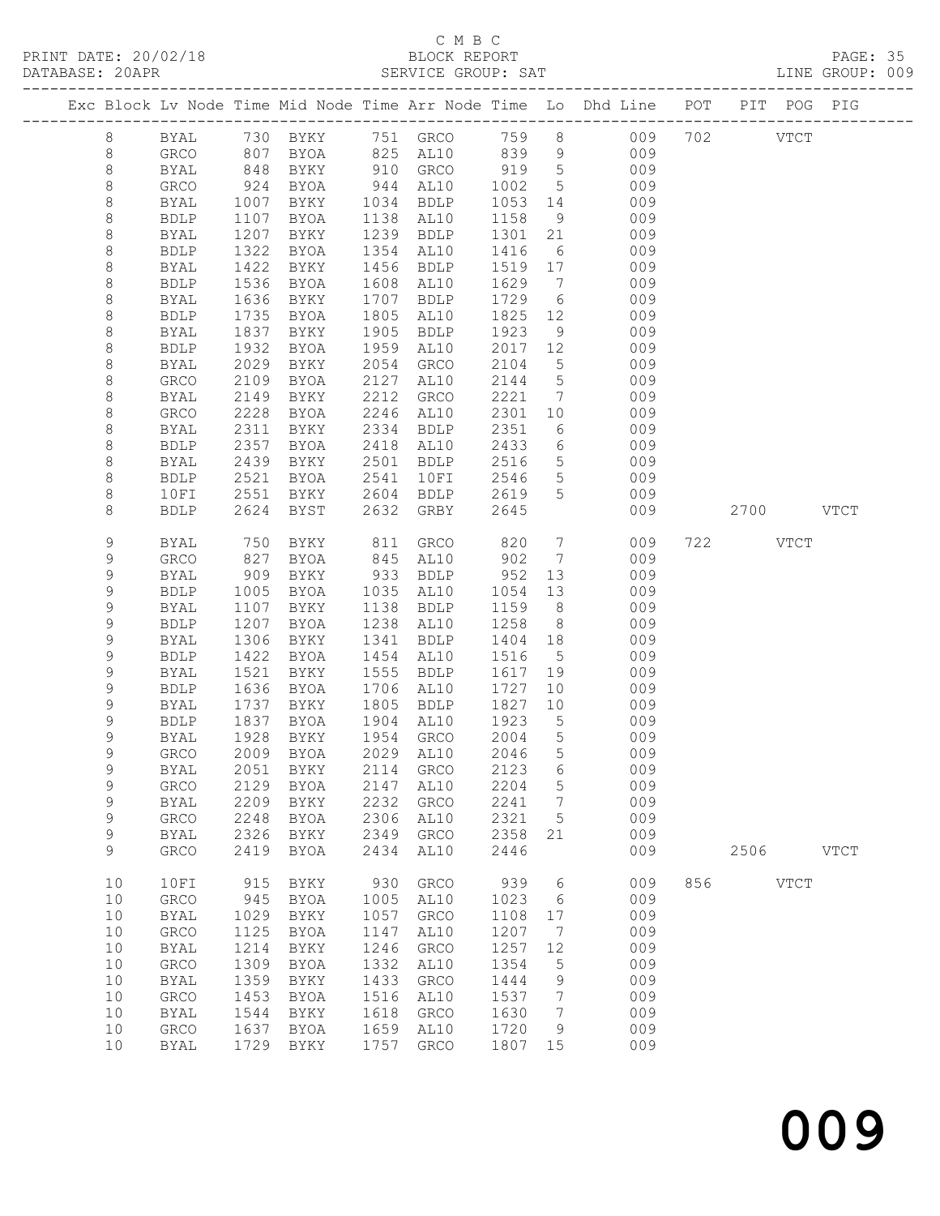C M B C

PRINT DATE: 20/02/18 BLOCK REPORT

DATABASE: 20APR SERVICE GROUP: SAT LINE GROUP: 009

| Exc | Block | Lv | Node | Time | Mid Node | Time | Arr Node | Time | Lo | Dhd Line | POT | PIT | POG | PIG |
|---|---|---|---|---|---|---|---|---|---|---|---|---|---|---|
| | 8 | | BYAL | 730 | BYKY | 751 | GRCO | 759 | 8 | 009 | 702 | | VTCT | |
| | 8 | | GRCO | 807 | BYOA | 825 | AL10 | 839 | 9 | 009 | | | | |
| | 8 | | BYAL | 848 | BYKY | 910 | GRCO | 919 | 5 | 009 | | | | |
| | 8 | | GRCO | 924 | BYOA | 944 | AL10 | 1002 | 5 | 009 | | | | |
| | 8 | | BYAL | 1007 | BYKY | 1034 | BDLP | 1053 | 14 | 009 | | | | |
| | 8 | | BDLP | 1107 | BYOA | 1138 | AL10 | 1158 | 9 | 009 | | | | |
| | 8 | | BYAL | 1207 | BYKY | 1239 | BDLP | 1301 | 21 | 009 | | | | |
| | 8 | | BDLP | 1322 | BYOA | 1354 | AL10 | 1416 | 6 | 009 | | | | |
| | 8 | | BYAL | 1422 | BYKY | 1456 | BDLP | 1519 | 17 | 009 | | | | |
| | 8 | | BDLP | 1536 | BYOA | 1608 | AL10 | 1629 | 7 | 009 | | | | |
| | 8 | | BYAL | 1636 | BYKY | 1707 | BDLP | 1729 | 6 | 009 | | | | |
| | 8 | | BDLP | 1735 | BYOA | 1805 | AL10 | 1825 | 12 | 009 | | | | |
| | 8 | | BYAL | 1837 | BYKY | 1905 | BDLP | 1923 | 9 | 009 | | | | |
| | 8 | | BDLP | 1932 | BYOA | 1959 | AL10 | 2017 | 12 | 009 | | | | |
| | 8 | | BYAL | 2029 | BYKY | 2054 | GRCO | 2104 | 5 | 009 | | | | |
| | 8 | | GRCO | 2109 | BYOA | 2127 | AL10 | 2144 | 5 | 009 | | | | |
| | 8 | | BYAL | 2149 | BYKY | 2212 | GRCO | 2221 | 7 | 009 | | | | |
| | 8 | | GRCO | 2228 | BYOA | 2246 | AL10 | 2301 | 10 | 009 | | | | |
| | 8 | | BYAL | 2311 | BYKY | 2334 | BDLP | 2351 | 6 | 009 | | | | |
| | 8 | | BDLP | 2357 | BYOA | 2418 | AL10 | 2433 | 6 | 009 | | | | |
| | 8 | | BYAL | 2439 | BYKY | 2501 | BDLP | 2516 | 5 | 009 | | | | |
| | 8 | | BDLP | 2521 | BYOA | 2541 | 10FI | 2546 | 5 | 009 | | | | |
| | 8 | | 10FI | 2551 | BYKY | 2604 | BDLP | 2619 | 5 | 009 | | | | |
| | 8 | | BDLP | 2624 | BYST | 2632 | GRBY | 2645 | | 009 | | 2700 | | VTCT |
| | 9 | | BYAL | 750 | BYKY | 811 | GRCO | 820 | 7 | 009 | 722 | | VTCT | |
| | 9 | | GRCO | 827 | BYOA | 845 | AL10 | 902 | 7 | 009 | | | | |
| | 9 | | BYAL | 909 | BYKY | 933 | BDLP | 952 | 13 | 009 | | | | |
| | 9 | | BDLP | 1005 | BYOA | 1035 | AL10 | 1054 | 13 | 009 | | | | |
| | 9 | | BYAL | 1107 | BYKY | 1138 | BDLP | 1159 | 8 | 009 | | | | |
| | 9 | | BDLP | 1207 | BYOA | 1238 | AL10 | 1258 | 8 | 009 | | | | |
| | 9 | | BYAL | 1306 | BYKY | 1341 | BDLP | 1404 | 18 | 009 | | | | |
| | 9 | | BDLP | 1422 | BYOA | 1454 | AL10 | 1516 | 5 | 009 | | | | |
| | 9 | | BYAL | 1521 | BYKY | 1555 | BDLP | 1617 | 19 | 009 | | | | |
| | 9 | | BDLP | 1636 | BYOA | 1706 | AL10 | 1727 | 10 | 009 | | | | |
| | 9 | | BYAL | 1737 | BYKY | 1805 | BDLP | 1827 | 10 | 009 | | | | |
| | 9 | | BDLP | 1837 | BYOA | 1904 | AL10 | 1923 | 5 | 009 | | | | |
| | 9 | | BYAL | 1928 | BYKY | 1954 | GRCO | 2004 | 5 | 009 | | | | |
| | 9 | | GRCO | 2009 | BYOA | 2029 | AL10 | 2046 | 5 | 009 | | | | |
| | 9 | | BYAL | 2051 | BYKY | 2114 | GRCO | 2123 | 6 | 009 | | | | |
| | 9 | | GRCO | 2129 | BYOA | 2147 | AL10 | 2204 | 5 | 009 | | | | |
| | 9 | | BYAL | 2209 | BYKY | 2232 | GRCO | 2241 | 7 | 009 | | | | |
| | 9 | | GRCO | 2248 | BYOA | 2306 | AL10 | 2321 | 5 | 009 | | | | |
| | 9 | | BYAL | 2326 | BYKY | 2349 | GRCO | 2358 | 21 | 009 | | | | |
| | 9 | | GRCO | 2419 | BYOA | 2434 | AL10 | 2446 | | 009 | | 2506 | | VTCT |
| | 10 | | 10FI | 915 | BYKY | 930 | GRCO | 939 | 6 | 009 | 856 | | VTCT | |
| | 10 | | GRCO | 945 | BYOA | 1005 | AL10 | 1023 | 6 | 009 | | | | |
| | 10 | | BYAL | 1029 | BYKY | 1057 | GRCO | 1108 | 17 | 009 | | | | |
| | 10 | | GRCO | 1125 | BYOA | 1147 | AL10 | 1207 | 7 | 009 | | | | |
| | 10 | | BYAL | 1214 | BYKY | 1246 | GRCO | 1257 | 12 | 009 | | | | |
| | 10 | | GRCO | 1309 | BYOA | 1332 | AL10 | 1354 | 5 | 009 | | | | |
| | 10 | | BYAL | 1359 | BYKY | 1433 | GRCO | 1444 | 9 | 009 | | | | |
| | 10 | | GRCO | 1453 | BYOA | 1516 | AL10 | 1537 | 7 | 009 | | | | |
| | 10 | | BYAL | 1544 | BYKY | 1618 | GRCO | 1630 | 7 | 009 | | | | |
| | 10 | | GRCO | 1637 | BYOA | 1659 | AL10 | 1720 | 9 | 009 | | | | |
| | 10 | | BYAL | 1729 | BYKY | 1757 | GRCO | 1807 | 15 | 009 | | | | |

009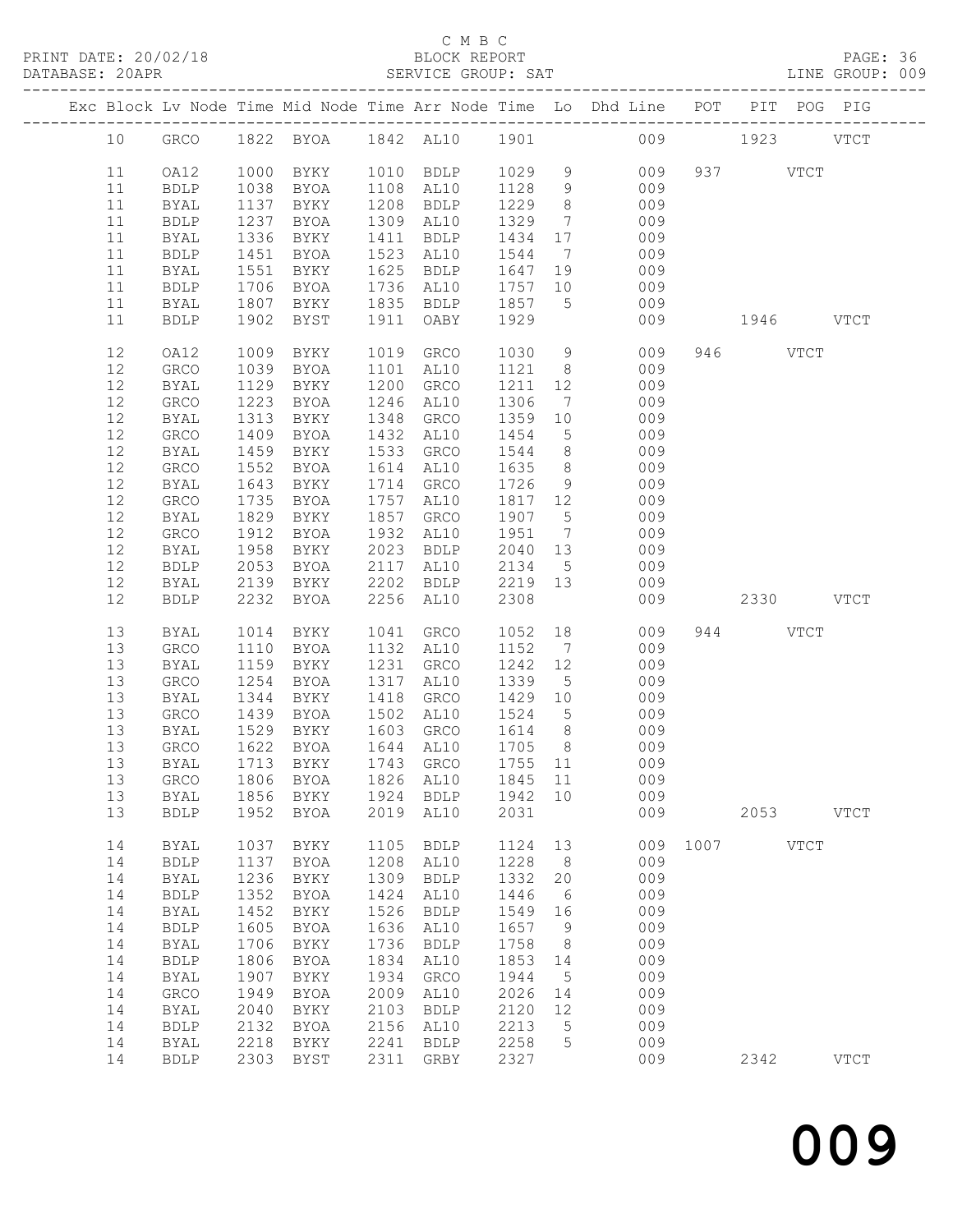C M B C

BLOCK REPORT

SERVICE GROUP: SAT

LINE GROUP: 009

| Exc | Block | Lv Node | Time | Mid Node | Time | Arr Node | Time | Lo | Dhd Line | POT | PIT | POG | PIG |
|---|---|---|---|---|---|---|---|---|---|---|---|---|---|
| | 10 | GRCO | 1822 | BYOA | 1842 | AL10 | 1901 | | 009 | | 1923 | | VTCT |
| | 11 | OA12 | 1000 | BYKY | 1010 | BDLP | 1029 | 9 | 009 | 937 | | VTCT | |
| | 11 | BDLP | 1038 | BYOA | 1108 | AL10 | 1128 | 9 | 009 | | | | |
| | 11 | BYAL | 1137 | BYKY | 1208 | BDLP | 1229 | 8 | 009 | | | | |
| | 11 | BDLP | 1237 | BYOA | 1309 | AL10 | 1329 | 7 | 009 | | | | |
| | 11 | BYAL | 1336 | BYKY | 1411 | BDLP | 1434 | 17 | 009 | | | | |
| | 11 | BDLP | 1451 | BYOA | 1523 | AL10 | 1544 | 7 | 009 | | | | |
| | 11 | BYAL | 1551 | BYKY | 1625 | BDLP | 1647 | 19 | 009 | | | | |
| | 11 | BDLP | 1706 | BYOA | 1736 | AL10 | 1757 | 10 | 009 | | | | |
| | 11 | BYAL | 1807 | BYKY | 1835 | BDLP | 1857 | 5 | 009 | | | | |
| | 11 | BDLP | 1902 | BYST | 1911 | OABY | 1929 | | 009 | | 1946 | | VTCT |
| | 12 | OA12 | 1009 | BYKY | 1019 | GRCO | 1030 | 9 | 009 | 946 | | VTCT | |
| | 12 | GRCO | 1039 | BYOA | 1101 | AL10 | 1121 | 8 | 009 | | | | |
| | 12 | BYAL | 1129 | BYKY | 1200 | GRCO | 1211 | 12 | 009 | | | | |
| | 12 | GRCO | 1223 | BYOA | 1246 | AL10 | 1306 | 7 | 009 | | | | |
| | 12 | BYAL | 1313 | BYKY | 1348 | GRCO | 1359 | 10 | 009 | | | | |
| | 12 | GRCO | 1409 | BYOA | 1432 | AL10 | 1454 | 5 | 009 | | | | |
| | 12 | BYAL | 1459 | BYKY | 1533 | GRCO | 1544 | 8 | 009 | | | | |
| | 12 | GRCO | 1552 | BYOA | 1614 | AL10 | 1635 | 8 | 009 | | | | |
| | 12 | BYAL | 1643 | BYKY | 1714 | GRCO | 1726 | 9 | 009 | | | | |
| | 12 | GRCO | 1735 | BYOA | 1757 | AL10 | 1817 | 12 | 009 | | | | |
| | 12 | BYAL | 1829 | BYKY | 1857 | GRCO | 1907 | 5 | 009 | | | | |
| | 12 | GRCO | 1912 | BYOA | 1932 | AL10 | 1951 | 7 | 009 | | | | |
| | 12 | BYAL | 1958 | BYKY | 2023 | BDLP | 2040 | 13 | 009 | | | | |
| | 12 | BDLP | 2053 | BYOA | 2117 | AL10 | 2134 | 5 | 009 | | | | |
| | 12 | BYAL | 2139 | BYKY | 2202 | BDLP | 2219 | 13 | 009 | | | | |
| | 12 | BDLP | 2232 | BYOA | 2256 | AL10 | 2308 | | 009 | | 2330 | | VTCT |
| | 13 | BYAL | 1014 | BYKY | 1041 | GRCO | 1052 | 18 | 009 | 944 | | VTCT | |
| | 13 | GRCO | 1110 | BYOA | 1132 | AL10 | 1152 | 7 | 009 | | | | |
| | 13 | BYAL | 1159 | BYKY | 1231 | GRCO | 1242 | 12 | 009 | | | | |
| | 13 | GRCO | 1254 | BYOA | 1317 | AL10 | 1339 | 5 | 009 | | | | |
| | 13 | BYAL | 1344 | BYKY | 1418 | GRCO | 1429 | 10 | 009 | | | | |
| | 13 | GRCO | 1439 | BYOA | 1502 | AL10 | 1524 | 5 | 009 | | | | |
| | 13 | BYAL | 1529 | BYKY | 1603 | GRCO | 1614 | 8 | 009 | | | | |
| | 13 | GRCO | 1622 | BYOA | 1644 | AL10 | 1705 | 8 | 009 | | | | |
| | 13 | BYAL | 1713 | BYKY | 1743 | GRCO | 1755 | 11 | 009 | | | | |
| | 13 | GRCO | 1806 | BYOA | 1826 | AL10 | 1845 | 11 | 009 | | | | |
| | 13 | BYAL | 1856 | BYKY | 1924 | BDLP | 1942 | 10 | 009 | | | | |
| | 13 | BDLP | 1952 | BYOA | 2019 | AL10 | 2031 | | 009 | | 2053 | | VTCT |
| | 14 | BYAL | 1037 | BYKY | 1105 | BDLP | 1124 | 13 | 009 | 1007 | | VTCT | |
| | 14 | BDLP | 1137 | BYOA | 1208 | AL10 | 1228 | 8 | 009 | | | | |
| | 14 | BYAL | 1236 | BYKY | 1309 | BDLP | 1332 | 20 | 009 | | | | |
| | 14 | BDLP | 1352 | BYOA | 1424 | AL10 | 1446 | 6 | 009 | | | | |
| | 14 | BYAL | 1452 | BYKY | 1526 | BDLP | 1549 | 16 | 009 | | | | |
| | 14 | BDLP | 1605 | BYOA | 1636 | AL10 | 1657 | 9 | 009 | | | | |
| | 14 | BYAL | 1706 | BYKY | 1736 | BDLP | 1758 | 8 | 009 | | | | |
| | 14 | BDLP | 1806 | BYOA | 1834 | AL10 | 1853 | 14 | 009 | | | | |
| | 14 | BYAL | 1907 | BYKY | 1934 | GRCO | 1944 | 5 | 009 | | | | |
| | 14 | GRCO | 1949 | BYOA | 2009 | AL10 | 2026 | 14 | 009 | | | | |
| | 14 | BYAL | 2040 | BYKY | 2103 | BDLP | 2120 | 12 | 009 | | | | |
| | 14 | BDLP | 2132 | BYOA | 2156 | AL10 | 2213 | 5 | 009 | | | | |
| | 14 | BYAL | 2218 | BYKY | 2241 | BDLP | 2258 | 5 | 009 | | | | |
| | 14 | BDLP | 2303 | BYST | 2311 | GRBY | 2327 | | 009 | | 2342 | | VTCT |

009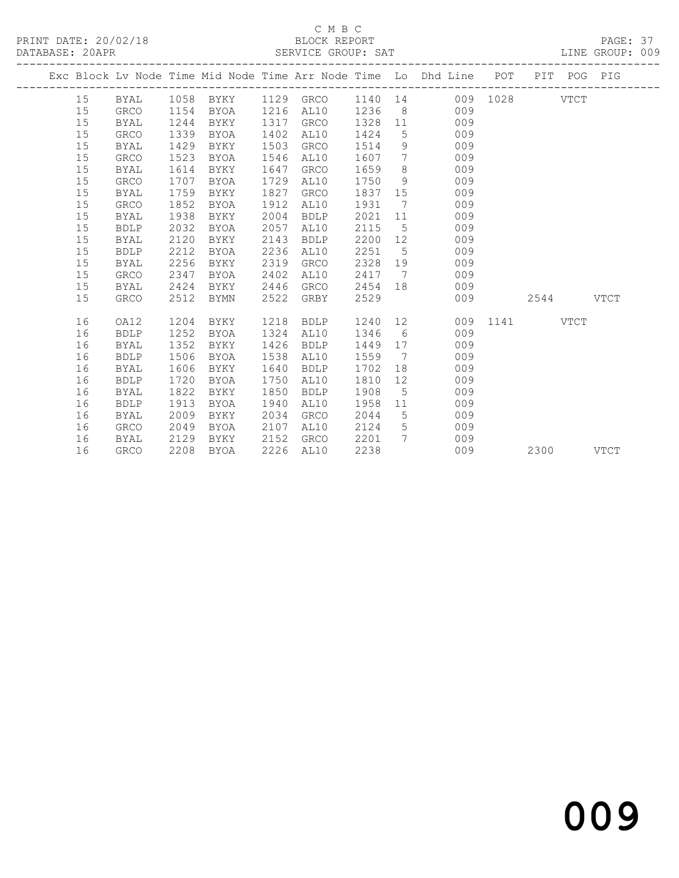C M B C

PRINT DATE: 20/02/18 BLOCK REPORT

DATABASE: 20APR SERVICE GROUP: SAT LINE GROUP: 009

| Exc | Block | Lv | Node | Time | Mid Node | Time | Arr Node | Time | Lo | Dhd Line | POT | PIT | POG | PIG |
|---|---|---|---|---|---|---|---|---|---|---|---|---|---|---|
| | 15 | | BYAL | 1058 | BYKY | 1129 | GRCO | 1140 | 14 | 009 | 1028 | | VTCT | |
| | 15 | | GRCO | 1154 | BYOA | 1216 | AL10 | 1236 | 8 | 009 | | | | |
| | 15 | | BYAL | 1244 | BYKY | 1317 | GRCO | 1328 | 11 | 009 | | | | |
| | 15 | | GRCO | 1339 | BYOA | 1402 | AL10 | 1424 | 5 | 009 | | | | |
| | 15 | | BYAL | 1429 | BYKY | 1503 | GRCO | 1514 | 9 | 009 | | | | |
| | 15 | | GRCO | 1523 | BYOA | 1546 | AL10 | 1607 | 7 | 009 | | | | |
| | 15 | | BYAL | 1614 | BYKY | 1647 | GRCO | 1659 | 8 | 009 | | | | |
| | 15 | | GRCO | 1707 | BYOA | 1729 | AL10 | 1750 | 9 | 009 | | | | |
| | 15 | | BYAL | 1759 | BYKY | 1827 | GRCO | 1837 | 15 | 009 | | | | |
| | 15 | | GRCO | 1852 | BYOA | 1912 | AL10 | 1931 | 7 | 009 | | | | |
| | 15 | | BYAL | 1938 | BYKY | 2004 | BDLP | 2021 | 11 | 009 | | | | |
| | 15 | | BDLP | 2032 | BYOA | 2057 | AL10 | 2115 | 5 | 009 | | | | |
| | 15 | | BYAL | 2120 | BYKY | 2143 | BDLP | 2200 | 12 | 009 | | | | |
| | 15 | | BDLP | 2212 | BYOA | 2236 | AL10 | 2251 | 5 | 009 | | | | |
| | 15 | | BYAL | 2256 | BYKY | 2319 | GRCO | 2328 | 19 | 009 | | | | |
| | 15 | | GRCO | 2347 | BYOA | 2402 | AL10 | 2417 | 7 | 009 | | | | |
| | 15 | | BYAL | 2424 | BYKY | 2446 | GRCO | 2454 | 18 | 009 | | | | |
| | 15 | | GRCO | 2512 | BYMN | 2522 | GRBY | 2529 | | 009 | | 2544 | | VTCT |
| | 16 | | OA12 | 1204 | BYKY | 1218 | BDLP | 1240 | 12 | 009 | 1141 | | VTCT | |
| | 16 | | BDLP | 1252 | BYOA | 1324 | AL10 | 1346 | 6 | 009 | | | | |
| | 16 | | BYAL | 1352 | BYKY | 1426 | BDLP | 1449 | 17 | 009 | | | | |
| | 16 | | BDLP | 1506 | BYOA | 1538 | AL10 | 1559 | 7 | 009 | | | | |
| | 16 | | BYAL | 1606 | BYKY | 1640 | BDLP | 1702 | 18 | 009 | | | | |
| | 16 | | BDLP | 1720 | BYOA | 1750 | AL10 | 1810 | 12 | 009 | | | | |
| | 16 | | BYAL | 1822 | BYKY | 1850 | BDLP | 1908 | 5 | 009 | | | | |
| | 16 | | BDLP | 1913 | BYOA | 1940 | AL10 | 1958 | 11 | 009 | | | | |
| | 16 | | BYAL | 2009 | BYKY | 2034 | GRCO | 2044 | 5 | 009 | | | | |
| | 16 | | GRCO | 2049 | BYOA | 2107 | AL10 | 2124 | 5 | 009 | | | | |
| | 16 | | BYAL | 2129 | BYKY | 2152 | GRCO | 2201 | 7 | 009 | | | | |
| | 16 | | GRCO | 2208 | BYOA | 2226 | AL10 | 2238 | | 009 | | 2300 | | VTCT |

009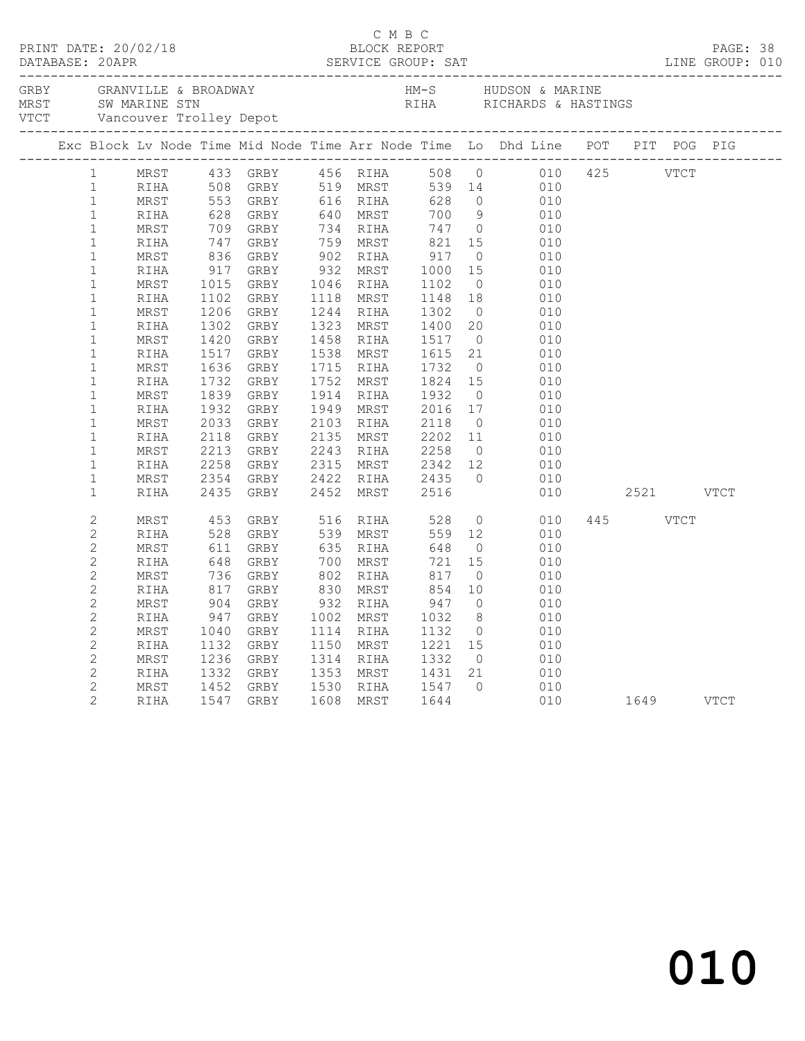C M B C

PRINT DATE: 20/02/18 BLOCK REPORT PAGE: 38
DATABASE: 20APR SERVICE GROUP: SAT LINE GROUP: 010

GRBY GRANVILLE & BROADWAY HM-S HUDSON & MARINE
MRST SW MARINE STN RIHA RICHARDS & HASTINGS
VTCT Vancouver Trolley Depot

| Exc | Block | Lv Node | Time | Mid Node | Time | Arr Node | Time | Lo | Dhd Line | POT | PIT | POG | PIG |
|---|---|---|---|---|---|---|---|---|---|---|---|---|---|
| | 1 | MRST | 433 | GRBY | 456 | RIHA | 508 | 0 | 010 | 425 | | VTCT | |
| | 1 | RIHA | 508 | GRBY | 519 | MRST | 539 | 14 | 010 | | | | |
| | 1 | MRST | 553 | GRBY | 616 | RIHA | 628 | 0 | 010 | | | | |
| | 1 | RIHA | 628 | GRBY | 640 | MRST | 700 | 9 | 010 | | | | |
| | 1 | MRST | 709 | GRBY | 734 | RIHA | 747 | 0 | 010 | | | | |
| | 1 | RIHA | 747 | GRBY | 759 | MRST | 821 | 15 | 010 | | | | |
| | 1 | MRST | 836 | GRBY | 902 | RIHA | 917 | 0 | 010 | | | | |
| | 1 | RIHA | 917 | GRBY | 932 | MRST | 1000 | 15 | 010 | | | | |
| | 1 | MRST | 1015 | GRBY | 1046 | RIHA | 1102 | 0 | 010 | | | | |
| | 1 | RIHA | 1102 | GRBY | 1118 | MRST | 1148 | 18 | 010 | | | | |
| | 1 | MRST | 1206 | GRBY | 1244 | RIHA | 1302 | 0 | 010 | | | | |
| | 1 | RIHA | 1302 | GRBY | 1323 | MRST | 1400 | 20 | 010 | | | | |
| | 1 | MRST | 1420 | GRBY | 1458 | RIHA | 1517 | 0 | 010 | | | | |
| | 1 | RIHA | 1517 | GRBY | 1538 | MRST | 1615 | 21 | 010 | | | | |
| | 1 | MRST | 1636 | GRBY | 1715 | RIHA | 1732 | 0 | 010 | | | | |
| | 1 | RIHA | 1732 | GRBY | 1752 | MRST | 1824 | 15 | 010 | | | | |
| | 1 | MRST | 1839 | GRBY | 1914 | RIHA | 1932 | 0 | 010 | | | | |
| | 1 | RIHA | 1932 | GRBY | 1949 | MRST | 2016 | 17 | 010 | | | | |
| | 1 | MRST | 2033 | GRBY | 2103 | RIHA | 2118 | 0 | 010 | | | | |
| | 1 | RIHA | 2118 | GRBY | 2135 | MRST | 2202 | 11 | 010 | | | | |
| | 1 | MRST | 2213 | GRBY | 2243 | RIHA | 2258 | 0 | 010 | | | | |
| | 1 | RIHA | 2258 | GRBY | 2315 | MRST | 2342 | 12 | 010 | | | | |
| | 1 | MRST | 2354 | GRBY | 2422 | RIHA | 2435 | 0 | 010 | | | | |
| | 1 | RIHA | 2435 | GRBY | 2452 | MRST | 2516 | | 010 | | 2521 | | VTCT |
| | 2 | MRST | 453 | GRBY | 516 | RIHA | 528 | 0 | 010 | 445 | | VTCT | |
| | 2 | RIHA | 528 | GRBY | 539 | MRST | 559 | 12 | 010 | | | | |
| | 2 | MRST | 611 | GRBY | 635 | RIHA | 648 | 0 | 010 | | | | |
| | 2 | RIHA | 648 | GRBY | 700 | MRST | 721 | 15 | 010 | | | | |
| | 2 | MRST | 736 | GRBY | 802 | RIHA | 817 | 0 | 010 | | | | |
| | 2 | RIHA | 817 | GRBY | 830 | MRST | 854 | 10 | 010 | | | | |
| | 2 | MRST | 904 | GRBY | 932 | RIHA | 947 | 0 | 010 | | | | |
| | 2 | RIHA | 947 | GRBY | 1002 | MRST | 1032 | 8 | 010 | | | | |
| | 2 | MRST | 1040 | GRBY | 1114 | RIHA | 1132 | 0 | 010 | | | | |
| | 2 | RIHA | 1132 | GRBY | 1150 | MRST | 1221 | 15 | 010 | | | | |
| | 2 | MRST | 1236 | GRBY | 1314 | RIHA | 1332 | 0 | 010 | | | | |
| | 2 | RIHA | 1332 | GRBY | 1353 | MRST | 1431 | 21 | 010 | | | | |
| | 2 | MRST | 1452 | GRBY | 1530 | RIHA | 1547 | 0 | 010 | | | | |
| | 2 | RIHA | 1547 | GRBY | 1608 | MRST | 1644 | | 010 | | 1649 | | VTCT |

010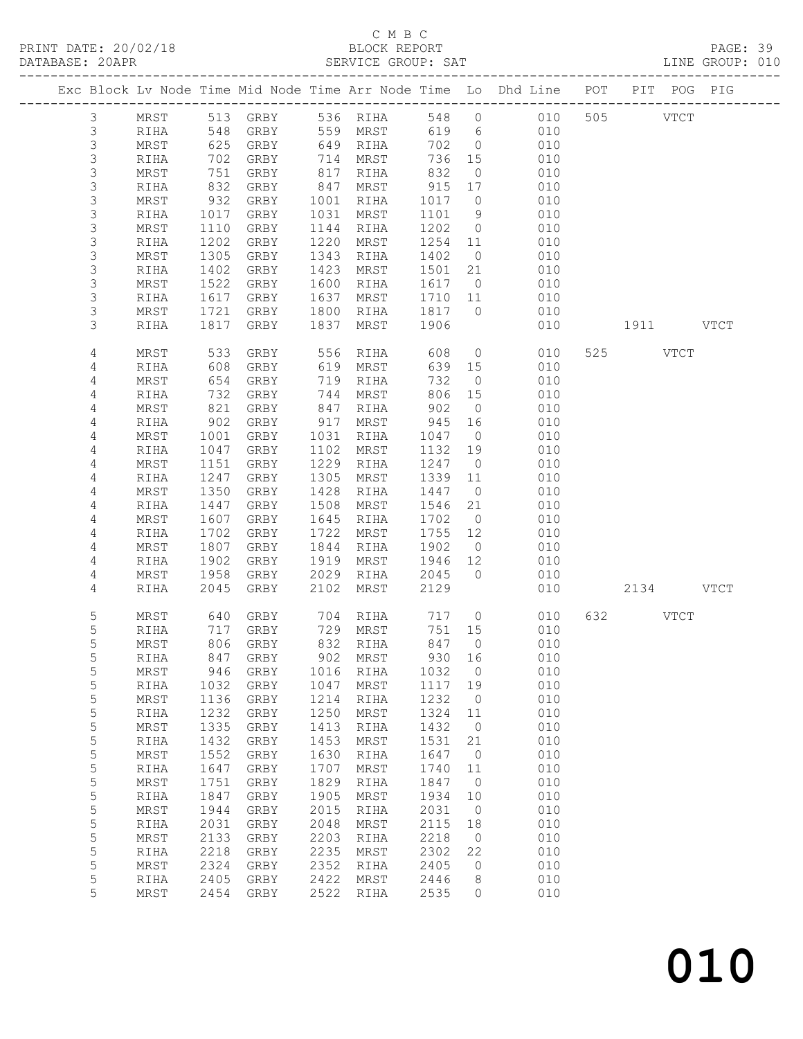C M B C

PRINT DATE: 20/02/18 BLOCK REPORT

DATABASE: 20APR SERVICE GROUP: SAT LINE GROUP: 010

| Exc | Block | Lv | Node | Time | Mid | Node | Time | Arr | Node | Time | Lo | Dhd | Line | POT | PIT | POG | PIG |
|---|---|---|---|---|---|---|---|---|---|---|---|---|---|---|---|---|---|
| | 3 | | MRST | 513 | | GRBY | 536 | | RIHA | 548 | 0 | | 010 | 505 | | VTCT | |
| | 3 | | RIHA | 548 | | GRBY | 559 | | MRST | 619 | 6 | | 010 | | | | |
| | 3 | | MRST | 625 | | GRBY | 649 | | RIHA | 702 | 0 | | 010 | | | | |
| | 3 | | RIHA | 702 | | GRBY | 714 | | MRST | 736 | 15 | | 010 | | | | |
| | 3 | | MRST | 751 | | GRBY | 817 | | RIHA | 832 | 0 | | 010 | | | | |
| | 3 | | RIHA | 832 | | GRBY | 847 | | MRST | 915 | 17 | | 010 | | | | |
| | 3 | | MRST | 932 | | GRBY | 1001 | | RIHA | 1017 | 0 | | 010 | | | | |
| | 3 | | RIHA | 1017 | | GRBY | 1031 | | MRST | 1101 | 9 | | 010 | | | | |
| | 3 | | MRST | 1110 | | GRBY | 1144 | | RIHA | 1202 | 0 | | 010 | | | | |
| | 3 | | RIHA | 1202 | | GRBY | 1220 | | MRST | 1254 | 11 | | 010 | | | | |
| | 3 | | MRST | 1305 | | GRBY | 1343 | | RIHA | 1402 | 0 | | 010 | | | | |
| | 3 | | RIHA | 1402 | | GRBY | 1423 | | MRST | 1501 | 21 | | 010 | | | | |
| | 3 | | MRST | 1522 | | GRBY | 1600 | | RIHA | 1617 | 0 | | 010 | | | | |
| | 3 | | RIHA | 1617 | | GRBY | 1637 | | MRST | 1710 | 11 | | 010 | | | | |
| | 3 | | MRST | 1721 | | GRBY | 1800 | | RIHA | 1817 | 0 | | 010 | | | | |
| | 3 | | RIHA | 1817 | | GRBY | 1837 | | MRST | 1906 | | | 010 | | 1911 | | VTCT |
| | 4 | | MRST | 533 | | GRBY | 556 | | RIHA | 608 | 0 | | 010 | 525 | | VTCT | |
| | 4 | | RIHA | 608 | | GRBY | 619 | | MRST | 639 | 15 | | 010 | | | | |
| | 4 | | MRST | 654 | | GRBY | 719 | | RIHA | 732 | 0 | | 010 | | | | |
| | 4 | | RIHA | 732 | | GRBY | 744 | | MRST | 806 | 15 | | 010 | | | | |
| | 4 | | MRST | 821 | | GRBY | 847 | | RIHA | 902 | 0 | | 010 | | | | |
| | 4 | | RIHA | 902 | | GRBY | 917 | | MRST | 945 | 16 | | 010 | | | | |
| | 4 | | MRST | 1001 | | GRBY | 1031 | | RIHA | 1047 | 0 | | 010 | | | | |
| | 4 | | RIHA | 1047 | | GRBY | 1102 | | MRST | 1132 | 19 | | 010 | | | | |
| | 4 | | MRST | 1151 | | GRBY | 1229 | | RIHA | 1247 | 0 | | 010 | | | | |
| | 4 | | RIHA | 1247 | | GRBY | 1305 | | MRST | 1339 | 11 | | 010 | | | | |
| | 4 | | MRST | 1350 | | GRBY | 1428 | | RIHA | 1447 | 0 | | 010 | | | | |
| | 4 | | RIHA | 1447 | | GRBY | 1508 | | MRST | 1546 | 21 | | 010 | | | | |
| | 4 | | MRST | 1607 | | GRBY | 1645 | | RIHA | 1702 | 0 | | 010 | | | | |
| | 4 | | RIHA | 1702 | | GRBY | 1722 | | MRST | 1755 | 12 | | 010 | | | | |
| | 4 | | MRST | 1807 | | GRBY | 1844 | | RIHA | 1902 | 0 | | 010 | | | | |
| | 4 | | RIHA | 1902 | | GRBY | 1919 | | MRST | 1946 | 12 | | 010 | | | | |
| | 4 | | MRST | 1958 | | GRBY | 2029 | | RIHA | 2045 | 0 | | 010 | | | | |
| | 4 | | RIHA | 2045 | | GRBY | 2102 | | MRST | 2129 | | | 010 | | 2134 | | VTCT |
| | 5 | | MRST | 640 | | GRBY | 704 | | RIHA | 717 | 0 | | 010 | 632 | | VTCT | |
| | 5 | | RIHA | 717 | | GRBY | 729 | | MRST | 751 | 15 | | 010 | | | | |
| | 5 | | MRST | 806 | | GRBY | 832 | | RIHA | 847 | 0 | | 010 | | | | |
| | 5 | | RIHA | 847 | | GRBY | 902 | | MRST | 930 | 16 | | 010 | | | | |
| | 5 | | MRST | 946 | | GRBY | 1016 | | RIHA | 1032 | 0 | | 010 | | | | |
| | 5 | | RIHA | 1032 | | GRBY | 1047 | | MRST | 1117 | 19 | | 010 | | | | |
| | 5 | | MRST | 1136 | | GRBY | 1214 | | RIHA | 1232 | 0 | | 010 | | | | |
| | 5 | | RIHA | 1232 | | GRBY | 1250 | | MRST | 1324 | 11 | | 010 | | | | |
| | 5 | | MRST | 1335 | | GRBY | 1413 | | RIHA | 1432 | 0 | | 010 | | | | |
| | 5 | | RIHA | 1432 | | GRBY | 1453 | | MRST | 1531 | 21 | | 010 | | | | |
| | 5 | | MRST | 1552 | | GRBY | 1630 | | RIHA | 1647 | 0 | | 010 | | | | |
| | 5 | | RIHA | 1647 | | GRBY | 1707 | | MRST | 1740 | 11 | | 010 | | | | |
| | 5 | | MRST | 1751 | | GRBY | 1829 | | RIHA | 1847 | 0 | | 010 | | | | |
| | 5 | | RIHA | 1847 | | GRBY | 1905 | | MRST | 1934 | 10 | | 010 | | | | |
| | 5 | | MRST | 1944 | | GRBY | 2015 | | RIHA | 2031 | 0 | | 010 | | | | |
| | 5 | | RIHA | 2031 | | GRBY | 2048 | | MRST | 2115 | 18 | | 010 | | | | |
| | 5 | | MRST | 2133 | | GRBY | 2203 | | RIHA | 2218 | 0 | | 010 | | | | |
| | 5 | | RIHA | 2218 | | GRBY | 2235 | | MRST | 2302 | 22 | | 010 | | | | |
| | 5 | | MRST | 2324 | | GRBY | 2352 | | RIHA | 2405 | 0 | | 010 | | | | |
| | 5 | | RIHA | 2405 | | GRBY | 2422 | | MRST | 2446 | 8 | | 010 | | | | |
| | 5 | | MRST | 2454 | | GRBY | 2522 | | RIHA | 2535 | 0 | | 010 | | | | |

010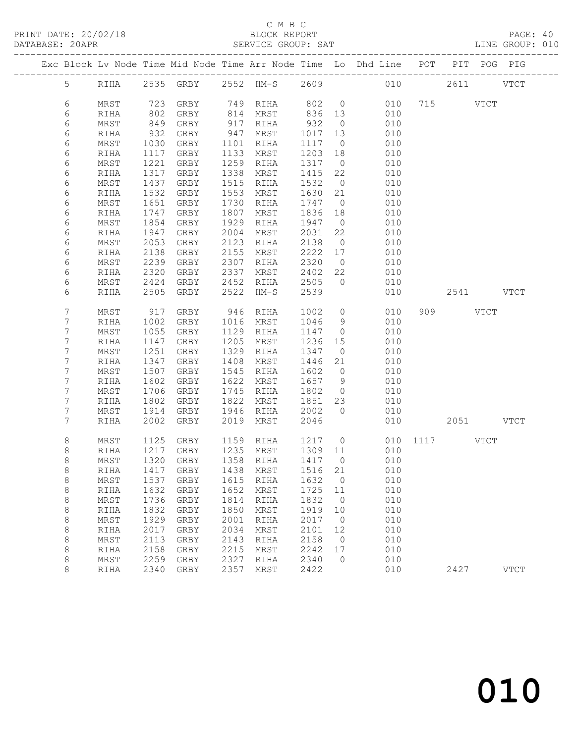C M B C

PRINT DATE: 20/02/18 BLOCK REPORT PAGE: 40
DATABASE: 20APR SERVICE GROUP: SAT LINE GROUP: 010

| Exc | Block | Lv | Node | Time | Mid Node | Time | Arr Node | Time | Lo | Dhd Line | POT | PIT | POG | PIG |
|---|---|---|---|---|---|---|---|---|---|---|---|---|---|---|
| | 5 | | RIHA | 2535 | GRBY | 2552 | HM-S | 2609 | | 010 | | 2611 | | VTCT |
| | 6 | | MRST | 723 | GRBY | 749 | RIHA | 802 | 0 | 010 | 715 | | VTCT | |
| | 6 | | RIHA | 802 | GRBY | 814 | MRST | 836 | 13 | 010 | | | | |
| | 6 | | MRST | 849 | GRBY | 917 | RIHA | 932 | 0 | 010 | | | | |
| | 6 | | RIHA | 932 | GRBY | 947 | MRST | 1017 | 13 | 010 | | | | |
| | 6 | | MRST | 1030 | GRBY | 1101 | RIHA | 1117 | 0 | 010 | | | | |
| | 6 | | RIHA | 1117 | GRBY | 1133 | MRST | 1203 | 18 | 010 | | | | |
| | 6 | | MRST | 1221 | GRBY | 1259 | RIHA | 1317 | 0 | 010 | | | | |
| | 6 | | RIHA | 1317 | GRBY | 1338 | MRST | 1415 | 22 | 010 | | | | |
| | 6 | | MRST | 1437 | GRBY | 1515 | RIHA | 1532 | 0 | 010 | | | | |
| | 6 | | RIHA | 1532 | GRBY | 1553 | MRST | 1630 | 21 | 010 | | | | |
| | 6 | | MRST | 1651 | GRBY | 1730 | RIHA | 1747 | 0 | 010 | | | | |
| | 6 | | RIHA | 1747 | GRBY | 1807 | MRST | 1836 | 18 | 010 | | | | |
| | 6 | | MRST | 1854 | GRBY | 1929 | RIHA | 1947 | 0 | 010 | | | | |
| | 6 | | RIHA | 1947 | GRBY | 2004 | MRST | 2031 | 22 | 010 | | | | |
| | 6 | | MRST | 2053 | GRBY | 2123 | RIHA | 2138 | 0 | 010 | | | | |
| | 6 | | RIHA | 2138 | GRBY | 2155 | MRST | 2222 | 17 | 010 | | | | |
| | 6 | | MRST | 2239 | GRBY | 2307 | RIHA | 2320 | 0 | 010 | | | | |
| | 6 | | RIHA | 2320 | GRBY | 2337 | MRST | 2402 | 22 | 010 | | | | |
| | 6 | | MRST | 2424 | GRBY | 2452 | RIHA | 2505 | 0 | 010 | | | | |
| | 6 | | RIHA | 2505 | GRBY | 2522 | HM-S | 2539 | | 010 | | 2541 | | VTCT |
| | 7 | | MRST | 917 | GRBY | 946 | RIHA | 1002 | 0 | 010 | 909 | | VTCT | |
| | 7 | | RIHA | 1002 | GRBY | 1016 | MRST | 1046 | 9 | 010 | | | | |
| | 7 | | MRST | 1055 | GRBY | 1129 | RIHA | 1147 | 0 | 010 | | | | |
| | 7 | | RIHA | 1147 | GRBY | 1205 | MRST | 1236 | 15 | 010 | | | | |
| | 7 | | MRST | 1251 | GRBY | 1329 | RIHA | 1347 | 0 | 010 | | | | |
| | 7 | | RIHA | 1347 | GRBY | 1408 | MRST | 1446 | 21 | 010 | | | | |
| | 7 | | MRST | 1507 | GRBY | 1545 | RIHA | 1602 | 0 | 010 | | | | |
| | 7 | | RIHA | 1602 | GRBY | 1622 | MRST | 1657 | 9 | 010 | | | | |
| | 7 | | MRST | 1706 | GRBY | 1745 | RIHA | 1802 | 0 | 010 | | | | |
| | 7 | | RIHA | 1802 | GRBY | 1822 | MRST | 1851 | 23 | 010 | | | | |
| | 7 | | MRST | 1914 | GRBY | 1946 | RIHA | 2002 | 0 | 010 | | | | |
| | 7 | | RIHA | 2002 | GRBY | 2019 | MRST | 2046 | | 010 | | 2051 | | VTCT |
| | 8 | | MRST | 1125 | GRBY | 1159 | RIHA | 1217 | 0 | 010 | 1117 | | VTCT | |
| | 8 | | RIHA | 1217 | GRBY | 1235 | MRST | 1309 | 11 | 010 | | | | |
| | 8 | | MRST | 1320 | GRBY | 1358 | RIHA | 1417 | 0 | 010 | | | | |
| | 8 | | RIHA | 1417 | GRBY | 1438 | MRST | 1516 | 21 | 010 | | | | |
| | 8 | | MRST | 1537 | GRBY | 1615 | RIHA | 1632 | 0 | 010 | | | | |
| | 8 | | RIHA | 1632 | GRBY | 1652 | MRST | 1725 | 11 | 010 | | | | |
| | 8 | | MRST | 1736 | GRBY | 1814 | RIHA | 1832 | 0 | 010 | | | | |
| | 8 | | RIHA | 1832 | GRBY | 1850 | MRST | 1919 | 10 | 010 | | | | |
| | 8 | | MRST | 1929 | GRBY | 2001 | RIHA | 2017 | 0 | 010 | | | | |
| | 8 | | RIHA | 2017 | GRBY | 2034 | MRST | 2101 | 12 | 010 | | | | |
| | 8 | | MRST | 2113 | GRBY | 2143 | RIHA | 2158 | 0 | 010 | | | | |
| | 8 | | RIHA | 2158 | GRBY | 2215 | MRST | 2242 | 17 | 010 | | | | |
| | 8 | | MRST | 2259 | GRBY | 2327 | RIHA | 2340 | 0 | 010 | | | | |
| | 8 | | RIHA | 2340 | GRBY | 2357 | MRST | 2422 | | 010 | | 2427 | | VTCT |

010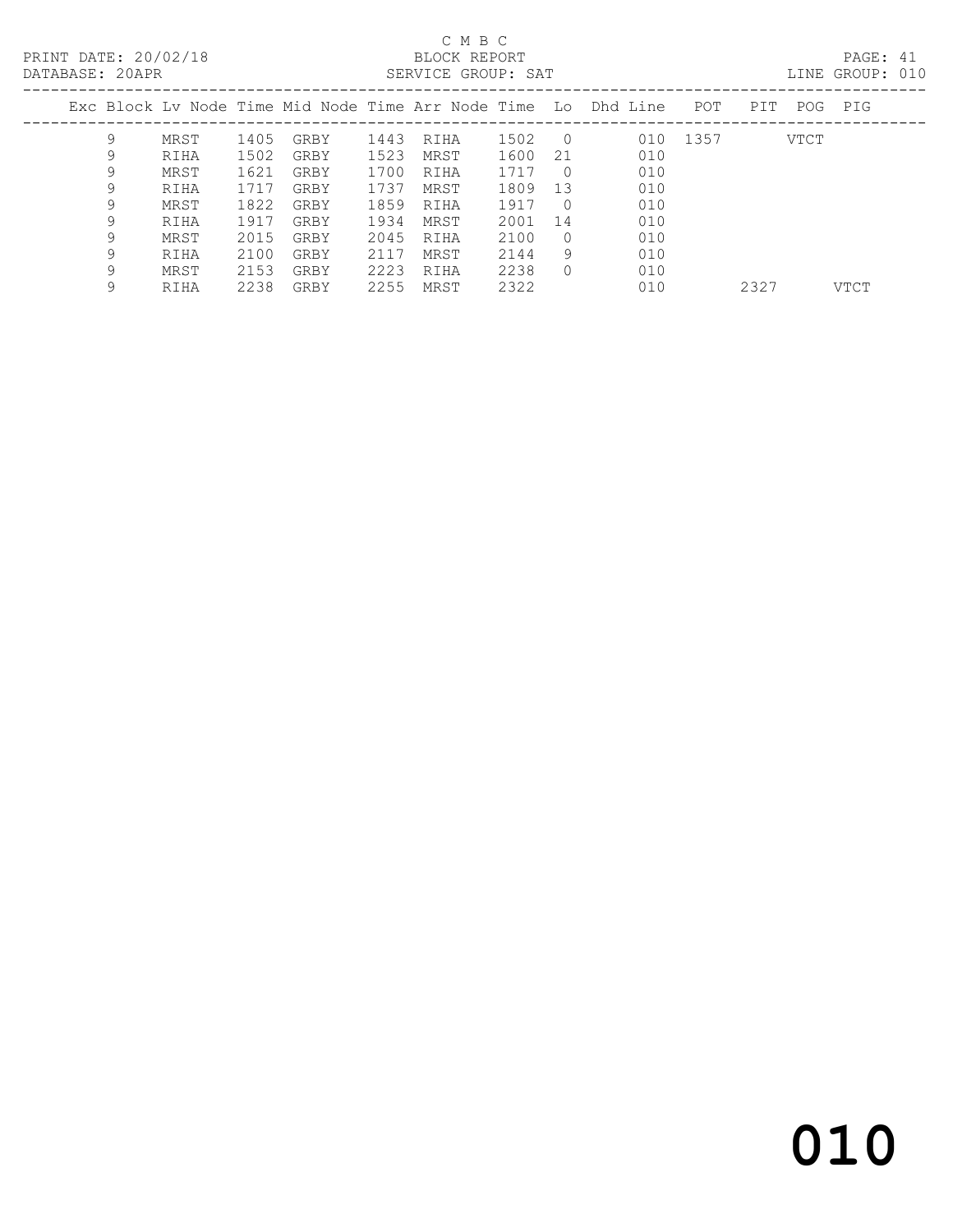C M B C

PRINT DATE: 20/02/18 BLOCK REPORT
DATABASE: 20APR SERVICE GROUP: SAT LINE GROUP: 010

| Exc | Block | Lv | Node | Time | Mid Node | Time | Arr Node | Time | Lo | Dhd Line | POT | PIT | POG | PIG |
|---|---|---|---|---|---|---|---|---|---|---|---|---|---|---|
| | 9 | | MRST | 1405 | GRBY | 1443 | RIHA | 1502 | 0 | 010 | 1357 | | VTCT | |
| | 9 | | RIHA | 1502 | GRBY | 1523 | MRST | 1600 | 21 | 010 | | | | |
| | 9 | | MRST | 1621 | GRBY | 1700 | RIHA | 1717 | 0 | 010 | | | | |
| | 9 | | RIHA | 1717 | GRBY | 1737 | MRST | 1809 | 13 | 010 | | | | |
| | 9 | | MRST | 1822 | GRBY | 1859 | RIHA | 1917 | 0 | 010 | | | | |
| | 9 | | RIHA | 1917 | GRBY | 1934 | MRST | 2001 | 14 | 010 | | | | |
| | 9 | | MRST | 2015 | GRBY | 2045 | RIHA | 2100 | 0 | 010 | | | | |
| | 9 | | RIHA | 2100 | GRBY | 2117 | MRST | 2144 | 9 | 010 | | | | |
| | 9 | | MRST | 2153 | GRBY | 2223 | RIHA | 2238 | 0 | 010 | | | | |
| | 9 | | RIHA | 2238 | GRBY | 2255 | MRST | 2322 | | 010 | | 2327 | | VTCT |

010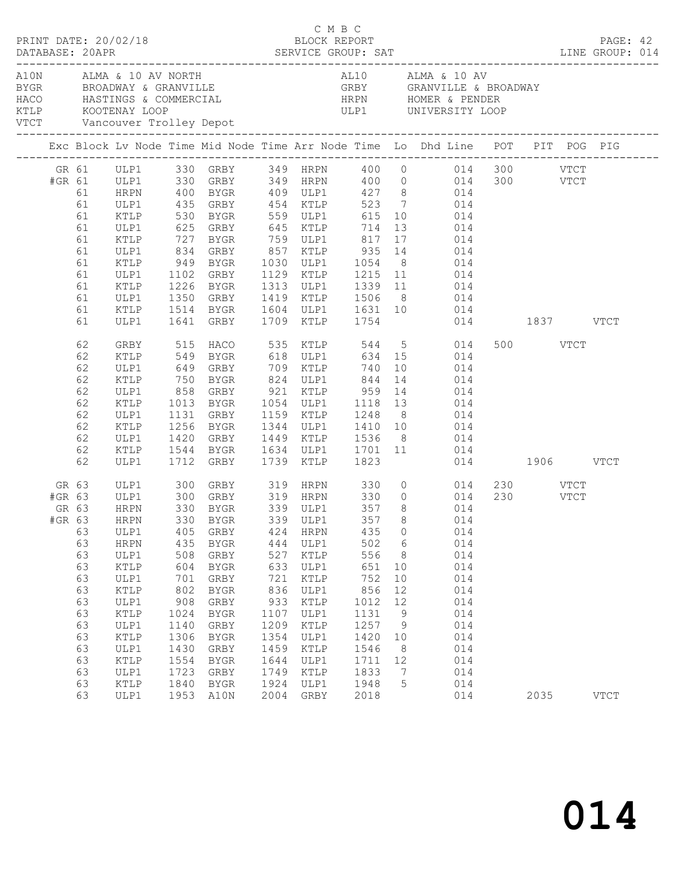PRINT DATE: 20/02/18 — C M B C BLOCK REPORT — DATABASE: 20APR — SERVICE GROUP: SAT — LINE GROUP: 014

| Code | Location | Code | Location |
|---|---|---|---|
| A10N | ALMA & 10 AV NORTH | AL10 | ALMA & 10 AV |
| BYGR | BROADWAY & GRANVILLE | GRBY | GRANVILLE & BROADWAY |
| HACO | HASTINGS & COMMERCIAL | HRPN | HOMER & PENDER |
| KTLP | KOOTENAY LOOP | ULP1 | UNIVERSITY LOOP |
| VTCT | Vancouver Trolley Depot | | |

| Exc | Block | Lv Node | Time | Mid Node | Time | Arr Node | Time | Lo | Dhd Line | POT | PIT | POG | PIG |
|---|---|---|---|---|---|---|---|---|---|---|---|---|---|
| GR | 61 | ULP1 | 330 | GRBY | 349 | HRPN | 400 | 0 | 014 | 300 | | VTCT | |
| #GR | 61 | ULP1 | 330 | GRBY | 349 | HRPN | 400 | 0 | 014 | 300 | | VTCT | |
| | 61 | HRPN | 400 | BYGR | 409 | ULP1 | 427 | 8 | 014 | | | | |
| | 61 | ULP1 | 435 | GRBY | 454 | KTLP | 523 | 7 | 014 | | | | |
| | 61 | KTLP | 530 | BYGR | 559 | ULP1 | 615 | 10 | 014 | | | | |
| | 61 | ULP1 | 625 | GRBY | 645 | KTLP | 714 | 13 | 014 | | | | |
| | 61 | KTLP | 727 | BYGR | 759 | ULP1 | 817 | 17 | 014 | | | | |
| | 61 | ULP1 | 834 | GRBY | 857 | KTLP | 935 | 14 | 014 | | | | |
| | 61 | KTLP | 949 | BYGR | 1030 | ULP1 | 1054 | 8 | 014 | | | | |
| | 61 | ULP1 | 1102 | GRBY | 1129 | KTLP | 1215 | 11 | 014 | | | | |
| | 61 | KTLP | 1226 | BYGR | 1313 | ULP1 | 1339 | 11 | 014 | | | | |
| | 61 | ULP1 | 1350 | GRBY | 1419 | KTLP | 1506 | 8 | 014 | | | | |
| | 61 | KTLP | 1514 | BYGR | 1604 | ULP1 | 1631 | 10 | 014 | | | | |
| | 61 | ULP1 | 1641 | GRBY | 1709 | KTLP | 1754 | | 014 | | 1837 | | VTCT |
| | 62 | GRBY | 515 | HACO | 535 | KTLP | 544 | 5 | 014 | 500 | | VTCT | |
| | 62 | KTLP | 549 | BYGR | 618 | ULP1 | 634 | 15 | 014 | | | | |
| | 62 | ULP1 | 649 | GRBY | 709 | KTLP | 740 | 10 | 014 | | | | |
| | 62 | KTLP | 750 | BYGR | 824 | ULP1 | 844 | 14 | 014 | | | | |
| | 62 | ULP1 | 858 | GRBY | 921 | KTLP | 959 | 14 | 014 | | | | |
| | 62 | KTLP | 1013 | BYGR | 1054 | ULP1 | 1118 | 13 | 014 | | | | |
| | 62 | ULP1 | 1131 | GRBY | 1159 | KTLP | 1248 | 8 | 014 | | | | |
| | 62 | KTLP | 1256 | BYGR | 1344 | ULP1 | 1410 | 10 | 014 | | | | |
| | 62 | ULP1 | 1420 | GRBY | 1449 | KTLP | 1536 | 8 | 014 | | | | |
| | 62 | KTLP | 1544 | BYGR | 1634 | ULP1 | 1701 | 11 | 014 | | | | |
| | 62 | ULP1 | 1712 | GRBY | 1739 | KTLP | 1823 | | 014 | | 1906 | | VTCT |
| GR | 63 | ULP1 | 300 | GRBY | 319 | HRPN | 330 | 0 | 014 | 230 | | VTCT | |
| #GR | 63 | ULP1 | 300 | GRBY | 319 | HRPN | 330 | 0 | 014 | 230 | | VTCT | |
| GR | 63 | HRPN | 330 | BYGR | 339 | ULP1 | 357 | 8 | 014 | | | | |
| #GR | 63 | HRPN | 330 | BYGR | 339 | ULP1 | 357 | 8 | 014 | | | | |
| | 63 | ULP1 | 405 | GRBY | 424 | HRPN | 435 | 0 | 014 | | | | |
| | 63 | HRPN | 435 | BYGR | 444 | ULP1 | 502 | 6 | 014 | | | | |
| | 63 | ULP1 | 508 | GRBY | 527 | KTLP | 556 | 8 | 014 | | | | |
| | 63 | KTLP | 604 | BYGR | 633 | ULP1 | 651 | 10 | 014 | | | | |
| | 63 | ULP1 | 701 | GRBY | 721 | KTLP | 752 | 10 | 014 | | | | |
| | 63 | KTLP | 802 | BYGR | 836 | ULP1 | 856 | 12 | 014 | | | | |
| | 63 | ULP1 | 908 | GRBY | 933 | KTLP | 1012 | 12 | 014 | | | | |
| | 63 | KTLP | 1024 | BYGR | 1107 | ULP1 | 1131 | 9 | 014 | | | | |
| | 63 | ULP1 | 1140 | GRBY | 1209 | KTLP | 1257 | 9 | 014 | | | | |
| | 63 | KTLP | 1306 | BYGR | 1354 | ULP1 | 1420 | 10 | 014 | | | | |
| | 63 | ULP1 | 1430 | GRBY | 1459 | KTLP | 1546 | 8 | 014 | | | | |
| | 63 | KTLP | 1554 | BYGR | 1644 | ULP1 | 1711 | 12 | 014 | | | | |
| | 63 | ULP1 | 1723 | GRBY | 1749 | KTLP | 1833 | 7 | 014 | | | | |
| | 63 | KTLP | 1840 | BYGR | 1924 | ULP1 | 1948 | 5 | 014 | | | | |
| | 63 | ULP1 | 1953 | A10N | 2004 | GRBY | 2018 | | 014 | | 2035 | | VTCT |

# 014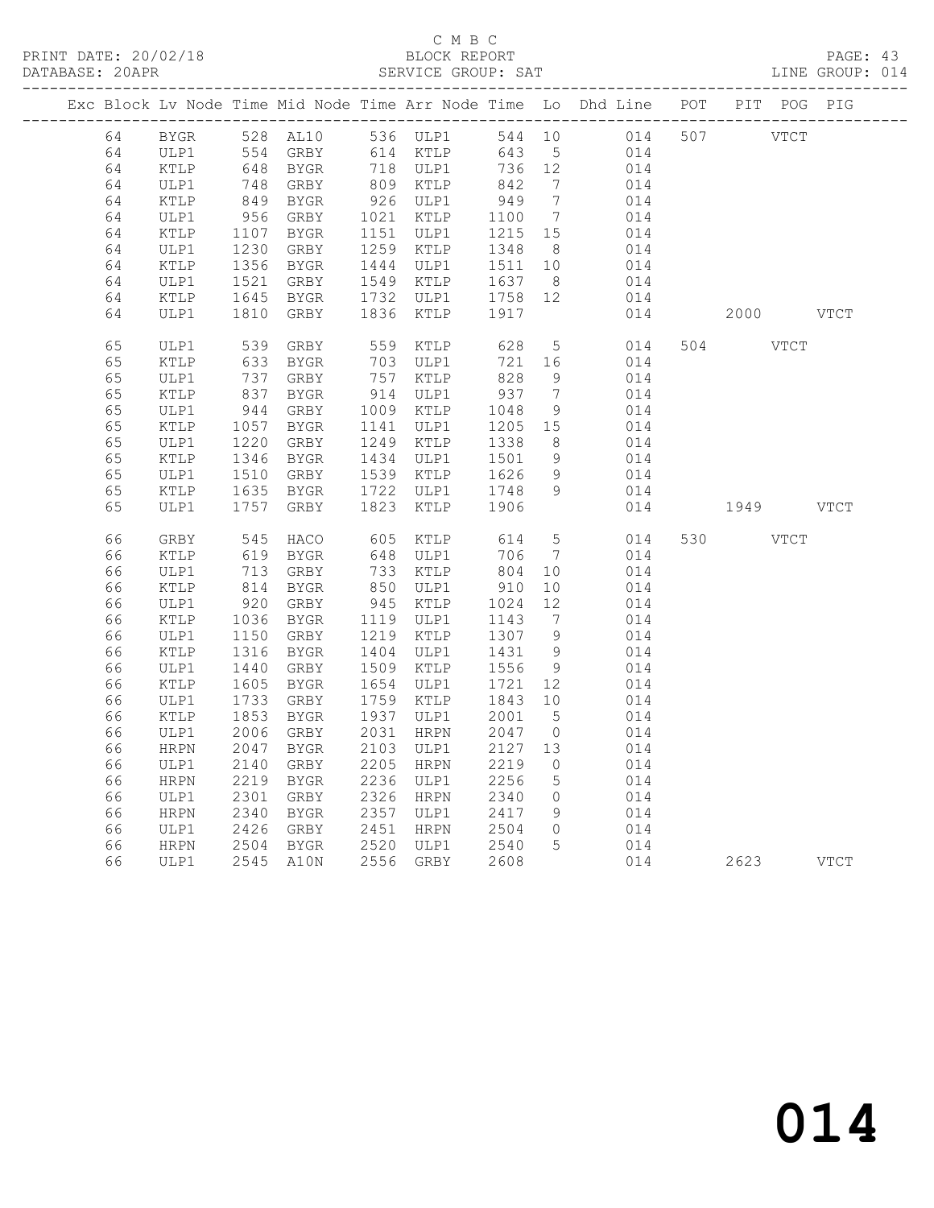C M B C

BLOCK REPORT

PRINT DATE: 20/02/18    DATABASE: 20APR    SERVICE GROUP: SAT    LINE GROUP: 014

| Exc | Block | Lv | Node | Time | Mid Node | Time | Arr Node | Time | Lo | Dhd Line | POT | PIT | POG | PIG |
|---|---|---|---|---|---|---|---|---|---|---|---|---|---|---|
| | 64 | | BYGR | 528 | AL10 | 536 | ULP1 | 544 | 10 | 014 | 507 | | VTCT | |
| | 64 | | ULP1 | 554 | GRBY | 614 | KTLP | 643 | 5 | 014 | | | | |
| | 64 | | KTLP | 648 | BYGR | 718 | ULP1 | 736 | 12 | 014 | | | | |
| | 64 | | ULP1 | 748 | GRBY | 809 | KTLP | 842 | 7 | 014 | | | | |
| | 64 | | KTLP | 849 | BYGR | 926 | ULP1 | 949 | 7 | 014 | | | | |
| | 64 | | ULP1 | 956 | GRBY | 1021 | KTLP | 1100 | 7 | 014 | | | | |
| | 64 | | KTLP | 1107 | BYGR | 1151 | ULP1 | 1215 | 15 | 014 | | | | |
| | 64 | | ULP1 | 1230 | GRBY | 1259 | KTLP | 1348 | 8 | 014 | | | | |
| | 64 | | KTLP | 1356 | BYGR | 1444 | ULP1 | 1511 | 10 | 014 | | | | |
| | 64 | | ULP1 | 1521 | GRBY | 1549 | KTLP | 1637 | 8 | 014 | | | | |
| | 64 | | KTLP | 1645 | BYGR | 1732 | ULP1 | 1758 | 12 | 014 | | | | |
| | 64 | | ULP1 | 1810 | GRBY | 1836 | KTLP | 1917 | | 014 | | 2000 | | VTCT |
| | 65 | | ULP1 | 539 | GRBY | 559 | KTLP | 628 | 5 | 014 | 504 | | VTCT | |
| | 65 | | KTLP | 633 | BYGR | 703 | ULP1 | 721 | 16 | 014 | | | | |
| | 65 | | ULP1 | 737 | GRBY | 757 | KTLP | 828 | 9 | 014 | | | | |
| | 65 | | KTLP | 837 | BYGR | 914 | ULP1 | 937 | 7 | 014 | | | | |
| | 65 | | ULP1 | 944 | GRBY | 1009 | KTLP | 1048 | 9 | 014 | | | | |
| | 65 | | KTLP | 1057 | BYGR | 1141 | ULP1 | 1205 | 15 | 014 | | | | |
| | 65 | | ULP1 | 1220 | GRBY | 1249 | KTLP | 1338 | 8 | 014 | | | | |
| | 65 | | KTLP | 1346 | BYGR | 1434 | ULP1 | 1501 | 9 | 014 | | | | |
| | 65 | | ULP1 | 1510 | GRBY | 1539 | KTLP | 1626 | 9 | 014 | | | | |
| | 65 | | KTLP | 1635 | BYGR | 1722 | ULP1 | 1748 | 9 | 014 | | | | |
| | 65 | | ULP1 | 1757 | GRBY | 1823 | KTLP | 1906 | | 014 | | 1949 | | VTCT |
| | 66 | | GRBY | 545 | HACO | 605 | KTLP | 614 | 5 | 014 | 530 | | VTCT | |
| | 66 | | KTLP | 619 | BYGR | 648 | ULP1 | 706 | 7 | 014 | | | | |
| | 66 | | ULP1 | 713 | GRBY | 733 | KTLP | 804 | 10 | 014 | | | | |
| | 66 | | KTLP | 814 | BYGR | 850 | ULP1 | 910 | 10 | 014 | | | | |
| | 66 | | ULP1 | 920 | GRBY | 945 | KTLP | 1024 | 12 | 014 | | | | |
| | 66 | | KTLP | 1036 | BYGR | 1119 | ULP1 | 1143 | 7 | 014 | | | | |
| | 66 | | ULP1 | 1150 | GRBY | 1219 | KTLP | 1307 | 9 | 014 | | | | |
| | 66 | | KTLP | 1316 | BYGR | 1404 | ULP1 | 1431 | 9 | 014 | | | | |
| | 66 | | ULP1 | 1440 | GRBY | 1509 | KTLP | 1556 | 9 | 014 | | | | |
| | 66 | | KTLP | 1605 | BYGR | 1654 | ULP1 | 1721 | 12 | 014 | | | | |
| | 66 | | ULP1 | 1733 | GRBY | 1759 | KTLP | 1843 | 10 | 014 | | | | |
| | 66 | | KTLP | 1853 | BYGR | 1937 | ULP1 | 2001 | 5 | 014 | | | | |
| | 66 | | ULP1 | 2006 | GRBY | 2031 | HRPN | 2047 | 0 | 014 | | | | |
| | 66 | | HRPN | 2047 | BYGR | 2103 | ULP1 | 2127 | 13 | 014 | | | | |
| | 66 | | ULP1 | 2140 | GRBY | 2205 | HRPN | 2219 | 0 | 014 | | | | |
| | 66 | | HRPN | 2219 | BYGR | 2236 | ULP1 | 2256 | 5 | 014 | | | | |
| | 66 | | ULP1 | 2301 | GRBY | 2326 | HRPN | 2340 | 0 | 014 | | | | |
| | 66 | | HRPN | 2340 | BYGR | 2357 | ULP1 | 2417 | 9 | 014 | | | | |
| | 66 | | ULP1 | 2426 | GRBY | 2451 | HRPN | 2504 | 0 | 014 | | | | |
| | 66 | | HRPN | 2504 | BYGR | 2520 | ULP1 | 2540 | 5 | 014 | | | | |
| | 66 | | ULP1 | 2545 | A10N | 2556 | GRBY | 2608 | | 014 | | 2623 | | VTCT |

# 014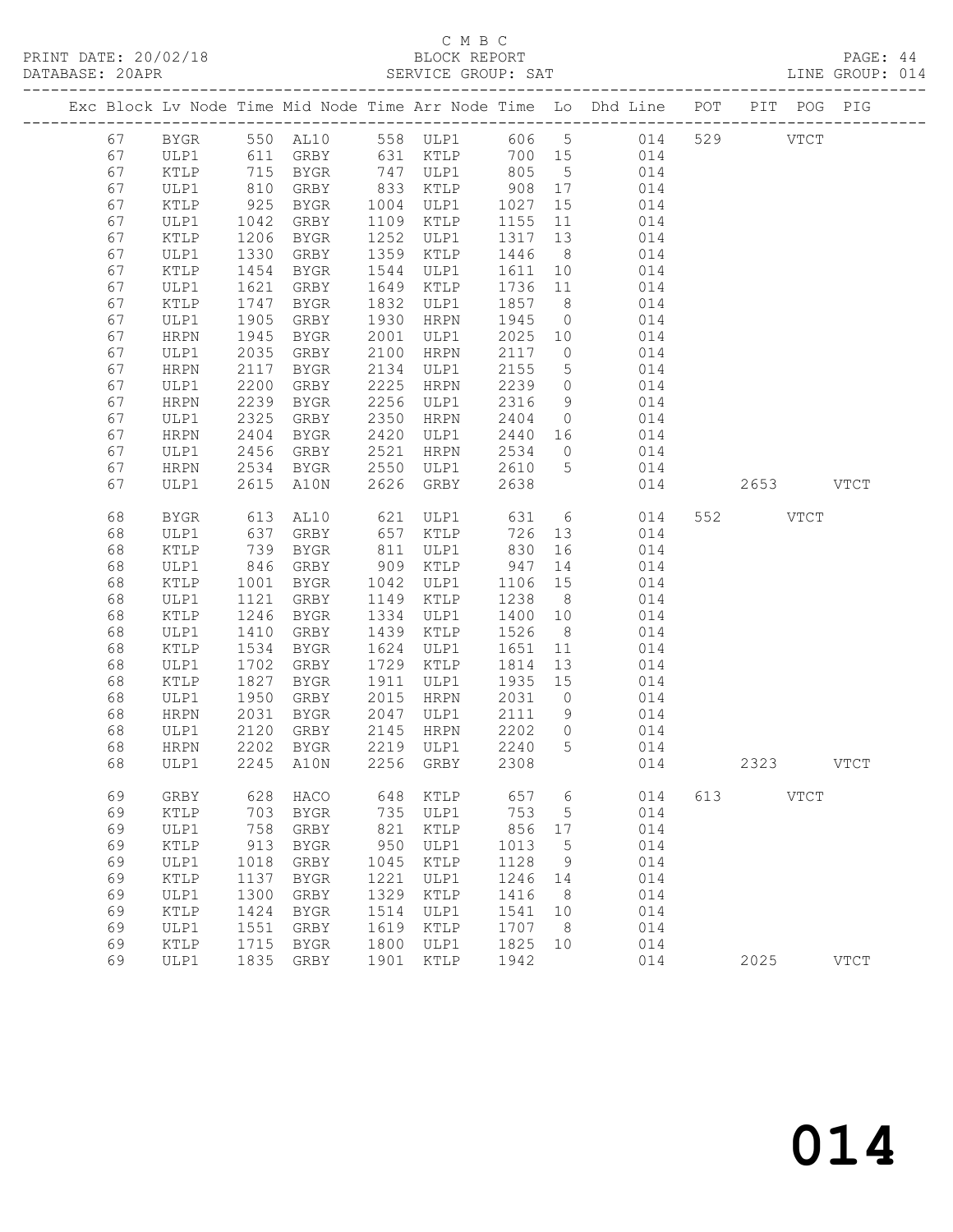C M B C

PRINT DATE: 20/02/18 BLOCK REPORT

DATABASE: 20APR SERVICE GROUP: SAT LINE GROUP: 014

| Exc | Block | Lv | Node | Time | Mid Node | Time | Arr Node | Time | Lo | Dhd Line | POT | PIT | POG | PIG |
|---|---|---|---|---|---|---|---|---|---|---|---|---|---|---|
| | 67 | | BYGR | 550 | AL10 | 558 | ULP1 | 606 | 5 | 014 | 529 | | VTCT | |
| | 67 | | ULP1 | 611 | GRBY | 631 | KTLP | 700 | 15 | 014 | | | | |
| | 67 | | KTLP | 715 | BYGR | 747 | ULP1 | 805 | 5 | 014 | | | | |
| | 67 | | ULP1 | 810 | GRBY | 833 | KTLP | 908 | 17 | 014 | | | | |
| | 67 | | KTLP | 925 | BYGR | 1004 | ULP1 | 1027 | 15 | 014 | | | | |
| | 67 | | ULP1 | 1042 | GRBY | 1109 | KTLP | 1155 | 11 | 014 | | | | |
| | 67 | | KTLP | 1206 | BYGR | 1252 | ULP1 | 1317 | 13 | 014 | | | | |
| | 67 | | ULP1 | 1330 | GRBY | 1359 | KTLP | 1446 | 8 | 014 | | | | |
| | 67 | | KTLP | 1454 | BYGR | 1544 | ULP1 | 1611 | 10 | 014 | | | | |
| | 67 | | ULP1 | 1621 | GRBY | 1649 | KTLP | 1736 | 11 | 014 | | | | |
| | 67 | | KTLP | 1747 | BYGR | 1832 | ULP1 | 1857 | 8 | 014 | | | | |
| | 67 | | ULP1 | 1905 | GRBY | 1930 | HRPN | 1945 | 0 | 014 | | | | |
| | 67 | | HRPN | 1945 | BYGR | 2001 | ULP1 | 2025 | 10 | 014 | | | | |
| | 67 | | ULP1 | 2035 | GRBY | 2100 | HRPN | 2117 | 0 | 014 | | | | |
| | 67 | | HRPN | 2117 | BYGR | 2134 | ULP1 | 2155 | 5 | 014 | | | | |
| | 67 | | ULP1 | 2200 | GRBY | 2225 | HRPN | 2239 | 0 | 014 | | | | |
| | 67 | | HRPN | 2239 | BYGR | 2256 | ULP1 | 2316 | 9 | 014 | | | | |
| | 67 | | ULP1 | 2325 | GRBY | 2350 | HRPN | 2404 | 0 | 014 | | | | |
| | 67 | | HRPN | 2404 | BYGR | 2420 | ULP1 | 2440 | 16 | 014 | | | | |
| | 67 | | ULP1 | 2456 | GRBY | 2521 | HRPN | 2534 | 0 | 014 | | | | |
| | 67 | | HRPN | 2534 | BYGR | 2550 | ULP1 | 2610 | 5 | 014 | | | | |
| | 67 | | ULP1 | 2615 | A10N | 2626 | GRBY | 2638 | | 014 | | 2653 | | VTCT |
| | 68 | | BYGR | 613 | AL10 | 621 | ULP1 | 631 | 6 | 014 | 552 | | VTCT | |
| | 68 | | ULP1 | 637 | GRBY | 657 | KTLP | 726 | 13 | 014 | | | | |
| | 68 | | KTLP | 739 | BYGR | 811 | ULP1 | 830 | 16 | 014 | | | | |
| | 68 | | ULP1 | 846 | GRBY | 909 | KTLP | 947 | 14 | 014 | | | | |
| | 68 | | KTLP | 1001 | BYGR | 1042 | ULP1 | 1106 | 15 | 014 | | | | |
| | 68 | | ULP1 | 1121 | GRBY | 1149 | KTLP | 1238 | 8 | 014 | | | | |
| | 68 | | KTLP | 1246 | BYGR | 1334 | ULP1 | 1400 | 10 | 014 | | | | |
| | 68 | | ULP1 | 1410 | GRBY | 1439 | KTLP | 1526 | 8 | 014 | | | | |
| | 68 | | KTLP | 1534 | BYGR | 1624 | ULP1 | 1651 | 11 | 014 | | | | |
| | 68 | | ULP1 | 1702 | GRBY | 1729 | KTLP | 1814 | 13 | 014 | | | | |
| | 68 | | KTLP | 1827 | BYGR | 1911 | ULP1 | 1935 | 15 | 014 | | | | |
| | 68 | | ULP1 | 1950 | GRBY | 2015 | HRPN | 2031 | 0 | 014 | | | | |
| | 68 | | HRPN | 2031 | BYGR | 2047 | ULP1 | 2111 | 9 | 014 | | | | |
| | 68 | | ULP1 | 2120 | GRBY | 2145 | HRPN | 2202 | 0 | 014 | | | | |
| | 68 | | HRPN | 2202 | BYGR | 2219 | ULP1 | 2240 | 5 | 014 | | | | |
| | 68 | | ULP1 | 2245 | A10N | 2256 | GRBY | 2308 | | 014 | | 2323 | | VTCT |
| | 69 | | GRBY | 628 | HACO | 648 | KTLP | 657 | 6 | 014 | 613 | | VTCT | |
| | 69 | | KTLP | 703 | BYGR | 735 | ULP1 | 753 | 5 | 014 | | | | |
| | 69 | | ULP1 | 758 | GRBY | 821 | KTLP | 856 | 17 | 014 | | | | |
| | 69 | | KTLP | 913 | BYGR | 950 | ULP1 | 1013 | 5 | 014 | | | | |
| | 69 | | ULP1 | 1018 | GRBY | 1045 | KTLP | 1128 | 9 | 014 | | | | |
| | 69 | | KTLP | 1137 | BYGR | 1221 | ULP1 | 1246 | 14 | 014 | | | | |
| | 69 | | ULP1 | 1300 | GRBY | 1329 | KTLP | 1416 | 8 | 014 | | | | |
| | 69 | | KTLP | 1424 | BYGR | 1514 | ULP1 | 1541 | 10 | 014 | | | | |
| | 69 | | ULP1 | 1551 | GRBY | 1619 | KTLP | 1707 | 8 | 014 | | | | |
| | 69 | | KTLP | 1715 | BYGR | 1800 | ULP1 | 1825 | 10 | 014 | | | | |
| | 69 | | ULP1 | 1835 | GRBY | 1901 | KTLP | 1942 | | 014 | | 2025 | | VTCT |

014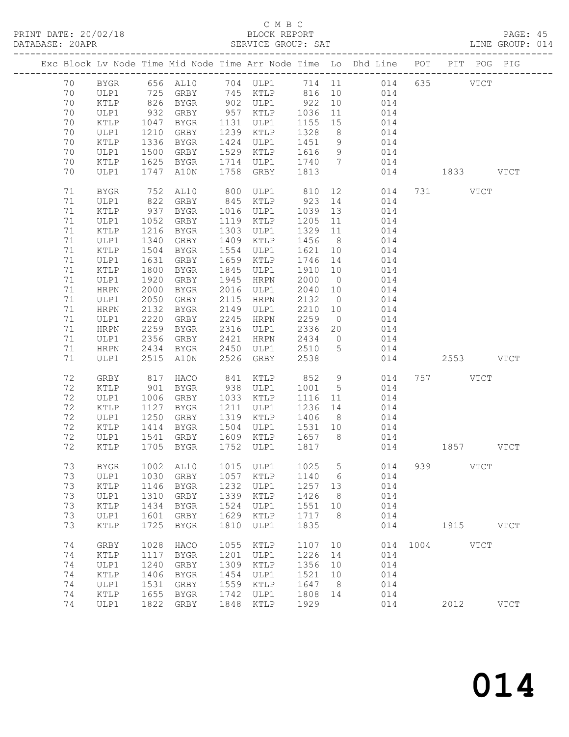C M B C
PRINT DATE: 20/02/18 BLOCK REPORT PAGE: 45
DATABASE: 20APR SERVICE GROUP: SAT LINE GROUP: 014

| Exc | Block | Lv | Node | Time | Mid Node | Time | Arr Node | Time | Lo | Dhd Line | POT | PIT | POG | PIG |
|---|---|---|---|---|---|---|---|---|---|---|---|---|---|---|
| | 70 | | BYGR | 656 | AL10 | 704 | ULP1 | 714 | 11 | 014 | 635 | | VTCT | |
| | 70 | | ULP1 | 725 | GRBY | 745 | KTLP | 816 | 10 | 014 | | | | |
| | 70 | | KTLP | 826 | BYGR | 902 | ULP1 | 922 | 10 | 014 | | | | |
| | 70 | | ULP1 | 932 | GRBY | 957 | KTLP | 1036 | 11 | 014 | | | | |
| | 70 | | KTLP | 1047 | BYGR | 1131 | ULP1 | 1155 | 15 | 014 | | | | |
| | 70 | | ULP1 | 1210 | GRBY | 1239 | KTLP | 1328 | 8 | 014 | | | | |
| | 70 | | KTLP | 1336 | BYGR | 1424 | ULP1 | 1451 | 9 | 014 | | | | |
| | 70 | | ULP1 | 1500 | GRBY | 1529 | KTLP | 1616 | 9 | 014 | | | | |
| | 70 | | KTLP | 1625 | BYGR | 1714 | ULP1 | 1740 | 7 | 014 | | | | |
| | 70 | | ULP1 | 1747 | A10N | 1758 | GRBY | 1813 | | 014 | | 1833 | | VTCT |
| | 71 | | BYGR | 752 | AL10 | 800 | ULP1 | 810 | 12 | 014 | 731 | | VTCT | |
| | 71 | | ULP1 | 822 | GRBY | 845 | KTLP | 923 | 14 | 014 | | | | |
| | 71 | | KTLP | 937 | BYGR | 1016 | ULP1 | 1039 | 13 | 014 | | | | |
| | 71 | | ULP1 | 1052 | GRBY | 1119 | KTLP | 1205 | 11 | 014 | | | | |
| | 71 | | KTLP | 1216 | BYGR | 1303 | ULP1 | 1329 | 11 | 014 | | | | |
| | 71 | | ULP1 | 1340 | GRBY | 1409 | KTLP | 1456 | 8 | 014 | | | | |
| | 71 | | KTLP | 1504 | BYGR | 1554 | ULP1 | 1621 | 10 | 014 | | | | |
| | 71 | | ULP1 | 1631 | GRBY | 1659 | KTLP | 1746 | 14 | 014 | | | | |
| | 71 | | KTLP | 1800 | BYGR | 1845 | ULP1 | 1910 | 10 | 014 | | | | |
| | 71 | | ULP1 | 1920 | GRBY | 1945 | HRPN | 2000 | 0 | 014 | | | | |
| | 71 | | HRPN | 2000 | BYGR | 2016 | ULP1 | 2040 | 10 | 014 | | | | |
| | 71 | | ULP1 | 2050 | GRBY | 2115 | HRPN | 2132 | 0 | 014 | | | | |
| | 71 | | HRPN | 2132 | BYGR | 2149 | ULP1 | 2210 | 10 | 014 | | | | |
| | 71 | | ULP1 | 2220 | GRBY | 2245 | HRPN | 2259 | 0 | 014 | | | | |
| | 71 | | HRPN | 2259 | BYGR | 2316 | ULP1 | 2336 | 20 | 014 | | | | |
| | 71 | | ULP1 | 2356 | GRBY | 2421 | HRPN | 2434 | 0 | 014 | | | | |
| | 71 | | HRPN | 2434 | BYGR | 2450 | ULP1 | 2510 | 5 | 014 | | | | |
| | 71 | | ULP1 | 2515 | A10N | 2526 | GRBY | 2538 | | 014 | | 2553 | | VTCT |
| | 72 | | GRBY | 817 | HACO | 841 | KTLP | 852 | 9 | 014 | 757 | | VTCT | |
| | 72 | | KTLP | 901 | BYGR | 938 | ULP1 | 1001 | 5 | 014 | | | | |
| | 72 | | ULP1 | 1006 | GRBY | 1033 | KTLP | 1116 | 11 | 014 | | | | |
| | 72 | | KTLP | 1127 | BYGR | 1211 | ULP1 | 1236 | 14 | 014 | | | | |
| | 72 | | ULP1 | 1250 | GRBY | 1319 | KTLP | 1406 | 8 | 014 | | | | |
| | 72 | | KTLP | 1414 | BYGR | 1504 | ULP1 | 1531 | 10 | 014 | | | | |
| | 72 | | ULP1 | 1541 | GRBY | 1609 | KTLP | 1657 | 8 | 014 | | | | |
| | 72 | | KTLP | 1705 | BYGR | 1752 | ULP1 | 1817 | | 014 | | 1857 | | VTCT |
| | 73 | | BYGR | 1002 | AL10 | 1015 | ULP1 | 1025 | 5 | 014 | 939 | | VTCT | |
| | 73 | | ULP1 | 1030 | GRBY | 1057 | KTLP | 1140 | 6 | 014 | | | | |
| | 73 | | KTLP | 1146 | BYGR | 1232 | ULP1 | 1257 | 13 | 014 | | | | |
| | 73 | | ULP1 | 1310 | GRBY | 1339 | KTLP | 1426 | 8 | 014 | | | | |
| | 73 | | KTLP | 1434 | BYGR | 1524 | ULP1 | 1551 | 10 | 014 | | | | |
| | 73 | | ULP1 | 1601 | GRBY | 1629 | KTLP | 1717 | 8 | 014 | | | | |
| | 73 | | KTLP | 1725 | BYGR | 1810 | ULP1 | 1835 | | 014 | | 1915 | | VTCT |
| | 74 | | GRBY | 1028 | HACO | 1055 | KTLP | 1107 | 10 | 014 | 1004 | | VTCT | |
| | 74 | | KTLP | 1117 | BYGR | 1201 | ULP1 | 1226 | 14 | 014 | | | | |
| | 74 | | ULP1 | 1240 | GRBY | 1309 | KTLP | 1356 | 10 | 014 | | | | |
| | 74 | | KTLP | 1406 | BYGR | 1454 | ULP1 | 1521 | 10 | 014 | | | | |
| | 74 | | ULP1 | 1531 | GRBY | 1559 | KTLP | 1647 | 8 | 014 | | | | |
| | 74 | | KTLP | 1655 | BYGR | 1742 | ULP1 | 1808 | 14 | 014 | | | | |
| | 74 | | ULP1 | 1822 | GRBY | 1848 | KTLP | 1929 | | 014 | | 2012 | | VTCT |

014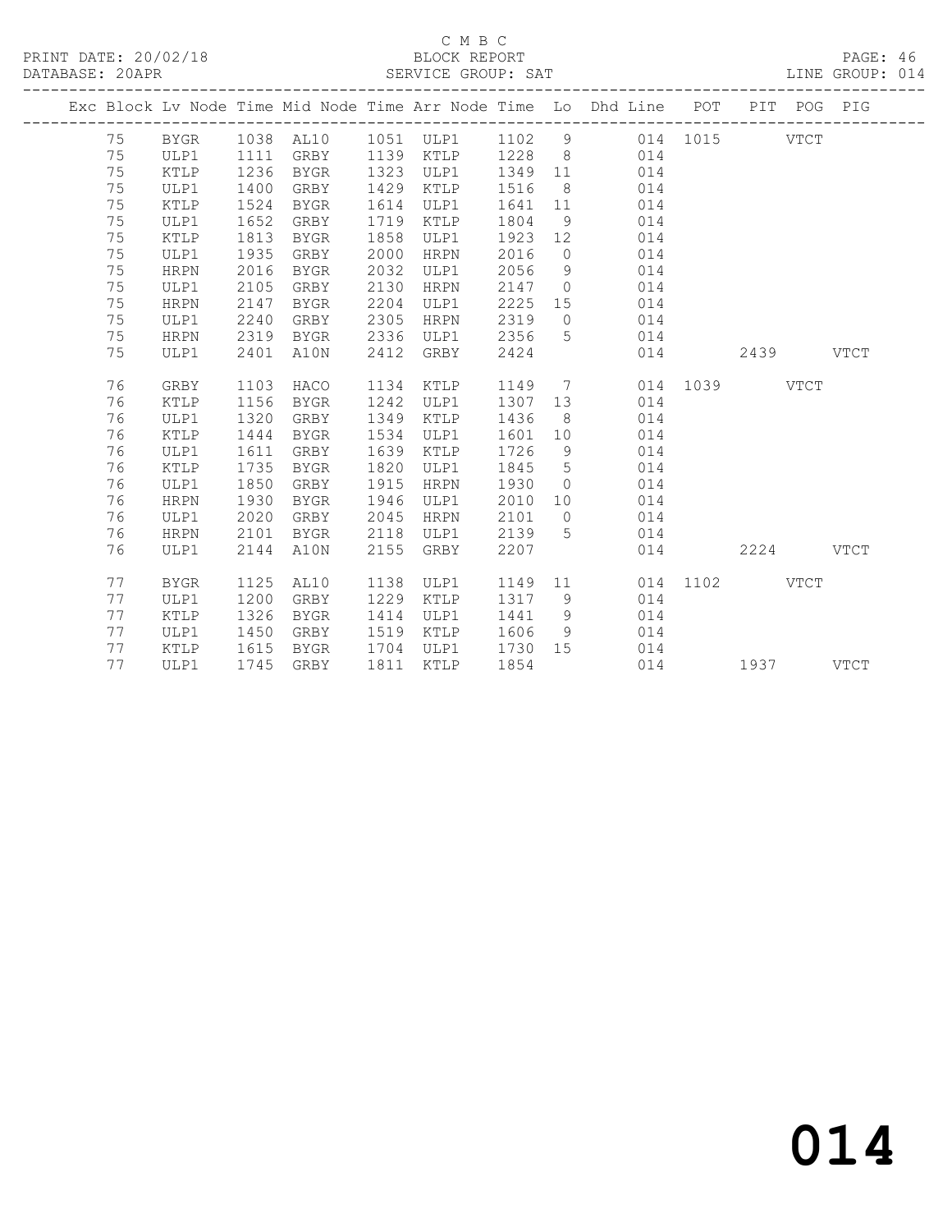C M B C

PRINT DATE: 20/02/18 BLOCK REPORT

DATABASE: 20APR SERVICE GROUP: SAT LINE GROUP: 014

| Exc | Block | Lv | Node | Time | Mid Node | Time | Arr Node | Time | Lo | Dhd Line | POT | PIT | POG | PIG |
|---|---|---|---|---|---|---|---|---|---|---|---|---|---|---|
| | 75 | | BYGR | 1038 | AL10 | 1051 | ULP1 | 1102 | 9 | 014 | 1015 | | VTCT | |
| | 75 | | ULP1 | 1111 | GRBY | 1139 | KTLP | 1228 | 8 | 014 | | | | |
| | 75 | | KTLP | 1236 | BYGR | 1323 | ULP1 | 1349 | 11 | 014 | | | | |
| | 75 | | ULP1 | 1400 | GRBY | 1429 | KTLP | 1516 | 8 | 014 | | | | |
| | 75 | | KTLP | 1524 | BYGR | 1614 | ULP1 | 1641 | 11 | 014 | | | | |
| | 75 | | ULP1 | 1652 | GRBY | 1719 | KTLP | 1804 | 9 | 014 | | | | |
| | 75 | | KTLP | 1813 | BYGR | 1858 | ULP1 | 1923 | 12 | 014 | | | | |
| | 75 | | ULP1 | 1935 | GRBY | 2000 | HRPN | 2016 | 0 | 014 | | | | |
| | 75 | | HRPN | 2016 | BYGR | 2032 | ULP1 | 2056 | 9 | 014 | | | | |
| | 75 | | ULP1 | 2105 | GRBY | 2130 | HRPN | 2147 | 0 | 014 | | | | |
| | 75 | | HRPN | 2147 | BYGR | 2204 | ULP1 | 2225 | 15 | 014 | | | | |
| | 75 | | ULP1 | 2240 | GRBY | 2305 | HRPN | 2319 | 0 | 014 | | | | |
| | 75 | | HRPN | 2319 | BYGR | 2336 | ULP1 | 2356 | 5 | 014 | | | | |
| | 75 | | ULP1 | 2401 | A10N | 2412 | GRBY | 2424 | | 014 | | 2439 | | VTCT |
| | 76 | | GRBY | 1103 | HACO | 1134 | KTLP | 1149 | 7 | 014 | 1039 | | VTCT | |
| | 76 | | KTLP | 1156 | BYGR | 1242 | ULP1 | 1307 | 13 | 014 | | | | |
| | 76 | | ULP1 | 1320 | GRBY | 1349 | KTLP | 1436 | 8 | 014 | | | | |
| | 76 | | KTLP | 1444 | BYGR | 1534 | ULP1 | 1601 | 10 | 014 | | | | |
| | 76 | | ULP1 | 1611 | GRBY | 1639 | KTLP | 1726 | 9 | 014 | | | | |
| | 76 | | KTLP | 1735 | BYGR | 1820 | ULP1 | 1845 | 5 | 014 | | | | |
| | 76 | | ULP1 | 1850 | GRBY | 1915 | HRPN | 1930 | 0 | 014 | | | | |
| | 76 | | HRPN | 1930 | BYGR | 1946 | ULP1 | 2010 | 10 | 014 | | | | |
| | 76 | | ULP1 | 2020 | GRBY | 2045 | HRPN | 2101 | 0 | 014 | | | | |
| | 76 | | HRPN | 2101 | BYGR | 2118 | ULP1 | 2139 | 5 | 014 | | | | |
| | 76 | | ULP1 | 2144 | A10N | 2155 | GRBY | 2207 | | 014 | | 2224 | | VTCT |
| | 77 | | BYGR | 1125 | AL10 | 1138 | ULP1 | 1149 | 11 | 014 | 1102 | | VTCT | |
| | 77 | | ULP1 | 1200 | GRBY | 1229 | KTLP | 1317 | 9 | 014 | | | | |
| | 77 | | KTLP | 1326 | BYGR | 1414 | ULP1 | 1441 | 9 | 014 | | | | |
| | 77 | | ULP1 | 1450 | GRBY | 1519 | KTLP | 1606 | 9 | 014 | | | | |
| | 77 | | KTLP | 1615 | BYGR | 1704 | ULP1 | 1730 | 15 | 014 | | | | |
| | 77 | | ULP1 | 1745 | GRBY | 1811 | KTLP | 1854 | | 014 | | 1937 | | VTCT |

# 014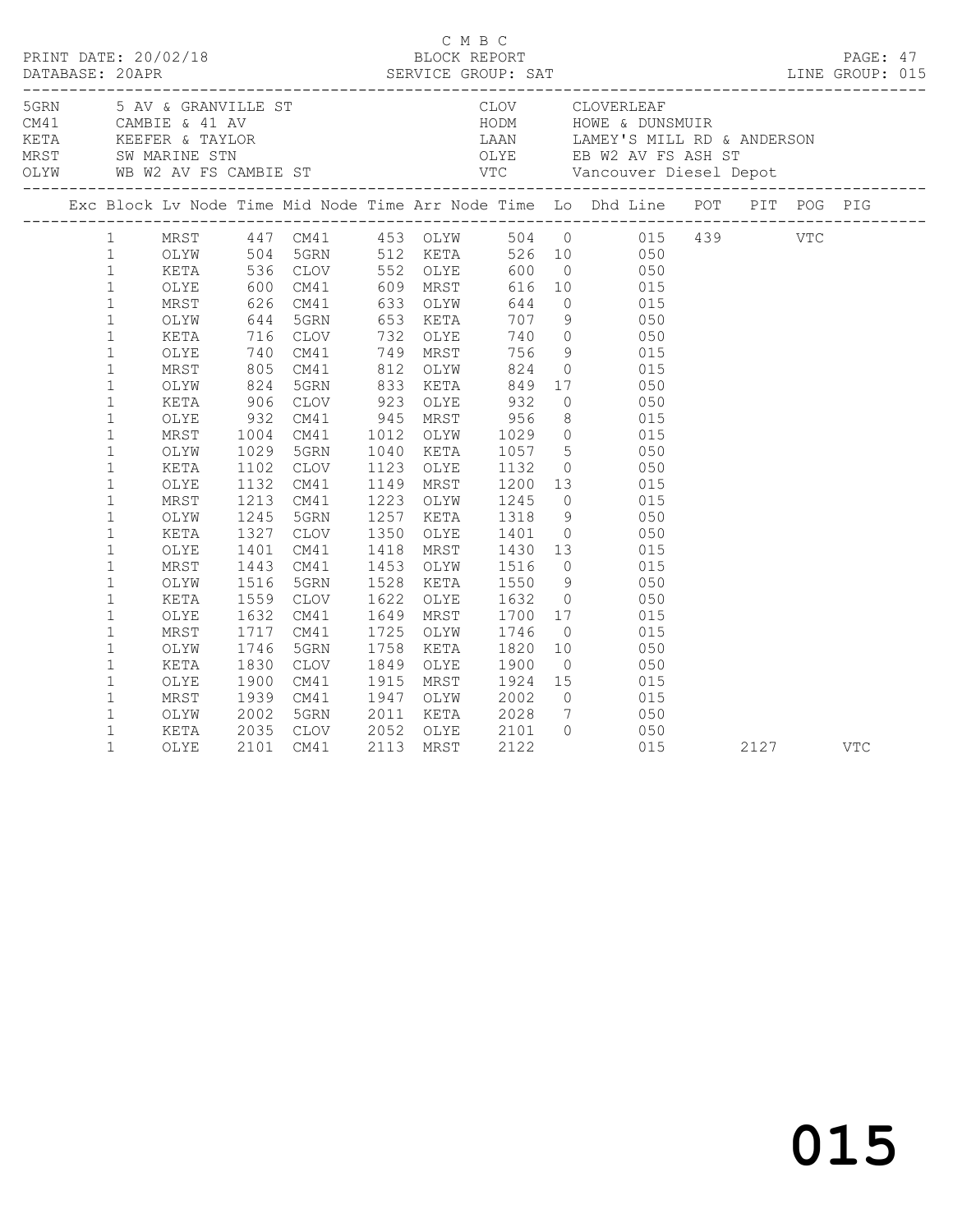C M B C

PRINT DATE: 20/02/18 BLOCK REPORT
DATABASE: 20APR SERVICE GROUP: SAT LINE GROUP: 015

| | | | |
|---|---|---|---|
| 5GRN | 5 AV & GRANVILLE ST | CLOV | CLOVERLEAF |
| CM41 | CAMBIE & 41 AV | HODM | HOWE & DUNSMUIR |
| KETA | KEEFER & TAYLOR | LAAN | LAMEY'S MILL RD & ANDERSON |
| MRST | SW MARINE STN | OLYE | EB W2 AV FS ASH ST |
| OLYW | WB W2 AV FS CAMBIE ST | VTC | Vancouver Diesel Depot |

| Exc | Block | Lv Node | Time | Mid Node | Time | Arr Node | Time | Lo | Dhd Line | POT | PIT | POG | PIG |
|---|---|---|---|---|---|---|---|---|---|---|---|---|---|
| | 1 | MRST | 447 | CM41 | 453 | OLYW | 504 | 0 | 015 | 439 | | VTC | |
| | 1 | OLYW | 504 | 5GRN | 512 | KETA | 526 | 10 | 050 | | | | |
| | 1 | KETA | 536 | CLOV | 552 | OLYE | 600 | 0 | 050 | | | | |
| | 1 | OLYE | 600 | CM41 | 609 | MRST | 616 | 10 | 015 | | | | |
| | 1 | MRST | 626 | CM41 | 633 | OLYW | 644 | 0 | 015 | | | | |
| | 1 | OLYW | 644 | 5GRN | 653 | KETA | 707 | 9 | 050 | | | | |
| | 1 | KETA | 716 | CLOV | 732 | OLYE | 740 | 0 | 050 | | | | |
| | 1 | OLYE | 740 | CM41 | 749 | MRST | 756 | 9 | 015 | | | | |
| | 1 | MRST | 805 | CM41 | 812 | OLYW | 824 | 0 | 015 | | | | |
| | 1 | OLYW | 824 | 5GRN | 833 | KETA | 849 | 17 | 050 | | | | |
| | 1 | KETA | 906 | CLOV | 923 | OLYE | 932 | 0 | 050 | | | | |
| | 1 | OLYE | 932 | CM41 | 945 | MRST | 956 | 8 | 015 | | | | |
| | 1 | MRST | 1004 | CM41 | 1012 | OLYW | 1029 | 0 | 015 | | | | |
| | 1 | OLYW | 1029 | 5GRN | 1040 | KETA | 1057 | 5 | 050 | | | | |
| | 1 | KETA | 1102 | CLOV | 1123 | OLYE | 1132 | 0 | 050 | | | | |
| | 1 | OLYE | 1132 | CM41 | 1149 | MRST | 1200 | 13 | 015 | | | | |
| | 1 | MRST | 1213 | CM41 | 1223 | OLYW | 1245 | 0 | 015 | | | | |
| | 1 | OLYW | 1245 | 5GRN | 1257 | KETA | 1318 | 9 | 050 | | | | |
| | 1 | KETA | 1327 | CLOV | 1350 | OLYE | 1401 | 0 | 050 | | | | |
| | 1 | OLYE | 1401 | CM41 | 1418 | MRST | 1430 | 13 | 015 | | | | |
| | 1 | MRST | 1443 | CM41 | 1453 | OLYW | 1516 | 0 | 015 | | | | |
| | 1 | OLYW | 1516 | 5GRN | 1528 | KETA | 1550 | 9 | 050 | | | | |
| | 1 | KETA | 1559 | CLOV | 1622 | OLYE | 1632 | 0 | 050 | | | | |
| | 1 | OLYE | 1632 | CM41 | 1649 | MRST | 1700 | 17 | 015 | | | | |
| | 1 | MRST | 1717 | CM41 | 1725 | OLYW | 1746 | 0 | 015 | | | | |
| | 1 | OLYW | 1746 | 5GRN | 1758 | KETA | 1820 | 10 | 050 | | | | |
| | 1 | KETA | 1830 | CLOV | 1849 | OLYE | 1900 | 0 | 050 | | | | |
| | 1 | OLYE | 1900 | CM41 | 1915 | MRST | 1924 | 15 | 015 | | | | |
| | 1 | MRST | 1939 | CM41 | 1947 | OLYW | 2002 | 0 | 015 | | | | |
| | 1 | OLYW | 2002 | 5GRN | 2011 | KETA | 2028 | 7 | 050 | | | | |
| | 1 | KETA | 2035 | CLOV | 2052 | OLYE | 2101 | 0 | 050 | | | | |
| | 1 | OLYE | 2101 | CM41 | 2113 | MRST | 2122 | | 015 | | 2127 | | VTC |

015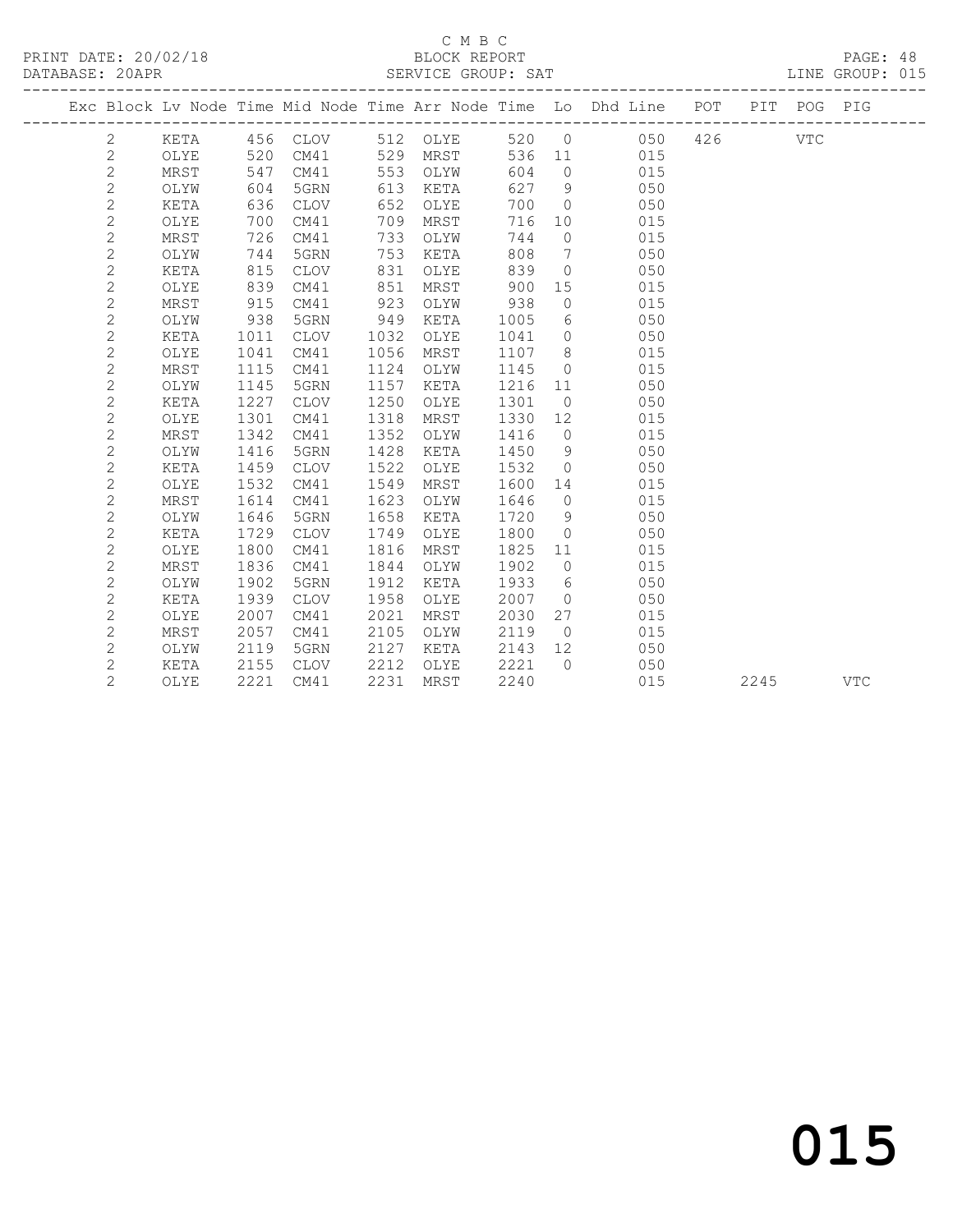C M B C

PRINT DATE: 20/02/18 BLOCK REPORT

DATABASE: 20APR SERVICE GROUP: SAT LINE GROUP: 015

| Exc | Block | Lv | Node | Time | Mid Node | Time | Arr Node | Time | Lo | Dhd Line | POT | PIT | POG | PIG |
|---|---|---|---|---|---|---|---|---|---|---|---|---|---|---|
| | 2 | | KETA | 456 | CLOV | 512 | OLYE | 520 | 0 | 050 | 426 | | VTC | |
| | 2 | | OLYE | 520 | CM41 | 529 | MRST | 536 | 11 | 015 | | | | |
| | 2 | | MRST | 547 | CM41 | 553 | OLYW | 604 | 0 | 015 | | | | |
| | 2 | | OLYW | 604 | 5GRN | 613 | KETA | 627 | 9 | 050 | | | | |
| | 2 | | KETA | 636 | CLOV | 652 | OLYE | 700 | 0 | 050 | | | | |
| | 2 | | OLYE | 700 | CM41 | 709 | MRST | 716 | 10 | 015 | | | | |
| | 2 | | MRST | 726 | CM41 | 733 | OLYW | 744 | 0 | 015 | | | | |
| | 2 | | OLYW | 744 | 5GRN | 753 | KETA | 808 | 7 | 050 | | | | |
| | 2 | | KETA | 815 | CLOV | 831 | OLYE | 839 | 0 | 050 | | | | |
| | 2 | | OLYE | 839 | CM41 | 851 | MRST | 900 | 15 | 015 | | | | |
| | 2 | | MRST | 915 | CM41 | 923 | OLYW | 938 | 0 | 015 | | | | |
| | 2 | | OLYW | 938 | 5GRN | 949 | KETA | 1005 | 6 | 050 | | | | |
| | 2 | | KETA | 1011 | CLOV | 1032 | OLYE | 1041 | 0 | 050 | | | | |
| | 2 | | OLYE | 1041 | CM41 | 1056 | MRST | 1107 | 8 | 015 | | | | |
| | 2 | | MRST | 1115 | CM41 | 1124 | OLYW | 1145 | 0 | 015 | | | | |
| | 2 | | OLYW | 1145 | 5GRN | 1157 | KETA | 1216 | 11 | 050 | | | | |
| | 2 | | KETA | 1227 | CLOV | 1250 | OLYE | 1301 | 0 | 050 | | | | |
| | 2 | | OLYE | 1301 | CM41 | 1318 | MRST | 1330 | 12 | 015 | | | | |
| | 2 | | MRST | 1342 | CM41 | 1352 | OLYW | 1416 | 0 | 015 | | | | |
| | 2 | | OLYW | 1416 | 5GRN | 1428 | KETA | 1450 | 9 | 050 | | | | |
| | 2 | | KETA | 1459 | CLOV | 1522 | OLYE | 1532 | 0 | 050 | | | | |
| | 2 | | OLYE | 1532 | CM41 | 1549 | MRST | 1600 | 14 | 015 | | | | |
| | 2 | | MRST | 1614 | CM41 | 1623 | OLYW | 1646 | 0 | 015 | | | | |
| | 2 | | OLYW | 1646 | 5GRN | 1658 | KETA | 1720 | 9 | 050 | | | | |
| | 2 | | KETA | 1729 | CLOV | 1749 | OLYE | 1800 | 0 | 050 | | | | |
| | 2 | | OLYE | 1800 | CM41 | 1816 | MRST | 1825 | 11 | 015 | | | | |
| | 2 | | MRST | 1836 | CM41 | 1844 | OLYW | 1902 | 0 | 015 | | | | |
| | 2 | | OLYW | 1902 | 5GRN | 1912 | KETA | 1933 | 6 | 050 | | | | |
| | 2 | | KETA | 1939 | CLOV | 1958 | OLYE | 2007 | 0 | 050 | | | | |
| | 2 | | OLYE | 2007 | CM41 | 2021 | MRST | 2030 | 27 | 015 | | | | |
| | 2 | | MRST | 2057 | CM41 | 2105 | OLYW | 2119 | 0 | 015 | | | | |
| | 2 | | OLYW | 2119 | 5GRN | 2127 | KETA | 2143 | 12 | 050 | | | | |
| | 2 | | KETA | 2155 | CLOV | 2212 | OLYE | 2221 | 0 | 050 | | | | |
| | 2 | | OLYE | 2221 | CM41 | 2231 | MRST | 2240 | | 015 | | 2245 | | VTC |

015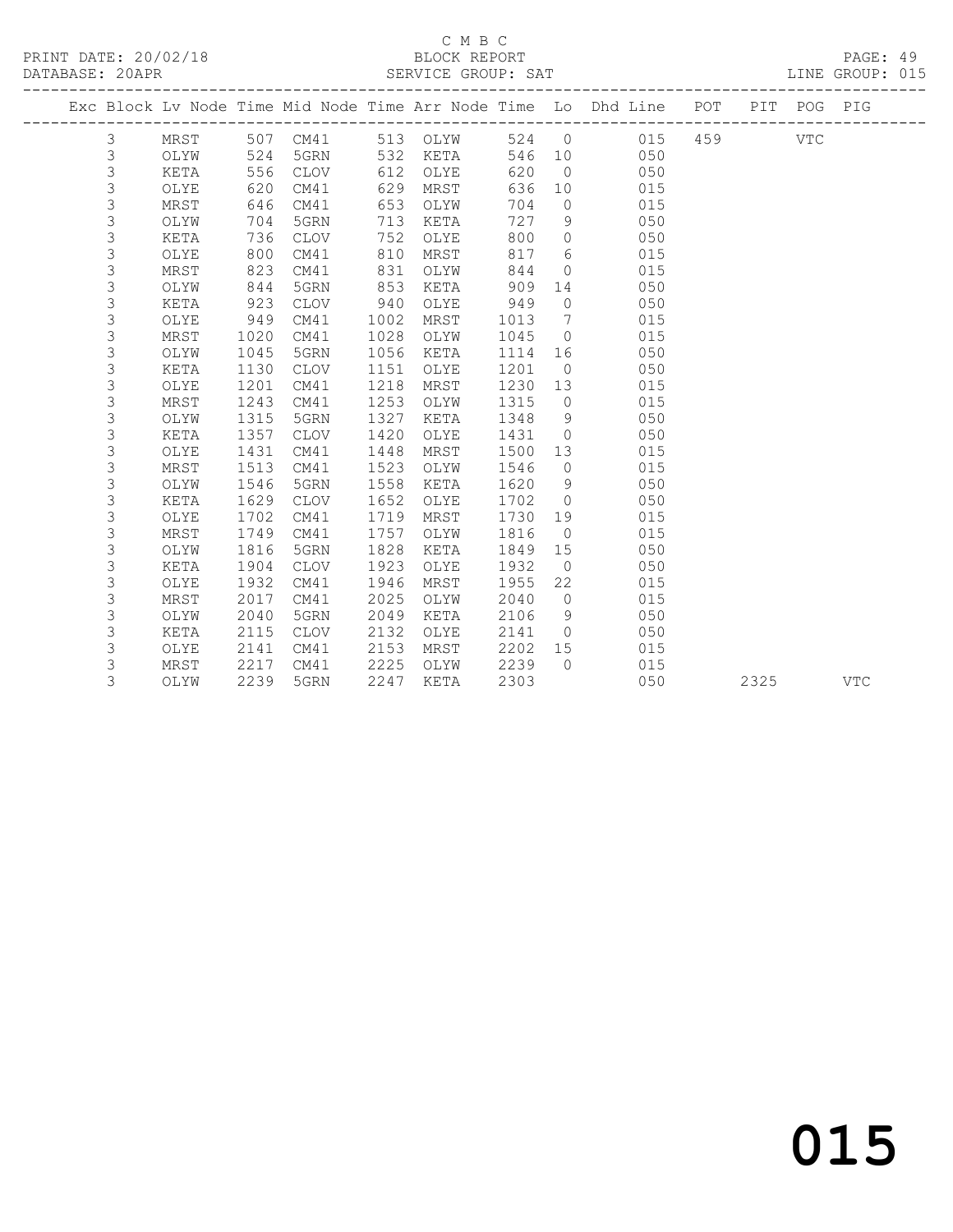C M B C

BLOCK REPORT

SERVICE GROUP: SAT

PRINT DATE: 20/02/18

DATABASE: 20APR

LINE GROUP: 015

| Exc | Block | Lv | Node | Time | Mid Node | Time | Arr Node | Time | Lo | Dhd Line | POT | PIT | POG | PIG |
|---|---|---|---|---|---|---|---|---|---|---|---|---|---|---|
| | 3 | | MRST | 507 | CM41 | 513 | OLYW | 524 | 0 | 015 | 459 | | VTC | |
| | 3 | | OLYW | 524 | 5GRN | 532 | KETA | 546 | 10 | 050 | | | | |
| | 3 | | KETA | 556 | CLOV | 612 | OLYE | 620 | 0 | 050 | | | | |
| | 3 | | OLYE | 620 | CM41 | 629 | MRST | 636 | 10 | 015 | | | | |
| | 3 | | MRST | 646 | CM41 | 653 | OLYW | 704 | 0 | 015 | | | | |
| | 3 | | OLYW | 704 | 5GRN | 713 | KETA | 727 | 9 | 050 | | | | |
| | 3 | | KETA | 736 | CLOV | 752 | OLYE | 800 | 0 | 050 | | | | |
| | 3 | | OLYE | 800 | CM41 | 810 | MRST | 817 | 6 | 015 | | | | |
| | 3 | | MRST | 823 | CM41 | 831 | OLYW | 844 | 0 | 015 | | | | |
| | 3 | | OLYW | 844 | 5GRN | 853 | KETA | 909 | 14 | 050 | | | | |
| | 3 | | KETA | 923 | CLOV | 940 | OLYE | 949 | 0 | 050 | | | | |
| | 3 | | OLYE | 949 | CM41 | 1002 | MRST | 1013 | 7 | 015 | | | | |
| | 3 | | MRST | 1020 | CM41 | 1028 | OLYW | 1045 | 0 | 015 | | | | |
| | 3 | | OLYW | 1045 | 5GRN | 1056 | KETA | 1114 | 16 | 050 | | | | |
| | 3 | | KETA | 1130 | CLOV | 1151 | OLYE | 1201 | 0 | 050 | | | | |
| | 3 | | OLYE | 1201 | CM41 | 1218 | MRST | 1230 | 13 | 015 | | | | |
| | 3 | | MRST | 1243 | CM41 | 1253 | OLYW | 1315 | 0 | 015 | | | | |
| | 3 | | OLYW | 1315 | 5GRN | 1327 | KETA | 1348 | 9 | 050 | | | | |
| | 3 | | KETA | 1357 | CLOV | 1420 | OLYE | 1431 | 0 | 050 | | | | |
| | 3 | | OLYE | 1431 | CM41 | 1448 | MRST | 1500 | 13 | 015 | | | | |
| | 3 | | MRST | 1513 | CM41 | 1523 | OLYW | 1546 | 0 | 015 | | | | |
| | 3 | | OLYW | 1546 | 5GRN | 1558 | KETA | 1620 | 9 | 050 | | | | |
| | 3 | | KETA | 1629 | CLOV | 1652 | OLYE | 1702 | 0 | 050 | | | | |
| | 3 | | OLYE | 1702 | CM41 | 1719 | MRST | 1730 | 19 | 015 | | | | |
| | 3 | | MRST | 1749 | CM41 | 1757 | OLYW | 1816 | 0 | 015 | | | | |
| | 3 | | OLYW | 1816 | 5GRN | 1828 | KETA | 1849 | 15 | 050 | | | | |
| | 3 | | KETA | 1904 | CLOV | 1923 | OLYE | 1932 | 0 | 050 | | | | |
| | 3 | | OLYE | 1932 | CM41 | 1946 | MRST | 1955 | 22 | 015 | | | | |
| | 3 | | MRST | 2017 | CM41 | 2025 | OLYW | 2040 | 0 | 015 | | | | |
| | 3 | | OLYW | 2040 | 5GRN | 2049 | KETA | 2106 | 9 | 050 | | | | |
| | 3 | | KETA | 2115 | CLOV | 2132 | OLYE | 2141 | 0 | 050 | | | | |
| | 3 | | OLYE | 2141 | CM41 | 2153 | MRST | 2202 | 15 | 015 | | | | |
| | 3 | | MRST | 2217 | CM41 | 2225 | OLYW | 2239 | 0 | 015 | | | | |
| | 3 | | OLYW | 2239 | 5GRN | 2247 | KETA | 2303 | | 050 | | 2325 | | VTC |

015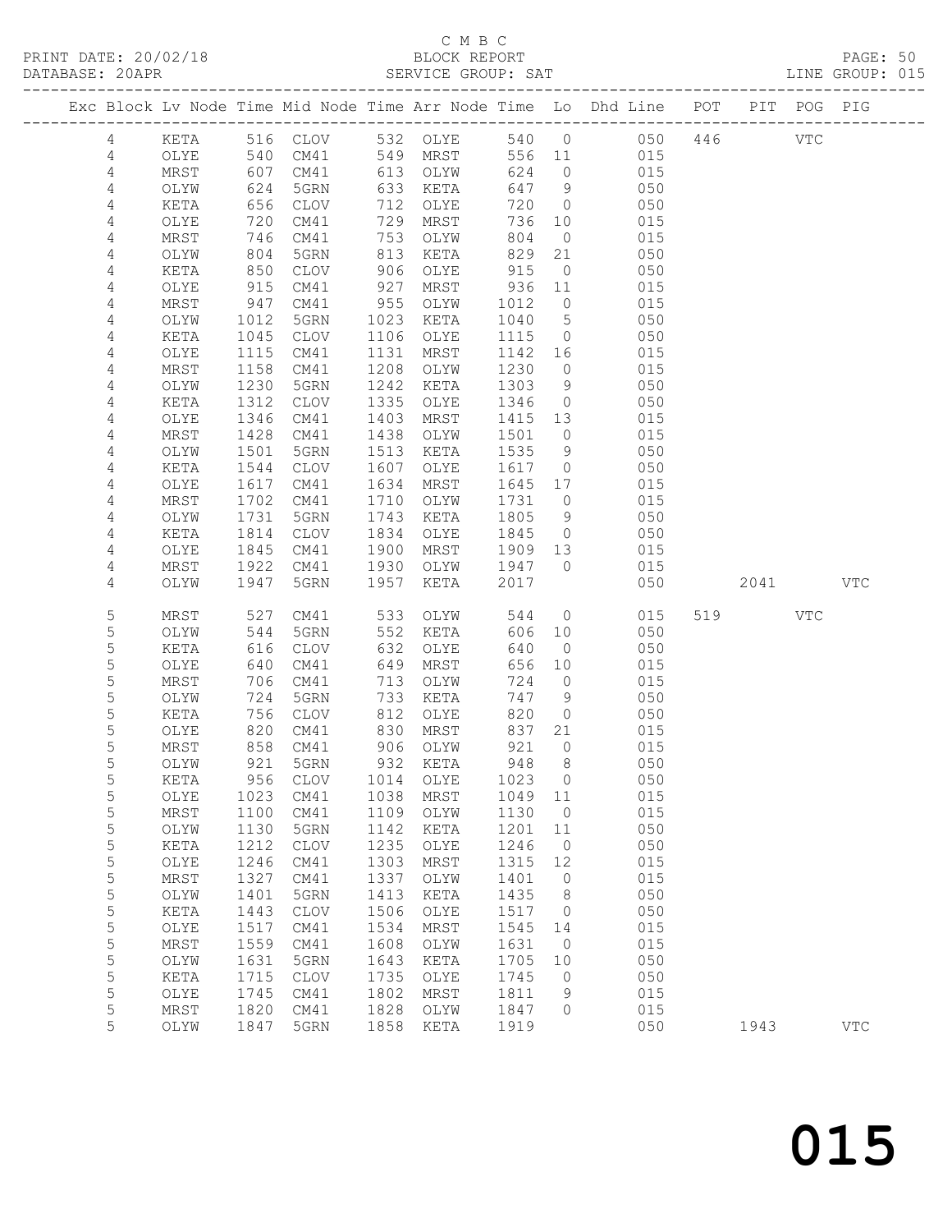C M B C
BLOCK REPORT
SERVICE GROUP: SAT

PRINT DATE: 20/02/18
DATABASE: 20APR
LINE GROUP: 015

| Exc | Block | Lv | Node | Time | Mid Node | Time | Arr Node | Time | Lo | Dhd Line | POT | PIT | POG | PIG |
|---|---|---|---|---|---|---|---|---|---|---|---|---|---|---|
| | 4 | | KETA | 516 | CLOV | 532 | OLYE | 540 | 0 | 050 | 446 | | VTC | |
| | 4 | | OLYE | 540 | CM41 | 549 | MRST | 556 | 11 | 015 | | | | |
| | 4 | | MRST | 607 | CM41 | 613 | OLYW | 624 | 0 | 015 | | | | |
| | 4 | | OLYW | 624 | 5GRN | 633 | KETA | 647 | 9 | 050 | | | | |
| | 4 | | KETA | 656 | CLOV | 712 | OLYE | 720 | 0 | 050 | | | | |
| | 4 | | OLYE | 720 | CM41 | 729 | MRST | 736 | 10 | 015 | | | | |
| | 4 | | MRST | 746 | CM41 | 753 | OLYW | 804 | 0 | 015 | | | | |
| | 4 | | OLYW | 804 | 5GRN | 813 | KETA | 829 | 21 | 050 | | | | |
| | 4 | | KETA | 850 | CLOV | 906 | OLYE | 915 | 0 | 050 | | | | |
| | 4 | | OLYE | 915 | CM41 | 927 | MRST | 936 | 11 | 015 | | | | |
| | 4 | | MRST | 947 | CM41 | 955 | OLYW | 1012 | 0 | 015 | | | | |
| | 4 | | OLYW | 1012 | 5GRN | 1023 | KETA | 1040 | 5 | 050 | | | | |
| | 4 | | KETA | 1045 | CLOV | 1106 | OLYE | 1115 | 0 | 050 | | | | |
| | 4 | | OLYE | 1115 | CM41 | 1131 | MRST | 1142 | 16 | 015 | | | | |
| | 4 | | MRST | 1158 | CM41 | 1208 | OLYW | 1230 | 0 | 015 | | | | |
| | 4 | | OLYW | 1230 | 5GRN | 1242 | KETA | 1303 | 9 | 050 | | | | |
| | 4 | | KETA | 1312 | CLOV | 1335 | OLYE | 1346 | 0 | 050 | | | | |
| | 4 | | OLYE | 1346 | CM41 | 1403 | MRST | 1415 | 13 | 015 | | | | |
| | 4 | | MRST | 1428 | CM41 | 1438 | OLYW | 1501 | 0 | 015 | | | | |
| | 4 | | OLYW | 1501 | 5GRN | 1513 | KETA | 1535 | 9 | 050 | | | | |
| | 4 | | KETA | 1544 | CLOV | 1607 | OLYE | 1617 | 0 | 050 | | | | |
| | 4 | | OLYE | 1617 | CM41 | 1634 | MRST | 1645 | 17 | 015 | | | | |
| | 4 | | MRST | 1702 | CM41 | 1710 | OLYW | 1731 | 0 | 015 | | | | |
| | 4 | | OLYW | 1731 | 5GRN | 1743 | KETA | 1805 | 9 | 050 | | | | |
| | 4 | | KETA | 1814 | CLOV | 1834 | OLYE | 1845 | 0 | 050 | | | | |
| | 4 | | OLYE | 1845 | CM41 | 1900 | MRST | 1909 | 13 | 015 | | | | |
| | 4 | | MRST | 1922 | CM41 | 1930 | OLYW | 1947 | 0 | 015 | | | | |
| | 4 | | OLYW | 1947 | 5GRN | 1957 | KETA | 2017 | | 050 | | 2041 | | VTC |
| | 5 | | MRST | 527 | CM41 | 533 | OLYW | 544 | 0 | 015 | 519 | | VTC | |
| | 5 | | OLYW | 544 | 5GRN | 552 | KETA | 606 | 10 | 050 | | | | |
| | 5 | | KETA | 616 | CLOV | 632 | OLYE | 640 | 0 | 050 | | | | |
| | 5 | | OLYE | 640 | CM41 | 649 | MRST | 656 | 10 | 015 | | | | |
| | 5 | | MRST | 706 | CM41 | 713 | OLYW | 724 | 0 | 015 | | | | |
| | 5 | | OLYW | 724 | 5GRN | 733 | KETA | 747 | 9 | 050 | | | | |
| | 5 | | KETA | 756 | CLOV | 812 | OLYE | 820 | 0 | 050 | | | | |
| | 5 | | OLYE | 820 | CM41 | 830 | MRST | 837 | 21 | 015 | | | | |
| | 5 | | MRST | 858 | CM41 | 906 | OLYW | 921 | 0 | 015 | | | | |
| | 5 | | OLYW | 921 | 5GRN | 932 | KETA | 948 | 8 | 050 | | | | |
| | 5 | | KETA | 956 | CLOV | 1014 | OLYE | 1023 | 0 | 050 | | | | |
| | 5 | | OLYE | 1023 | CM41 | 1038 | MRST | 1049 | 11 | 015 | | | | |
| | 5 | | MRST | 1100 | CM41 | 1109 | OLYW | 1130 | 0 | 015 | | | | |
| | 5 | | OLYW | 1130 | 5GRN | 1142 | KETA | 1201 | 11 | 050 | | | | |
| | 5 | | KETA | 1212 | CLOV | 1235 | OLYE | 1246 | 0 | 050 | | | | |
| | 5 | | OLYE | 1246 | CM41 | 1303 | MRST | 1315 | 12 | 015 | | | | |
| | 5 | | MRST | 1327 | CM41 | 1337 | OLYW | 1401 | 0 | 015 | | | | |
| | 5 | | OLYW | 1401 | 5GRN | 1413 | KETA | 1435 | 8 | 050 | | | | |
| | 5 | | KETA | 1443 | CLOV | 1506 | OLYE | 1517 | 0 | 050 | | | | |
| | 5 | | OLYE | 1517 | CM41 | 1534 | MRST | 1545 | 14 | 015 | | | | |
| | 5 | | MRST | 1559 | CM41 | 1608 | OLYW | 1631 | 0 | 015 | | | | |
| | 5 | | OLYW | 1631 | 5GRN | 1643 | KETA | 1705 | 10 | 050 | | | | |
| | 5 | | KETA | 1715 | CLOV | 1735 | OLYE | 1745 | 0 | 050 | | | | |
| | 5 | | OLYE | 1745 | CM41 | 1802 | MRST | 1811 | 9 | 015 | | | | |
| | 5 | | MRST | 1820 | CM41 | 1828 | OLYW | 1847 | 0 | 015 | | | | |
| | 5 | | OLYW | 1847 | 5GRN | 1858 | KETA | 1919 | | 050 | | 1943 | | VTC |

015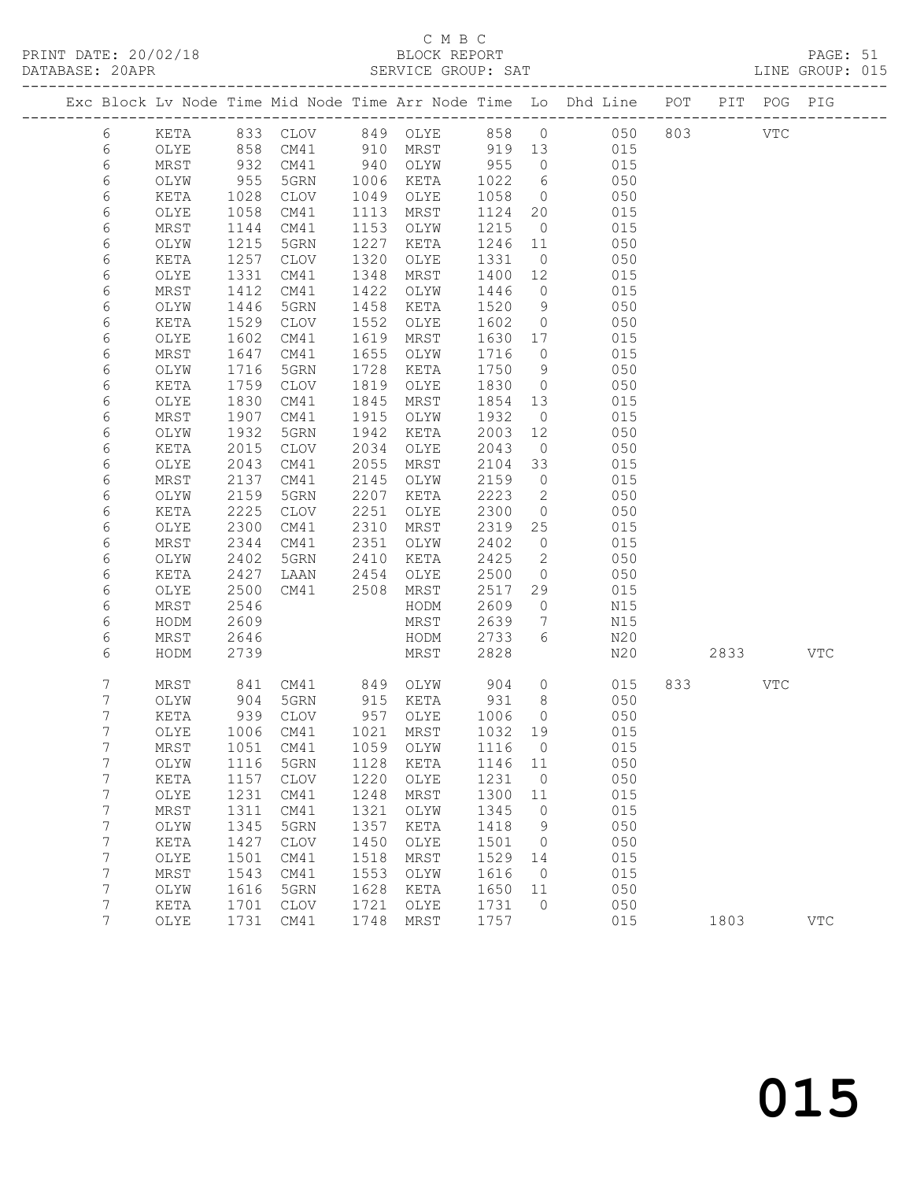C M B C

PRINT DATE: 20/02/18 BLOCK REPORT

DATABASE: 20APR SERVICE GROUP: SAT LINE GROUP: 015

| Exc | Block | Lv | Node | Time | Mid Node | Time | Arr Node | Time | Lo | Dhd Line | POT | PIT | POG | PIG |
|---|---|---|---|---|---|---|---|---|---|---|---|---|---|---|
| | 6 | | KETA | 833 | CLOV | 849 | OLYE | 858 | 0 | 050 | 803 | | VTC | |
| | 6 | | OLYE | 858 | CM41 | 910 | MRST | 919 | 13 | 015 | | | | |
| | 6 | | MRST | 932 | CM41 | 940 | OLYW | 955 | 0 | 015 | | | | |
| | 6 | | OLYW | 955 | 5GRN | 1006 | KETA | 1022 | 6 | 050 | | | | |
| | 6 | | KETA | 1028 | CLOV | 1049 | OLYE | 1058 | 0 | 050 | | | | |
| | 6 | | OLYE | 1058 | CM41 | 1113 | MRST | 1124 | 20 | 015 | | | | |
| | 6 | | MRST | 1144 | CM41 | 1153 | OLYW | 1215 | 0 | 015 | | | | |
| | 6 | | OLYW | 1215 | 5GRN | 1227 | KETA | 1246 | 11 | 050 | | | | |
| | 6 | | KETA | 1257 | CLOV | 1320 | OLYE | 1331 | 0 | 050 | | | | |
| | 6 | | OLYE | 1331 | CM41 | 1348 | MRST | 1400 | 12 | 015 | | | | |
| | 6 | | MRST | 1412 | CM41 | 1422 | OLYW | 1446 | 0 | 015 | | | | |
| | 6 | | OLYW | 1446 | 5GRN | 1458 | KETA | 1520 | 9 | 050 | | | | |
| | 6 | | KETA | 1529 | CLOV | 1552 | OLYE | 1602 | 0 | 050 | | | | |
| | 6 | | OLYE | 1602 | CM41 | 1619 | MRST | 1630 | 17 | 015 | | | | |
| | 6 | | MRST | 1647 | CM41 | 1655 | OLYW | 1716 | 0 | 015 | | | | |
| | 6 | | OLYW | 1716 | 5GRN | 1728 | KETA | 1750 | 9 | 050 | | | | |
| | 6 | | KETA | 1759 | CLOV | 1819 | OLYE | 1830 | 0 | 050 | | | | |
| | 6 | | OLYE | 1830 | CM41 | 1845 | MRST | 1854 | 13 | 015 | | | | |
| | 6 | | MRST | 1907 | CM41 | 1915 | OLYW | 1932 | 0 | 015 | | | | |
| | 6 | | OLYW | 1932 | 5GRN | 1942 | KETA | 2003 | 12 | 050 | | | | |
| | 6 | | KETA | 2015 | CLOV | 2034 | OLYE | 2043 | 0 | 050 | | | | |
| | 6 | | OLYE | 2043 | CM41 | 2055 | MRST | 2104 | 33 | 015 | | | | |
| | 6 | | MRST | 2137 | CM41 | 2145 | OLYW | 2159 | 0 | 015 | | | | |
| | 6 | | OLYW | 2159 | 5GRN | 2207 | KETA | 2223 | 2 | 050 | | | | |
| | 6 | | KETA | 2225 | CLOV | 2251 | OLYE | 2300 | 0 | 050 | | | | |
| | 6 | | OLYE | 2300 | CM41 | 2310 | MRST | 2319 | 25 | 015 | | | | |
| | 6 | | MRST | 2344 | CM41 | 2351 | OLYW | 2402 | 0 | 015 | | | | |
| | 6 | | OLYW | 2402 | 5GRN | 2410 | KETA | 2425 | 2 | 050 | | | | |
| | 6 | | KETA | 2427 | LAAN | 2454 | OLYE | 2500 | 0 | 050 | | | | |
| | 6 | | OLYE | 2500 | CM41 | 2508 | MRST | 2517 | 29 | 015 | | | | |
| | 6 | | MRST | 2546 | | | HODM | 2609 | 0 | N15 | | | | |
| | 6 | | HODM | 2609 | | | MRST | 2639 | 7 | N15 | | | | |
| | 6 | | MRST | 2646 | | | HODM | 2733 | 6 | N20 | | | | |
| | 6 | | HODM | 2739 | | | MRST | 2828 | | N20 | | 2833 | | VTC |
| | 7 | | MRST | 841 | CM41 | 849 | OLYW | 904 | 0 | 015 | 833 | | VTC | |
| | 7 | | OLYW | 904 | 5GRN | 915 | KETA | 931 | 8 | 050 | | | | |
| | 7 | | KETA | 939 | CLOV | 957 | OLYE | 1006 | 0 | 050 | | | | |
| | 7 | | OLYE | 1006 | CM41 | 1021 | MRST | 1032 | 19 | 015 | | | | |
| | 7 | | MRST | 1051 | CM41 | 1059 | OLYW | 1116 | 0 | 015 | | | | |
| | 7 | | OLYW | 1116 | 5GRN | 1128 | KETA | 1146 | 11 | 050 | | | | |
| | 7 | | KETA | 1157 | CLOV | 1220 | OLYE | 1231 | 0 | 050 | | | | |
| | 7 | | OLYE | 1231 | CM41 | 1248 | MRST | 1300 | 11 | 015 | | | | |
| | 7 | | MRST | 1311 | CM41 | 1321 | OLYW | 1345 | 0 | 015 | | | | |
| | 7 | | OLYW | 1345 | 5GRN | 1357 | KETA | 1418 | 9 | 050 | | | | |
| | 7 | | KETA | 1427 | CLOV | 1450 | OLYE | 1501 | 0 | 050 | | | | |
| | 7 | | OLYE | 1501 | CM41 | 1518 | MRST | 1529 | 14 | 015 | | | | |
| | 7 | | MRST | 1543 | CM41 | 1553 | OLYW | 1616 | 0 | 015 | | | | |
| | 7 | | OLYW | 1616 | 5GRN | 1628 | KETA | 1650 | 11 | 050 | | | | |
| | 7 | | KETA | 1701 | CLOV | 1721 | OLYE | 1731 | 0 | 050 | | | | |
| | 7 | | OLYE | 1731 | CM41 | 1748 | MRST | 1757 | | 015 | | 1803 | | VTC |

015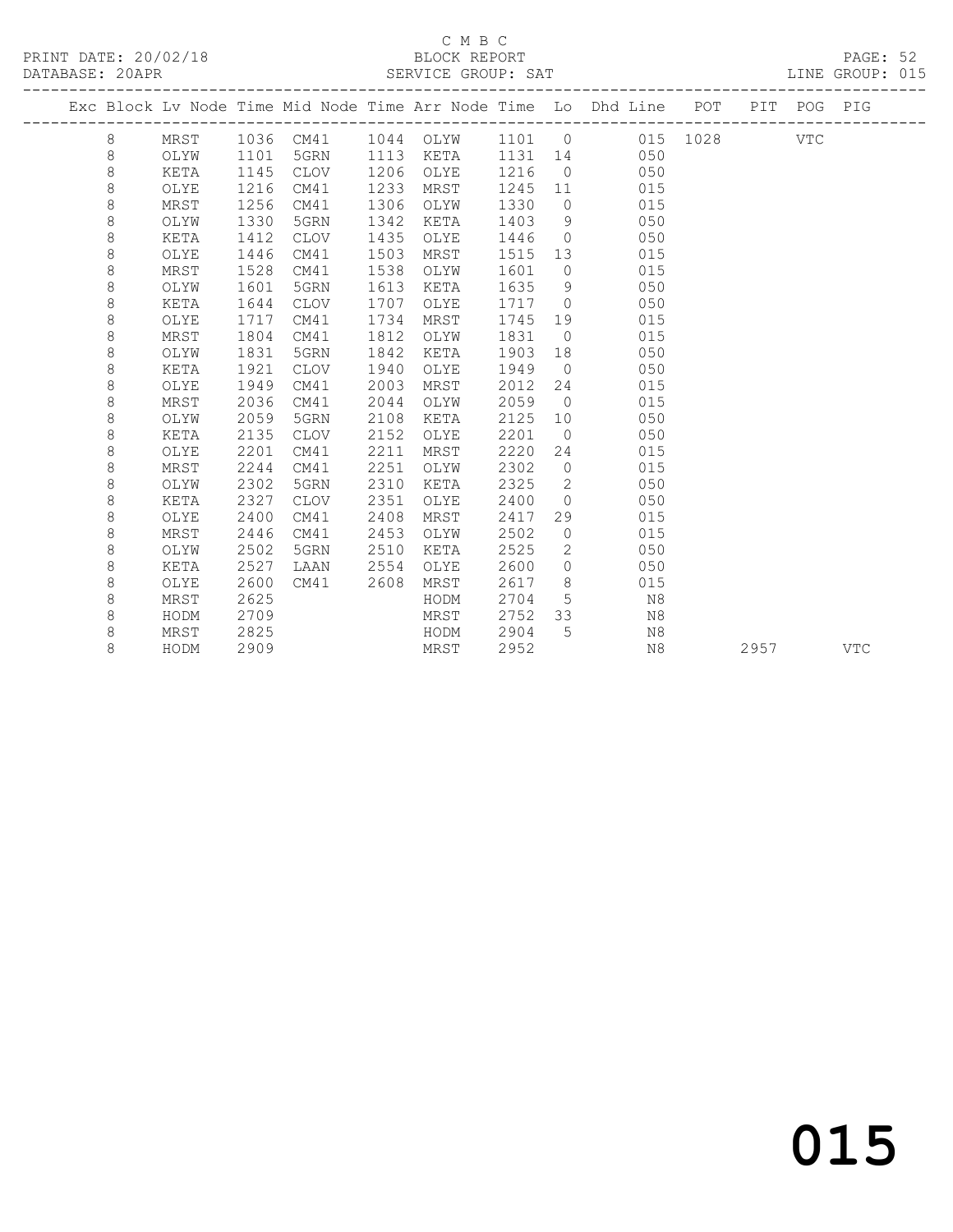C M B C

PRINT DATE: 20/02/18 BLOCK REPORT

DATABASE: 20APR SERVICE GROUP: SAT LINE GROUP: 015

| Exc | Block | Lv Node | Time | Mid Node | Time | Arr Node | Time | Lo | Dhd Line | POT | PIT | POG | PIG |
|---|---|---|---|---|---|---|---|---|---|---|---|---|---|
| | 8 | MRST | 1036 | CM41 | 1044 | OLYW | 1101 | 0 | 015 | 1028 | | VTC | |
| | 8 | OLYW | 1101 | 5GRN | 1113 | KETA | 1131 | 14 | 050 | | | | |
| | 8 | KETA | 1145 | CLOV | 1206 | OLYE | 1216 | 0 | 050 | | | | |
| | 8 | OLYE | 1216 | CM41 | 1233 | MRST | 1245 | 11 | 015 | | | | |
| | 8 | MRST | 1256 | CM41 | 1306 | OLYW | 1330 | 0 | 015 | | | | |
| | 8 | OLYW | 1330 | 5GRN | 1342 | KETA | 1403 | 9 | 050 | | | | |
| | 8 | KETA | 1412 | CLOV | 1435 | OLYE | 1446 | 0 | 050 | | | | |
| | 8 | OLYE | 1446 | CM41 | 1503 | MRST | 1515 | 13 | 015 | | | | |
| | 8 | MRST | 1528 | CM41 | 1538 | OLYW | 1601 | 0 | 015 | | | | |
| | 8 | OLYW | 1601 | 5GRN | 1613 | KETA | 1635 | 9 | 050 | | | | |
| | 8 | KETA | 1644 | CLOV | 1707 | OLYE | 1717 | 0 | 050 | | | | |
| | 8 | OLYE | 1717 | CM41 | 1734 | MRST | 1745 | 19 | 015 | | | | |
| | 8 | MRST | 1804 | CM41 | 1812 | OLYW | 1831 | 0 | 015 | | | | |
| | 8 | OLYW | 1831 | 5GRN | 1842 | KETA | 1903 | 18 | 050 | | | | |
| | 8 | KETA | 1921 | CLOV | 1940 | OLYE | 1949 | 0 | 050 | | | | |
| | 8 | OLYE | 1949 | CM41 | 2003 | MRST | 2012 | 24 | 015 | | | | |
| | 8 | MRST | 2036 | CM41 | 2044 | OLYW | 2059 | 0 | 015 | | | | |
| | 8 | OLYW | 2059 | 5GRN | 2108 | KETA | 2125 | 10 | 050 | | | | |
| | 8 | KETA | 2135 | CLOV | 2152 | OLYE | 2201 | 0 | 050 | | | | |
| | 8 | OLYE | 2201 | CM41 | 2211 | MRST | 2220 | 24 | 015 | | | | |
| | 8 | MRST | 2244 | CM41 | 2251 | OLYW | 2302 | 0 | 015 | | | | |
| | 8 | OLYW | 2302 | 5GRN | 2310 | KETA | 2325 | 2 | 050 | | | | |
| | 8 | KETA | 2327 | CLOV | 2351 | OLYE | 2400 | 0 | 050 | | | | |
| | 8 | OLYE | 2400 | CM41 | 2408 | MRST | 2417 | 29 | 015 | | | | |
| | 8 | MRST | 2446 | CM41 | 2453 | OLYW | 2502 | 0 | 015 | | | | |
| | 8 | OLYW | 2502 | 5GRN | 2510 | KETA | 2525 | 2 | 050 | | | | |
| | 8 | KETA | 2527 | LAAN | 2554 | OLYE | 2600 | 0 | 050 | | | | |
| | 8 | OLYE | 2600 | CM41 | 2608 | MRST | 2617 | 8 | 015 | | | | |
| | 8 | MRST | 2625 | | | HODM | 2704 | 5 | N8 | | | | |
| | 8 | HODM | 2709 | | | MRST | 2752 | 33 | N8 | | | | |
| | 8 | MRST | 2825 | | | HODM | 2904 | 5 | N8 | | | | |
| | 8 | HODM | 2909 | | | MRST | 2952 | | N8 | | 2957 | | VTC |

015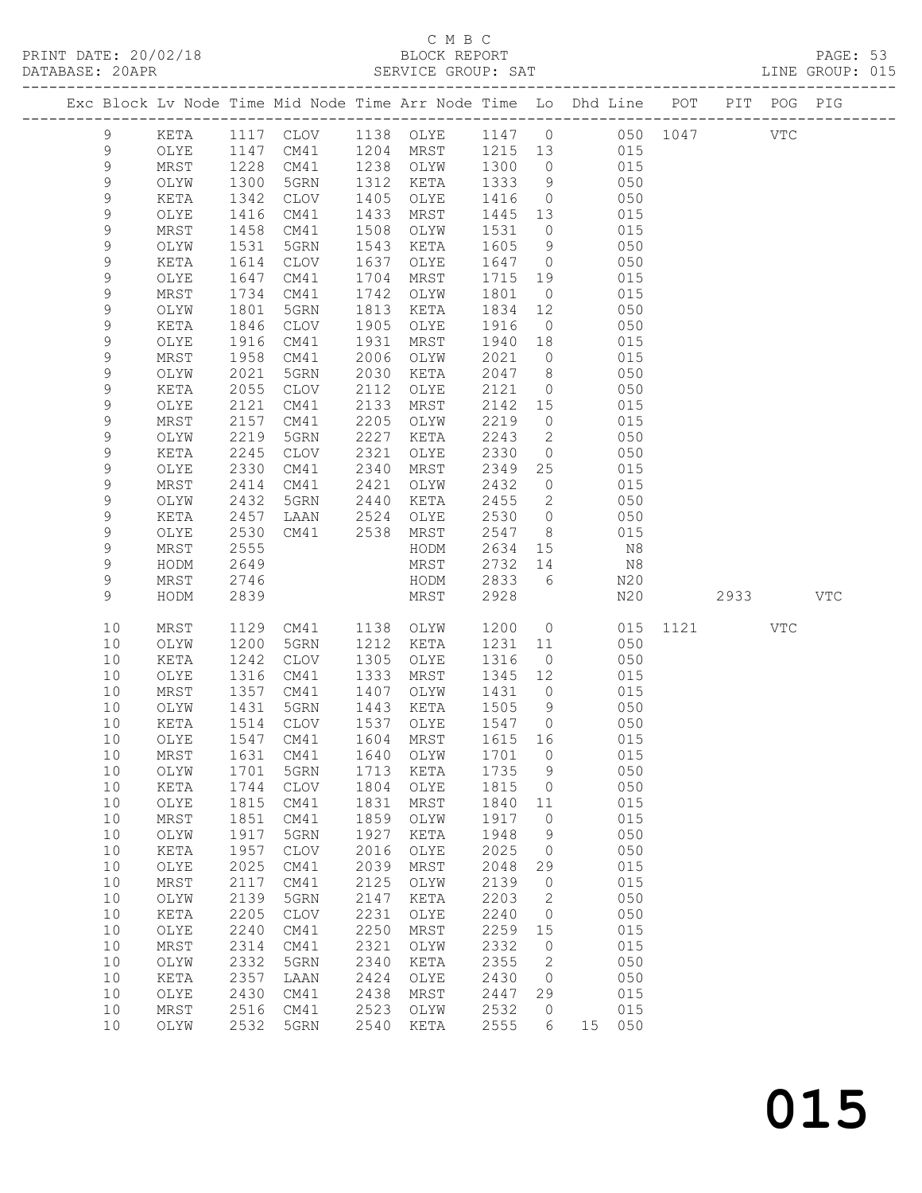C M B C

PRINT DATE: 20/02/18 BLOCK REPORT PAGE: 53
DATABASE: 20APR SERVICE GROUP: SAT LINE GROUP: 015

| Exc | Block | Lv | Node | Time | Mid Node | Time | Arr Node | Time | Lo | Dhd Line | POT | PIT | POG | PIG |
|---|---|---|---|---|---|---|---|---|---|---|---|---|---|---|
| | 9 | | KETA | 1117 | CLOV | 1138 | OLYE | 1147 | 0 | 050 | 1047 | | VTC | |
| | 9 | | OLYE | 1147 | CM41 | 1204 | MRST | 1215 | 13 | 015 | | | | |
| | 9 | | MRST | 1228 | CM41 | 1238 | OLYW | 1300 | 0 | 015 | | | | |
| | 9 | | OLYW | 1300 | 5GRN | 1312 | KETA | 1333 | 9 | 050 | | | | |
| | 9 | | KETA | 1342 | CLOV | 1405 | OLYE | 1416 | 0 | 050 | | | | |
| | 9 | | OLYE | 1416 | CM41 | 1433 | MRST | 1445 | 13 | 015 | | | | |
| | 9 | | MRST | 1458 | CM41 | 1508 | OLYW | 1531 | 0 | 015 | | | | |
| | 9 | | OLYW | 1531 | 5GRN | 1543 | KETA | 1605 | 9 | 050 | | | | |
| | 9 | | KETA | 1614 | CLOV | 1637 | OLYE | 1647 | 0 | 050 | | | | |
| | 9 | | OLYE | 1647 | CM41 | 1704 | MRST | 1715 | 19 | 015 | | | | |
| | 9 | | MRST | 1734 | CM41 | 1742 | OLYW | 1801 | 0 | 015 | | | | |
| | 9 | | OLYW | 1801 | 5GRN | 1813 | KETA | 1834 | 12 | 050 | | | | |
| | 9 | | KETA | 1846 | CLOV | 1905 | OLYE | 1916 | 0 | 050 | | | | |
| | 9 | | OLYE | 1916 | CM41 | 1931 | MRST | 1940 | 18 | 015 | | | | |
| | 9 | | MRST | 1958 | CM41 | 2006 | OLYW | 2021 | 0 | 015 | | | | |
| | 9 | | OLYW | 2021 | 5GRN | 2030 | KETA | 2047 | 8 | 050 | | | | |
| | 9 | | KETA | 2055 | CLOV | 2112 | OLYE | 2121 | 0 | 050 | | | | |
| | 9 | | OLYE | 2121 | CM41 | 2133 | MRST | 2142 | 15 | 015 | | | | |
| | 9 | | MRST | 2157 | CM41 | 2205 | OLYW | 2219 | 0 | 015 | | | | |
| | 9 | | OLYW | 2219 | 5GRN | 2227 | KETA | 2243 | 2 | 050 | | | | |
| | 9 | | KETA | 2245 | CLOV | 2321 | OLYE | 2330 | 0 | 050 | | | | |
| | 9 | | OLYE | 2330 | CM41 | 2340 | MRST | 2349 | 25 | 015 | | | | |
| | 9 | | MRST | 2414 | CM41 | 2421 | OLYW | 2432 | 0 | 015 | | | | |
| | 9 | | OLYW | 2432 | 5GRN | 2440 | KETA | 2455 | 2 | 050 | | | | |
| | 9 | | KETA | 2457 | LAAN | 2524 | OLYE | 2530 | 0 | 050 | | | | |
| | 9 | | OLYE | 2530 | CM41 | 2538 | MRST | 2547 | 8 | 015 | | | | |
| | 9 | | MRST | 2555 | | | HODM | 2634 | 15 | N8 | | | | |
| | 9 | | HODM | 2649 | | | MRST | 2732 | 14 | N8 | | | | |
| | 9 | | MRST | 2746 | | | HODM | 2833 | 6 | N20 | | | | |
| | 9 | | HODM | 2839 | | | MRST | 2928 | | N20 | | 2933 | | VTC |
| | 10 | | MRST | 1129 | CM41 | 1138 | OLYW | 1200 | 0 | 015 | 1121 | | VTC | |
| | 10 | | OLYW | 1200 | 5GRN | 1212 | KETA | 1231 | 11 | 050 | | | | |
| | 10 | | KETA | 1242 | CLOV | 1305 | OLYE | 1316 | 0 | 050 | | | | |
| | 10 | | OLYE | 1316 | CM41 | 1333 | MRST | 1345 | 12 | 015 | | | | |
| | 10 | | MRST | 1357 | CM41 | 1407 | OLYW | 1431 | 0 | 015 | | | | |
| | 10 | | OLYW | 1431 | 5GRN | 1443 | KETA | 1505 | 9 | 050 | | | | |
| | 10 | | KETA | 1514 | CLOV | 1537 | OLYE | 1547 | 0 | 050 | | | | |
| | 10 | | OLYE | 1547 | CM41 | 1604 | MRST | 1615 | 16 | 015 | | | | |
| | 10 | | MRST | 1631 | CM41 | 1640 | OLYW | 1701 | 0 | 015 | | | | |
| | 10 | | OLYW | 1701 | 5GRN | 1713 | KETA | 1735 | 9 | 050 | | | | |
| | 10 | | KETA | 1744 | CLOV | 1804 | OLYE | 1815 | 0 | 050 | | | | |
| | 10 | | OLYE | 1815 | CM41 | 1831 | MRST | 1840 | 11 | 015 | | | | |
| | 10 | | MRST | 1851 | CM41 | 1859 | OLYW | 1917 | 0 | 015 | | | | |
| | 10 | | OLYW | 1917 | 5GRN | 1927 | KETA | 1948 | 9 | 050 | | | | |
| | 10 | | KETA | 1957 | CLOV | 2016 | OLYE | 2025 | 0 | 050 | | | | |
| | 10 | | OLYE | 2025 | CM41 | 2039 | MRST | 2048 | 29 | 015 | | | | |
| | 10 | | MRST | 2117 | CM41 | 2125 | OLYW | 2139 | 0 | 015 | | | | |
| | 10 | | OLYW | 2139 | 5GRN | 2147 | KETA | 2203 | 2 | 050 | | | | |
| | 10 | | KETA | 2205 | CLOV | 2231 | OLYE | 2240 | 0 | 050 | | | | |
| | 10 | | OLYE | 2240 | CM41 | 2250 | MRST | 2259 | 15 | 015 | | | | |
| | 10 | | MRST | 2314 | CM41 | 2321 | OLYW | 2332 | 0 | 015 | | | | |
| | 10 | | OLYW | 2332 | 5GRN | 2340 | KETA | 2355 | 2 | 050 | | | | |
| | 10 | | KETA | 2357 | LAAN | 2424 | OLYE | 2430 | 0 | 050 | | | | |
| | 10 | | OLYE | 2430 | CM41 | 2438 | MRST | 2447 | 29 | 015 | | | | |
| | 10 | | MRST | 2516 | CM41 | 2523 | OLYW | 2532 | 0 | 015 | | | | |
| | 10 | | OLYW | 2532 | 5GRN | 2540 | KETA | 2555 | 6 | 15 050 | | | | |

015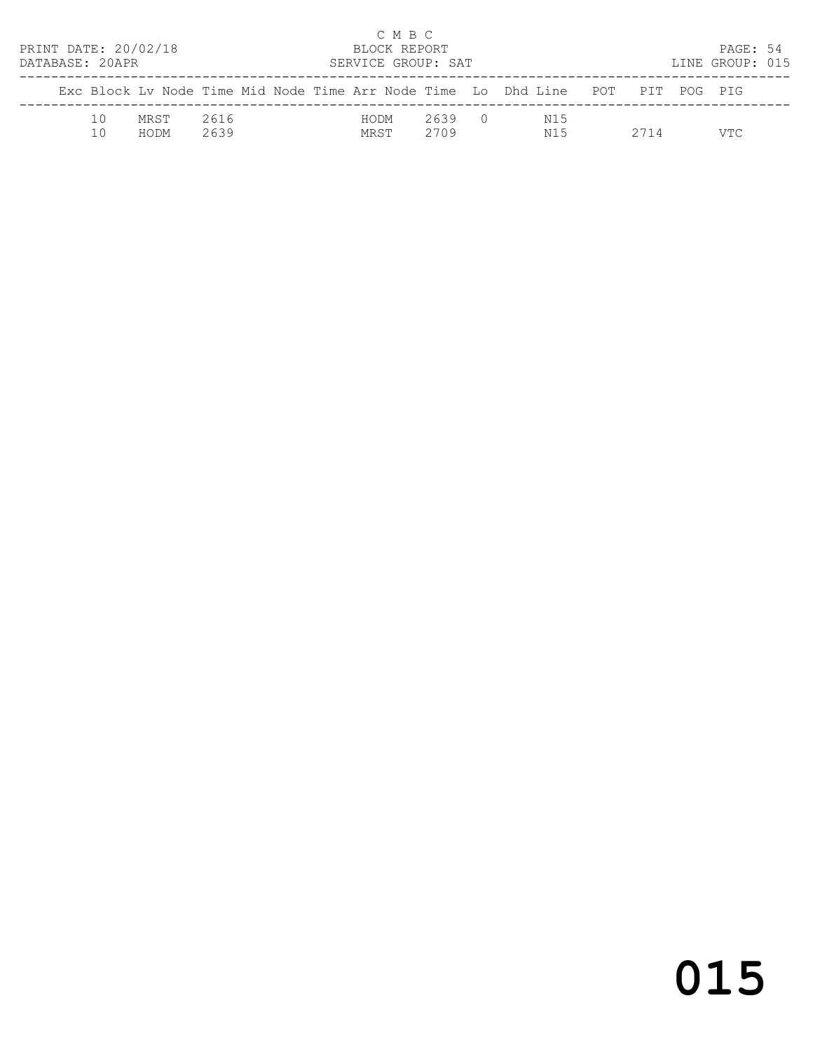C M B C
BLOCK REPORT
SERVICE GROUP: SAT
LINE GROUP: 015

| Exc | Block | Lv Node | Time | Mid Node | Time | Arr Node | Time | Lo | Dhd | Line | POT | PIT | POG | PIG |
|---|---|---|---|---|---|---|---|---|---|---|---|---|---|---|
| | 10 | MRST | 2616 | | | HODM | 2639 | 0 | | N15 | | | | |
| | 10 | HODM | 2639 | | | MRST | 2709 | | | N15 | | 2714 | | VTC |

# 015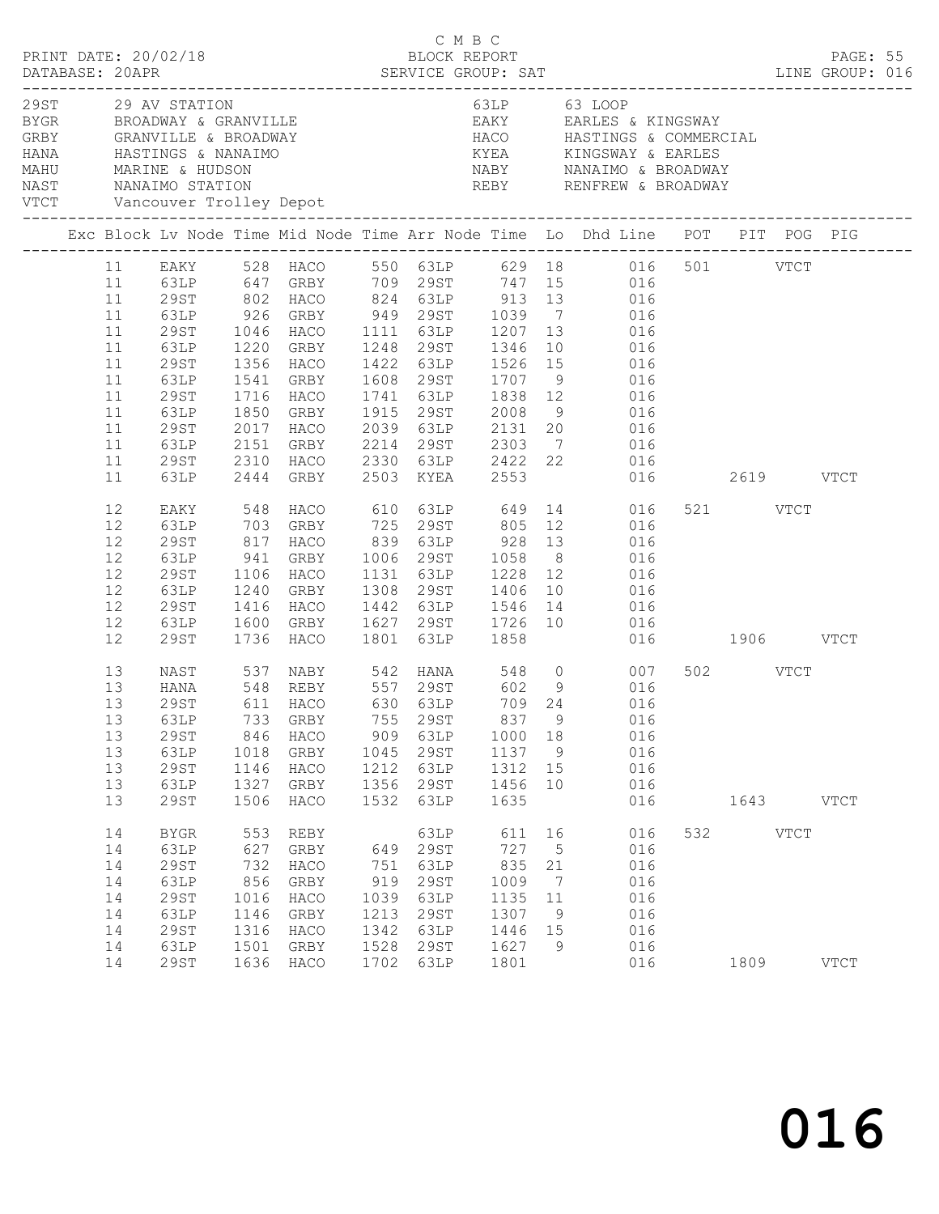C M B C

PRINT DATE: 20/02/18 BLOCK REPORT PAGE: 55
DATABASE: 20APR SERVICE GROUP: SAT LINE GROUP: 016

| Code | Description | Code | Description |
|---|---|---|---|
| 29ST | 29 AV STATION | 63LP | 63 LOOP |
| BYGR | BROADWAY & GRANVILLE | EAKY | EARLES & KINGSWAY |
| GRBY | GRANVILLE & BROADWAY | HACO | HASTINGS & COMMERCIAL |
| HANA | HASTINGS & NANAIMO | KYEA | KINGSWAY & EARLES |
| MAHU | MARINE & HUDSON | NABY | NANAIMO & BROADWAY |
| NAST | NANAIMO STATION | REBY | RENFREW & BROADWAY |
| VTCT | Vancouver Trolley Depot | | |

| Exc | Block | Lv Node | Time | Mid Node | Time | Arr Node | Time | Lo | Dhd Line | POT | PIT | POG | PIG |
|---|---|---|---|---|---|---|---|---|---|---|---|---|---|
| | 11 | EAKY | 528 | HACO | 550 | 63LP | 629 | 18 | 016 | 501 | | VTCT | |
| | 11 | 63LP | 647 | GRBY | 709 | 29ST | 747 | 15 | 016 | | | | |
| | 11 | 29ST | 802 | HACO | 824 | 63LP | 913 | 13 | 016 | | | | |
| | 11 | 63LP | 926 | GRBY | 949 | 29ST | 1039 | 7 | 016 | | | | |
| | 11 | 29ST | 1046 | HACO | 1111 | 63LP | 1207 | 13 | 016 | | | | |
| | 11 | 63LP | 1220 | GRBY | 1248 | 29ST | 1346 | 10 | 016 | | | | |
| | 11 | 29ST | 1356 | HACO | 1422 | 63LP | 1526 | 15 | 016 | | | | |
| | 11 | 63LP | 1541 | GRBY | 1608 | 29ST | 1707 | 9 | 016 | | | | |
| | 11 | 29ST | 1716 | HACO | 1741 | 63LP | 1838 | 12 | 016 | | | | |
| | 11 | 63LP | 1850 | GRBY | 1915 | 29ST | 2008 | 9 | 016 | | | | |
| | 11 | 29ST | 2017 | HACO | 2039 | 63LP | 2131 | 20 | 016 | | | | |
| | 11 | 63LP | 2151 | GRBY | 2214 | 29ST | 2303 | 7 | 016 | | | | |
| | 11 | 29ST | 2310 | HACO | 2330 | 63LP | 2422 | 22 | 016 | | | | |
| | 11 | 63LP | 2444 | GRBY | 2503 | KYEA | 2553 | | 016 | | 2619 | | VTCT |
| | 12 | EAKY | 548 | HACO | 610 | 63LP | 649 | 14 | 016 | 521 | | VTCT | |
| | 12 | 63LP | 703 | GRBY | 725 | 29ST | 805 | 12 | 016 | | | | |
| | 12 | 29ST | 817 | HACO | 839 | 63LP | 928 | 13 | 016 | | | | |
| | 12 | 63LP | 941 | GRBY | 1006 | 29ST | 1058 | 8 | 016 | | | | |
| | 12 | 29ST | 1106 | HACO | 1131 | 63LP | 1228 | 12 | 016 | | | | |
| | 12 | 63LP | 1240 | GRBY | 1308 | 29ST | 1406 | 10 | 016 | | | | |
| | 12 | 29ST | 1416 | HACO | 1442 | 63LP | 1546 | 14 | 016 | | | | |
| | 12 | 63LP | 1600 | GRBY | 1627 | 29ST | 1726 | 10 | 016 | | | | |
| | 12 | 29ST | 1736 | HACO | 1801 | 63LP | 1858 | | 016 | | 1906 | | VTCT |
| | 13 | NAST | 537 | NABY | 542 | HANA | 548 | 0 | 007 | 502 | | VTCT | |
| | 13 | HANA | 548 | REBY | 557 | 29ST | 602 | 9 | 016 | | | | |
| | 13 | 29ST | 611 | HACO | 630 | 63LP | 709 | 24 | 016 | | | | |
| | 13 | 63LP | 733 | GRBY | 755 | 29ST | 837 | 9 | 016 | | | | |
| | 13 | 29ST | 846 | HACO | 909 | 63LP | 1000 | 18 | 016 | | | | |
| | 13 | 63LP | 1018 | GRBY | 1045 | 29ST | 1137 | 9 | 016 | | | | |
| | 13 | 29ST | 1146 | HACO | 1212 | 63LP | 1312 | 15 | 016 | | | | |
| | 13 | 63LP | 1327 | GRBY | 1356 | 29ST | 1456 | 10 | 016 | | | | |
| | 13 | 29ST | 1506 | HACO | 1532 | 63LP | 1635 | | 016 | | 1643 | | VTCT |
| | 14 | BYGR | 553 | REBY | | 63LP | 611 | 16 | 016 | 532 | | VTCT | |
| | 14 | 63LP | 627 | GRBY | 649 | 29ST | 727 | 5 | 016 | | | | |
| | 14 | 29ST | 732 | HACO | 751 | 63LP | 835 | 21 | 016 | | | | |
| | 14 | 63LP | 856 | GRBY | 919 | 29ST | 1009 | 7 | 016 | | | | |
| | 14 | 29ST | 1016 | HACO | 1039 | 63LP | 1135 | 11 | 016 | | | | |
| | 14 | 63LP | 1146 | GRBY | 1213 | 29ST | 1307 | 9 | 016 | | | | |
| | 14 | 29ST | 1316 | HACO | 1342 | 63LP | 1446 | 15 | 016 | | | | |
| | 14 | 63LP | 1501 | GRBY | 1528 | 29ST | 1627 | 9 | 016 | | | | |
| | 14 | 29ST | 1636 | HACO | 1702 | 63LP | 1801 | | 016 | | 1809 | | VTCT |

016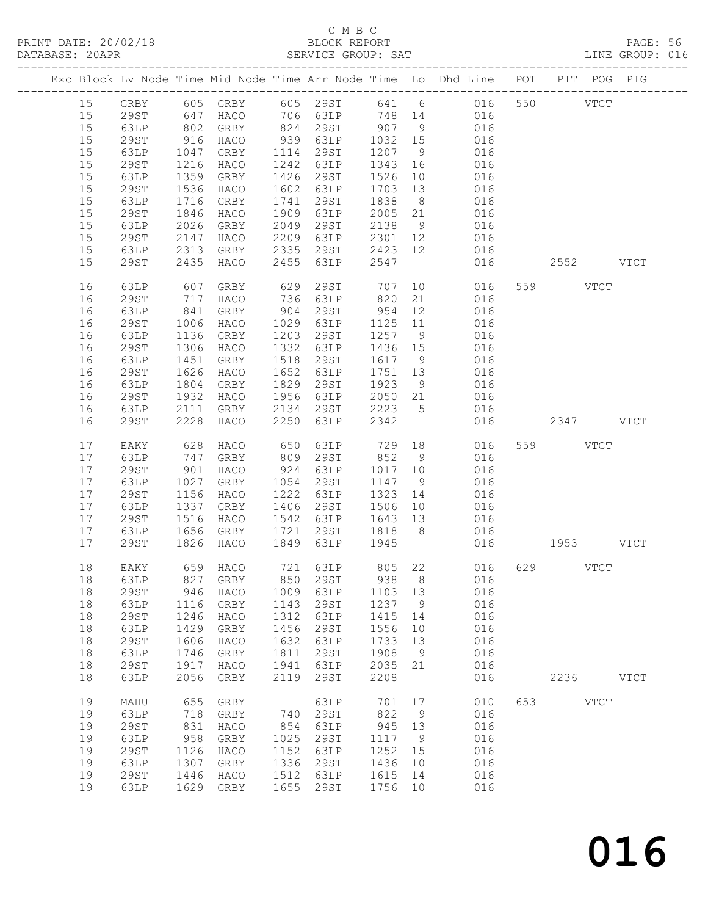C M B C
PRINT DATE: 20/02/18 BLOCK REPORT
DATABASE: 20APR SERVICE GROUP: SAT LINE GROUP: 016

| Exc | Block | Lv | Node | Time | Mid Node | Time | Arr Node | Time | Lo | Dhd Line | POT | PIT | POG | PIG |
|---|---|---|---|---|---|---|---|---|---|---|---|---|---|---|
| | 15 | | GRBY | 605 | GRBY | 605 | 29ST | 641 | 6 | 016 | 550 | | VTCT | |
| | 15 | | 29ST | 647 | HACO | 706 | 63LP | 748 | 14 | 016 | | | | |
| | 15 | | 63LP | 802 | GRBY | 824 | 29ST | 907 | 9 | 016 | | | | |
| | 15 | | 29ST | 916 | HACO | 939 | 63LP | 1032 | 15 | 016 | | | | |
| | 15 | | 63LP | 1047 | GRBY | 1114 | 29ST | 1207 | 9 | 016 | | | | |
| | 15 | | 29ST | 1216 | HACO | 1242 | 63LP | 1343 | 16 | 016 | | | | |
| | 15 | | 63LP | 1359 | GRBY | 1426 | 29ST | 1526 | 10 | 016 | | | | |
| | 15 | | 29ST | 1536 | HACO | 1602 | 63LP | 1703 | 13 | 016 | | | | |
| | 15 | | 63LP | 1716 | GRBY | 1741 | 29ST | 1838 | 8 | 016 | | | | |
| | 15 | | 29ST | 1846 | HACO | 1909 | 63LP | 2005 | 21 | 016 | | | | |
| | 15 | | 63LP | 2026 | GRBY | 2049 | 29ST | 2138 | 9 | 016 | | | | |
| | 15 | | 29ST | 2147 | HACO | 2209 | 63LP | 2301 | 12 | 016 | | | | |
| | 15 | | 63LP | 2313 | GRBY | 2335 | 29ST | 2423 | 12 | 016 | | | | |
| | 15 | | 29ST | 2435 | HACO | 2455 | 63LP | 2547 | | 016 | | 2552 | | VTCT |
| | 16 | | 63LP | 607 | GRBY | 629 | 29ST | 707 | 10 | 016 | 559 | | VTCT | |
| | 16 | | 29ST | 717 | HACO | 736 | 63LP | 820 | 21 | 016 | | | | |
| | 16 | | 63LP | 841 | GRBY | 904 | 29ST | 954 | 12 | 016 | | | | |
| | 16 | | 29ST | 1006 | HACO | 1029 | 63LP | 1125 | 11 | 016 | | | | |
| | 16 | | 63LP | 1136 | GRBY | 1203 | 29ST | 1257 | 9 | 016 | | | | |
| | 16 | | 29ST | 1306 | HACO | 1332 | 63LP | 1436 | 15 | 016 | | | | |
| | 16 | | 63LP | 1451 | GRBY | 1518 | 29ST | 1617 | 9 | 016 | | | | |
| | 16 | | 29ST | 1626 | HACO | 1652 | 63LP | 1751 | 13 | 016 | | | | |
| | 16 | | 63LP | 1804 | GRBY | 1829 | 29ST | 1923 | 9 | 016 | | | | |
| | 16 | | 29ST | 1932 | HACO | 1956 | 63LP | 2050 | 21 | 016 | | | | |
| | 16 | | 63LP | 2111 | GRBY | 2134 | 29ST | 2223 | 5 | 016 | | | | |
| | 16 | | 29ST | 2228 | HACO | 2250 | 63LP | 2342 | | 016 | | 2347 | | VTCT |
| | 17 | | EAKY | 628 | HACO | 650 | 63LP | 729 | 18 | 016 | 559 | | VTCT | |
| | 17 | | 63LP | 747 | GRBY | 809 | 29ST | 852 | 9 | 016 | | | | |
| | 17 | | 29ST | 901 | HACO | 924 | 63LP | 1017 | 10 | 016 | | | | |
| | 17 | | 63LP | 1027 | GRBY | 1054 | 29ST | 1147 | 9 | 016 | | | | |
| | 17 | | 29ST | 1156 | HACO | 1222 | 63LP | 1323 | 14 | 016 | | | | |
| | 17 | | 63LP | 1337 | GRBY | 1406 | 29ST | 1506 | 10 | 016 | | | | |
| | 17 | | 29ST | 1516 | HACO | 1542 | 63LP | 1643 | 13 | 016 | | | | |
| | 17 | | 63LP | 1656 | GRBY | 1721 | 29ST | 1818 | 8 | 016 | | | | |
| | 17 | | 29ST | 1826 | HACO | 1849 | 63LP | 1945 | | 016 | | 1953 | | VTCT |
| | 18 | | EAKY | 659 | HACO | 721 | 63LP | 805 | 22 | 016 | 629 | | VTCT | |
| | 18 | | 63LP | 827 | GRBY | 850 | 29ST | 938 | 8 | 016 | | | | |
| | 18 | | 29ST | 946 | HACO | 1009 | 63LP | 1103 | 13 | 016 | | | | |
| | 18 | | 63LP | 1116 | GRBY | 1143 | 29ST | 1237 | 9 | 016 | | | | |
| | 18 | | 29ST | 1246 | HACO | 1312 | 63LP | 1415 | 14 | 016 | | | | |
| | 18 | | 63LP | 1429 | GRBY | 1456 | 29ST | 1556 | 10 | 016 | | | | |
| | 18 | | 29ST | 1606 | HACO | 1632 | 63LP | 1733 | 13 | 016 | | | | |
| | 18 | | 63LP | 1746 | GRBY | 1811 | 29ST | 1908 | 9 | 016 | | | | |
| | 18 | | 29ST | 1917 | HACO | 1941 | 63LP | 2035 | 21 | 016 | | | | |
| | 18 | | 63LP | 2056 | GRBY | 2119 | 29ST | 2208 | | 016 | | 2236 | | VTCT |
| | 19 | | MAHU | 655 | GRBY | | 63LP | 701 | 17 | 010 | 653 | | VTCT | |
| | 19 | | 63LP | 718 | GRBY | 740 | 29ST | 822 | 9 | 016 | | | | |
| | 19 | | 29ST | 831 | HACO | 854 | 63LP | 945 | 13 | 016 | | | | |
| | 19 | | 63LP | 958 | GRBY | 1025 | 29ST | 1117 | 9 | 016 | | | | |
| | 19 | | 29ST | 1126 | HACO | 1152 | 63LP | 1252 | 15 | 016 | | | | |
| | 19 | | 63LP | 1307 | GRBY | 1336 | 29ST | 1436 | 10 | 016 | | | | |
| | 19 | | 29ST | 1446 | HACO | 1512 | 63LP | 1615 | 14 | 016 | | | | |
| | 19 | | 63LP | 1629 | GRBY | 1655 | 29ST | 1756 | 10 | 016 | | | | |

016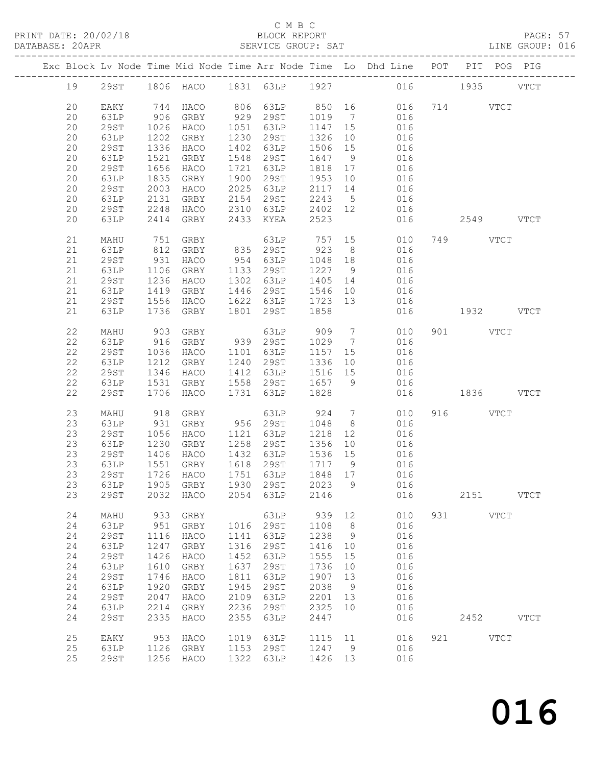C M B C

PRINT DATE: 20/02/18 BLOCK REPORT
DATABASE: 20APR SERVICE GROUP: SAT LINE GROUP: 016

| Exc | Block | Lv | Node | Time | Mid Node | Time | Arr Node | Time | Lo | Dhd Line | POT | PIT | POG | PIG |
|---|---|---|---|---|---|---|---|---|---|---|---|---|---|---|
| | 19 | | 29ST | 1806 | HACO | 1831 | 63LP | 1927 | | 016 | | 1935 | | VTCT |
| | 20 | | EAKY | 744 | HACO | 806 | 63LP | 850 | 16 | 016 | 714 | | VTCT | |
| | 20 | | 63LP | 906 | GRBY | 929 | 29ST | 1019 | 7 | 016 | | | | |
| | 20 | | 29ST | 1026 | HACO | 1051 | 63LP | 1147 | 15 | 016 | | | | |
| | 20 | | 63LP | 1202 | GRBY | 1230 | 29ST | 1326 | 10 | 016 | | | | |
| | 20 | | 29ST | 1336 | HACO | 1402 | 63LP | 1506 | 15 | 016 | | | | |
| | 20 | | 63LP | 1521 | GRBY | 1548 | 29ST | 1647 | 9 | 016 | | | | |
| | 20 | | 29ST | 1656 | HACO | 1721 | 63LP | 1818 | 17 | 016 | | | | |
| | 20 | | 63LP | 1835 | GRBY | 1900 | 29ST | 1953 | 10 | 016 | | | | |
| | 20 | | 29ST | 2003 | HACO | 2025 | 63LP | 2117 | 14 | 016 | | | | |
| | 20 | | 63LP | 2131 | GRBY | 2154 | 29ST | 2243 | 5 | 016 | | | | |
| | 20 | | 29ST | 2248 | HACO | 2310 | 63LP | 2402 | 12 | 016 | | | | |
| | 20 | | 63LP | 2414 | GRBY | 2433 | KYEA | 2523 | | 016 | | 2549 | | VTCT |
| | 21 | | MAHU | 751 | GRBY | | 63LP | 757 | 15 | 010 | 749 | | VTCT | |
| | 21 | | 63LP | 812 | GRBY | 835 | 29ST | 923 | 8 | 016 | | | | |
| | 21 | | 29ST | 931 | HACO | 954 | 63LP | 1048 | 18 | 016 | | | | |
| | 21 | | 63LP | 1106 | GRBY | 1133 | 29ST | 1227 | 9 | 016 | | | | |
| | 21 | | 29ST | 1236 | HACO | 1302 | 63LP | 1405 | 14 | 016 | | | | |
| | 21 | | 63LP | 1419 | GRBY | 1446 | 29ST | 1546 | 10 | 016 | | | | |
| | 21 | | 29ST | 1556 | HACO | 1622 | 63LP | 1723 | 13 | 016 | | | | |
| | 21 | | 63LP | 1736 | GRBY | 1801 | 29ST | 1858 | | 016 | | 1932 | | VTCT |
| | 22 | | MAHU | 903 | GRBY | | 63LP | 909 | 7 | 010 | 901 | | VTCT | |
| | 22 | | 63LP | 916 | GRBY | 939 | 29ST | 1029 | 7 | 016 | | | | |
| | 22 | | 29ST | 1036 | HACO | 1101 | 63LP | 1157 | 15 | 016 | | | | |
| | 22 | | 63LP | 1212 | GRBY | 1240 | 29ST | 1336 | 10 | 016 | | | | |
| | 22 | | 29ST | 1346 | HACO | 1412 | 63LP | 1516 | 15 | 016 | | | | |
| | 22 | | 63LP | 1531 | GRBY | 1558 | 29ST | 1657 | 9 | 016 | | | | |
| | 22 | | 29ST | 1706 | HACO | 1731 | 63LP | 1828 | | 016 | | 1836 | | VTCT |
| | 23 | | MAHU | 918 | GRBY | | 63LP | 924 | 7 | 010 | 916 | | VTCT | |
| | 23 | | 63LP | 931 | GRBY | 956 | 29ST | 1048 | 8 | 016 | | | | |
| | 23 | | 29ST | 1056 | HACO | 1121 | 63LP | 1218 | 12 | 016 | | | | |
| | 23 | | 63LP | 1230 | GRBY | 1258 | 29ST | 1356 | 10 | 016 | | | | |
| | 23 | | 29ST | 1406 | HACO | 1432 | 63LP | 1536 | 15 | 016 | | | | |
| | 23 | | 63LP | 1551 | GRBY | 1618 | 29ST | 1717 | 9 | 016 | | | | |
| | 23 | | 29ST | 1726 | HACO | 1751 | 63LP | 1848 | 17 | 016 | | | | |
| | 23 | | 63LP | 1905 | GRBY | 1930 | 29ST | 2023 | 9 | 016 | | | | |
| | 23 | | 29ST | 2032 | HACO | 2054 | 63LP | 2146 | | 016 | | 2151 | | VTCT |
| | 24 | | MAHU | 933 | GRBY | | 63LP | 939 | 12 | 010 | 931 | | VTCT | |
| | 24 | | 63LP | 951 | GRBY | 1016 | 29ST | 1108 | 8 | 016 | | | | |
| | 24 | | 29ST | 1116 | HACO | 1141 | 63LP | 1238 | 9 | 016 | | | | |
| | 24 | | 63LP | 1247 | GRBY | 1316 | 29ST | 1416 | 10 | 016 | | | | |
| | 24 | | 29ST | 1426 | HACO | 1452 | 63LP | 1555 | 15 | 016 | | | | |
| | 24 | | 63LP | 1610 | GRBY | 1637 | 29ST | 1736 | 10 | 016 | | | | |
| | 24 | | 29ST | 1746 | HACO | 1811 | 63LP | 1907 | 13 | 016 | | | | |
| | 24 | | 63LP | 1920 | GRBY | 1945 | 29ST | 2038 | 9 | 016 | | | | |
| | 24 | | 29ST | 2047 | HACO | 2109 | 63LP | 2201 | 13 | 016 | | | | |
| | 24 | | 63LP | 2214 | GRBY | 2236 | 29ST | 2325 | 10 | 016 | | | | |
| | 24 | | 29ST | 2335 | HACO | 2355 | 63LP | 2447 | | 016 | | 2452 | | VTCT |
| | 25 | | EAKY | 953 | HACO | 1019 | 63LP | 1115 | 11 | 016 | 921 | | VTCT | |
| | 25 | | 63LP | 1126 | GRBY | 1153 | 29ST | 1247 | 9 | 016 | | | | |
| | 25 | | 29ST | 1256 | HACO | 1322 | 63LP | 1426 | 13 | 016 | | | | |

016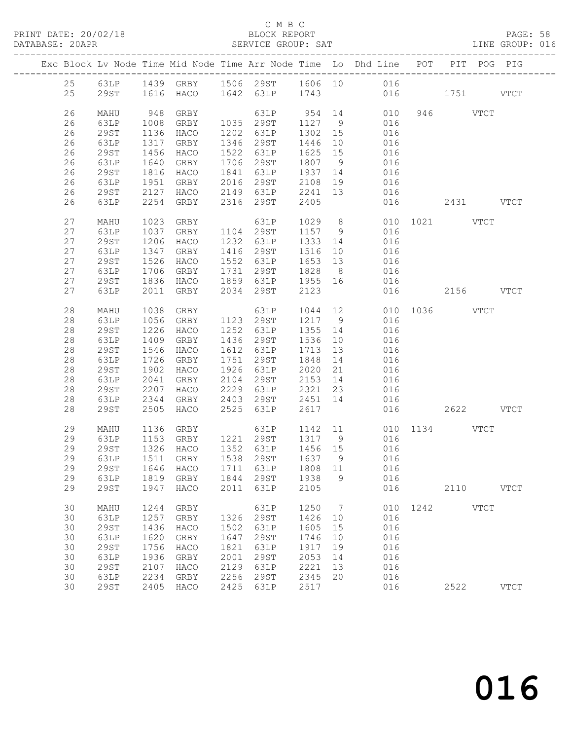C M B C

PRINT DATE: 20/02/18 BLOCK REPORT

DATABASE: 20APR SERVICE GROUP: SAT LINE GROUP: 016

| Exc | Block | Lv | Node | Time | Mid Node | Time | Arr Node | Time | Lo | Dhd Line | POT | PIT | POG | PIG |
|---|---|---|---|---|---|---|---|---|---|---|---|---|---|---|
| | 25 | | 63LP | 1439 | GRBY | 1506 | 29ST | 1606 | 10 | 016 | | | | |
| | 25 | | 29ST | 1616 | HACO | 1642 | 63LP | 1743 | | 016 | | 1751 | | VTCT |
| | 26 | | MAHU | 948 | GRBY | | 63LP | 954 | 14 | 010 | 946 | | VTCT | |
| | 26 | | 63LP | 1008 | GRBY | 1035 | 29ST | 1127 | 9 | 016 | | | | |
| | 26 | | 29ST | 1136 | HACO | 1202 | 63LP | 1302 | 15 | 016 | | | | |
| | 26 | | 63LP | 1317 | GRBY | 1346 | 29ST | 1446 | 10 | 016 | | | | |
| | 26 | | 29ST | 1456 | HACO | 1522 | 63LP | 1625 | 15 | 016 | | | | |
| | 26 | | 63LP | 1640 | GRBY | 1706 | 29ST | 1807 | 9 | 016 | | | | |
| | 26 | | 29ST | 1816 | HACO | 1841 | 63LP | 1937 | 14 | 016 | | | | |
| | 26 | | 63LP | 1951 | GRBY | 2016 | 29ST | 2108 | 19 | 016 | | | | |
| | 26 | | 29ST | 2127 | HACO | 2149 | 63LP | 2241 | 13 | 016 | | | | |
| | 26 | | 63LP | 2254 | GRBY | 2316 | 29ST | 2405 | | 016 | | 2431 | | VTCT |
| | 27 | | MAHU | 1023 | GRBY | | 63LP | 1029 | 8 | 010 | 1021 | | VTCT | |
| | 27 | | 63LP | 1037 | GRBY | 1104 | 29ST | 1157 | 9 | 016 | | | | |
| | 27 | | 29ST | 1206 | HACO | 1232 | 63LP | 1333 | 14 | 016 | | | | |
| | 27 | | 63LP | 1347 | GRBY | 1416 | 29ST | 1516 | 10 | 016 | | | | |
| | 27 | | 29ST | 1526 | HACO | 1552 | 63LP | 1653 | 13 | 016 | | | | |
| | 27 | | 63LP | 1706 | GRBY | 1731 | 29ST | 1828 | 8 | 016 | | | | |
| | 27 | | 29ST | 1836 | HACO | 1859 | 63LP | 1955 | 16 | 016 | | | | |
| | 27 | | 63LP | 2011 | GRBY | 2034 | 29ST | 2123 | | 016 | | 2156 | | VTCT |
| | 28 | | MAHU | 1038 | GRBY | | 63LP | 1044 | 12 | 010 | 1036 | | VTCT | |
| | 28 | | 63LP | 1056 | GRBY | 1123 | 29ST | 1217 | 9 | 016 | | | | |
| | 28 | | 29ST | 1226 | HACO | 1252 | 63LP | 1355 | 14 | 016 | | | | |
| | 28 | | 63LP | 1409 | GRBY | 1436 | 29ST | 1536 | 10 | 016 | | | | |
| | 28 | | 29ST | 1546 | HACO | 1612 | 63LP | 1713 | 13 | 016 | | | | |
| | 28 | | 63LP | 1726 | GRBY | 1751 | 29ST | 1848 | 14 | 016 | | | | |
| | 28 | | 29ST | 1902 | HACO | 1926 | 63LP | 2020 | 21 | 016 | | | | |
| | 28 | | 63LP | 2041 | GRBY | 2104 | 29ST | 2153 | 14 | 016 | | | | |
| | 28 | | 29ST | 2207 | HACO | 2229 | 63LP | 2321 | 23 | 016 | | | | |
| | 28 | | 63LP | 2344 | GRBY | 2403 | 29ST | 2451 | 14 | 016 | | | | |
| | 28 | | 29ST | 2505 | HACO | 2525 | 63LP | 2617 | | 016 | | 2622 | | VTCT |
| | 29 | | MAHU | 1136 | GRBY | | 63LP | 1142 | 11 | 010 | 1134 | | VTCT | |
| | 29 | | 63LP | 1153 | GRBY | 1221 | 29ST | 1317 | 9 | 016 | | | | |
| | 29 | | 29ST | 1326 | HACO | 1352 | 63LP | 1456 | 15 | 016 | | | | |
| | 29 | | 63LP | 1511 | GRBY | 1538 | 29ST | 1637 | 9 | 016 | | | | |
| | 29 | | 29ST | 1646 | HACO | 1711 | 63LP | 1808 | 11 | 016 | | | | |
| | 29 | | 63LP | 1819 | GRBY | 1844 | 29ST | 1938 | 9 | 016 | | | | |
| | 29 | | 29ST | 1947 | HACO | 2011 | 63LP | 2105 | | 016 | | 2110 | | VTCT |
| | 30 | | MAHU | 1244 | GRBY | | 63LP | 1250 | 7 | 010 | 1242 | | VTCT | |
| | 30 | | 63LP | 1257 | GRBY | 1326 | 29ST | 1426 | 10 | 016 | | | | |
| | 30 | | 29ST | 1436 | HACO | 1502 | 63LP | 1605 | 15 | 016 | | | | |
| | 30 | | 63LP | 1620 | GRBY | 1647 | 29ST | 1746 | 10 | 016 | | | | |
| | 30 | | 29ST | 1756 | HACO | 1821 | 63LP | 1917 | 19 | 016 | | | | |
| | 30 | | 63LP | 1936 | GRBY | 2001 | 29ST | 2053 | 14 | 016 | | | | |
| | 30 | | 29ST | 2107 | HACO | 2129 | 63LP | 2221 | 13 | 016 | | | | |
| | 30 | | 63LP | 2234 | GRBY | 2256 | 29ST | 2345 | 20 | 016 | | | | |
| | 30 | | 29ST | 2405 | HACO | 2425 | 63LP | 2517 | | 016 | | 2522 | | VTCT |

016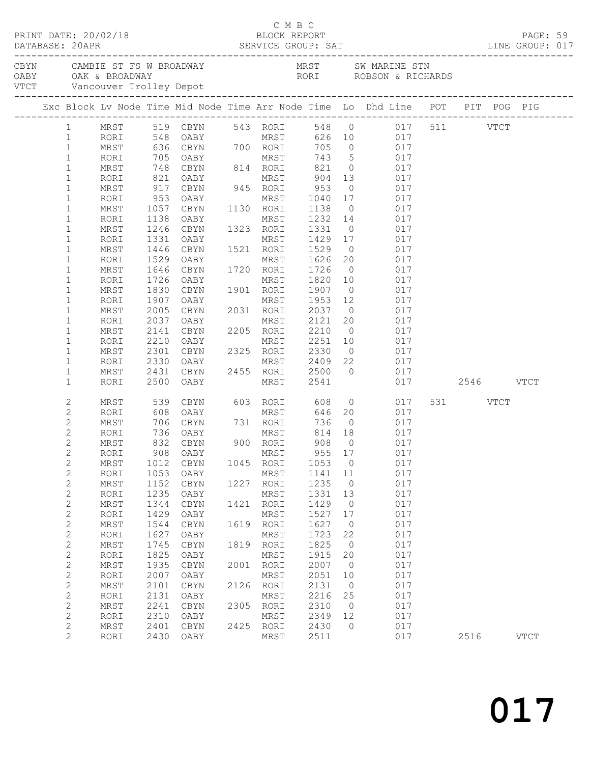C M B C

PRINT DATE: 20/02/18 BLOCK REPORT

DATABASE: 20APR SERVICE GROUP: SAT LINE GROUP: 017

CBYN CAMBIE ST FS W BROADWAY MRST SW MARINE STN
OABY OAK & BROADWAY RORI ROBSON & RICHARDS
VTCT Vancouver Trolley Depot

| Exc | Block | Lv | Node | Time | Mid Node | Time | Arr Node | Time | Lo | Dhd Line | POT | PIT | POG | PIG |
|---|---|---|---|---|---|---|---|---|---|---|---|---|---|---|
| | 1 | | MRST | 519 | CBYN | 543 | RORI | 548 | 0 | 017 | 511 | | VTCT | |
| | 1 | | RORI | 548 | OABY | | MRST | 626 | 10 | 017 | | | | |
| | 1 | | MRST | 636 | CBYN | 700 | RORI | 705 | 0 | 017 | | | | |
| | 1 | | RORI | 705 | OABY | | MRST | 743 | 5 | 017 | | | | |
| | 1 | | MRST | 748 | CBYN | 814 | RORI | 821 | 0 | 017 | | | | |
| | 1 | | RORI | 821 | OABY | | MRST | 904 | 13 | 017 | | | | |
| | 1 | | MRST | 917 | CBYN | 945 | RORI | 953 | 0 | 017 | | | | |
| | 1 | | RORI | 953 | OABY | | MRST | 1040 | 17 | 017 | | | | |
| | 1 | | MRST | 1057 | CBYN | 1130 | RORI | 1138 | 0 | 017 | | | | |
| | 1 | | RORI | 1138 | OABY | | MRST | 1232 | 14 | 017 | | | | |
| | 1 | | MRST | 1246 | CBYN | 1323 | RORI | 1331 | 0 | 017 | | | | |
| | 1 | | RORI | 1331 | OABY | | MRST | 1429 | 17 | 017 | | | | |
| | 1 | | MRST | 1446 | CBYN | 1521 | RORI | 1529 | 0 | 017 | | | | |
| | 1 | | RORI | 1529 | OABY | | MRST | 1626 | 20 | 017 | | | | |
| | 1 | | MRST | 1646 | CBYN | 1720 | RORI | 1726 | 0 | 017 | | | | |
| | 1 | | RORI | 1726 | OABY | | MRST | 1820 | 10 | 017 | | | | |
| | 1 | | MRST | 1830 | CBYN | 1901 | RORI | 1907 | 0 | 017 | | | | |
| | 1 | | RORI | 1907 | OABY | | MRST | 1953 | 12 | 017 | | | | |
| | 1 | | MRST | 2005 | CBYN | 2031 | RORI | 2037 | 0 | 017 | | | | |
| | 1 | | RORI | 2037 | OABY | | MRST | 2121 | 20 | 017 | | | | |
| | 1 | | MRST | 2141 | CBYN | 2205 | RORI | 2210 | 0 | 017 | | | | |
| | 1 | | RORI | 2210 | OABY | | MRST | 2251 | 10 | 017 | | | | |
| | 1 | | MRST | 2301 | CBYN | 2325 | RORI | 2330 | 0 | 017 | | | | |
| | 1 | | RORI | 2330 | OABY | | MRST | 2409 | 22 | 017 | | | | |
| | 1 | | MRST | 2431 | CBYN | 2455 | RORI | 2500 | 0 | 017 | | | | |
| | 1 | | RORI | 2500 | OABY | | MRST | 2541 | | 017 | | 2546 | | VTCT |
| | 2 | | MRST | 539 | CBYN | 603 | RORI | 608 | 0 | 017 | 531 | | VTCT | |
| | 2 | | RORI | 608 | OABY | | MRST | 646 | 20 | 017 | | | | |
| | 2 | | MRST | 706 | CBYN | 731 | RORI | 736 | 0 | 017 | | | | |
| | 2 | | RORI | 736 | OABY | | MRST | 814 | 18 | 017 | | | | |
| | 2 | | MRST | 832 | CBYN | 900 | RORI | 908 | 0 | 017 | | | | |
| | 2 | | RORI | 908 | OABY | | MRST | 955 | 17 | 017 | | | | |
| | 2 | | MRST | 1012 | CBYN | 1045 | RORI | 1053 | 0 | 017 | | | | |
| | 2 | | RORI | 1053 | OABY | | MRST | 1141 | 11 | 017 | | | | |
| | 2 | | MRST | 1152 | CBYN | 1227 | RORI | 1235 | 0 | 017 | | | | |
| | 2 | | RORI | 1235 | OABY | | MRST | 1331 | 13 | 017 | | | | |
| | 2 | | MRST | 1344 | CBYN | 1421 | RORI | 1429 | 0 | 017 | | | | |
| | 2 | | RORI | 1429 | OABY | | MRST | 1527 | 17 | 017 | | | | |
| | 2 | | MRST | 1544 | CBYN | 1619 | RORI | 1627 | 0 | 017 | | | | |
| | 2 | | RORI | 1627 | OABY | | MRST | 1723 | 22 | 017 | | | | |
| | 2 | | MRST | 1745 | CBYN | 1819 | RORI | 1825 | 0 | 017 | | | | |
| | 2 | | RORI | 1825 | OABY | | MRST | 1915 | 20 | 017 | | | | |
| | 2 | | MRST | 1935 | CBYN | 2001 | RORI | 2007 | 0 | 017 | | | | |
| | 2 | | RORI | 2007 | OABY | | MRST | 2051 | 10 | 017 | | | | |
| | 2 | | MRST | 2101 | CBYN | 2126 | RORI | 2131 | 0 | 017 | | | | |
| | 2 | | RORI | 2131 | OABY | | MRST | 2216 | 25 | 017 | | | | |
| | 2 | | MRST | 2241 | CBYN | 2305 | RORI | 2310 | 0 | 017 | | | | |
| | 2 | | RORI | 2310 | OABY | | MRST | 2349 | 12 | 017 | | | | |
| | 2 | | MRST | 2401 | CBYN | 2425 | RORI | 2430 | 0 | 017 | | | | |
| | 2 | | RORI | 2430 | OABY | | MRST | 2511 | | 017 | | 2516 | | VTCT |

017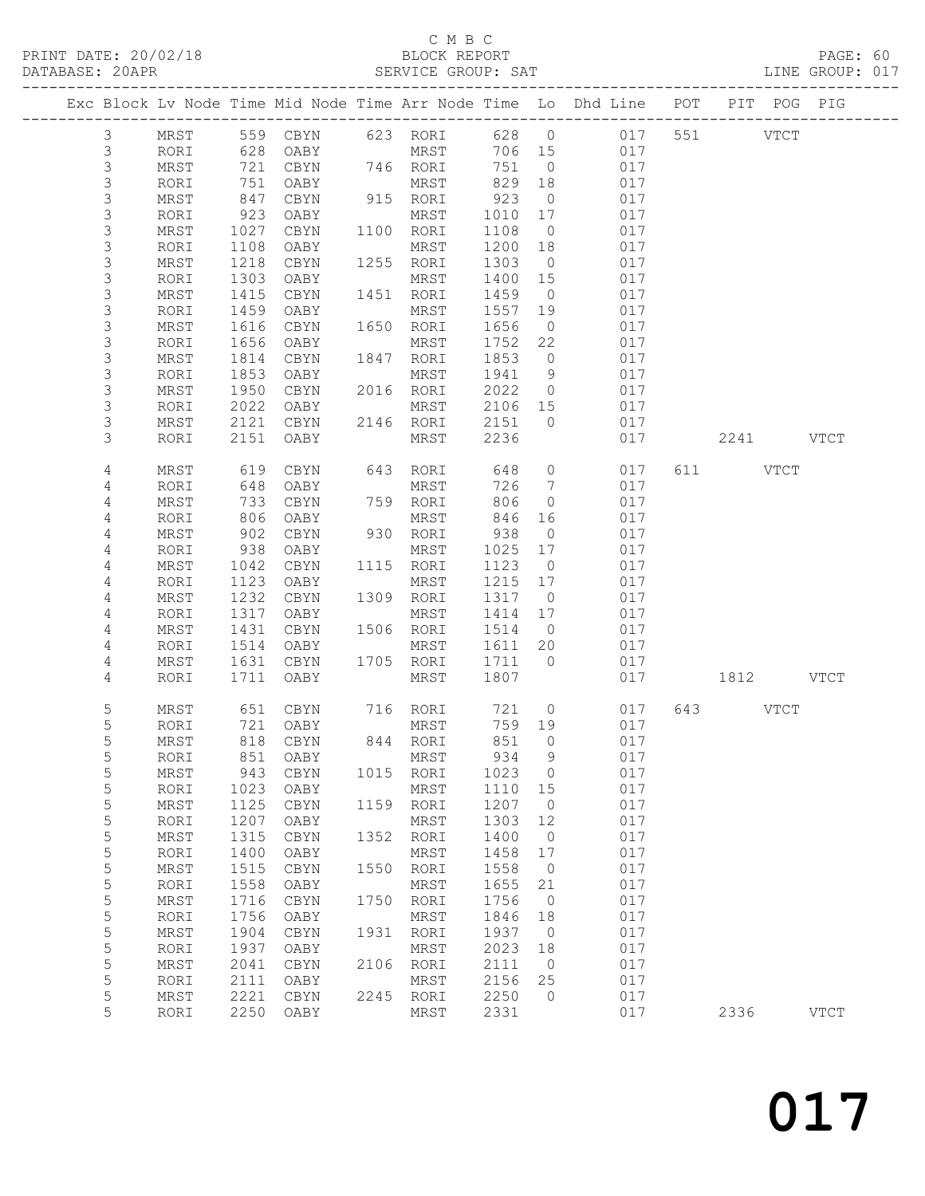C M B C

PRINT DATE: 20/02/18 BLOCK REPORT
DATABASE: 20APR SERVICE GROUP: SAT LINE GROUP: 017

| Exc | Block | Lv | Node | Time | Mid Node | Time | Arr Node | Time | Lo | Dhd Line | POT | PIT | POG | PIG |
|---|---|---|---|---|---|---|---|---|---|---|---|---|---|---|
| | 3 | | MRST | 559 | CBYN | 623 | RORI | 628 | 0 | 017 | 551 | | VTCT | |
| | 3 | | RORI | 628 | OABY | | MRST | 706 | 15 | 017 | | | | |
| | 3 | | MRST | 721 | CBYN | 746 | RORI | 751 | 0 | 017 | | | | |
| | 3 | | RORI | 751 | OABY | | MRST | 829 | 18 | 017 | | | | |
| | 3 | | MRST | 847 | CBYN | 915 | RORI | 923 | 0 | 017 | | | | |
| | 3 | | RORI | 923 | OABY | | MRST | 1010 | 17 | 017 | | | | |
| | 3 | | MRST | 1027 | CBYN | 1100 | RORI | 1108 | 0 | 017 | | | | |
| | 3 | | RORI | 1108 | OABY | | MRST | 1200 | 18 | 017 | | | | |
| | 3 | | MRST | 1218 | CBYN | 1255 | RORI | 1303 | 0 | 017 | | | | |
| | 3 | | RORI | 1303 | OABY | | MRST | 1400 | 15 | 017 | | | | |
| | 3 | | MRST | 1415 | CBYN | 1451 | RORI | 1459 | 0 | 017 | | | | |
| | 3 | | RORI | 1459 | OABY | | MRST | 1557 | 19 | 017 | | | | |
| | 3 | | MRST | 1616 | CBYN | 1650 | RORI | 1656 | 0 | 017 | | | | |
| | 3 | | RORI | 1656 | OABY | | MRST | 1752 | 22 | 017 | | | | |
| | 3 | | MRST | 1814 | CBYN | 1847 | RORI | 1853 | 0 | 017 | | | | |
| | 3 | | RORI | 1853 | OABY | | MRST | 1941 | 9 | 017 | | | | |
| | 3 | | MRST | 1950 | CBYN | 2016 | RORI | 2022 | 0 | 017 | | | | |
| | 3 | | RORI | 2022 | OABY | | MRST | 2106 | 15 | 017 | | | | |
| | 3 | | MRST | 2121 | CBYN | 2146 | RORI | 2151 | 0 | 017 | | | | |
| | 3 | | RORI | 2151 | OABY | | MRST | 2236 | | 017 | | 2241 | | VTCT |
| | 4 | | MRST | 619 | CBYN | 643 | RORI | 648 | 0 | 017 | 611 | | VTCT | |
| | 4 | | RORI | 648 | OABY | | MRST | 726 | 7 | 017 | | | | |
| | 4 | | MRST | 733 | CBYN | 759 | RORI | 806 | 0 | 017 | | | | |
| | 4 | | RORI | 806 | OABY | | MRST | 846 | 16 | 017 | | | | |
| | 4 | | MRST | 902 | CBYN | 930 | RORI | 938 | 0 | 017 | | | | |
| | 4 | | RORI | 938 | OABY | | MRST | 1025 | 17 | 017 | | | | |
| | 4 | | MRST | 1042 | CBYN | 1115 | RORI | 1123 | 0 | 017 | | | | |
| | 4 | | RORI | 1123 | OABY | | MRST | 1215 | 17 | 017 | | | | |
| | 4 | | MRST | 1232 | CBYN | 1309 | RORI | 1317 | 0 | 017 | | | | |
| | 4 | | RORI | 1317 | OABY | | MRST | 1414 | 17 | 017 | | | | |
| | 4 | | MRST | 1431 | CBYN | 1506 | RORI | 1514 | 0 | 017 | | | | |
| | 4 | | RORI | 1514 | OABY | | MRST | 1611 | 20 | 017 | | | | |
| | 4 | | MRST | 1631 | CBYN | 1705 | RORI | 1711 | 0 | 017 | | | | |
| | 4 | | RORI | 1711 | OABY | | MRST | 1807 | | 017 | | 1812 | | VTCT |
| | 5 | | MRST | 651 | CBYN | 716 | RORI | 721 | 0 | 017 | 643 | | VTCT | |
| | 5 | | RORI | 721 | OABY | | MRST | 759 | 19 | 017 | | | | |
| | 5 | | MRST | 818 | CBYN | 844 | RORI | 851 | 0 | 017 | | | | |
| | 5 | | RORI | 851 | OABY | | MRST | 934 | 9 | 017 | | | | |
| | 5 | | MRST | 943 | CBYN | 1015 | RORI | 1023 | 0 | 017 | | | | |
| | 5 | | RORI | 1023 | OABY | | MRST | 1110 | 15 | 017 | | | | |
| | 5 | | MRST | 1125 | CBYN | 1159 | RORI | 1207 | 0 | 017 | | | | |
| | 5 | | RORI | 1207 | OABY | | MRST | 1303 | 12 | 017 | | | | |
| | 5 | | MRST | 1315 | CBYN | 1352 | RORI | 1400 | 0 | 017 | | | | |
| | 5 | | RORI | 1400 | OABY | | MRST | 1458 | 17 | 017 | | | | |
| | 5 | | MRST | 1515 | CBYN | 1550 | RORI | 1558 | 0 | 017 | | | | |
| | 5 | | RORI | 1558 | OABY | | MRST | 1655 | 21 | 017 | | | | |
| | 5 | | MRST | 1716 | CBYN | 1750 | RORI | 1756 | 0 | 017 | | | | |
| | 5 | | RORI | 1756 | OABY | | MRST | 1846 | 18 | 017 | | | | |
| | 5 | | MRST | 1904 | CBYN | 1931 | RORI | 1937 | 0 | 017 | | | | |
| | 5 | | RORI | 1937 | OABY | | MRST | 2023 | 18 | 017 | | | | |
| | 5 | | MRST | 2041 | CBYN | 2106 | RORI | 2111 | 0 | 017 | | | | |
| | 5 | | RORI | 2111 | OABY | | MRST | 2156 | 25 | 017 | | | | |
| | 5 | | MRST | 2221 | CBYN | 2245 | RORI | 2250 | 0 | 017 | | | | |
| | 5 | | RORI | 2250 | OABY | | MRST | 2331 | | 017 | | 2336 | | VTCT |

017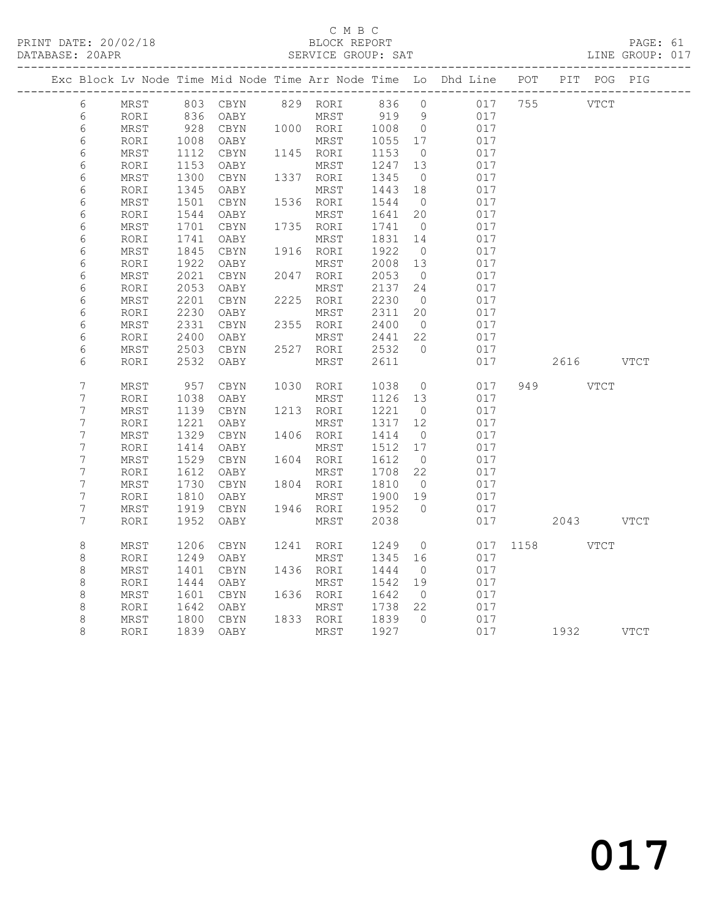C M B C

PRINT DATE: 20/02/18 BLOCK REPORT

DATABASE: 20APR SERVICE GROUP: SAT LINE GROUP: 017

| Exc | Block | Lv | Node | Time | Mid Node | Time | Arr Node | Time | Lo | Dhd Line | POT | PIT | POG | PIG |
|---|---|---|---|---|---|---|---|---|---|---|---|---|---|---|
| | 6 | | MRST | 803 | CBYN | 829 | RORI | 836 | 0 | 017 | 755 | | VTCT | |
| | 6 | | RORI | 836 | OABY | | MRST | 919 | 9 | 017 | | | | |
| | 6 | | MRST | 928 | CBYN | 1000 | RORI | 1008 | 0 | 017 | | | | |
| | 6 | | RORI | 1008 | OABY | | MRST | 1055 | 17 | 017 | | | | |
| | 6 | | MRST | 1112 | CBYN | 1145 | RORI | 1153 | 0 | 017 | | | | |
| | 6 | | RORI | 1153 | OABY | | MRST | 1247 | 13 | 017 | | | | |
| | 6 | | MRST | 1300 | CBYN | 1337 | RORI | 1345 | 0 | 017 | | | | |
| | 6 | | RORI | 1345 | OABY | | MRST | 1443 | 18 | 017 | | | | |
| | 6 | | MRST | 1501 | CBYN | 1536 | RORI | 1544 | 0 | 017 | | | | |
| | 6 | | RORI | 1544 | OABY | | MRST | 1641 | 20 | 017 | | | | |
| | 6 | | MRST | 1701 | CBYN | 1735 | RORI | 1741 | 0 | 017 | | | | |
| | 6 | | RORI | 1741 | OABY | | MRST | 1831 | 14 | 017 | | | | |
| | 6 | | MRST | 1845 | CBYN | 1916 | RORI | 1922 | 0 | 017 | | | | |
| | 6 | | RORI | 1922 | OABY | | MRST | 2008 | 13 | 017 | | | | |
| | 6 | | MRST | 2021 | CBYN | 2047 | RORI | 2053 | 0 | 017 | | | | |
| | 6 | | RORI | 2053 | OABY | | MRST | 2137 | 24 | 017 | | | | |
| | 6 | | MRST | 2201 | CBYN | 2225 | RORI | 2230 | 0 | 017 | | | | |
| | 6 | | RORI | 2230 | OABY | | MRST | 2311 | 20 | 017 | | | | |
| | 6 | | MRST | 2331 | CBYN | 2355 | RORI | 2400 | 0 | 017 | | | | |
| | 6 | | RORI | 2400 | OABY | | MRST | 2441 | 22 | 017 | | | | |
| | 6 | | MRST | 2503 | CBYN | 2527 | RORI | 2532 | 0 | 017 | | | | |
| | 6 | | RORI | 2532 | OABY | | MRST | 2611 | | 017 | | 2616 | | VTCT |
| | 7 | | MRST | 957 | CBYN | 1030 | RORI | 1038 | 0 | 017 | 949 | | VTCT | |
| | 7 | | RORI | 1038 | OABY | | MRST | 1126 | 13 | 017 | | | | |
| | 7 | | MRST | 1139 | CBYN | 1213 | RORI | 1221 | 0 | 017 | | | | |
| | 7 | | RORI | 1221 | OABY | | MRST | 1317 | 12 | 017 | | | | |
| | 7 | | MRST | 1329 | CBYN | 1406 | RORI | 1414 | 0 | 017 | | | | |
| | 7 | | RORI | 1414 | OABY | | MRST | 1512 | 17 | 017 | | | | |
| | 7 | | MRST | 1529 | CBYN | 1604 | RORI | 1612 | 0 | 017 | | | | |
| | 7 | | RORI | 1612 | OABY | | MRST | 1708 | 22 | 017 | | | | |
| | 7 | | MRST | 1730 | CBYN | 1804 | RORI | 1810 | 0 | 017 | | | | |
| | 7 | | RORI | 1810 | OABY | | MRST | 1900 | 19 | 017 | | | | |
| | 7 | | MRST | 1919 | CBYN | 1946 | RORI | 1952 | 0 | 017 | | | | |
| | 7 | | RORI | 1952 | OABY | | MRST | 2038 | | 017 | | 2043 | | VTCT |
| | 8 | | MRST | 1206 | CBYN | 1241 | RORI | 1249 | 0 | 017 | 1158 | | VTCT | |
| | 8 | | RORI | 1249 | OABY | | MRST | 1345 | 16 | 017 | | | | |
| | 8 | | MRST | 1401 | CBYN | 1436 | RORI | 1444 | 0 | 017 | | | | |
| | 8 | | RORI | 1444 | OABY | | MRST | 1542 | 19 | 017 | | | | |
| | 8 | | MRST | 1601 | CBYN | 1636 | RORI | 1642 | 0 | 017 | | | | |
| | 8 | | RORI | 1642 | OABY | | MRST | 1738 | 22 | 017 | | | | |
| | 8 | | MRST | 1800 | CBYN | 1833 | RORI | 1839 | 0 | 017 | | | | |
| | 8 | | RORI | 1839 | OABY | | MRST | 1927 | | 017 | | 1932 | | VTCT |

017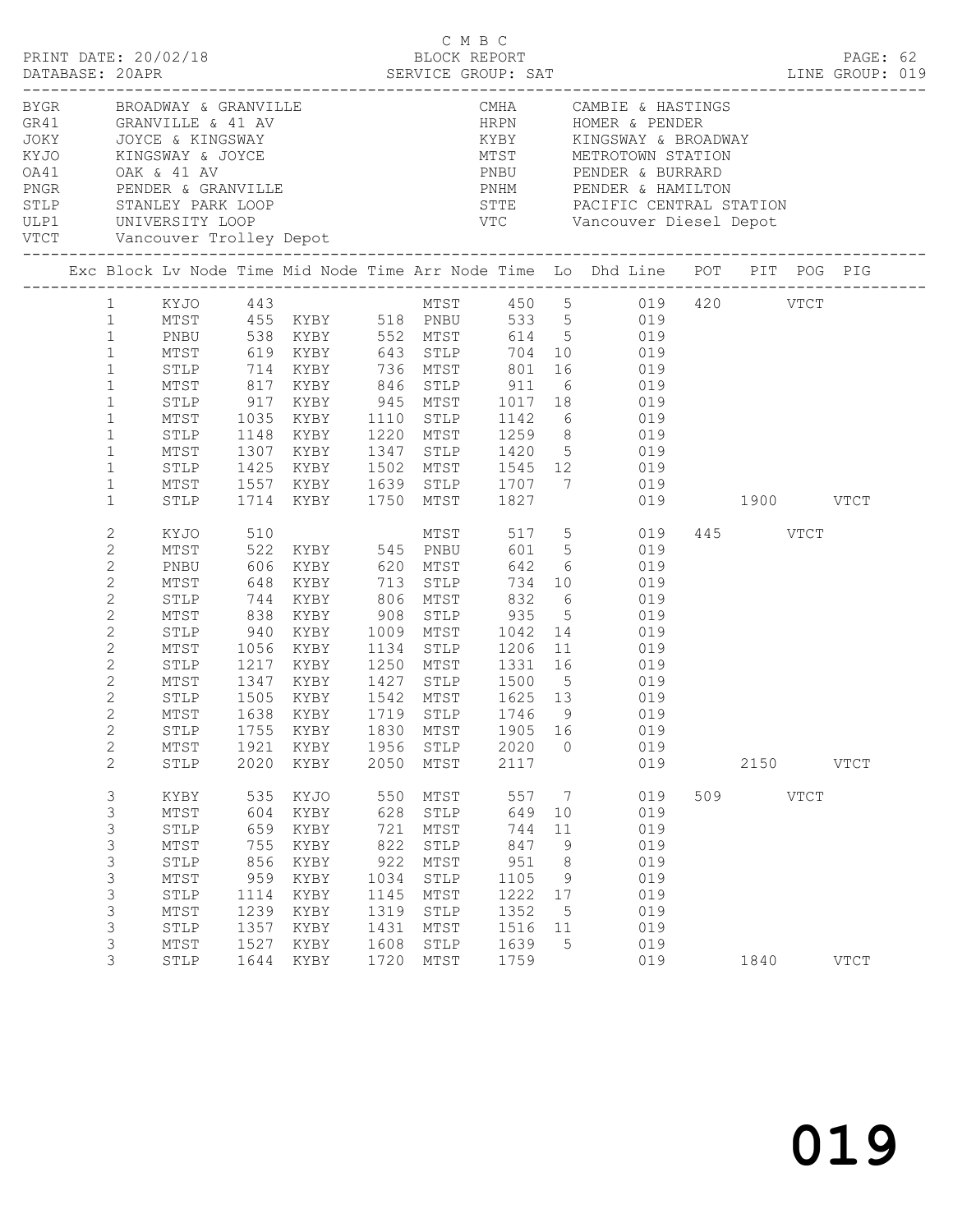C M B C

PRINT DATE: 20/02/18 BLOCK REPORT

DATABASE: 20APR SERVICE GROUP: SAT LINE GROUP: 019

| Code | Name | Code | Name |
|---|---|---|---|
| BYGR | BROADWAY & GRANVILLE | CMHA | CAMBIE & HASTINGS |
| GR41 | GRANVILLE & 41 AV | HRPN | HOMER & PENDER |
| JOKY | JOYCE & KINGSWAY | KYBY | KINGSWAY & BROADWAY |
| KYJO | KINGSWAY & JOYCE | MTST | METROTOWN STATION |
| OA41 | OAK & 41 AV | PNBU | PENDER & BURRARD |
| PNGR | PENDER & GRANVILLE | PNHM | PENDER & HAMILTON |
| STLP | STANLEY PARK LOOP | STTE | PACIFIC CENTRAL STATION |
| ULP1 | UNIVERSITY LOOP | VTC | Vancouver Diesel Depot |
| VTCT | Vancouver Trolley Depot | | |

| Exc | Block | Lv Node | Time | Mid Node | Time | Arr Node | Time | Lo | Dhd Line | POT | PIT | POG | PIG |
|---|---|---|---|---|---|---|---|---|---|---|---|---|---|
| | 1 | KYJO | 443 | | | MTST | 450 | 5 | 019 | 420 | | VTCT | |
| | 1 | MTST | 455 | KYBY | 518 | PNBU | 533 | 5 | 019 | | | | |
| | 1 | PNBU | 538 | KYBY | 552 | MTST | 614 | 5 | 019 | | | | |
| | 1 | MTST | 619 | KYBY | 643 | STLP | 704 | 10 | 019 | | | | |
| | 1 | STLP | 714 | KYBY | 736 | MTST | 801 | 16 | 019 | | | | |
| | 1 | MTST | 817 | KYBY | 846 | STLP | 911 | 6 | 019 | | | | |
| | 1 | STLP | 917 | KYBY | 945 | MTST | 1017 | 18 | 019 | | | | |
| | 1 | MTST | 1035 | KYBY | 1110 | STLP | 1142 | 6 | 019 | | | | |
| | 1 | STLP | 1148 | KYBY | 1220 | MTST | 1259 | 8 | 019 | | | | |
| | 1 | MTST | 1307 | KYBY | 1347 | STLP | 1420 | 5 | 019 | | | | |
| | 1 | STLP | 1425 | KYBY | 1502 | MTST | 1545 | 12 | 019 | | | | |
| | 1 | MTST | 1557 | KYBY | 1639 | STLP | 1707 | 7 | 019 | | | | |
| | 1 | STLP | 1714 | KYBY | 1750 | MTST | 1827 | | 019 | | 1900 | | VTCT |
| | 2 | KYJO | 510 | | | MTST | 517 | 5 | 019 | 445 | | VTCT | |
| | 2 | MTST | 522 | KYBY | 545 | PNBU | 601 | 5 | 019 | | | | |
| | 2 | PNBU | 606 | KYBY | 620 | MTST | 642 | 6 | 019 | | | | |
| | 2 | MTST | 648 | KYBY | 713 | STLP | 734 | 10 | 019 | | | | |
| | 2 | STLP | 744 | KYBY | 806 | MTST | 832 | 6 | 019 | | | | |
| | 2 | MTST | 838 | KYBY | 908 | STLP | 935 | 5 | 019 | | | | |
| | 2 | STLP | 940 | KYBY | 1009 | MTST | 1042 | 14 | 019 | | | | |
| | 2 | MTST | 1056 | KYBY | 1134 | STLP | 1206 | 11 | 019 | | | | |
| | 2 | STLP | 1217 | KYBY | 1250 | MTST | 1331 | 16 | 019 | | | | |
| | 2 | MTST | 1347 | KYBY | 1427 | STLP | 1500 | 5 | 019 | | | | |
| | 2 | STLP | 1505 | KYBY | 1542 | MTST | 1625 | 13 | 019 | | | | |
| | 2 | MTST | 1638 | KYBY | 1719 | STLP | 1746 | 9 | 019 | | | | |
| | 2 | STLP | 1755 | KYBY | 1830 | MTST | 1905 | 16 | 019 | | | | |
| | 2 | MTST | 1921 | KYBY | 1956 | STLP | 2020 | 0 | 019 | | | | |
| | 2 | STLP | 2020 | KYBY | 2050 | MTST | 2117 | | 019 | | 2150 | | VTCT |
| | 3 | KYBY | 535 | KYJO | 550 | MTST | 557 | 7 | 019 | 509 | | VTCT | |
| | 3 | MTST | 604 | KYBY | 628 | STLP | 649 | 10 | 019 | | | | |
| | 3 | STLP | 659 | KYBY | 721 | MTST | 744 | 11 | 019 | | | | |
| | 3 | MTST | 755 | KYBY | 822 | STLP | 847 | 9 | 019 | | | | |
| | 3 | STLP | 856 | KYBY | 922 | MTST | 951 | 8 | 019 | | | | |
| | 3 | MTST | 959 | KYBY | 1034 | STLP | 1105 | 9 | 019 | | | | |
| | 3 | STLP | 1114 | KYBY | 1145 | MTST | 1222 | 17 | 019 | | | | |
| | 3 | MTST | 1239 | KYBY | 1319 | STLP | 1352 | 5 | 019 | | | | |
| | 3 | STLP | 1357 | KYBY | 1431 | MTST | 1516 | 11 | 019 | | | | |
| | 3 | MTST | 1527 | KYBY | 1608 | STLP | 1639 | 5 | 019 | | | | |
| | 3 | STLP | 1644 | KYBY | 1720 | MTST | 1759 | | 019 | | 1840 | | VTCT |

019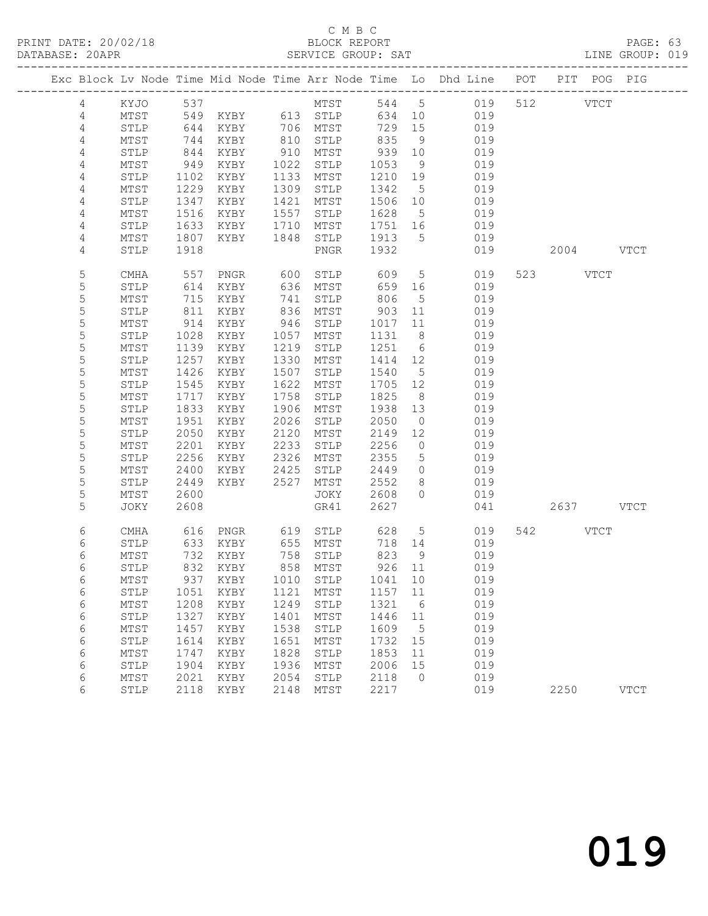C M B C

PRINT DATE: 20/02/18 BLOCK REPORT

DATABASE: 20APR SERVICE GROUP: SAT LINE GROUP: 019

| Exc | Block | Lv | Node | Time | Mid Node | Time | Arr Node | Time | Lo | Dhd Line | POT | PIT | POG | PIG |
|---|---|---|---|---|---|---|---|---|---|---|---|---|---|---|
| | 4 | | KYJO | 537 | | | MTST | 544 | 5 | 019 | 512 | | VTCT | |
| | 4 | | MTST | 549 | KYBY | 613 | STLP | 634 | 10 | 019 | | | | |
| | 4 | | STLP | 644 | KYBY | 706 | MTST | 729 | 15 | 019 | | | | |
| | 4 | | MTST | 744 | KYBY | 810 | STLP | 835 | 9 | 019 | | | | |
| | 4 | | STLP | 844 | KYBY | 910 | MTST | 939 | 10 | 019 | | | | |
| | 4 | | MTST | 949 | KYBY | 1022 | STLP | 1053 | 9 | 019 | | | | |
| | 4 | | STLP | 1102 | KYBY | 1133 | MTST | 1210 | 19 | 019 | | | | |
| | 4 | | MTST | 1229 | KYBY | 1309 | STLP | 1342 | 5 | 019 | | | | |
| | 4 | | STLP | 1347 | KYBY | 1421 | MTST | 1506 | 10 | 019 | | | | |
| | 4 | | MTST | 1516 | KYBY | 1557 | STLP | 1628 | 5 | 019 | | | | |
| | 4 | | STLP | 1633 | KYBY | 1710 | MTST | 1751 | 16 | 019 | | | | |
| | 4 | | MTST | 1807 | KYBY | 1848 | STLP | 1913 | 5 | 019 | | | | |
| | 4 | | STLP | 1918 | | | PNGR | 1932 | | 019 | | 2004 | | VTCT |
| | 5 | | CMHA | 557 | PNGR | 600 | STLP | 609 | 5 | 019 | 523 | | VTCT | |
| | 5 | | STLP | 614 | KYBY | 636 | MTST | 659 | 16 | 019 | | | | |
| | 5 | | MTST | 715 | KYBY | 741 | STLP | 806 | 5 | 019 | | | | |
| | 5 | | STLP | 811 | KYBY | 836 | MTST | 903 | 11 | 019 | | | | |
| | 5 | | MTST | 914 | KYBY | 946 | STLP | 1017 | 11 | 019 | | | | |
| | 5 | | STLP | 1028 | KYBY | 1057 | MTST | 1131 | 8 | 019 | | | | |
| | 5 | | MTST | 1139 | KYBY | 1219 | STLP | 1251 | 6 | 019 | | | | |
| | 5 | | STLP | 1257 | KYBY | 1330 | MTST | 1414 | 12 | 019 | | | | |
| | 5 | | MTST | 1426 | KYBY | 1507 | STLP | 1540 | 5 | 019 | | | | |
| | 5 | | STLP | 1545 | KYBY | 1622 | MTST | 1705 | 12 | 019 | | | | |
| | 5 | | MTST | 1717 | KYBY | 1758 | STLP | 1825 | 8 | 019 | | | | |
| | 5 | | STLP | 1833 | KYBY | 1906 | MTST | 1938 | 13 | 019 | | | | |
| | 5 | | MTST | 1951 | KYBY | 2026 | STLP | 2050 | 0 | 019 | | | | |
| | 5 | | STLP | 2050 | KYBY | 2120 | MTST | 2149 | 12 | 019 | | | | |
| | 5 | | MTST | 2201 | KYBY | 2233 | STLP | 2256 | 0 | 019 | | | | |
| | 5 | | STLP | 2256 | KYBY | 2326 | MTST | 2355 | 5 | 019 | | | | |
| | 5 | | MTST | 2400 | KYBY | 2425 | STLP | 2449 | 0 | 019 | | | | |
| | 5 | | STLP | 2449 | KYBY | 2527 | MTST | 2552 | 8 | 019 | | | | |
| | 5 | | MTST | 2600 | | | JOKY | 2608 | 0 | 019 | | | | |
| | 5 | | JOKY | 2608 | | | GR41 | 2627 | | 041 | | 2637 | | VTCT |
| | 6 | | CMHA | 616 | PNGR | 619 | STLP | 628 | 5 | 019 | 542 | | VTCT | |
| | 6 | | STLP | 633 | KYBY | 655 | MTST | 718 | 14 | 019 | | | | |
| | 6 | | MTST | 732 | KYBY | 758 | STLP | 823 | 9 | 019 | | | | |
| | 6 | | STLP | 832 | KYBY | 858 | MTST | 926 | 11 | 019 | | | | |
| | 6 | | MTST | 937 | KYBY | 1010 | STLP | 1041 | 10 | 019 | | | | |
| | 6 | | STLP | 1051 | KYBY | 1121 | MTST | 1157 | 11 | 019 | | | | |
| | 6 | | MTST | 1208 | KYBY | 1249 | STLP | 1321 | 6 | 019 | | | | |
| | 6 | | STLP | 1327 | KYBY | 1401 | MTST | 1446 | 11 | 019 | | | | |
| | 6 | | MTST | 1457 | KYBY | 1538 | STLP | 1609 | 5 | 019 | | | | |
| | 6 | | STLP | 1614 | KYBY | 1651 | MTST | 1732 | 15 | 019 | | | | |
| | 6 | | MTST | 1747 | KYBY | 1828 | STLP | 1853 | 11 | 019 | | | | |
| | 6 | | STLP | 1904 | KYBY | 1936 | MTST | 2006 | 15 | 019 | | | | |
| | 6 | | MTST | 2021 | KYBY | 2054 | STLP | 2118 | 0 | 019 | | | | |
| | 6 | | STLP | 2118 | KYBY | 2148 | MTST | 2217 | | 019 | | 2250 | | VTCT |

019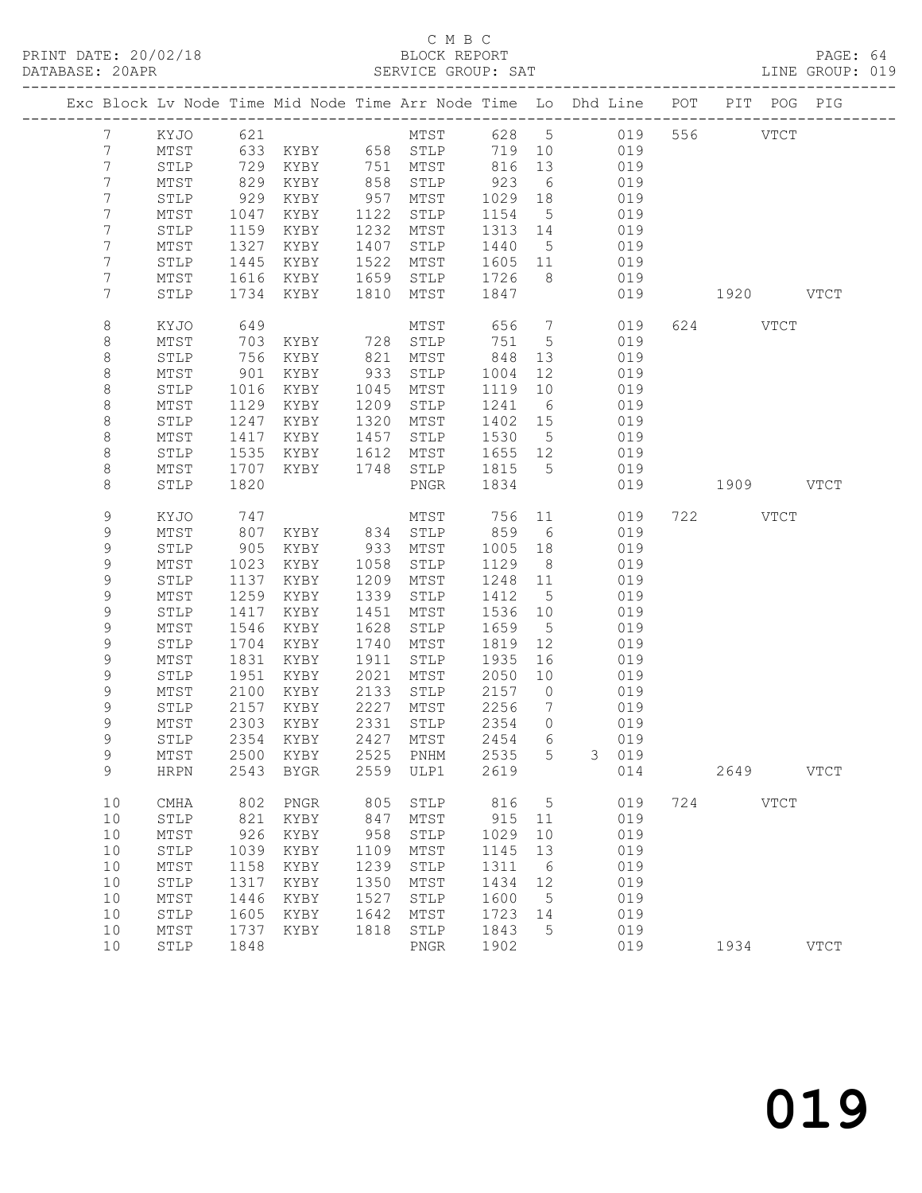C M B C
PRINT DATE: 20/02/18 BLOCK REPORT
DATABASE: 20APR SERVICE GROUP: SAT LINE GROUP: 019

| Exc | Block | Lv | Node | Time | Mid Node | Time | Arr Node | Time | Lo | Dhd | Line | POT | PIT | POG | PIG |
|---|---|---|---|---|---|---|---|---|---|---|---|---|---|---|---|
| | 7 | | KYJO | 621 | | | MTST | 628 | 5 | | 019 | 556 | | VTCT | |
| | 7 | | MTST | 633 | KYBY | 658 | STLP | 719 | 10 | | 019 | | | | |
| | 7 | | STLP | 729 | KYBY | 751 | MTST | 816 | 13 | | 019 | | | | |
| | 7 | | MTST | 829 | KYBY | 858 | STLP | 923 | 6 | | 019 | | | | |
| | 7 | | STLP | 929 | KYBY | 957 | MTST | 1029 | 18 | | 019 | | | | |
| | 7 | | MTST | 1047 | KYBY | 1122 | STLP | 1154 | 5 | | 019 | | | | |
| | 7 | | STLP | 1159 | KYBY | 1232 | MTST | 1313 | 14 | | 019 | | | | |
| | 7 | | MTST | 1327 | KYBY | 1407 | STLP | 1440 | 5 | | 019 | | | | |
| | 7 | | STLP | 1445 | KYBY | 1522 | MTST | 1605 | 11 | | 019 | | | | |
| | 7 | | MTST | 1616 | KYBY | 1659 | STLP | 1726 | 8 | | 019 | | | | |
| | 7 | | STLP | 1734 | KYBY | 1810 | MTST | 1847 | | | 019 | | 1920 | | VTCT |
| | 8 | | KYJO | 649 | | | MTST | 656 | 7 | | 019 | 624 | | VTCT | |
| | 8 | | MTST | 703 | KYBY | 728 | STLP | 751 | 5 | | 019 | | | | |
| | 8 | | STLP | 756 | KYBY | 821 | MTST | 848 | 13 | | 019 | | | | |
| | 8 | | MTST | 901 | KYBY | 933 | STLP | 1004 | 12 | | 019 | | | | |
| | 8 | | STLP | 1016 | KYBY | 1045 | MTST | 1119 | 10 | | 019 | | | | |
| | 8 | | MTST | 1129 | KYBY | 1209 | STLP | 1241 | 6 | | 019 | | | | |
| | 8 | | STLP | 1247 | KYBY | 1320 | MTST | 1402 | 15 | | 019 | | | | |
| | 8 | | MTST | 1417 | KYBY | 1457 | STLP | 1530 | 5 | | 019 | | | | |
| | 8 | | STLP | 1535 | KYBY | 1612 | MTST | 1655 | 12 | | 019 | | | | |
| | 8 | | MTST | 1707 | KYBY | 1748 | STLP | 1815 | 5 | | 019 | | | | |
| | 8 | | STLP | 1820 | | | PNGR | 1834 | | | 019 | | 1909 | | VTCT |
| | 9 | | KYJO | 747 | | | MTST | 756 | 11 | | 019 | 722 | | VTCT | |
| | 9 | | MTST | 807 | KYBY | 834 | STLP | 859 | 6 | | 019 | | | | |
| | 9 | | STLP | 905 | KYBY | 933 | MTST | 1005 | 18 | | 019 | | | | |
| | 9 | | MTST | 1023 | KYBY | 1058 | STLP | 1129 | 8 | | 019 | | | | |
| | 9 | | STLP | 1137 | KYBY | 1209 | MTST | 1248 | 11 | | 019 | | | | |
| | 9 | | MTST | 1259 | KYBY | 1339 | STLP | 1412 | 5 | | 019 | | | | |
| | 9 | | STLP | 1417 | KYBY | 1451 | MTST | 1536 | 10 | | 019 | | | | |
| | 9 | | MTST | 1546 | KYBY | 1628 | STLP | 1659 | 5 | | 019 | | | | |
| | 9 | | STLP | 1704 | KYBY | 1740 | MTST | 1819 | 12 | | 019 | | | | |
| | 9 | | MTST | 1831 | KYBY | 1911 | STLP | 1935 | 16 | | 019 | | | | |
| | 9 | | STLP | 1951 | KYBY | 2021 | MTST | 2050 | 10 | | 019 | | | | |
| | 9 | | MTST | 2100 | KYBY | 2133 | STLP | 2157 | 0 | | 019 | | | | |
| | 9 | | STLP | 2157 | KYBY | 2227 | MTST | 2256 | 7 | | 019 | | | | |
| | 9 | | MTST | 2303 | KYBY | 2331 | STLP | 2354 | 0 | | 019 | | | | |
| | 9 | | STLP | 2354 | KYBY | 2427 | MTST | 2454 | 6 | | 019 | | | | |
| | 9 | | MTST | 2500 | KYBY | 2525 | PNHM | 2535 | 5 | 3 | 019 | | | | |
| | 9 | | HRPN | 2543 | BYGR | 2559 | ULP1 | 2619 | | | 014 | | 2649 | | VTCT |
| | 10 | | CMHA | 802 | PNGR | 805 | STLP | 816 | 5 | | 019 | 724 | | VTCT | |
| | 10 | | STLP | 821 | KYBY | 847 | MTST | 915 | 11 | | 019 | | | | |
| | 10 | | MTST | 926 | KYBY | 958 | STLP | 1029 | 10 | | 019 | | | | |
| | 10 | | STLP | 1039 | KYBY | 1109 | MTST | 1145 | 13 | | 019 | | | | |
| | 10 | | MTST | 1158 | KYBY | 1239 | STLP | 1311 | 6 | | 019 | | | | |
| | 10 | | STLP | 1317 | KYBY | 1350 | MTST | 1434 | 12 | | 019 | | | | |
| | 10 | | MTST | 1446 | KYBY | 1527 | STLP | 1600 | 5 | | 019 | | | | |
| | 10 | | STLP | 1605 | KYBY | 1642 | MTST | 1723 | 14 | | 019 | | | | |
| | 10 | | MTST | 1737 | KYBY | 1818 | STLP | 1843 | 5 | | 019 | | | | |
| | 10 | | STLP | 1848 | | | PNGR | 1902 | | | 019 | | 1934 | | VTCT |

019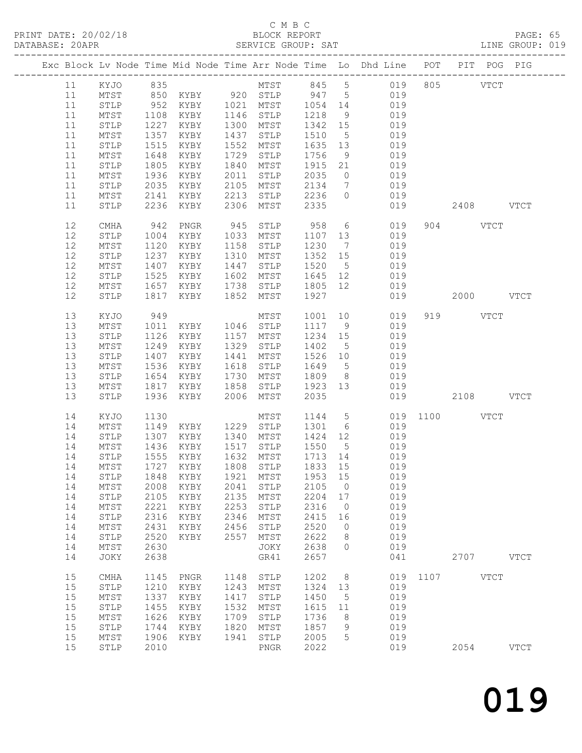C M B C

BLOCK REPORT

SERVICE GROUP: SAT

PRINT DATE: 20/02/18
DATABASE: 20APR
LINE GROUP: 019

| Exc | Block | Lv | Node | Time | Mid Node | Time | Arr Node | Time | Lo | Dhd Line | POT | PIT | POG | PIG |
|---|---|---|---|---|---|---|---|---|---|---|---|---|---|---|
| | 11 | | KYJO | 835 | | | MTST | 845 | 5 | 019 | 805 | | VTCT | |
| | 11 | | MTST | 850 | KYBY | 920 | STLP | 947 | 5 | 019 | | | | |
| | 11 | | STLP | 952 | KYBY | 1021 | MTST | 1054 | 14 | 019 | | | | |
| | 11 | | MTST | 1108 | KYBY | 1146 | STLP | 1218 | 9 | 019 | | | | |
| | 11 | | STLP | 1227 | KYBY | 1300 | MTST | 1342 | 15 | 019 | | | | |
| | 11 | | MTST | 1357 | KYBY | 1437 | STLP | 1510 | 5 | 019 | | | | |
| | 11 | | STLP | 1515 | KYBY | 1552 | MTST | 1635 | 13 | 019 | | | | |
| | 11 | | MTST | 1648 | KYBY | 1729 | STLP | 1756 | 9 | 019 | | | | |
| | 11 | | STLP | 1805 | KYBY | 1840 | MTST | 1915 | 21 | 019 | | | | |
| | 11 | | MTST | 1936 | KYBY | 2011 | STLP | 2035 | 0 | 019 | | | | |
| | 11 | | STLP | 2035 | KYBY | 2105 | MTST | 2134 | 7 | 019 | | | | |
| | 11 | | MTST | 2141 | KYBY | 2213 | STLP | 2236 | 0 | 019 | | | | |
| | 11 | | STLP | 2236 | KYBY | 2306 | MTST | 2335 | | 019 | | 2408 | | VTCT |
| | 12 | | CMHA | 942 | PNGR | 945 | STLP | 958 | 6 | 019 | 904 | | VTCT | |
| | 12 | | STLP | 1004 | KYBY | 1033 | MTST | 1107 | 13 | 019 | | | | |
| | 12 | | MTST | 1120 | KYBY | 1158 | STLP | 1230 | 7 | 019 | | | | |
| | 12 | | STLP | 1237 | KYBY | 1310 | MTST | 1352 | 15 | 019 | | | | |
| | 12 | | MTST | 1407 | KYBY | 1447 | STLP | 1520 | 5 | 019 | | | | |
| | 12 | | STLP | 1525 | KYBY | 1602 | MTST | 1645 | 12 | 019 | | | | |
| | 12 | | MTST | 1657 | KYBY | 1738 | STLP | 1805 | 12 | 019 | | | | |
| | 12 | | STLP | 1817 | KYBY | 1852 | MTST | 1927 | | 019 | | 2000 | | VTCT |
| | 13 | | KYJO | 949 | | | MTST | 1001 | 10 | 019 | 919 | | VTCT | |
| | 13 | | MTST | 1011 | KYBY | 1046 | STLP | 1117 | 9 | 019 | | | | |
| | 13 | | STLP | 1126 | KYBY | 1157 | MTST | 1234 | 15 | 019 | | | | |
| | 13 | | MTST | 1249 | KYBY | 1329 | STLP | 1402 | 5 | 019 | | | | |
| | 13 | | STLP | 1407 | KYBY | 1441 | MTST | 1526 | 10 | 019 | | | | |
| | 13 | | MTST | 1536 | KYBY | 1618 | STLP | 1649 | 5 | 019 | | | | |
| | 13 | | STLP | 1654 | KYBY | 1730 | MTST | 1809 | 8 | 019 | | | | |
| | 13 | | MTST | 1817 | KYBY | 1858 | STLP | 1923 | 13 | 019 | | | | |
| | 13 | | STLP | 1936 | KYBY | 2006 | MTST | 2035 | | 019 | | 2108 | | VTCT |
| | 14 | | KYJO | 1130 | | | MTST | 1144 | 5 | 019 | 1100 | | VTCT | |
| | 14 | | MTST | 1149 | KYBY | 1229 | STLP | 1301 | 6 | 019 | | | | |
| | 14 | | STLP | 1307 | KYBY | 1340 | MTST | 1424 | 12 | 019 | | | | |
| | 14 | | MTST | 1436 | KYBY | 1517 | STLP | 1550 | 5 | 019 | | | | |
| | 14 | | STLP | 1555 | KYBY | 1632 | MTST | 1713 | 14 | 019 | | | | |
| | 14 | | MTST | 1727 | KYBY | 1808 | STLP | 1833 | 15 | 019 | | | | |
| | 14 | | STLP | 1848 | KYBY | 1921 | MTST | 1953 | 15 | 019 | | | | |
| | 14 | | MTST | 2008 | KYBY | 2041 | STLP | 2105 | 0 | 019 | | | | |
| | 14 | | STLP | 2105 | KYBY | 2135 | MTST | 2204 | 17 | 019 | | | | |
| | 14 | | MTST | 2221 | KYBY | 2253 | STLP | 2316 | 0 | 019 | | | | |
| | 14 | | STLP | 2316 | KYBY | 2346 | MTST | 2415 | 16 | 019 | | | | |
| | 14 | | MTST | 2431 | KYBY | 2456 | STLP | 2520 | 0 | 019 | | | | |
| | 14 | | STLP | 2520 | KYBY | 2557 | MTST | 2622 | 8 | 019 | | | | |
| | 14 | | MTST | 2630 | | | JOKY | 2638 | 0 | 019 | | | | |
| | 14 | | JOKY | 2638 | | | GR41 | 2657 | | 041 | | 2707 | | VTCT |
| | 15 | | CMHA | 1145 | PNGR | 1148 | STLP | 1202 | 8 | 019 | 1107 | | VTCT | |
| | 15 | | STLP | 1210 | KYBY | 1243 | MTST | 1324 | 13 | 019 | | | | |
| | 15 | | MTST | 1337 | KYBY | 1417 | STLP | 1450 | 5 | 019 | | | | |
| | 15 | | STLP | 1455 | KYBY | 1532 | MTST | 1615 | 11 | 019 | | | | |
| | 15 | | MTST | 1626 | KYBY | 1709 | STLP | 1736 | 8 | 019 | | | | |
| | 15 | | STLP | 1744 | KYBY | 1820 | MTST | 1857 | 9 | 019 | | | | |
| | 15 | | MTST | 1906 | KYBY | 1941 | STLP | 2005 | 5 | 019 | | | | |
| | 15 | | STLP | 2010 | | | PNGR | 2022 | | 019 | | 2054 | | VTCT |

019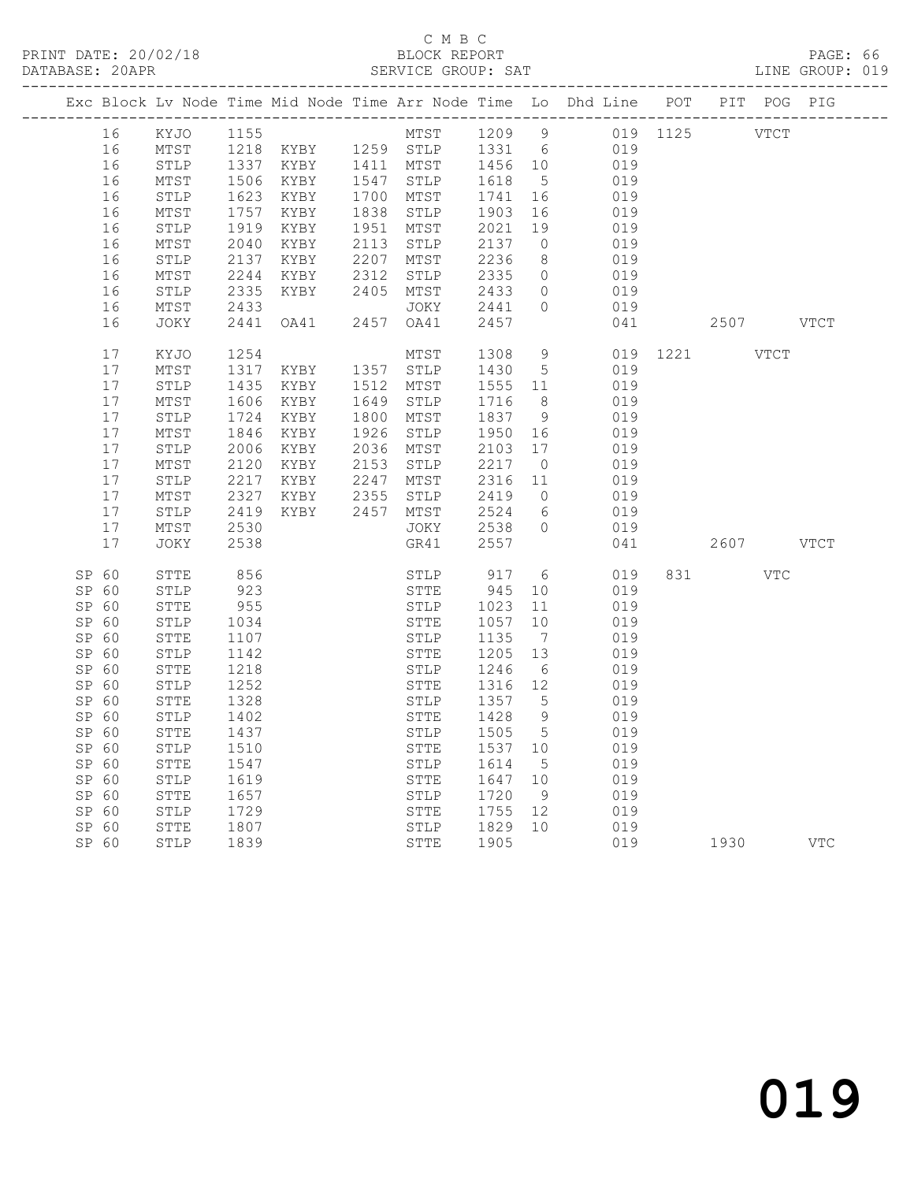C M B C
PRINT DATE: 20/02/18 BLOCK REPORT
DATABASE: 20APR SERVICE GROUP: SAT LINE GROUP: 019

| Exc | Block | Lv | Node | Time | Mid Node | Time | Arr Node | Time | Lo | Dhd Line | POT | PIT | POG | PIG |
|---|---|---|---|---|---|---|---|---|---|---|---|---|---|---|
| | 16 | | KYJO | 1155 | | | MTST | 1209 | 9 | 019 | 1125 | | VTCT | |
| | 16 | | MTST | 1218 | KYBY | 1259 | STLP | 1331 | 6 | 019 | | | | |
| | 16 | | STLP | 1337 | KYBY | 1411 | MTST | 1456 | 10 | 019 | | | | |
| | 16 | | MTST | 1506 | KYBY | 1547 | STLP | 1618 | 5 | 019 | | | | |
| | 16 | | STLP | 1623 | KYBY | 1700 | MTST | 1741 | 16 | 019 | | | | |
| | 16 | | MTST | 1757 | KYBY | 1838 | STLP | 1903 | 16 | 019 | | | | |
| | 16 | | STLP | 1919 | KYBY | 1951 | MTST | 2021 | 19 | 019 | | | | |
| | 16 | | MTST | 2040 | KYBY | 2113 | STLP | 2137 | 0 | 019 | | | | |
| | 16 | | STLP | 2137 | KYBY | 2207 | MTST | 2236 | 8 | 019 | | | | |
| | 16 | | MTST | 2244 | KYBY | 2312 | STLP | 2335 | 0 | 019 | | | | |
| | 16 | | STLP | 2335 | KYBY | 2405 | MTST | 2433 | 0 | 019 | | | | |
| | 16 | | MTST | 2433 | | | JOKY | 2441 | 0 | 019 | | | | |
| | 16 | | JOKY | 2441 | OA41 | 2457 | OA41 | 2457 | | 041 | | 2507 | | VTCT |
| | 17 | | KYJO | 1254 | | | MTST | 1308 | 9 | 019 | 1221 | | VTCT | |
| | 17 | | MTST | 1317 | KYBY | 1357 | STLP | 1430 | 5 | 019 | | | | |
| | 17 | | STLP | 1435 | KYBY | 1512 | MTST | 1555 | 11 | 019 | | | | |
| | 17 | | MTST | 1606 | KYBY | 1649 | STLP | 1716 | 8 | 019 | | | | |
| | 17 | | STLP | 1724 | KYBY | 1800 | MTST | 1837 | 9 | 019 | | | | |
| | 17 | | MTST | 1846 | KYBY | 1926 | STLP | 1950 | 16 | 019 | | | | |
| | 17 | | STLP | 2006 | KYBY | 2036 | MTST | 2103 | 17 | 019 | | | | |
| | 17 | | MTST | 2120 | KYBY | 2153 | STLP | 2217 | 0 | 019 | | | | |
| | 17 | | STLP | 2217 | KYBY | 2247 | MTST | 2316 | 11 | 019 | | | | |
| | 17 | | MTST | 2327 | KYBY | 2355 | STLP | 2419 | 0 | 019 | | | | |
| | 17 | | STLP | 2419 | KYBY | 2457 | MTST | 2524 | 6 | 019 | | | | |
| | 17 | | MTST | 2530 | | | JOKY | 2538 | 0 | 019 | | | | |
| | 17 | | JOKY | 2538 | | | GR41 | 2557 | | 041 | | 2607 | | VTCT |
| SP | 60 | | STTE | 856 | | | STLP | 917 | 6 | 019 | 831 | | VTC | |
| SP | 60 | | STLP | 923 | | | STTE | 945 | 10 | 019 | | | | |
| SP | 60 | | STTE | 955 | | | STLP | 1023 | 11 | 019 | | | | |
| SP | 60 | | STLP | 1034 | | | STTE | 1057 | 10 | 019 | | | | |
| SP | 60 | | STTE | 1107 | | | STLP | 1135 | 7 | 019 | | | | |
| SP | 60 | | STLP | 1142 | | | STTE | 1205 | 13 | 019 | | | | |
| SP | 60 | | STTE | 1218 | | | STLP | 1246 | 6 | 019 | | | | |
| SP | 60 | | STLP | 1252 | | | STTE | 1316 | 12 | 019 | | | | |
| SP | 60 | | STTE | 1328 | | | STLP | 1357 | 5 | 019 | | | | |
| SP | 60 | | STLP | 1402 | | | STTE | 1428 | 9 | 019 | | | | |
| SP | 60 | | STTE | 1437 | | | STLP | 1505 | 5 | 019 | | | | |
| SP | 60 | | STLP | 1510 | | | STTE | 1537 | 10 | 019 | | | | |
| SP | 60 | | STTE | 1547 | | | STLP | 1614 | 5 | 019 | | | | |
| SP | 60 | | STLP | 1619 | | | STTE | 1647 | 10 | 019 | | | | |
| SP | 60 | | STTE | 1657 | | | STLP | 1720 | 9 | 019 | | | | |
| SP | 60 | | STLP | 1729 | | | STTE | 1755 | 12 | 019 | | | | |
| SP | 60 | | STTE | 1807 | | | STLP | 1829 | 10 | 019 | | | | |
| SP | 60 | | STLP | 1839 | | | STTE | 1905 | | 019 | | 1930 | | VTC |

019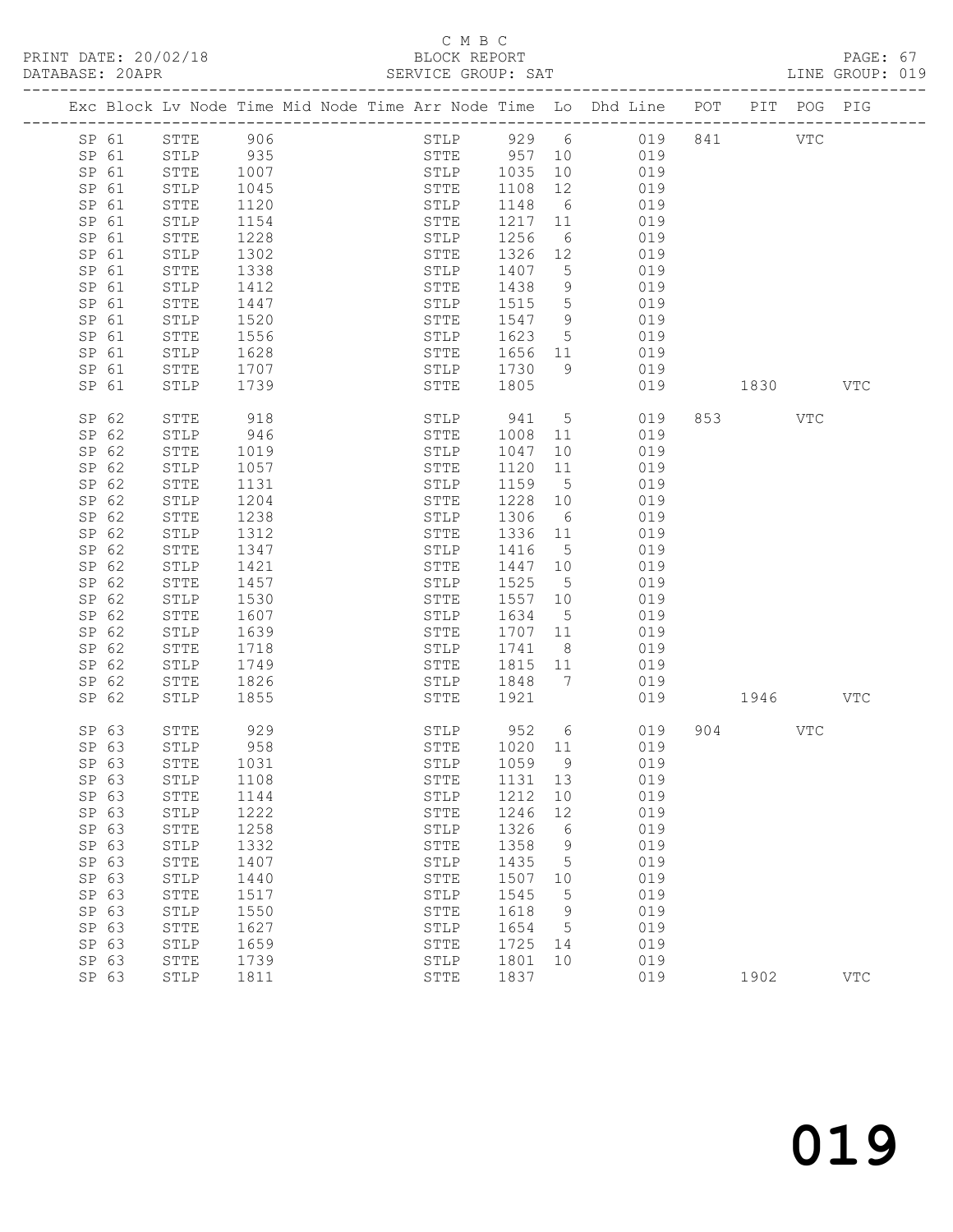C M B C
BLOCK REPORT
SERVICE GROUP: SAT

PRINT DATE: 20/02/18
DATABASE: 20APR
LINE GROUP: 019

| Exc | Block | Lv | Node | Time | Mid Node | Time | Arr Node | Time | Lo | Dhd Line | POT | PIT | POG | PIG |
|---|---|---|---|---|---|---|---|---|---|---|---|---|---|---|
| | SP 61 | | STTE | 906 | | | STLP | 929 | 6 | 019 | 841 | | VTC | |
| | SP 61 | | STLP | 935 | | | STTE | 957 | 10 | 019 | | | | |
| | SP 61 | | STTE | 1007 | | | STLP | 1035 | 10 | 019 | | | | |
| | SP 61 | | STLP | 1045 | | | STTE | 1108 | 12 | 019 | | | | |
| | SP 61 | | STTE | 1120 | | | STLP | 1148 | 6 | 019 | | | | |
| | SP 61 | | STLP | 1154 | | | STTE | 1217 | 11 | 019 | | | | |
| | SP 61 | | STTE | 1228 | | | STLP | 1256 | 6 | 019 | | | | |
| | SP 61 | | STLP | 1302 | | | STTE | 1326 | 12 | 019 | | | | |
| | SP 61 | | STTE | 1338 | | | STLP | 1407 | 5 | 019 | | | | |
| | SP 61 | | STLP | 1412 | | | STTE | 1438 | 9 | 019 | | | | |
| | SP 61 | | STTE | 1447 | | | STLP | 1515 | 5 | 019 | | | | |
| | SP 61 | | STLP | 1520 | | | STTE | 1547 | 9 | 019 | | | | |
| | SP 61 | | STTE | 1556 | | | STLP | 1623 | 5 | 019 | | | | |
| | SP 61 | | STLP | 1628 | | | STTE | 1656 | 11 | 019 | | | | |
| | SP 61 | | STTE | 1707 | | | STLP | 1730 | 9 | 019 | | | | |
| | SP 61 | | STLP | 1739 | | | STTE | 1805 | | 019 | | 1830 | | VTC |
| | SP 62 | | STTE | 918 | | | STLP | 941 | 5 | 019 | 853 | | VTC | |
| | SP 62 | | STLP | 946 | | | STTE | 1008 | 11 | 019 | | | | |
| | SP 62 | | STTE | 1019 | | | STLP | 1047 | 10 | 019 | | | | |
| | SP 62 | | STLP | 1057 | | | STTE | 1120 | 11 | 019 | | | | |
| | SP 62 | | STTE | 1131 | | | STLP | 1159 | 5 | 019 | | | | |
| | SP 62 | | STLP | 1204 | | | STTE | 1228 | 10 | 019 | | | | |
| | SP 62 | | STTE | 1238 | | | STLP | 1306 | 6 | 019 | | | | |
| | SP 62 | | STLP | 1312 | | | STTE | 1336 | 11 | 019 | | | | |
| | SP 62 | | STTE | 1347 | | | STLP | 1416 | 5 | 019 | | | | |
| | SP 62 | | STLP | 1421 | | | STTE | 1447 | 10 | 019 | | | | |
| | SP 62 | | STTE | 1457 | | | STLP | 1525 | 5 | 019 | | | | |
| | SP 62 | | STLP | 1530 | | | STTE | 1557 | 10 | 019 | | | | |
| | SP 62 | | STTE | 1607 | | | STLP | 1634 | 5 | 019 | | | | |
| | SP 62 | | STLP | 1639 | | | STTE | 1707 | 11 | 019 | | | | |
| | SP 62 | | STTE | 1718 | | | STLP | 1741 | 8 | 019 | | | | |
| | SP 62 | | STLP | 1749 | | | STTE | 1815 | 11 | 019 | | | | |
| | SP 62 | | STTE | 1826 | | | STLP | 1848 | 7 | 019 | | | | |
| | SP 62 | | STLP | 1855 | | | STTE | 1921 | | 019 | | 1946 | | VTC |
| | SP 63 | | STTE | 929 | | | STLP | 952 | 6 | 019 | 904 | | VTC | |
| | SP 63 | | STLP | 958 | | | STTE | 1020 | 11 | 019 | | | | |
| | SP 63 | | STTE | 1031 | | | STLP | 1059 | 9 | 019 | | | | |
| | SP 63 | | STLP | 1108 | | | STTE | 1131 | 13 | 019 | | | | |
| | SP 63 | | STTE | 1144 | | | STLP | 1212 | 10 | 019 | | | | |
| | SP 63 | | STLP | 1222 | | | STTE | 1246 | 12 | 019 | | | | |
| | SP 63 | | STTE | 1258 | | | STLP | 1326 | 6 | 019 | | | | |
| | SP 63 | | STLP | 1332 | | | STTE | 1358 | 9 | 019 | | | | |
| | SP 63 | | STTE | 1407 | | | STLP | 1435 | 5 | 019 | | | | |
| | SP 63 | | STLP | 1440 | | | STTE | 1507 | 10 | 019 | | | | |
| | SP 63 | | STTE | 1517 | | | STLP | 1545 | 5 | 019 | | | | |
| | SP 63 | | STLP | 1550 | | | STTE | 1618 | 9 | 019 | | | | |
| | SP 63 | | STTE | 1627 | | | STLP | 1654 | 5 | 019 | | | | |
| | SP 63 | | STLP | 1659 | | | STTE | 1725 | 14 | 019 | | | | |
| | SP 63 | | STTE | 1739 | | | STLP | 1801 | 10 | 019 | | | | |
| | SP 63 | | STLP | 1811 | | | STTE | 1837 | | 019 | | 1902 | | VTC |

# 019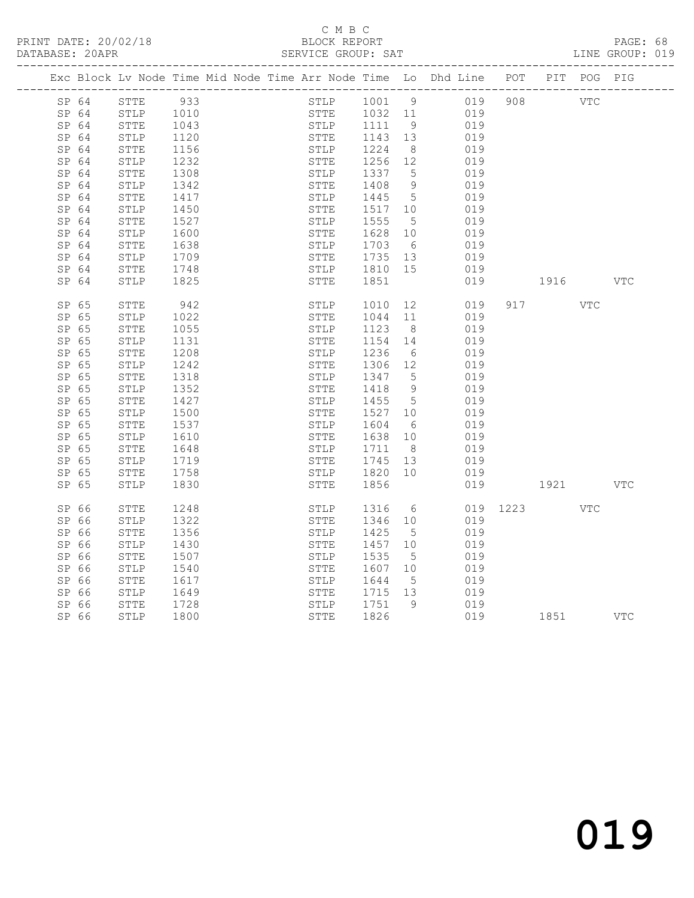C M B C

PRINT DATE: 20/02/18 BLOCK REPORT

DATABASE: 20APR SERVICE GROUP: SAT LINE GROUP: 019

| Exc | Block | Lv | Node | Time | Mid Node | Time | Arr Node | Time | Lo | Dhd Line | POT | PIT | POG | PIG |
|---|---|---|---|---|---|---|---|---|---|---|---|---|---|---|
| | SP | 64 | STTE | 933 | | | STLP | 1001 | 9 | 019 | 908 | | VTC | |
| | SP | 64 | STLP | 1010 | | | STTE | 1032 | 11 | 019 | | | | |
| | SP | 64 | STTE | 1043 | | | STLP | 1111 | 9 | 019 | | | | |
| | SP | 64 | STLP | 1120 | | | STTE | 1143 | 13 | 019 | | | | |
| | SP | 64 | STTE | 1156 | | | STLP | 1224 | 8 | 019 | | | | |
| | SP | 64 | STLP | 1232 | | | STTE | 1256 | 12 | 019 | | | | |
| | SP | 64 | STTE | 1308 | | | STLP | 1337 | 5 | 019 | | | | |
| | SP | 64 | STLP | 1342 | | | STTE | 1408 | 9 | 019 | | | | |
| | SP | 64 | STTE | 1417 | | | STLP | 1445 | 5 | 019 | | | | |
| | SP | 64 | STLP | 1450 | | | STTE | 1517 | 10 | 019 | | | | |
| | SP | 64 | STTE | 1527 | | | STLP | 1555 | 5 | 019 | | | | |
| | SP | 64 | STLP | 1600 | | | STTE | 1628 | 10 | 019 | | | | |
| | SP | 64 | STTE | 1638 | | | STLP | 1703 | 6 | 019 | | | | |
| | SP | 64 | STLP | 1709 | | | STTE | 1735 | 13 | 019 | | | | |
| | SP | 64 | STTE | 1748 | | | STLP | 1810 | 15 | 019 | | | | |
| | SP | 64 | STLP | 1825 | | | STTE | 1851 | | 019 | | 1916 | | VTC |
| | SP | 65 | STTE | 942 | | | STLP | 1010 | 12 | 019 | 917 | | VTC | |
| | SP | 65 | STLP | 1022 | | | STTE | 1044 | 11 | 019 | | | | |
| | SP | 65 | STTE | 1055 | | | STLP | 1123 | 8 | 019 | | | | |
| | SP | 65 | STLP | 1131 | | | STTE | 1154 | 14 | 019 | | | | |
| | SP | 65 | STTE | 1208 | | | STLP | 1236 | 6 | 019 | | | | |
| | SP | 65 | STLP | 1242 | | | STTE | 1306 | 12 | 019 | | | | |
| | SP | 65 | STTE | 1318 | | | STLP | 1347 | 5 | 019 | | | | |
| | SP | 65 | STLP | 1352 | | | STTE | 1418 | 9 | 019 | | | | |
| | SP | 65 | STTE | 1427 | | | STLP | 1455 | 5 | 019 | | | | |
| | SP | 65 | STLP | 1500 | | | STTE | 1527 | 10 | 019 | | | | |
| | SP | 65 | STTE | 1537 | | | STLP | 1604 | 6 | 019 | | | | |
| | SP | 65 | STLP | 1610 | | | STTE | 1638 | 10 | 019 | | | | |
| | SP | 65 | STTE | 1648 | | | STLP | 1711 | 8 | 019 | | | | |
| | SP | 65 | STLP | 1719 | | | STTE | 1745 | 13 | 019 | | | | |
| | SP | 65 | STTE | 1758 | | | STLP | 1820 | 10 | 019 | | | | |
| | SP | 65 | STLP | 1830 | | | STTE | 1856 | | 019 | | 1921 | | VTC |
| | SP | 66 | STTE | 1248 | | | STLP | 1316 | 6 | 019 | 1223 | | VTC | |
| | SP | 66 | STLP | 1322 | | | STTE | 1346 | 10 | 019 | | | | |
| | SP | 66 | STTE | 1356 | | | STLP | 1425 | 5 | 019 | | | | |
| | SP | 66 | STLP | 1430 | | | STTE | 1457 | 10 | 019 | | | | |
| | SP | 66 | STTE | 1507 | | | STLP | 1535 | 5 | 019 | | | | |
| | SP | 66 | STLP | 1540 | | | STTE | 1607 | 10 | 019 | | | | |
| | SP | 66 | STTE | 1617 | | | STLP | 1644 | 5 | 019 | | | | |
| | SP | 66 | STLP | 1649 | | | STTE | 1715 | 13 | 019 | | | | |
| | SP | 66 | STTE | 1728 | | | STLP | 1751 | 9 | 019 | | | | |
| | SP | 66 | STLP | 1800 | | | STTE | 1826 | | 019 | | 1851 | | VTC |

019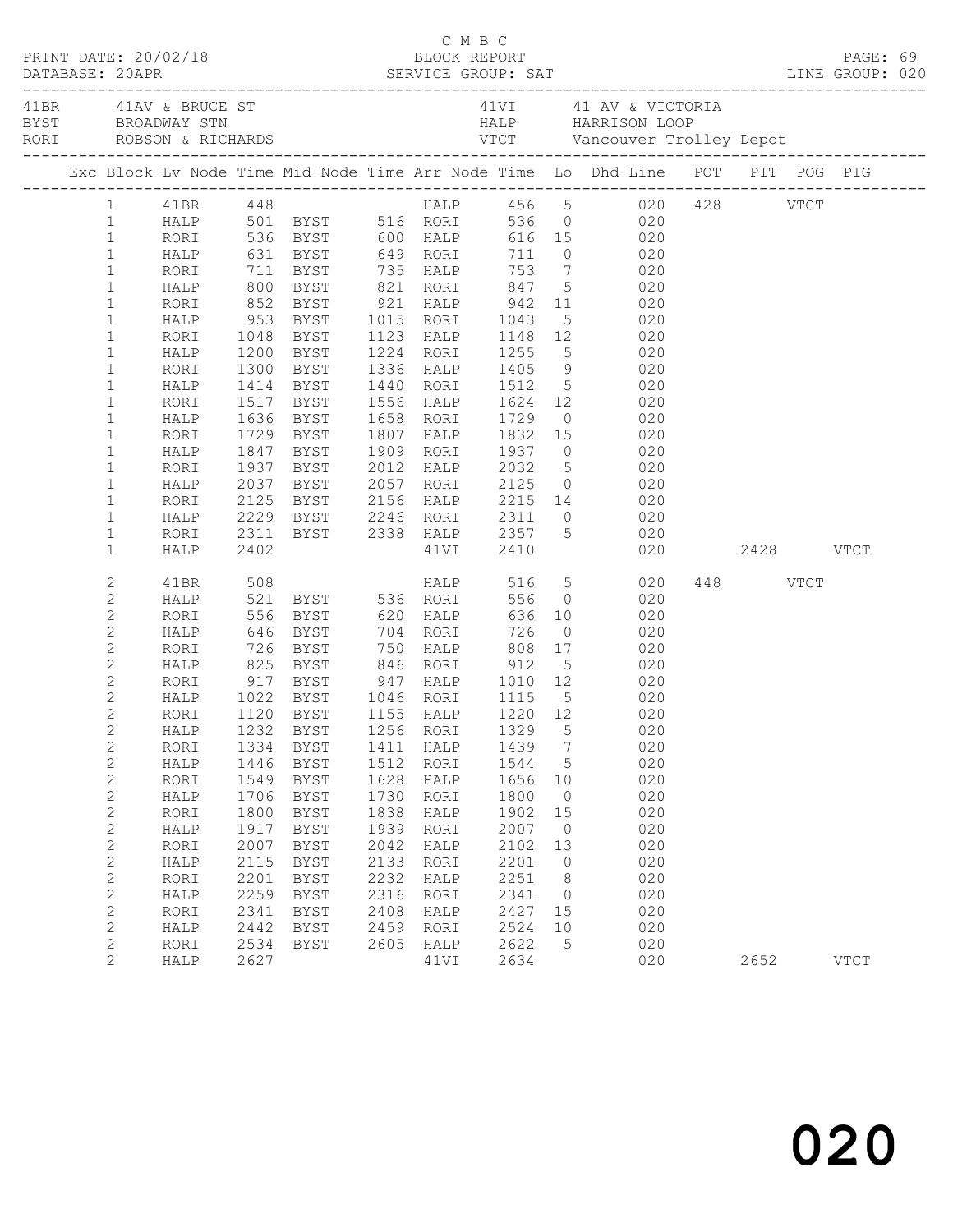C M B C
PRINT DATE: 20/02/18 BLOCK REPORT
DATABASE: 20APR SERVICE GROUP: SAT LINE GROUP: 020

| | | | |
|---|---|---|---|
| 41BR | 41AV & BRUCE ST | 41VI | 41 AV & VICTORIA |
| BYST | BROADWAY STN | HALP | HARRISON LOOP |
| RORI | ROBSON & RICHARDS | VTCT | Vancouver Trolley Depot |

| Exc | Block | Lv Node | Time | Mid Node | Time | Arr Node | Time | Lo | Dhd Line | POT | PIT | POG | PIG |
|---|---|---|---|---|---|---|---|---|---|---|---|---|---|
| | 1 | 41BR | 448 | | | HALP | 456 | 5 | 020 | 428 | | VTCT | |
| | 1 | HALP | 501 | BYST | 516 | RORI | 536 | 0 | 020 | | | | |
| | 1 | RORI | 536 | BYST | 600 | HALP | 616 | 15 | 020 | | | | |
| | 1 | HALP | 631 | BYST | 649 | RORI | 711 | 0 | 020 | | | | |
| | 1 | RORI | 711 | BYST | 735 | HALP | 753 | 7 | 020 | | | | |
| | 1 | HALP | 800 | BYST | 821 | RORI | 847 | 5 | 020 | | | | |
| | 1 | RORI | 852 | BYST | 921 | HALP | 942 | 11 | 020 | | | | |
| | 1 | HALP | 953 | BYST | 1015 | RORI | 1043 | 5 | 020 | | | | |
| | 1 | RORI | 1048 | BYST | 1123 | HALP | 1148 | 12 | 020 | | | | |
| | 1 | HALP | 1200 | BYST | 1224 | RORI | 1255 | 5 | 020 | | | | |
| | 1 | RORI | 1300 | BYST | 1336 | HALP | 1405 | 9 | 020 | | | | |
| | 1 | HALP | 1414 | BYST | 1440 | RORI | 1512 | 5 | 020 | | | | |
| | 1 | RORI | 1517 | BYST | 1556 | HALP | 1624 | 12 | 020 | | | | |
| | 1 | HALP | 1636 | BYST | 1658 | RORI | 1729 | 0 | 020 | | | | |
| | 1 | RORI | 1729 | BYST | 1807 | HALP | 1832 | 15 | 020 | | | | |
| | 1 | HALP | 1847 | BYST | 1909 | RORI | 1937 | 0 | 020 | | | | |
| | 1 | RORI | 1937 | BYST | 2012 | HALP | 2032 | 5 | 020 | | | | |
| | 1 | HALP | 2037 | BYST | 2057 | RORI | 2125 | 0 | 020 | | | | |
| | 1 | RORI | 2125 | BYST | 2156 | HALP | 2215 | 14 | 020 | | | | |
| | 1 | HALP | 2229 | BYST | 2246 | RORI | 2311 | 0 | 020 | | | | |
| | 1 | RORI | 2311 | BYST | 2338 | HALP | 2357 | 5 | 020 | | | | |
| | 1 | HALP | 2402 | | | 41VI | 2410 | | 020 | | 2428 | | VTCT |
| | 2 | 41BR | 508 | | | HALP | 516 | 5 | 020 | 448 | | VTCT | |
| | 2 | HALP | 521 | BYST | 536 | RORI | 556 | 0 | 020 | | | | |
| | 2 | RORI | 556 | BYST | 620 | HALP | 636 | 10 | 020 | | | | |
| | 2 | HALP | 646 | BYST | 704 | RORI | 726 | 0 | 020 | | | | |
| | 2 | RORI | 726 | BYST | 750 | HALP | 808 | 17 | 020 | | | | |
| | 2 | HALP | 825 | BYST | 846 | RORI | 912 | 5 | 020 | | | | |
| | 2 | RORI | 917 | BYST | 947 | HALP | 1010 | 12 | 020 | | | | |
| | 2 | HALP | 1022 | BYST | 1046 | RORI | 1115 | 5 | 020 | | | | |
| | 2 | RORI | 1120 | BYST | 1155 | HALP | 1220 | 12 | 020 | | | | |
| | 2 | HALP | 1232 | BYST | 1256 | RORI | 1329 | 5 | 020 | | | | |
| | 2 | RORI | 1334 | BYST | 1411 | HALP | 1439 | 7 | 020 | | | | |
| | 2 | HALP | 1446 | BYST | 1512 | RORI | 1544 | 5 | 020 | | | | |
| | 2 | RORI | 1549 | BYST | 1628 | HALP | 1656 | 10 | 020 | | | | |
| | 2 | HALP | 1706 | BYST | 1730 | RORI | 1800 | 0 | 020 | | | | |
| | 2 | RORI | 1800 | BYST | 1838 | HALP | 1902 | 15 | 020 | | | | |
| | 2 | HALP | 1917 | BYST | 1939 | RORI | 2007 | 0 | 020 | | | | |
| | 2 | RORI | 2007 | BYST | 2042 | HALP | 2102 | 13 | 020 | | | | |
| | 2 | HALP | 2115 | BYST | 2133 | RORI | 2201 | 0 | 020 | | | | |
| | 2 | RORI | 2201 | BYST | 2232 | HALP | 2251 | 8 | 020 | | | | |
| | 2 | HALP | 2259 | BYST | 2316 | RORI | 2341 | 0 | 020 | | | | |
| | 2 | RORI | 2341 | BYST | 2408 | HALP | 2427 | 15 | 020 | | | | |
| | 2 | HALP | 2442 | BYST | 2459 | RORI | 2524 | 10 | 020 | | | | |
| | 2 | RORI | 2534 | BYST | 2605 | HALP | 2622 | 5 | 020 | | | | |
| | 2 | HALP | 2627 | | | 41VI | 2634 | | 020 | | 2652 | | VTCT |

020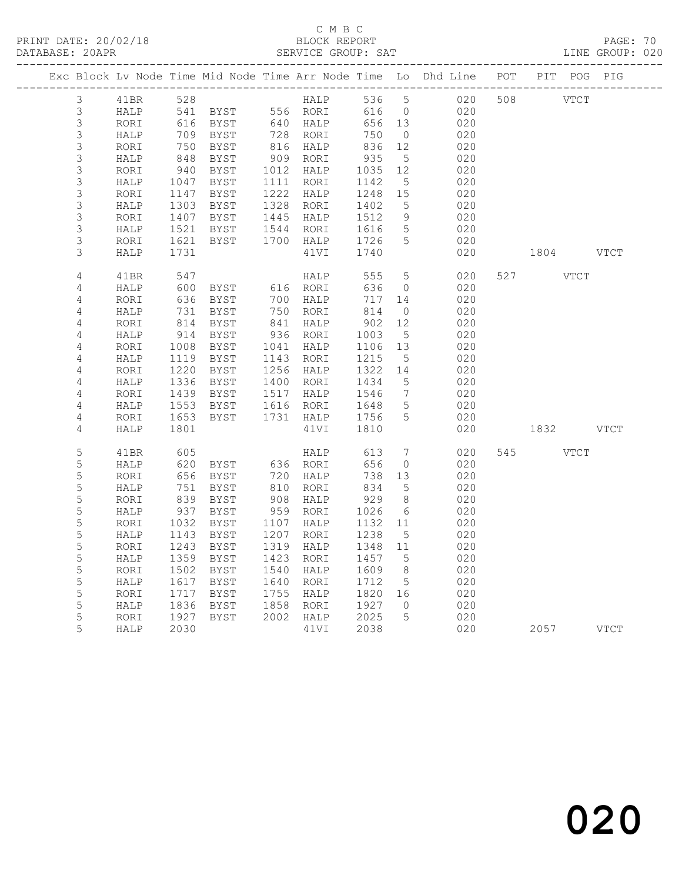C M B C
BLOCK REPORT
SERVICE GROUP: SAT

PRINT DATE: 20/02/18
DATABASE: 20APR
LINE GROUP: 020

| Exc | Block | Lv | Node | Time | Mid Node | Time | Arr Node | Time | Lo | Dhd Line | POT | PIT | POG | PIG |
|---|---|---|---|---|---|---|---|---|---|---|---|---|---|---|
| | 3 | | 41BR | 528 | | | HALP | 536 | 5 | 020 | 508 | | VTCT | |
| | 3 | | HALP | 541 | BYST | 556 | RORI | 616 | 0 | 020 | | | | |
| | 3 | | RORI | 616 | BYST | 640 | HALP | 656 | 13 | 020 | | | | |
| | 3 | | HALP | 709 | BYST | 728 | RORI | 750 | 0 | 020 | | | | |
| | 3 | | RORI | 750 | BYST | 816 | HALP | 836 | 12 | 020 | | | | |
| | 3 | | HALP | 848 | BYST | 909 | RORI | 935 | 5 | 020 | | | | |
| | 3 | | RORI | 940 | BYST | 1012 | HALP | 1035 | 12 | 020 | | | | |
| | 3 | | HALP | 1047 | BYST | 1111 | RORI | 1142 | 5 | 020 | | | | |
| | 3 | | RORI | 1147 | BYST | 1222 | HALP | 1248 | 15 | 020 | | | | |
| | 3 | | HALP | 1303 | BYST | 1328 | RORI | 1402 | 5 | 020 | | | | |
| | 3 | | RORI | 1407 | BYST | 1445 | HALP | 1512 | 9 | 020 | | | | |
| | 3 | | HALP | 1521 | BYST | 1544 | RORI | 1616 | 5 | 020 | | | | |
| | 3 | | RORI | 1621 | BYST | 1700 | HALP | 1726 | 5 | 020 | | | | |
| | 3 | | HALP | 1731 | | | 41VI | 1740 | | 020 | | 1804 | | VTCT |
| | 4 | | 41BR | 547 | | | HALP | 555 | 5 | 020 | 527 | | VTCT | |
| | 4 | | HALP | 600 | BYST | 616 | RORI | 636 | 0 | 020 | | | | |
| | 4 | | RORI | 636 | BYST | 700 | HALP | 717 | 14 | 020 | | | | |
| | 4 | | HALP | 731 | BYST | 750 | RORI | 814 | 0 | 020 | | | | |
| | 4 | | RORI | 814 | BYST | 841 | HALP | 902 | 12 | 020 | | | | |
| | 4 | | HALP | 914 | BYST | 936 | RORI | 1003 | 5 | 020 | | | | |
| | 4 | | RORI | 1008 | BYST | 1041 | HALP | 1106 | 13 | 020 | | | | |
| | 4 | | HALP | 1119 | BYST | 1143 | RORI | 1215 | 5 | 020 | | | | |
| | 4 | | RORI | 1220 | BYST | 1256 | HALP | 1322 | 14 | 020 | | | | |
| | 4 | | HALP | 1336 | BYST | 1400 | RORI | 1434 | 5 | 020 | | | | |
| | 4 | | RORI | 1439 | BYST | 1517 | HALP | 1546 | 7 | 020 | | | | |
| | 4 | | HALP | 1553 | BYST | 1616 | RORI | 1648 | 5 | 020 | | | | |
| | 4 | | RORI | 1653 | BYST | 1731 | HALP | 1756 | 5 | 020 | | | | |
| | 4 | | HALP | 1801 | | | 41VI | 1810 | | 020 | | 1832 | | VTCT |
| | 5 | | 41BR | 605 | | | HALP | 613 | 7 | 020 | 545 | | VTCT | |
| | 5 | | HALP | 620 | BYST | 636 | RORI | 656 | 0 | 020 | | | | |
| | 5 | | RORI | 656 | BYST | 720 | HALP | 738 | 13 | 020 | | | | |
| | 5 | | HALP | 751 | BYST | 810 | RORI | 834 | 5 | 020 | | | | |
| | 5 | | RORI | 839 | BYST | 908 | HALP | 929 | 8 | 020 | | | | |
| | 5 | | HALP | 937 | BYST | 959 | RORI | 1026 | 6 | 020 | | | | |
| | 5 | | RORI | 1032 | BYST | 1107 | HALP | 1132 | 11 | 020 | | | | |
| | 5 | | HALP | 1143 | BYST | 1207 | RORI | 1238 | 5 | 020 | | | | |
| | 5 | | RORI | 1243 | BYST | 1319 | HALP | 1348 | 11 | 020 | | | | |
| | 5 | | HALP | 1359 | BYST | 1423 | RORI | 1457 | 5 | 020 | | | | |
| | 5 | | RORI | 1502 | BYST | 1540 | HALP | 1609 | 8 | 020 | | | | |
| | 5 | | HALP | 1617 | BYST | 1640 | RORI | 1712 | 5 | 020 | | | | |
| | 5 | | RORI | 1717 | BYST | 1755 | HALP | 1820 | 16 | 020 | | | | |
| | 5 | | HALP | 1836 | BYST | 1858 | RORI | 1927 | 0 | 020 | | | | |
| | 5 | | RORI | 1927 | BYST | 2002 | HALP | 2025 | 5 | 020 | | | | |
| | 5 | | HALP | 2030 | | | 41VI | 2038 | | 020 | | 2057 | | VTCT |

020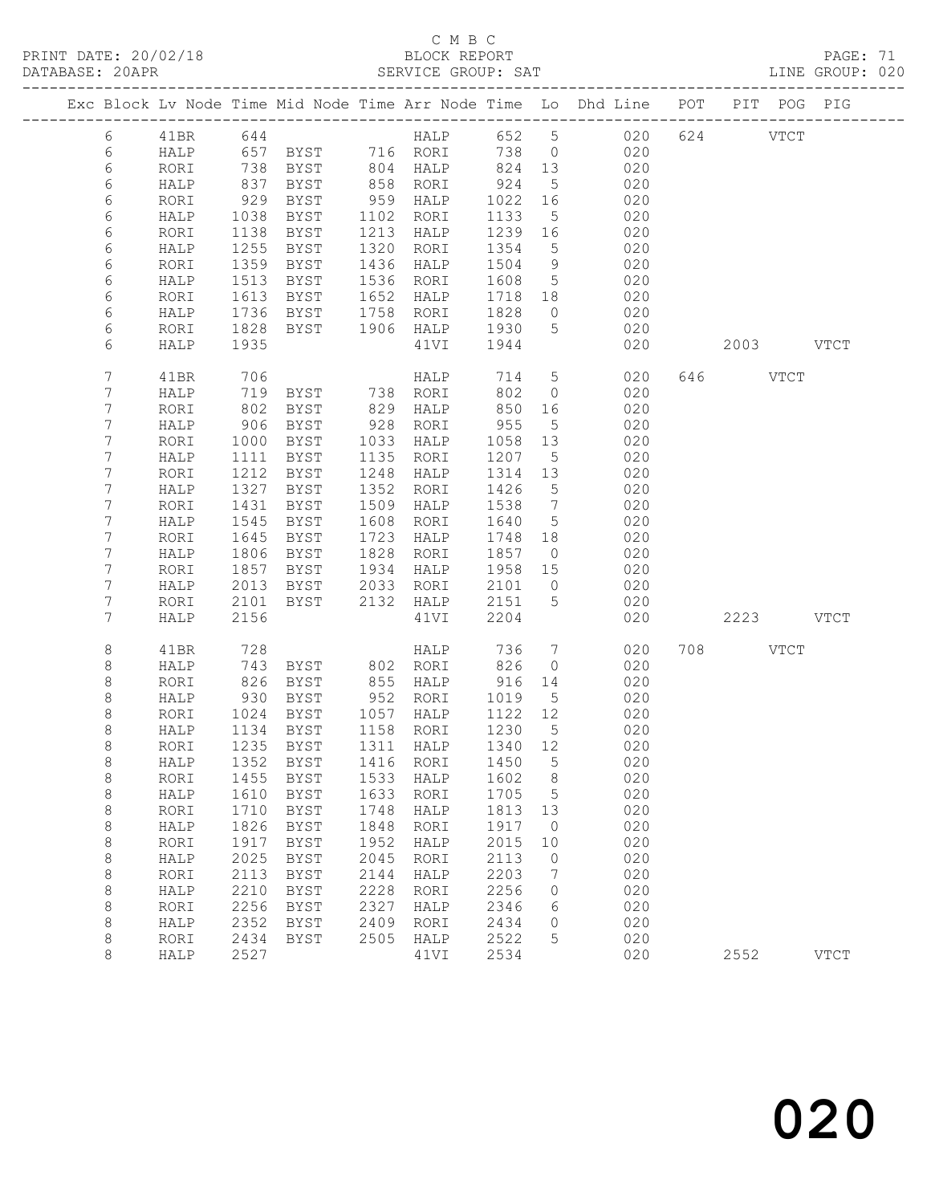C M B C

PRINT DATE: 20/02/18 BLOCK REPORT

DATABASE: 20APR SERVICE GROUP: SAT LINE GROUP: 020

| Exc | Block | Lv | Node | Time | Mid Node | Time | Arr Node | Time | Lo | Dhd Line | POT | PIT | POG | PIG |
|---|---|---|---|---|---|---|---|---|---|---|---|---|---|---|
| | 6 | | 41BR | 644 | | | HALP | 652 | 5 | 020 | 624 | | VTCT | |
| | 6 | | HALP | 657 | BYST | 716 | RORI | 738 | 0 | 020 | | | | |
| | 6 | | RORI | 738 | BYST | 804 | HALP | 824 | 13 | 020 | | | | |
| | 6 | | HALP | 837 | BYST | 858 | RORI | 924 | 5 | 020 | | | | |
| | 6 | | RORI | 929 | BYST | 959 | HALP | 1022 | 16 | 020 | | | | |
| | 6 | | HALP | 1038 | BYST | 1102 | RORI | 1133 | 5 | 020 | | | | |
| | 6 | | RORI | 1138 | BYST | 1213 | HALP | 1239 | 16 | 020 | | | | |
| | 6 | | HALP | 1255 | BYST | 1320 | RORI | 1354 | 5 | 020 | | | | |
| | 6 | | RORI | 1359 | BYST | 1436 | HALP | 1504 | 9 | 020 | | | | |
| | 6 | | HALP | 1513 | BYST | 1536 | RORI | 1608 | 5 | 020 | | | | |
| | 6 | | RORI | 1613 | BYST | 1652 | HALP | 1718 | 18 | 020 | | | | |
| | 6 | | HALP | 1736 | BYST | 1758 | RORI | 1828 | 0 | 020 | | | | |
| | 6 | | RORI | 1828 | BYST | 1906 | HALP | 1930 | 5 | 020 | | | | |
| | 6 | | HALP | 1935 | | | 41VI | 1944 | | 020 | | 2003 | | VTCT |
| | 7 | | 41BR | 706 | | | HALP | 714 | 5 | 020 | 646 | | VTCT | |
| | 7 | | HALP | 719 | BYST | 738 | RORI | 802 | 0 | 020 | | | | |
| | 7 | | RORI | 802 | BYST | 829 | HALP | 850 | 16 | 020 | | | | |
| | 7 | | HALP | 906 | BYST | 928 | RORI | 955 | 5 | 020 | | | | |
| | 7 | | RORI | 1000 | BYST | 1033 | HALP | 1058 | 13 | 020 | | | | |
| | 7 | | HALP | 1111 | BYST | 1135 | RORI | 1207 | 5 | 020 | | | | |
| | 7 | | RORI | 1212 | BYST | 1248 | HALP | 1314 | 13 | 020 | | | | |
| | 7 | | HALP | 1327 | BYST | 1352 | RORI | 1426 | 5 | 020 | | | | |
| | 7 | | RORI | 1431 | BYST | 1509 | HALP | 1538 | 7 | 020 | | | | |
| | 7 | | HALP | 1545 | BYST | 1608 | RORI | 1640 | 5 | 020 | | | | |
| | 7 | | RORI | 1645 | BYST | 1723 | HALP | 1748 | 18 | 020 | | | | |
| | 7 | | HALP | 1806 | BYST | 1828 | RORI | 1857 | 0 | 020 | | | | |
| | 7 | | RORI | 1857 | BYST | 1934 | HALP | 1958 | 15 | 020 | | | | |
| | 7 | | HALP | 2013 | BYST | 2033 | RORI | 2101 | 0 | 020 | | | | |
| | 7 | | RORI | 2101 | BYST | 2132 | HALP | 2151 | 5 | 020 | | | | |
| | 7 | | HALP | 2156 | | | 41VI | 2204 | | 020 | | 2223 | | VTCT |
| | 8 | | 41BR | 728 | | | HALP | 736 | 7 | 020 | 708 | | VTCT | |
| | 8 | | HALP | 743 | BYST | 802 | RORI | 826 | 0 | 020 | | | | |
| | 8 | | RORI | 826 | BYST | 855 | HALP | 916 | 14 | 020 | | | | |
| | 8 | | HALP | 930 | BYST | 952 | RORI | 1019 | 5 | 020 | | | | |
| | 8 | | RORI | 1024 | BYST | 1057 | HALP | 1122 | 12 | 020 | | | | |
| | 8 | | HALP | 1134 | BYST | 1158 | RORI | 1230 | 5 | 020 | | | | |
| | 8 | | RORI | 1235 | BYST | 1311 | HALP | 1340 | 12 | 020 | | | | |
| | 8 | | HALP | 1352 | BYST | 1416 | RORI | 1450 | 5 | 020 | | | | |
| | 8 | | RORI | 1455 | BYST | 1533 | HALP | 1602 | 8 | 020 | | | | |
| | 8 | | HALP | 1610 | BYST | 1633 | RORI | 1705 | 5 | 020 | | | | |
| | 8 | | RORI | 1710 | BYST | 1748 | HALP | 1813 | 13 | 020 | | | | |
| | 8 | | HALP | 1826 | BYST | 1848 | RORI | 1917 | 0 | 020 | | | | |
| | 8 | | RORI | 1917 | BYST | 1952 | HALP | 2015 | 10 | 020 | | | | |
| | 8 | | HALP | 2025 | BYST | 2045 | RORI | 2113 | 0 | 020 | | | | |
| | 8 | | RORI | 2113 | BYST | 2144 | HALP | 2203 | 7 | 020 | | | | |
| | 8 | | HALP | 2210 | BYST | 2228 | RORI | 2256 | 0 | 020 | | | | |
| | 8 | | RORI | 2256 | BYST | 2327 | HALP | 2346 | 6 | 020 | | | | |
| | 8 | | HALP | 2352 | BYST | 2409 | RORI | 2434 | 0 | 020 | | | | |
| | 8 | | RORI | 2434 | BYST | 2505 | HALP | 2522 | 5 | 020 | | | | |
| | 8 | | HALP | 2527 | | | 41VI | 2534 | | 020 | | 2552 | | VTCT |

020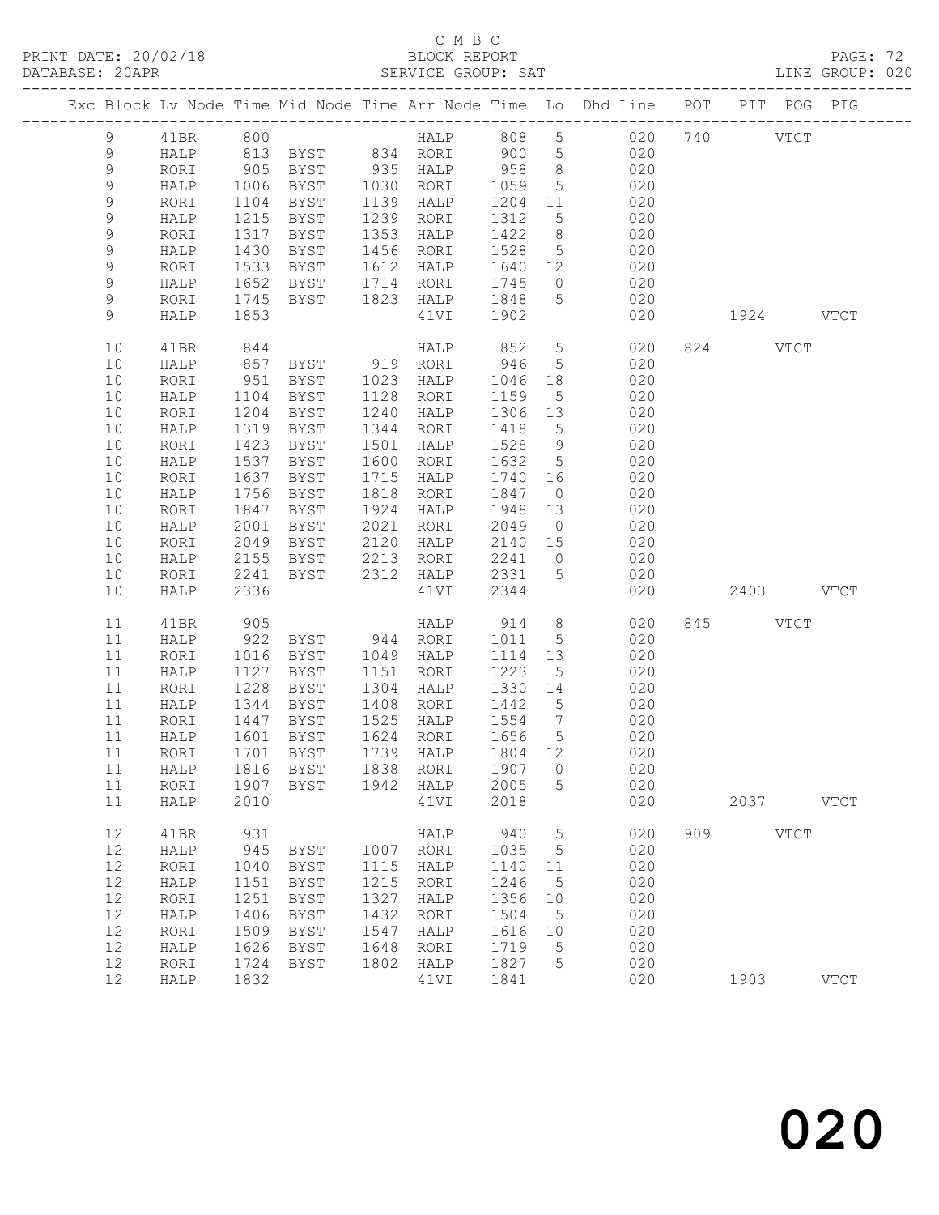C M B C

PRINT DATE: 20/02/18 BLOCK REPORT

DATABASE: 20APR SERVICE GROUP: SAT LINE GROUP: 020

| Exc | Block | Lv | Node | Time | Mid Node | Time | Arr Node | Time | Lo | Dhd Line | POT | PIT | POG | PIG |
|---|---|---|---|---|---|---|---|---|---|---|---|---|---|---|
| | 9 | | 41BR | 800 | | | HALP | 808 | 5 | 020 | 740 | | VTCT | |
| | 9 | | HALP | 813 | BYST | 834 | RORI | 900 | 5 | 020 | | | | |
| | 9 | | RORI | 905 | BYST | 935 | HALP | 958 | 8 | 020 | | | | |
| | 9 | | HALP | 1006 | BYST | 1030 | RORI | 1059 | 5 | 020 | | | | |
| | 9 | | RORI | 1104 | BYST | 1139 | HALP | 1204 | 11 | 020 | | | | |
| | 9 | | HALP | 1215 | BYST | 1239 | RORI | 1312 | 5 | 020 | | | | |
| | 9 | | RORI | 1317 | BYST | 1353 | HALP | 1422 | 8 | 020 | | | | |
| | 9 | | HALP | 1430 | BYST | 1456 | RORI | 1528 | 5 | 020 | | | | |
| | 9 | | RORI | 1533 | BYST | 1612 | HALP | 1640 | 12 | 020 | | | | |
| | 9 | | HALP | 1652 | BYST | 1714 | RORI | 1745 | 0 | 020 | | | | |
| | 9 | | RORI | 1745 | BYST | 1823 | HALP | 1848 | 5 | 020 | | | | |
| | 9 | | HALP | 1853 | | | 41VI | 1902 | | 020 | | 1924 | | VTCT |
| | 10 | | 41BR | 844 | | | HALP | 852 | 5 | 020 | 824 | | VTCT | |
| | 10 | | HALP | 857 | BYST | 919 | RORI | 946 | 5 | 020 | | | | |
| | 10 | | RORI | 951 | BYST | 1023 | HALP | 1046 | 18 | 020 | | | | |
| | 10 | | HALP | 1104 | BYST | 1128 | RORI | 1159 | 5 | 020 | | | | |
| | 10 | | RORI | 1204 | BYST | 1240 | HALP | 1306 | 13 | 020 | | | | |
| | 10 | | HALP | 1319 | BYST | 1344 | RORI | 1418 | 5 | 020 | | | | |
| | 10 | | RORI | 1423 | BYST | 1501 | HALP | 1528 | 9 | 020 | | | | |
| | 10 | | HALP | 1537 | BYST | 1600 | RORI | 1632 | 5 | 020 | | | | |
| | 10 | | RORI | 1637 | BYST | 1715 | HALP | 1740 | 16 | 020 | | | | |
| | 10 | | HALP | 1756 | BYST | 1818 | RORI | 1847 | 0 | 020 | | | | |
| | 10 | | RORI | 1847 | BYST | 1924 | HALP | 1948 | 13 | 020 | | | | |
| | 10 | | HALP | 2001 | BYST | 2021 | RORI | 2049 | 0 | 020 | | | | |
| | 10 | | RORI | 2049 | BYST | 2120 | HALP | 2140 | 15 | 020 | | | | |
| | 10 | | HALP | 2155 | BYST | 2213 | RORI | 2241 | 0 | 020 | | | | |
| | 10 | | RORI | 2241 | BYST | 2312 | HALP | 2331 | 5 | 020 | | | | |
| | 10 | | HALP | 2336 | | | 41VI | 2344 | | 020 | | 2403 | | VTCT |
| | 11 | | 41BR | 905 | | | HALP | 914 | 8 | 020 | 845 | | VTCT | |
| | 11 | | HALP | 922 | BYST | 944 | RORI | 1011 | 5 | 020 | | | | |
| | 11 | | RORI | 1016 | BYST | 1049 | HALP | 1114 | 13 | 020 | | | | |
| | 11 | | HALP | 1127 | BYST | 1151 | RORI | 1223 | 5 | 020 | | | | |
| | 11 | | RORI | 1228 | BYST | 1304 | HALP | 1330 | 14 | 020 | | | | |
| | 11 | | HALP | 1344 | BYST | 1408 | RORI | 1442 | 5 | 020 | | | | |
| | 11 | | RORI | 1447 | BYST | 1525 | HALP | 1554 | 7 | 020 | | | | |
| | 11 | | HALP | 1601 | BYST | 1624 | RORI | 1656 | 5 | 020 | | | | |
| | 11 | | RORI | 1701 | BYST | 1739 | HALP | 1804 | 12 | 020 | | | | |
| | 11 | | HALP | 1816 | BYST | 1838 | RORI | 1907 | 0 | 020 | | | | |
| | 11 | | RORI | 1907 | BYST | 1942 | HALP | 2005 | 5 | 020 | | | | |
| | 11 | | HALP | 2010 | | | 41VI | 2018 | | 020 | | 2037 | | VTCT |
| | 12 | | 41BR | 931 | | | HALP | 940 | 5 | 020 | 909 | | VTCT | |
| | 12 | | HALP | 945 | BYST | 1007 | RORI | 1035 | 5 | 020 | | | | |
| | 12 | | RORI | 1040 | BYST | 1115 | HALP | 1140 | 11 | 020 | | | | |
| | 12 | | HALP | 1151 | BYST | 1215 | RORI | 1246 | 5 | 020 | | | | |
| | 12 | | RORI | 1251 | BYST | 1327 | HALP | 1356 | 10 | 020 | | | | |
| | 12 | | HALP | 1406 | BYST | 1432 | RORI | 1504 | 5 | 020 | | | | |
| | 12 | | RORI | 1509 | BYST | 1547 | HALP | 1616 | 10 | 020 | | | | |
| | 12 | | HALP | 1626 | BYST | 1648 | RORI | 1719 | 5 | 020 | | | | |
| | 12 | | RORI | 1724 | BYST | 1802 | HALP | 1827 | 5 | 020 | | | | |
| | 12 | | HALP | 1832 | | | 41VI | 1841 | | 020 | | 1903 | | VTCT |

020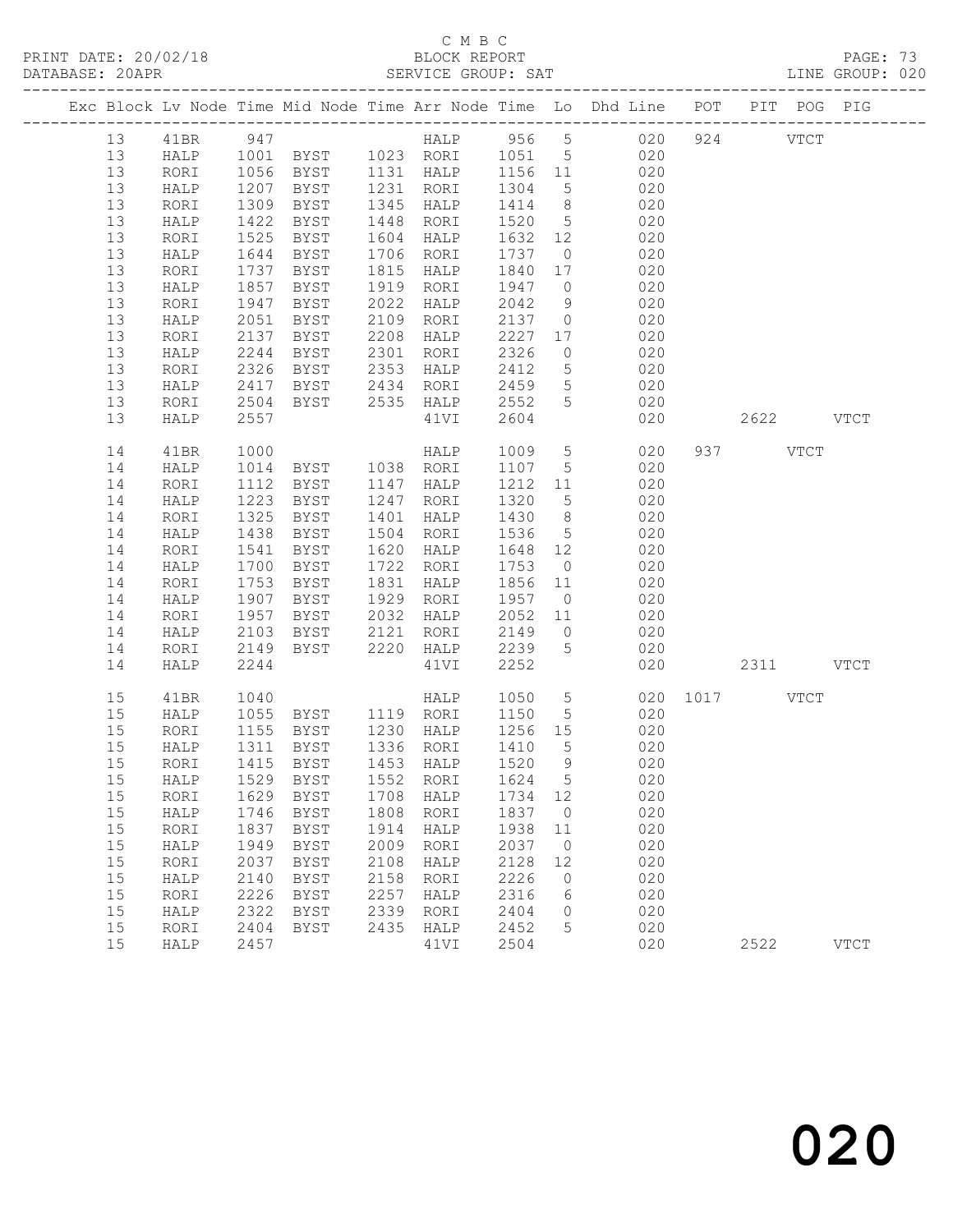C M B C

PRINT DATE: 20/02/18 BLOCK REPORT

DATABASE: 20APR SERVICE GROUP: SAT LINE GROUP: 020

| Exc | Block | Lv | Node | Time | Mid Node | Time | Arr Node | Time | Lo | Dhd Line | POT | PIT | POG | PIG |
|---|---|---|---|---|---|---|---|---|---|---|---|---|---|---|
| | 13 | | 41BR | 947 | | | HALP | 956 | 5 | 020 | 924 | | VTCT | |
| | 13 | | HALP | 1001 | BYST | 1023 | RORI | 1051 | 5 | 020 | | | | |
| | 13 | | RORI | 1056 | BYST | 1131 | HALP | 1156 | 11 | 020 | | | | |
| | 13 | | HALP | 1207 | BYST | 1231 | RORI | 1304 | 5 | 020 | | | | |
| | 13 | | RORI | 1309 | BYST | 1345 | HALP | 1414 | 8 | 020 | | | | |
| | 13 | | HALP | 1422 | BYST | 1448 | RORI | 1520 | 5 | 020 | | | | |
| | 13 | | RORI | 1525 | BYST | 1604 | HALP | 1632 | 12 | 020 | | | | |
| | 13 | | HALP | 1644 | BYST | 1706 | RORI | 1737 | 0 | 020 | | | | |
| | 13 | | RORI | 1737 | BYST | 1815 | HALP | 1840 | 17 | 020 | | | | |
| | 13 | | HALP | 1857 | BYST | 1919 | RORI | 1947 | 0 | 020 | | | | |
| | 13 | | RORI | 1947 | BYST | 2022 | HALP | 2042 | 9 | 020 | | | | |
| | 13 | | HALP | 2051 | BYST | 2109 | RORI | 2137 | 0 | 020 | | | | |
| | 13 | | RORI | 2137 | BYST | 2208 | HALP | 2227 | 17 | 020 | | | | |
| | 13 | | HALP | 2244 | BYST | 2301 | RORI | 2326 | 0 | 020 | | | | |
| | 13 | | RORI | 2326 | BYST | 2353 | HALP | 2412 | 5 | 020 | | | | |
| | 13 | | HALP | 2417 | BYST | 2434 | RORI | 2459 | 5 | 020 | | | | |
| | 13 | | RORI | 2504 | BYST | 2535 | HALP | 2552 | 5 | 020 | | | | |
| | 13 | | HALP | 2557 | | | 41VI | 2604 | | 020 | | 2622 | | VTCT |
| | 14 | | 41BR | 1000 | | | HALP | 1009 | 5 | 020 | 937 | | VTCT | |
| | 14 | | HALP | 1014 | BYST | 1038 | RORI | 1107 | 5 | 020 | | | | |
| | 14 | | RORI | 1112 | BYST | 1147 | HALP | 1212 | 11 | 020 | | | | |
| | 14 | | HALP | 1223 | BYST | 1247 | RORI | 1320 | 5 | 020 | | | | |
| | 14 | | RORI | 1325 | BYST | 1401 | HALP | 1430 | 8 | 020 | | | | |
| | 14 | | HALP | 1438 | BYST | 1504 | RORI | 1536 | 5 | 020 | | | | |
| | 14 | | RORI | 1541 | BYST | 1620 | HALP | 1648 | 12 | 020 | | | | |
| | 14 | | HALP | 1700 | BYST | 1722 | RORI | 1753 | 0 | 020 | | | | |
| | 14 | | RORI | 1753 | BYST | 1831 | HALP | 1856 | 11 | 020 | | | | |
| | 14 | | HALP | 1907 | BYST | 1929 | RORI | 1957 | 0 | 020 | | | | |
| | 14 | | RORI | 1957 | BYST | 2032 | HALP | 2052 | 11 | 020 | | | | |
| | 14 | | HALP | 2103 | BYST | 2121 | RORI | 2149 | 0 | 020 | | | | |
| | 14 | | RORI | 2149 | BYST | 2220 | HALP | 2239 | 5 | 020 | | | | |
| | 14 | | HALP | 2244 | | | 41VI | 2252 | | 020 | | 2311 | | VTCT |
| | 15 | | 41BR | 1040 | | | HALP | 1050 | 5 | 020 | 1017 | | VTCT | |
| | 15 | | HALP | 1055 | BYST | 1119 | RORI | 1150 | 5 | 020 | | | | |
| | 15 | | RORI | 1155 | BYST | 1230 | HALP | 1256 | 15 | 020 | | | | |
| | 15 | | HALP | 1311 | BYST | 1336 | RORI | 1410 | 5 | 020 | | | | |
| | 15 | | RORI | 1415 | BYST | 1453 | HALP | 1520 | 9 | 020 | | | | |
| | 15 | | HALP | 1529 | BYST | 1552 | RORI | 1624 | 5 | 020 | | | | |
| | 15 | | RORI | 1629 | BYST | 1708 | HALP | 1734 | 12 | 020 | | | | |
| | 15 | | HALP | 1746 | BYST | 1808 | RORI | 1837 | 0 | 020 | | | | |
| | 15 | | RORI | 1837 | BYST | 1914 | HALP | 1938 | 11 | 020 | | | | |
| | 15 | | HALP | 1949 | BYST | 2009 | RORI | 2037 | 0 | 020 | | | | |
| | 15 | | RORI | 2037 | BYST | 2108 | HALP | 2128 | 12 | 020 | | | | |
| | 15 | | HALP | 2140 | BYST | 2158 | RORI | 2226 | 0 | 020 | | | | |
| | 15 | | RORI | 2226 | BYST | 2257 | HALP | 2316 | 6 | 020 | | | | |
| | 15 | | HALP | 2322 | BYST | 2339 | RORI | 2404 | 0 | 020 | | | | |
| | 15 | | RORI | 2404 | BYST | 2435 | HALP | 2452 | 5 | 020 | | | | |
| | 15 | | HALP | 2457 | | | 41VI | 2504 | | 020 | | 2522 | | VTCT |

020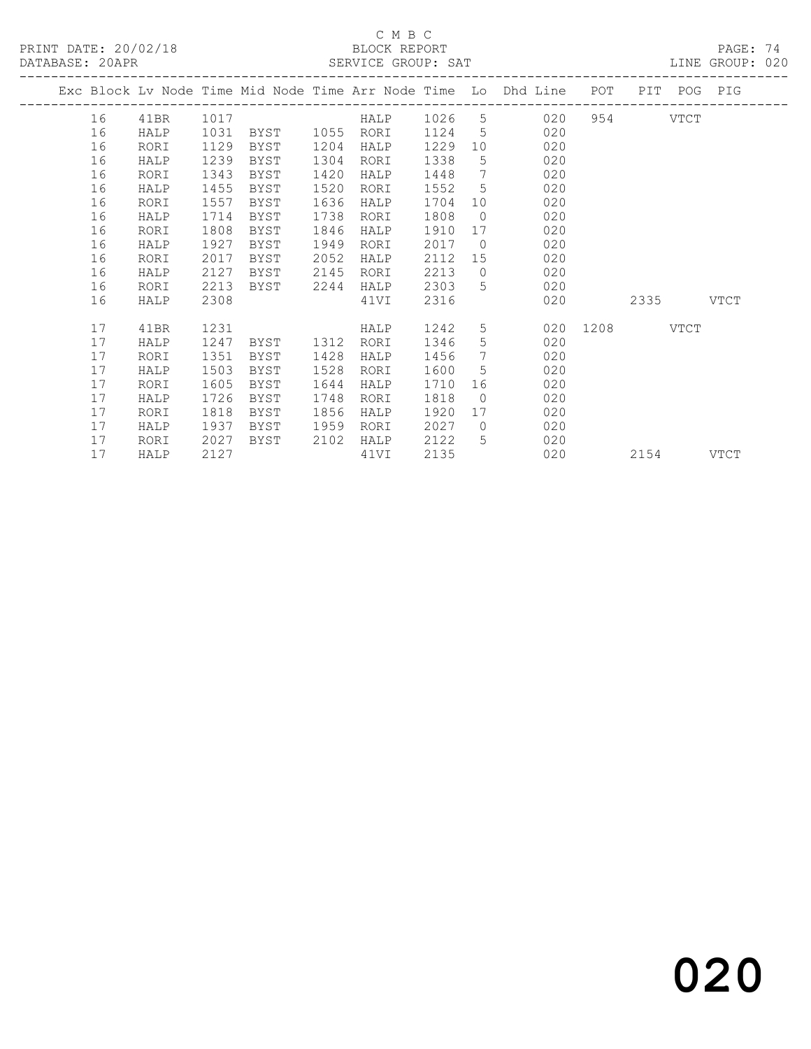C M B C
BLOCK REPORT
SERVICE GROUP: SAT

PRINT DATE: 20/02/18
DATABASE: 20APR
LINE GROUP: 020

| Exc | Block | Lv | Node | Time | Mid Node | Time | Arr Node | Time | Lo | Dhd Line | POT | PIT | POG | PIG |
|---|---|---|---|---|---|---|---|---|---|---|---|---|---|---|
| | 16 | | 41BR | 1017 | | | HALP | 1026 | 5 | 020 | 954 | | VTCT | |
| | 16 | | HALP | 1031 | BYST | 1055 | RORI | 1124 | 5 | 020 | | | | |
| | 16 | | RORI | 1129 | BYST | 1204 | HALP | 1229 | 10 | 020 | | | | |
| | 16 | | HALP | 1239 | BYST | 1304 | RORI | 1338 | 5 | 020 | | | | |
| | 16 | | RORI | 1343 | BYST | 1420 | HALP | 1448 | 7 | 020 | | | | |
| | 16 | | HALP | 1455 | BYST | 1520 | RORI | 1552 | 5 | 020 | | | | |
| | 16 | | RORI | 1557 | BYST | 1636 | HALP | 1704 | 10 | 020 | | | | |
| | 16 | | HALP | 1714 | BYST | 1738 | RORI | 1808 | 0 | 020 | | | | |
| | 16 | | RORI | 1808 | BYST | 1846 | HALP | 1910 | 17 | 020 | | | | |
| | 16 | | HALP | 1927 | BYST | 1949 | RORI | 2017 | 0 | 020 | | | | |
| | 16 | | RORI | 2017 | BYST | 2052 | HALP | 2112 | 15 | 020 | | | | |
| | 16 | | HALP | 2127 | BYST | 2145 | RORI | 2213 | 0 | 020 | | | | |
| | 16 | | RORI | 2213 | BYST | 2244 | HALP | 2303 | 5 | 020 | | | | |
| | 16 | | HALP | 2308 | | | 41VI | 2316 | | 020 | | 2335 | | VTCT |
| | 17 | | 41BR | 1231 | | | HALP | 1242 | 5 | 020 | 1208 | | VTCT | |
| | 17 | | HALP | 1247 | BYST | 1312 | RORI | 1346 | 5 | 020 | | | | |
| | 17 | | RORI | 1351 | BYST | 1428 | HALP | 1456 | 7 | 020 | | | | |
| | 17 | | HALP | 1503 | BYST | 1528 | RORI | 1600 | 5 | 020 | | | | |
| | 17 | | RORI | 1605 | BYST | 1644 | HALP | 1710 | 16 | 020 | | | | |
| | 17 | | HALP | 1726 | BYST | 1748 | RORI | 1818 | 0 | 020 | | | | |
| | 17 | | RORI | 1818 | BYST | 1856 | HALP | 1920 | 17 | 020 | | | | |
| | 17 | | HALP | 1937 | BYST | 1959 | RORI | 2027 | 0 | 020 | | | | |
| | 17 | | RORI | 2027 | BYST | 2102 | HALP | 2122 | 5 | 020 | | | | |
| | 17 | | HALP | 2127 | | | 41VI | 2135 | | 020 | | 2154 | | VTCT |

020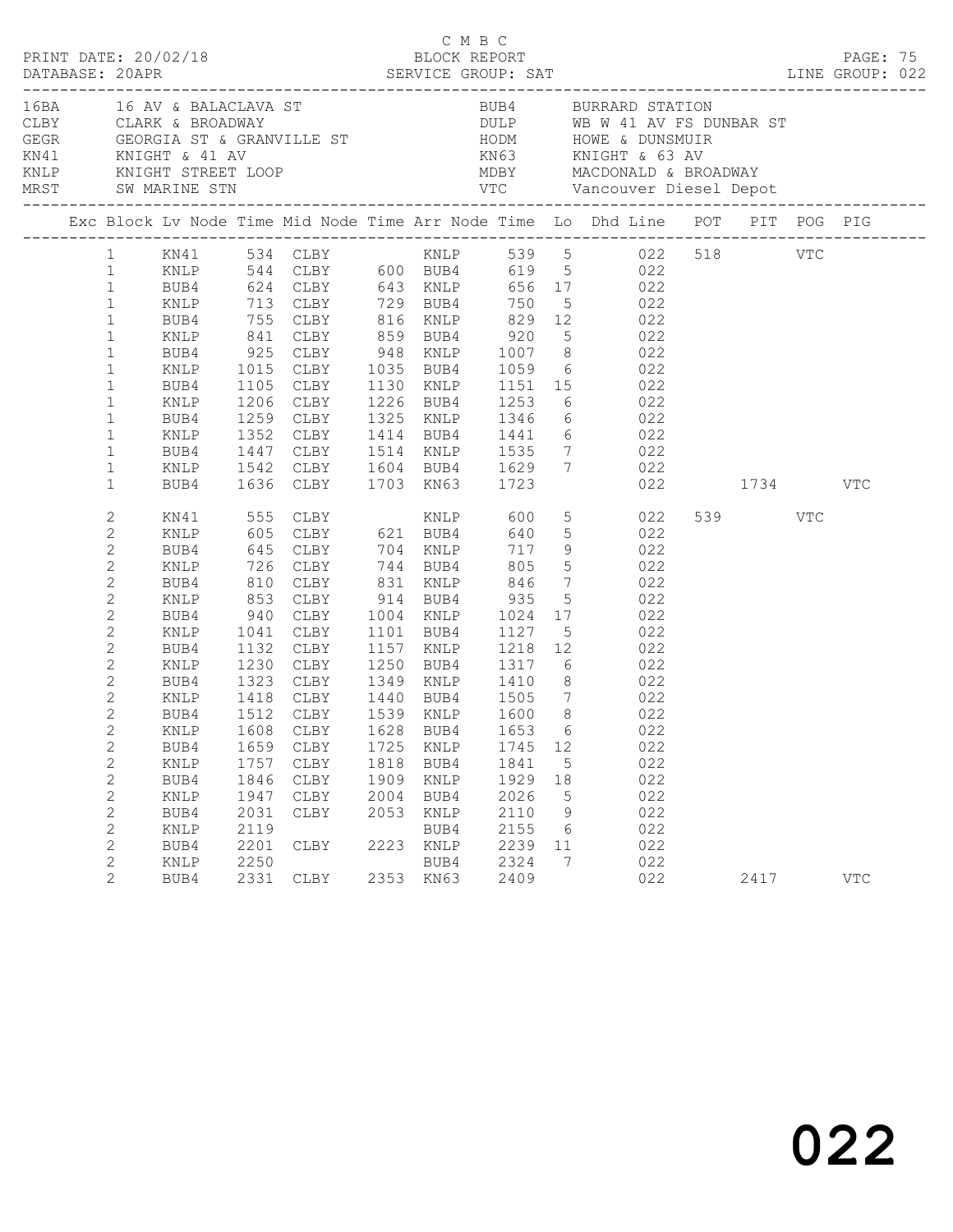C M B C

PRINT DATE: 20/02/18 BLOCK REPORT

DATABASE: 20APR SERVICE GROUP: SAT LINE GROUP: 022

| Code | Description | Code | Description |
|---|---|---|---|
| 16BA | 16 AV & BALACLAVA ST | BUB4 | BURRARD STATION |
| CLBY | CLARK & BROADWAY | DULP | WB W 41 AV FS DUNBAR ST |
| GEGR | GEORGIA ST & GRANVILLE ST | HODM | HOWE & DUNSMUIR |
| KN41 | KNIGHT & 41 AV | KN63 | KNIGHT & 63 AV |
| KNLP | KNIGHT STREET LOOP | MDBY | MACDONALD & BROADWAY |
| MRST | SW MARINE STN | VTC | Vancouver Diesel Depot |

| Exc | Block | Lv Node | Time | Mid Node | Time | Arr Node | Time | Lo | Dhd Line | POT | PIT | POG | PIG |
|---|---|---|---|---|---|---|---|---|---|---|---|---|---|
| | 1 | KN41 | 534 | CLBY | | KNLP | 539 | 5 | 022 | 518 | | VTC | |
| | 1 | KNLP | 544 | CLBY | 600 | BUB4 | 619 | 5 | 022 | | | | |
| | 1 | BUB4 | 624 | CLBY | 643 | KNLP | 656 | 17 | 022 | | | | |
| | 1 | KNLP | 713 | CLBY | 729 | BUB4 | 750 | 5 | 022 | | | | |
| | 1 | BUB4 | 755 | CLBY | 816 | KNLP | 829 | 12 | 022 | | | | |
| | 1 | KNLP | 841 | CLBY | 859 | BUB4 | 920 | 5 | 022 | | | | |
| | 1 | BUB4 | 925 | CLBY | 948 | KNLP | 1007 | 8 | 022 | | | | |
| | 1 | KNLP | 1015 | CLBY | 1035 | BUB4 | 1059 | 6 | 022 | | | | |
| | 1 | BUB4 | 1105 | CLBY | 1130 | KNLP | 1151 | 15 | 022 | | | | |
| | 1 | KNLP | 1206 | CLBY | 1226 | BUB4 | 1253 | 6 | 022 | | | | |
| | 1 | BUB4 | 1259 | CLBY | 1325 | KNLP | 1346 | 6 | 022 | | | | |
| | 1 | KNLP | 1352 | CLBY | 1414 | BUB4 | 1441 | 6 | 022 | | | | |
| | 1 | BUB4 | 1447 | CLBY | 1514 | KNLP | 1535 | 7 | 022 | | | | |
| | 1 | KNLP | 1542 | CLBY | 1604 | BUB4 | 1629 | 7 | 022 | | | | |
| | 1 | BUB4 | 1636 | CLBY | 1703 | KN63 | 1723 | | 022 | | 1734 | | VTC |
| | 2 | KN41 | 555 | CLBY | | KNLP | 600 | 5 | 022 | 539 | | VTC | |
| | 2 | KNLP | 605 | CLBY | 621 | BUB4 | 640 | 5 | 022 | | | | |
| | 2 | BUB4 | 645 | CLBY | 704 | KNLP | 717 | 9 | 022 | | | | |
| | 2 | KNLP | 726 | CLBY | 744 | BUB4 | 805 | 5 | 022 | | | | |
| | 2 | BUB4 | 810 | CLBY | 831 | KNLP | 846 | 7 | 022 | | | | |
| | 2 | KNLP | 853 | CLBY | 914 | BUB4 | 935 | 5 | 022 | | | | |
| | 2 | BUB4 | 940 | CLBY | 1004 | KNLP | 1024 | 17 | 022 | | | | |
| | 2 | KNLP | 1041 | CLBY | 1101 | BUB4 | 1127 | 5 | 022 | | | | |
| | 2 | BUB4 | 1132 | CLBY | 1157 | KNLP | 1218 | 12 | 022 | | | | |
| | 2 | KNLP | 1230 | CLBY | 1250 | BUB4 | 1317 | 6 | 022 | | | | |
| | 2 | BUB4 | 1323 | CLBY | 1349 | KNLP | 1410 | 8 | 022 | | | | |
| | 2 | KNLP | 1418 | CLBY | 1440 | BUB4 | 1505 | 7 | 022 | | | | |
| | 2 | BUB4 | 1512 | CLBY | 1539 | KNLP | 1600 | 8 | 022 | | | | |
| | 2 | KNLP | 1608 | CLBY | 1628 | BUB4 | 1653 | 6 | 022 | | | | |
| | 2 | BUB4 | 1659 | CLBY | 1725 | KNLP | 1745 | 12 | 022 | | | | |
| | 2 | KNLP | 1757 | CLBY | 1818 | BUB4 | 1841 | 5 | 022 | | | | |
| | 2 | BUB4 | 1846 | CLBY | 1909 | KNLP | 1929 | 18 | 022 | | | | |
| | 2 | KNLP | 1947 | CLBY | 2004 | BUB4 | 2026 | 5 | 022 | | | | |
| | 2 | BUB4 | 2031 | CLBY | 2053 | KNLP | 2110 | 9 | 022 | | | | |
| | 2 | KNLP | 2119 | | | BUB4 | 2155 | 6 | 022 | | | | |
| | 2 | BUB4 | 2201 | CLBY | 2223 | KNLP | 2239 | 11 | 022 | | | | |
| | 2 | KNLP | 2250 | | | BUB4 | 2324 | 7 | 022 | | | | |
| | 2 | BUB4 | 2331 | CLBY | 2353 | KN63 | 2409 | | 022 | | 2417 | | VTC |

022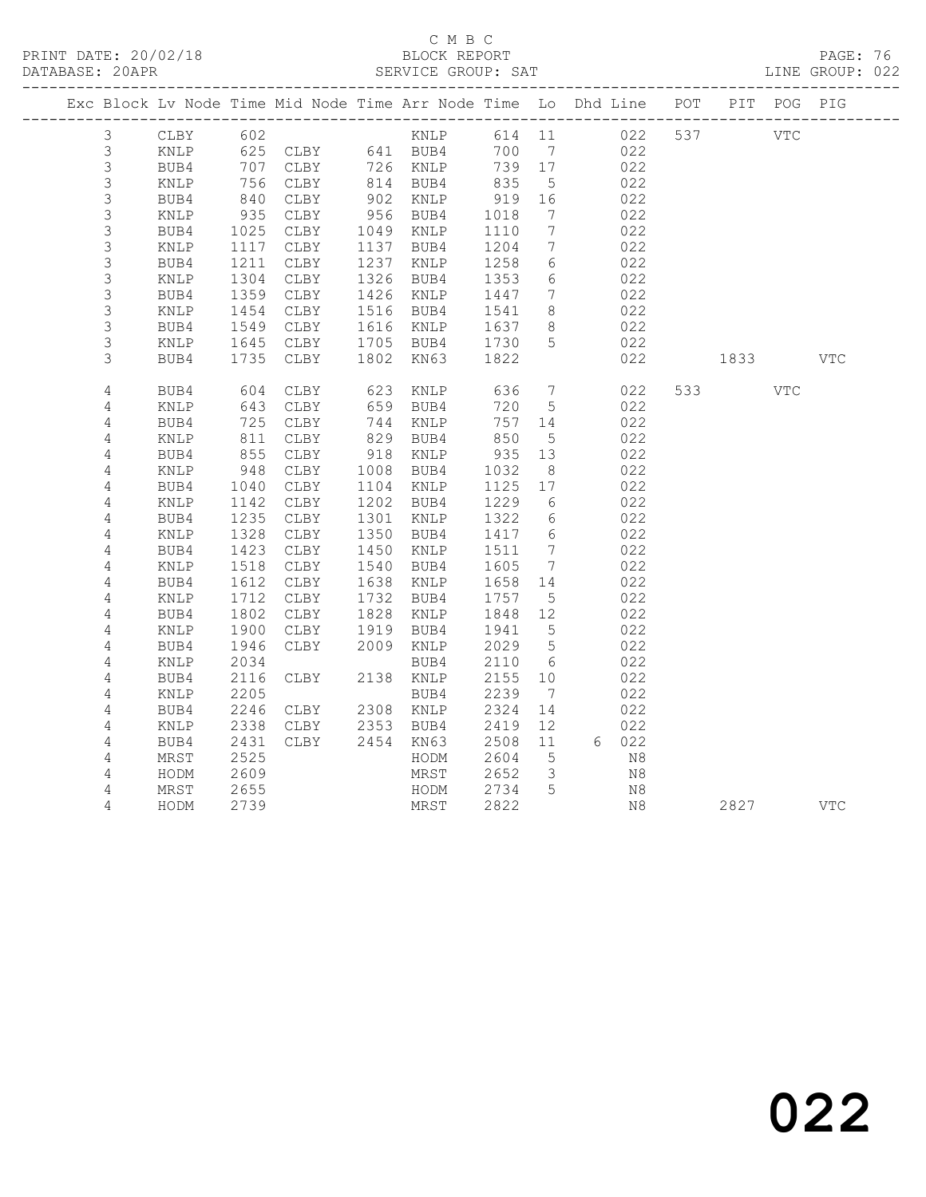C M B C
BLOCK REPORT
SERVICE GROUP: SAT

PRINT DATE: 20/02/18
DATABASE: 20APR
LINE GROUP: 022

| Exc | Block | Lv | Node | Time | Mid Node | Time | Arr Node | Time | Lo | Dhd | Line | POT | PIT | POG | PIG |
|---|---|---|---|---|---|---|---|---|---|---|---|---|---|---|---|
| | 3 | | CLBY | 602 | | | KNLP | 614 | 11 | | 022 | 537 | | VTC | |
| | 3 | | KNLP | 625 | CLBY | 641 | BUB4 | 700 | 7 | | 022 | | | | |
| | 3 | | BUB4 | 707 | CLBY | 726 | KNLP | 739 | 17 | | 022 | | | | |
| | 3 | | KNLP | 756 | CLBY | 814 | BUB4 | 835 | 5 | | 022 | | | | |
| | 3 | | BUB4 | 840 | CLBY | 902 | KNLP | 919 | 16 | | 022 | | | | |
| | 3 | | KNLP | 935 | CLBY | 956 | BUB4 | 1018 | 7 | | 022 | | | | |
| | 3 | | BUB4 | 1025 | CLBY | 1049 | KNLP | 1110 | 7 | | 022 | | | | |
| | 3 | | KNLP | 1117 | CLBY | 1137 | BUB4 | 1204 | 7 | | 022 | | | | |
| | 3 | | BUB4 | 1211 | CLBY | 1237 | KNLP | 1258 | 6 | | 022 | | | | |
| | 3 | | KNLP | 1304 | CLBY | 1326 | BUB4 | 1353 | 6 | | 022 | | | | |
| | 3 | | BUB4 | 1359 | CLBY | 1426 | KNLP | 1447 | 7 | | 022 | | | | |
| | 3 | | KNLP | 1454 | CLBY | 1516 | BUB4 | 1541 | 8 | | 022 | | | | |
| | 3 | | BUB4 | 1549 | CLBY | 1616 | KNLP | 1637 | 8 | | 022 | | | | |
| | 3 | | KNLP | 1645 | CLBY | 1705 | BUB4 | 1730 | 5 | | 022 | | | | |
| | 3 | | BUB4 | 1735 | CLBY | 1802 | KN63 | 1822 | | | 022 | | 1833 | | VTC |
| | 4 | | BUB4 | 604 | CLBY | 623 | KNLP | 636 | 7 | | 022 | 533 | | VTC | |
| | 4 | | KNLP | 643 | CLBY | 659 | BUB4 | 720 | 5 | | 022 | | | | |
| | 4 | | BUB4 | 725 | CLBY | 744 | KNLP | 757 | 14 | | 022 | | | | |
| | 4 | | KNLP | 811 | CLBY | 829 | BUB4 | 850 | 5 | | 022 | | | | |
| | 4 | | BUB4 | 855 | CLBY | 918 | KNLP | 935 | 13 | | 022 | | | | |
| | 4 | | KNLP | 948 | CLBY | 1008 | BUB4 | 1032 | 8 | | 022 | | | | |
| | 4 | | BUB4 | 1040 | CLBY | 1104 | KNLP | 1125 | 17 | | 022 | | | | |
| | 4 | | KNLP | 1142 | CLBY | 1202 | BUB4 | 1229 | 6 | | 022 | | | | |
| | 4 | | BUB4 | 1235 | CLBY | 1301 | KNLP | 1322 | 6 | | 022 | | | | |
| | 4 | | KNLP | 1328 | CLBY | 1350 | BUB4 | 1417 | 6 | | 022 | | | | |
| | 4 | | BUB4 | 1423 | CLBY | 1450 | KNLP | 1511 | 7 | | 022 | | | | |
| | 4 | | KNLP | 1518 | CLBY | 1540 | BUB4 | 1605 | 7 | | 022 | | | | |
| | 4 | | BUB4 | 1612 | CLBY | 1638 | KNLP | 1658 | 14 | | 022 | | | | |
| | 4 | | KNLP | 1712 | CLBY | 1732 | BUB4 | 1757 | 5 | | 022 | | | | |
| | 4 | | BUB4 | 1802 | CLBY | 1828 | KNLP | 1848 | 12 | | 022 | | | | |
| | 4 | | KNLP | 1900 | CLBY | 1919 | BUB4 | 1941 | 5 | | 022 | | | | |
| | 4 | | BUB4 | 1946 | CLBY | 2009 | KNLP | 2029 | 5 | | 022 | | | | |
| | 4 | | KNLP | 2034 | | | BUB4 | 2110 | 6 | | 022 | | | | |
| | 4 | | BUB4 | 2116 | CLBY | 2138 | KNLP | 2155 | 10 | | 022 | | | | |
| | 4 | | KNLP | 2205 | | | BUB4 | 2239 | 7 | | 022 | | | | |
| | 4 | | BUB4 | 2246 | CLBY | 2308 | KNLP | 2324 | 14 | | 022 | | | | |
| | 4 | | KNLP | 2338 | CLBY | 2353 | BUB4 | 2419 | 12 | | 022 | | | | |
| | 4 | | BUB4 | 2431 | CLBY | 2454 | KN63 | 2508 | 11 | 6 | 022 | | | | |
| | 4 | | MRST | 2525 | | | HODM | 2604 | 5 | | N8 | | | | |
| | 4 | | HODM | 2609 | | | MRST | 2652 | 3 | | N8 | | | | |
| | 4 | | MRST | 2655 | | | HODM | 2734 | 5 | | N8 | | | | |
| | 4 | | HODM | 2739 | | | MRST | 2822 | | | N8 | | 2827 | | VTC |

022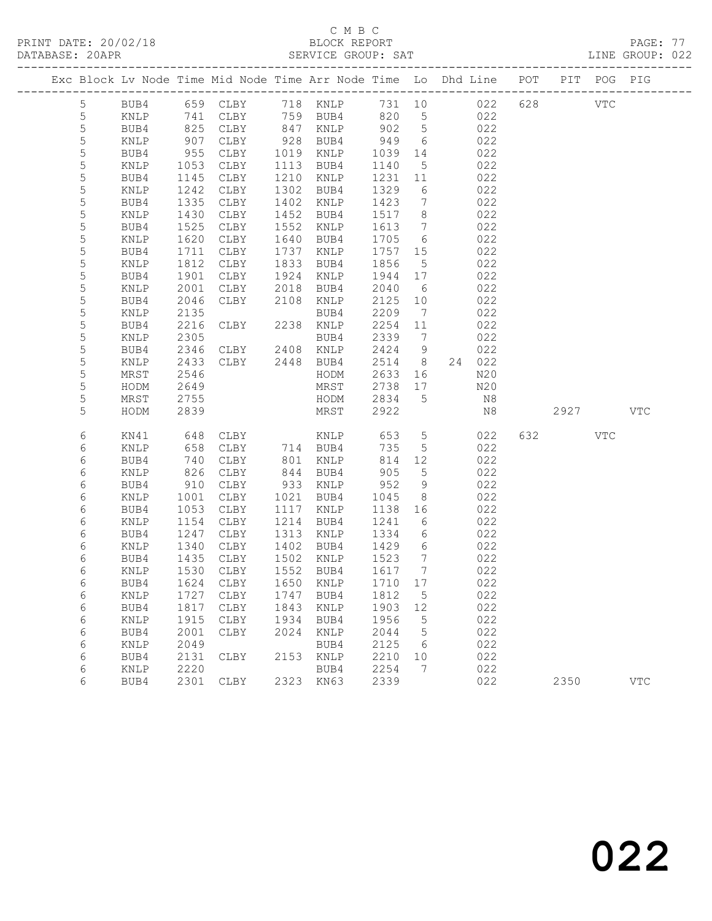C M B C
PRINT DATE: 20/02/18 BLOCK REPORT
DATABASE: 20APR SERVICE GROUP: SAT LINE GROUP: 022

| Exc | Block | Lv | Node | Time | Mid Node | Time | Arr Node | Time | Lo | Dhd | Line | POT | PIT | POG | PIG |
|---|---|---|---|---|---|---|---|---|---|---|---|---|---|---|---|
| | 5 | | BUB4 | 659 | CLBY | 718 | KNLP | 731 | 10 | | 022 | 628 | | VTC | |
| | 5 | | KNLP | 741 | CLBY | 759 | BUB4 | 820 | 5 | | 022 | | | | |
| | 5 | | BUB4 | 825 | CLBY | 847 | KNLP | 902 | 5 | | 022 | | | | |
| | 5 | | KNLP | 907 | CLBY | 928 | BUB4 | 949 | 6 | | 022 | | | | |
| | 5 | | BUB4 | 955 | CLBY | 1019 | KNLP | 1039 | 14 | | 022 | | | | |
| | 5 | | KNLP | 1053 | CLBY | 1113 | BUB4 | 1140 | 5 | | 022 | | | | |
| | 5 | | BUB4 | 1145 | CLBY | 1210 | KNLP | 1231 | 11 | | 022 | | | | |
| | 5 | | KNLP | 1242 | CLBY | 1302 | BUB4 | 1329 | 6 | | 022 | | | | |
| | 5 | | BUB4 | 1335 | CLBY | 1402 | KNLP | 1423 | 7 | | 022 | | | | |
| | 5 | | KNLP | 1430 | CLBY | 1452 | BUB4 | 1517 | 8 | | 022 | | | | |
| | 5 | | BUB4 | 1525 | CLBY | 1552 | KNLP | 1613 | 7 | | 022 | | | | |
| | 5 | | KNLP | 1620 | CLBY | 1640 | BUB4 | 1705 | 6 | | 022 | | | | |
| | 5 | | BUB4 | 1711 | CLBY | 1737 | KNLP | 1757 | 15 | | 022 | | | | |
| | 5 | | KNLP | 1812 | CLBY | 1833 | BUB4 | 1856 | 5 | | 022 | | | | |
| | 5 | | BUB4 | 1901 | CLBY | 1924 | KNLP | 1944 | 17 | | 022 | | | | |
| | 5 | | KNLP | 2001 | CLBY | 2018 | BUB4 | 2040 | 6 | | 022 | | | | |
| | 5 | | BUB4 | 2046 | CLBY | 2108 | KNLP | 2125 | 10 | | 022 | | | | |
| | 5 | | KNLP | 2135 | | | BUB4 | 2209 | 7 | | 022 | | | | |
| | 5 | | BUB4 | 2216 | CLBY | 2238 | KNLP | 2254 | 11 | | 022 | | | | |
| | 5 | | KNLP | 2305 | | | BUB4 | 2339 | 7 | | 022 | | | | |
| | 5 | | BUB4 | 2346 | CLBY | 2408 | KNLP | 2424 | 9 | | 022 | | | | |
| | 5 | | KNLP | 2433 | CLBY | 2448 | BUB4 | 2514 | 8 | 24 | 022 | | | | |
| | 5 | | MRST | 2546 | | | HODM | 2633 | 16 | | N20 | | | | |
| | 5 | | HODM | 2649 | | | MRST | 2738 | 17 | | N20 | | | | |
| | 5 | | MRST | 2755 | | | HODM | 2834 | 5 | | N8 | | | | |
| | 5 | | HODM | 2839 | | | MRST | 2922 | | | N8 | | 2927 | | VTC |
| | 6 | | KN41 | 648 | CLBY | | KNLP | 653 | 5 | | 022 | 632 | | VTC | |
| | 6 | | KNLP | 658 | CLBY | 714 | BUB4 | 735 | 5 | | 022 | | | | |
| | 6 | | BUB4 | 740 | CLBY | 801 | KNLP | 814 | 12 | | 022 | | | | |
| | 6 | | KNLP | 826 | CLBY | 844 | BUB4 | 905 | 5 | | 022 | | | | |
| | 6 | | BUB4 | 910 | CLBY | 933 | KNLP | 952 | 9 | | 022 | | | | |
| | 6 | | KNLP | 1001 | CLBY | 1021 | BUB4 | 1045 | 8 | | 022 | | | | |
| | 6 | | BUB4 | 1053 | CLBY | 1117 | KNLP | 1138 | 16 | | 022 | | | | |
| | 6 | | KNLP | 1154 | CLBY | 1214 | BUB4 | 1241 | 6 | | 022 | | | | |
| | 6 | | BUB4 | 1247 | CLBY | 1313 | KNLP | 1334 | 6 | | 022 | | | | |
| | 6 | | KNLP | 1340 | CLBY | 1402 | BUB4 | 1429 | 6 | | 022 | | | | |
| | 6 | | BUB4 | 1435 | CLBY | 1502 | KNLP | 1523 | 7 | | 022 | | | | |
| | 6 | | KNLP | 1530 | CLBY | 1552 | BUB4 | 1617 | 7 | | 022 | | | | |
| | 6 | | BUB4 | 1624 | CLBY | 1650 | KNLP | 1710 | 17 | | 022 | | | | |
| | 6 | | KNLP | 1727 | CLBY | 1747 | BUB4 | 1812 | 5 | | 022 | | | | |
| | 6 | | BUB4 | 1817 | CLBY | 1843 | KNLP | 1903 | 12 | | 022 | | | | |
| | 6 | | KNLP | 1915 | CLBY | 1934 | BUB4 | 1956 | 5 | | 022 | | | | |
| | 6 | | BUB4 | 2001 | CLBY | 2024 | KNLP | 2044 | 5 | | 022 | | | | |
| | 6 | | KNLP | 2049 | | | BUB4 | 2125 | 6 | | 022 | | | | |
| | 6 | | BUB4 | 2131 | CLBY | 2153 | KNLP | 2210 | 10 | | 022 | | | | |
| | 6 | | KNLP | 2220 | | | BUB4 | 2254 | 7 | | 022 | | | | |
| | 6 | | BUB4 | 2301 | CLBY | 2323 | KN63 | 2339 | | | 022 | | 2350 | | VTC |

022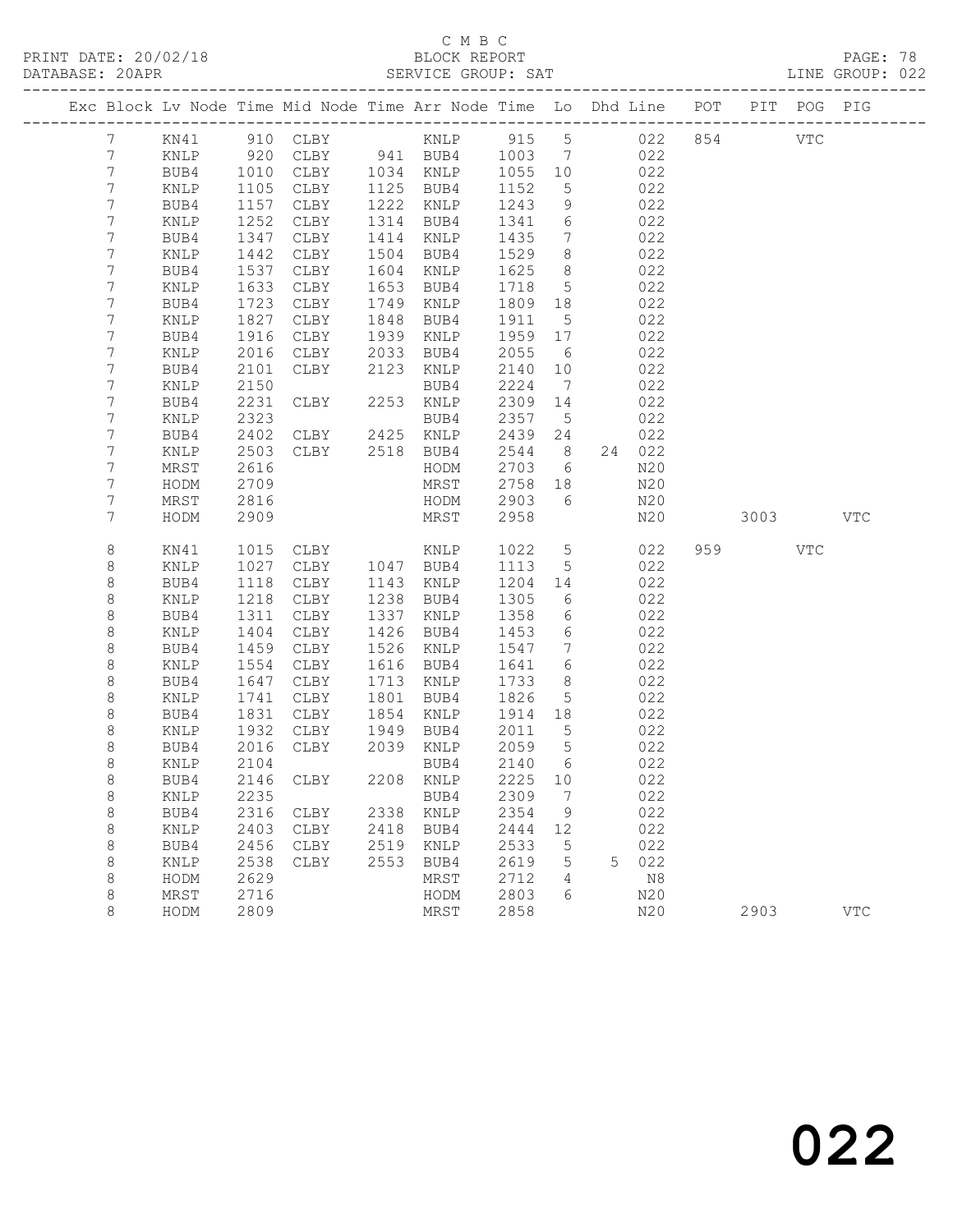C M B C

PRINT DATE: 20/02/18 BLOCK REPORT

DATABASE: 20APR SERVICE GROUP: SAT LINE GROUP: 022

| Exc | Block | Lv | Node | Time | Mid Node | Time | Arr Node | Time | Lo | Dhd | Line | POT | PIT | POG | PIG |
|---|---|---|---|---|---|---|---|---|---|---|---|---|---|---|---|
| | 7 | | KN41 | 910 | CLBY | | KNLP | 915 | 5 | | 022 | 854 | | VTC | |
| | 7 | | KNLP | 920 | CLBY | 941 | BUB4 | 1003 | 7 | | 022 | | | | |
| | 7 | | BUB4 | 1010 | CLBY | 1034 | KNLP | 1055 | 10 | | 022 | | | | |
| | 7 | | KNLP | 1105 | CLBY | 1125 | BUB4 | 1152 | 5 | | 022 | | | | |
| | 7 | | BUB4 | 1157 | CLBY | 1222 | KNLP | 1243 | 9 | | 022 | | | | |
| | 7 | | KNLP | 1252 | CLBY | 1314 | BUB4 | 1341 | 6 | | 022 | | | | |
| | 7 | | BUB4 | 1347 | CLBY | 1414 | KNLP | 1435 | 7 | | 022 | | | | |
| | 7 | | KNLP | 1442 | CLBY | 1504 | BUB4 | 1529 | 8 | | 022 | | | | |
| | 7 | | BUB4 | 1537 | CLBY | 1604 | KNLP | 1625 | 8 | | 022 | | | | |
| | 7 | | KNLP | 1633 | CLBY | 1653 | BUB4 | 1718 | 5 | | 022 | | | | |
| | 7 | | BUB4 | 1723 | CLBY | 1749 | KNLP | 1809 | 18 | | 022 | | | | |
| | 7 | | KNLP | 1827 | CLBY | 1848 | BUB4 | 1911 | 5 | | 022 | | | | |
| | 7 | | BUB4 | 1916 | CLBY | 1939 | KNLP | 1959 | 17 | | 022 | | | | |
| | 7 | | KNLP | 2016 | CLBY | 2033 | BUB4 | 2055 | 6 | | 022 | | | | |
| | 7 | | BUB4 | 2101 | CLBY | 2123 | KNLP | 2140 | 10 | | 022 | | | | |
| | 7 | | KNLP | 2150 | | | BUB4 | 2224 | 7 | | 022 | | | | |
| | 7 | | BUB4 | 2231 | CLBY | 2253 | KNLP | 2309 | 14 | | 022 | | | | |
| | 7 | | KNLP | 2323 | | | BUB4 | 2357 | 5 | | 022 | | | | |
| | 7 | | BUB4 | 2402 | CLBY | 2425 | KNLP | 2439 | 24 | | 022 | | | | |
| | 7 | | KNLP | 2503 | CLBY | 2518 | BUB4 | 2544 | 8 | 24 | 022 | | | | |
| | 7 | | MRST | 2616 | | | HODM | 2703 | 6 | | N20 | | | | |
| | 7 | | HODM | 2709 | | | MRST | 2758 | 18 | | N20 | | | | |
| | 7 | | MRST | 2816 | | | HODM | 2903 | 6 | | N20 | | | | |
| | 7 | | HODM | 2909 | | | MRST | 2958 | | | N20 | | 3003 | | VTC |
| | 8 | | KN41 | 1015 | CLBY | | KNLP | 1022 | 5 | | 022 | 959 | | VTC | |
| | 8 | | KNLP | 1027 | CLBY | 1047 | BUB4 | 1113 | 5 | | 022 | | | | |
| | 8 | | BUB4 | 1118 | CLBY | 1143 | KNLP | 1204 | 14 | | 022 | | | | |
| | 8 | | KNLP | 1218 | CLBY | 1238 | BUB4 | 1305 | 6 | | 022 | | | | |
| | 8 | | BUB4 | 1311 | CLBY | 1337 | KNLP | 1358 | 6 | | 022 | | | | |
| | 8 | | KNLP | 1404 | CLBY | 1426 | BUB4 | 1453 | 6 | | 022 | | | | |
| | 8 | | BUB4 | 1459 | CLBY | 1526 | KNLP | 1547 | 7 | | 022 | | | | |
| | 8 | | KNLP | 1554 | CLBY | 1616 | BUB4 | 1641 | 6 | | 022 | | | | |
| | 8 | | BUB4 | 1647 | CLBY | 1713 | KNLP | 1733 | 8 | | 022 | | | | |
| | 8 | | KNLP | 1741 | CLBY | 1801 | BUB4 | 1826 | 5 | | 022 | | | | |
| | 8 | | BUB4 | 1831 | CLBY | 1854 | KNLP | 1914 | 18 | | 022 | | | | |
| | 8 | | KNLP | 1932 | CLBY | 1949 | BUB4 | 2011 | 5 | | 022 | | | | |
| | 8 | | BUB4 | 2016 | CLBY | 2039 | KNLP | 2059 | 5 | | 022 | | | | |
| | 8 | | KNLP | 2104 | | | BUB4 | 2140 | 6 | | 022 | | | | |
| | 8 | | BUB4 | 2146 | CLBY | 2208 | KNLP | 2225 | 10 | | 022 | | | | |
| | 8 | | KNLP | 2235 | | | BUB4 | 2309 | 7 | | 022 | | | | |
| | 8 | | BUB4 | 2316 | CLBY | 2338 | KNLP | 2354 | 9 | | 022 | | | | |
| | 8 | | KNLP | 2403 | CLBY | 2418 | BUB4 | 2444 | 12 | | 022 | | | | |
| | 8 | | BUB4 | 2456 | CLBY | 2519 | KNLP | 2533 | 5 | | 022 | | | | |
| | 8 | | KNLP | 2538 | CLBY | 2553 | BUB4 | 2619 | 5 | 5 | 022 | | | | |
| | 8 | | HODM | 2629 | | | MRST | 2712 | 4 | | N8 | | | | |
| | 8 | | MRST | 2716 | | | HODM | 2803 | 6 | | N20 | | | | |
| | 8 | | HODM | 2809 | | | MRST | 2858 | | | N20 | | 2903 | | VTC |

022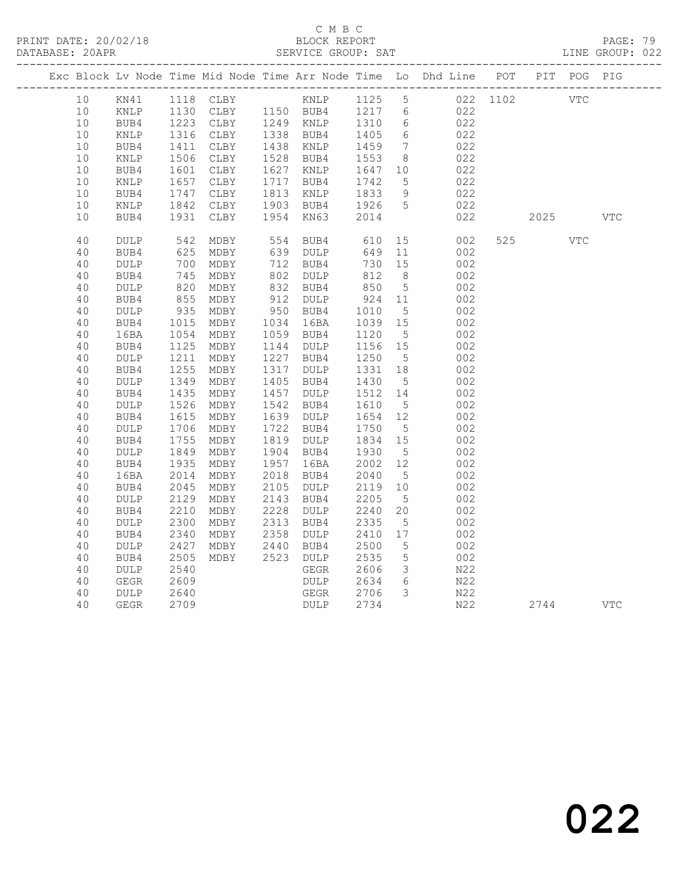C M B C
BLOCK REPORT
SERVICE GROUP: SAT

PRINT DATE: 20/02/18
DATABASE: 20APR
LINE GROUP: 022

| Exc | Block | Lv | Node | Time | Mid Node | Time | Arr Node | Time | Lo | Dhd Line | POT | PIT | POG | PIG |
|---|---|---|---|---|---|---|---|---|---|---|---|---|---|---|
| | 10 | | KN41 | 1118 | CLBY | | KNLP | 1125 | 5 | 022 | 1102 | | VTC | |
| | 10 | | KNLP | 1130 | CLBY | 1150 | BUB4 | 1217 | 6 | 022 | | | | |
| | 10 | | BUB4 | 1223 | CLBY | 1249 | KNLP | 1310 | 6 | 022 | | | | |
| | 10 | | KNLP | 1316 | CLBY | 1338 | BUB4 | 1405 | 6 | 022 | | | | |
| | 10 | | BUB4 | 1411 | CLBY | 1438 | KNLP | 1459 | 7 | 022 | | | | |
| | 10 | | KNLP | 1506 | CLBY | 1528 | BUB4 | 1553 | 8 | 022 | | | | |
| | 10 | | BUB4 | 1601 | CLBY | 1627 | KNLP | 1647 | 10 | 022 | | | | |
| | 10 | | KNLP | 1657 | CLBY | 1717 | BUB4 | 1742 | 5 | 022 | | | | |
| | 10 | | BUB4 | 1747 | CLBY | 1813 | KNLP | 1833 | 9 | 022 | | | | |
| | 10 | | KNLP | 1842 | CLBY | 1903 | BUB4 | 1926 | 5 | 022 | | | | |
| | 10 | | BUB4 | 1931 | CLBY | 1954 | KN63 | 2014 | | 022 | | 2025 | | VTC |
| | 40 | | DULP | 542 | MDBY | 554 | BUB4 | 610 | 15 | 002 | 525 | | VTC | |
| | 40 | | BUB4 | 625 | MDBY | 639 | DULP | 649 | 11 | 002 | | | | |
| | 40 | | DULP | 700 | MDBY | 712 | BUB4 | 730 | 15 | 002 | | | | |
| | 40 | | BUB4 | 745 | MDBY | 802 | DULP | 812 | 8 | 002 | | | | |
| | 40 | | DULP | 820 | MDBY | 832 | BUB4 | 850 | 5 | 002 | | | | |
| | 40 | | BUB4 | 855 | MDBY | 912 | DULP | 924 | 11 | 002 | | | | |
| | 40 | | DULP | 935 | MDBY | 950 | BUB4 | 1010 | 5 | 002 | | | | |
| | 40 | | BUB4 | 1015 | MDBY | 1034 | 16BA | 1039 | 15 | 002 | | | | |
| | 40 | | 16BA | 1054 | MDBY | 1059 | BUB4 | 1120 | 5 | 002 | | | | |
| | 40 | | BUB4 | 1125 | MDBY | 1144 | DULP | 1156 | 15 | 002 | | | | |
| | 40 | | DULP | 1211 | MDBY | 1227 | BUB4 | 1250 | 5 | 002 | | | | |
| | 40 | | BUB4 | 1255 | MDBY | 1317 | DULP | 1331 | 18 | 002 | | | | |
| | 40 | | DULP | 1349 | MDBY | 1405 | BUB4 | 1430 | 5 | 002 | | | | |
| | 40 | | BUB4 | 1435 | MDBY | 1457 | DULP | 1512 | 14 | 002 | | | | |
| | 40 | | DULP | 1526 | MDBY | 1542 | BUB4 | 1610 | 5 | 002 | | | | |
| | 40 | | BUB4 | 1615 | MDBY | 1639 | DULP | 1654 | 12 | 002 | | | | |
| | 40 | | DULP | 1706 | MDBY | 1722 | BUB4 | 1750 | 5 | 002 | | | | |
| | 40 | | BUB4 | 1755 | MDBY | 1819 | DULP | 1834 | 15 | 002 | | | | |
| | 40 | | DULP | 1849 | MDBY | 1904 | BUB4 | 1930 | 5 | 002 | | | | |
| | 40 | | BUB4 | 1935 | MDBY | 1957 | 16BA | 2002 | 12 | 002 | | | | |
| | 40 | | 16BA | 2014 | MDBY | 2018 | BUB4 | 2040 | 5 | 002 | | | | |
| | 40 | | BUB4 | 2045 | MDBY | 2105 | DULP | 2119 | 10 | 002 | | | | |
| | 40 | | DULP | 2129 | MDBY | 2143 | BUB4 | 2205 | 5 | 002 | | | | |
| | 40 | | BUB4 | 2210 | MDBY | 2228 | DULP | 2240 | 20 | 002 | | | | |
| | 40 | | DULP | 2300 | MDBY | 2313 | BUB4 | 2335 | 5 | 002 | | | | |
| | 40 | | BUB4 | 2340 | MDBY | 2358 | DULP | 2410 | 17 | 002 | | | | |
| | 40 | | DULP | 2427 | MDBY | 2440 | BUB4 | 2500 | 5 | 002 | | | | |
| | 40 | | BUB4 | 2505 | MDBY | 2523 | DULP | 2535 | 5 | 002 | | | | |
| | 40 | | DULP | 2540 | | | GEGR | 2606 | 3 | N22 | | | | |
| | 40 | | GEGR | 2609 | | | DULP | 2634 | 6 | N22 | | | | |
| | 40 | | DULP | 2640 | | | GEGR | 2706 | 3 | N22 | | | | |
| | 40 | | GEGR | 2709 | | | DULP | 2734 | | N22 | | 2744 | | VTC |

022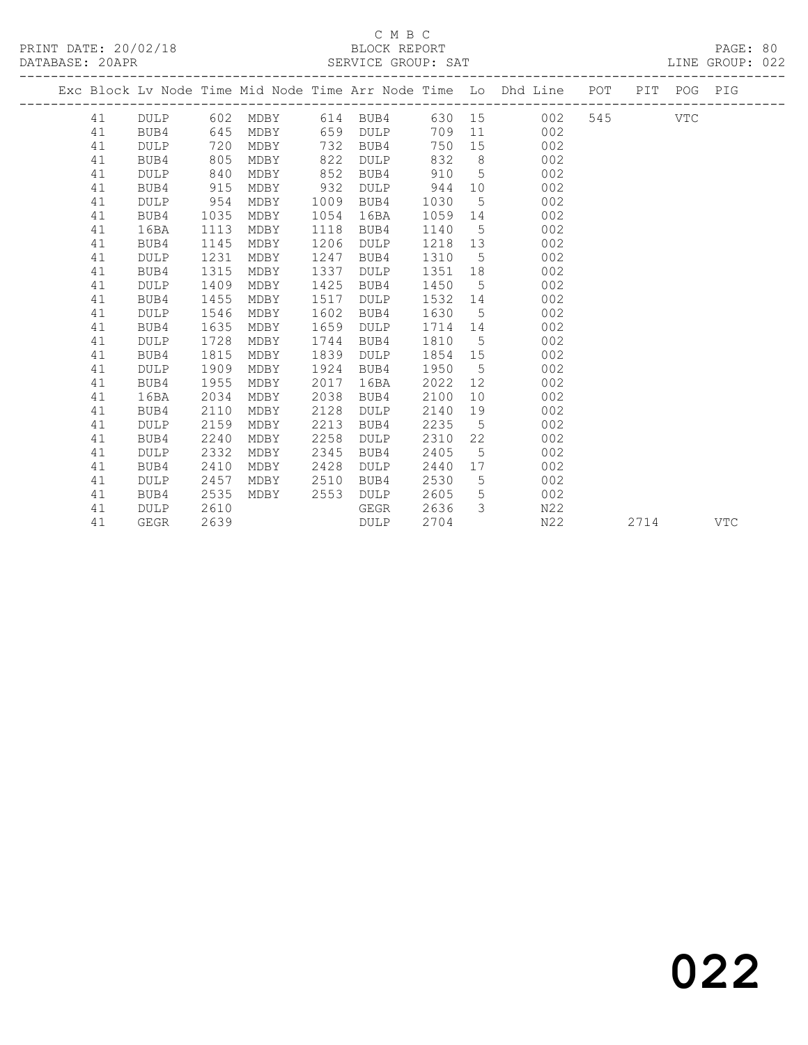C M B C

PRINT DATE: 20/02/18 BLOCK REPORT

DATABASE: 20APR SERVICE GROUP: SAT LINE GROUP: 022

| Exc | Block | Lv Node | Time | Mid Node | Time | Arr Node | Time | Lo | Dhd Line | POT | PIT | POG | PIG |
|---|---|---|---|---|---|---|---|---|---|---|---|---|---|
| | 41 | DULP | 602 | MDBY | 614 | BUB4 | 630 | 15 | 002 | 545 | | VTC | |
| | 41 | BUB4 | 645 | MDBY | 659 | DULP | 709 | 11 | 002 | | | | |
| | 41 | DULP | 720 | MDBY | 732 | BUB4 | 750 | 15 | 002 | | | | |
| | 41 | BUB4 | 805 | MDBY | 822 | DULP | 832 | 8 | 002 | | | | |
| | 41 | DULP | 840 | MDBY | 852 | BUB4 | 910 | 5 | 002 | | | | |
| | 41 | BUB4 | 915 | MDBY | 932 | DULP | 944 | 10 | 002 | | | | |
| | 41 | DULP | 954 | MDBY | 1009 | BUB4 | 1030 | 5 | 002 | | | | |
| | 41 | BUB4 | 1035 | MDBY | 1054 | 16BA | 1059 | 14 | 002 | | | | |
| | 41 | 16BA | 1113 | MDBY | 1118 | BUB4 | 1140 | 5 | 002 | | | | |
| | 41 | BUB4 | 1145 | MDBY | 1206 | DULP | 1218 | 13 | 002 | | | | |
| | 41 | DULP | 1231 | MDBY | 1247 | BUB4 | 1310 | 5 | 002 | | | | |
| | 41 | BUB4 | 1315 | MDBY | 1337 | DULP | 1351 | 18 | 002 | | | | |
| | 41 | DULP | 1409 | MDBY | 1425 | BUB4 | 1450 | 5 | 002 | | | | |
| | 41 | BUB4 | 1455 | MDBY | 1517 | DULP | 1532 | 14 | 002 | | | | |
| | 41 | DULP | 1546 | MDBY | 1602 | BUB4 | 1630 | 5 | 002 | | | | |
| | 41 | BUB4 | 1635 | MDBY | 1659 | DULP | 1714 | 14 | 002 | | | | |
| | 41 | DULP | 1728 | MDBY | 1744 | BUB4 | 1810 | 5 | 002 | | | | |
| | 41 | BUB4 | 1815 | MDBY | 1839 | DULP | 1854 | 15 | 002 | | | | |
| | 41 | DULP | 1909 | MDBY | 1924 | BUB4 | 1950 | 5 | 002 | | | | |
| | 41 | BUB4 | 1955 | MDBY | 2017 | 16BA | 2022 | 12 | 002 | | | | |
| | 41 | 16BA | 2034 | MDBY | 2038 | BUB4 | 2100 | 10 | 002 | | | | |
| | 41 | BUB4 | 2110 | MDBY | 2128 | DULP | 2140 | 19 | 002 | | | | |
| | 41 | DULP | 2159 | MDBY | 2213 | BUB4 | 2235 | 5 | 002 | | | | |
| | 41 | BUB4 | 2240 | MDBY | 2258 | DULP | 2310 | 22 | 002 | | | | |
| | 41 | DULP | 2332 | MDBY | 2345 | BUB4 | 2405 | 5 | 002 | | | | |
| | 41 | BUB4 | 2410 | MDBY | 2428 | DULP | 2440 | 17 | 002 | | | | |
| | 41 | DULP | 2457 | MDBY | 2510 | BUB4 | 2530 | 5 | 002 | | | | |
| | 41 | BUB4 | 2535 | MDBY | 2553 | DULP | 2605 | 5 | 002 | | | | |
| | 41 | DULP | 2610 | | | GEGR | 2636 | 3 | N22 | | | | |
| | 41 | GEGR | 2639 | | | DULP | 2704 | | N22 | | 2714 | | VTC |

022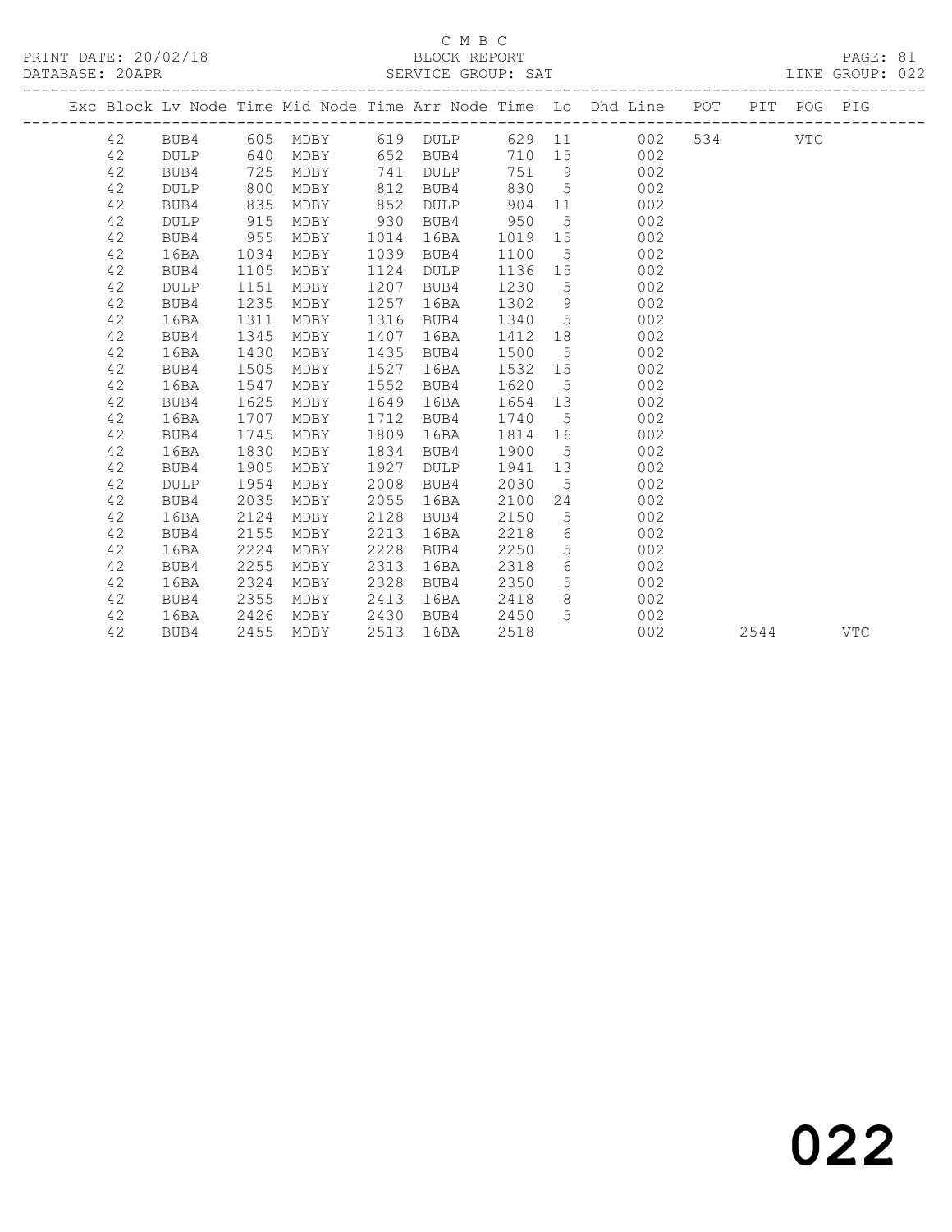C M B C

PRINT DATE: 20/02/18 BLOCK REPORT

DATABASE: 20APR SERVICE GROUP: SAT LINE GROUP: 022

| Exc | Block | Lv | Node | Time | Mid Node | Time | Arr Node | Time | Lo | Dhd Line | POT | PIT | POG | PIG |
|---|---|---|---|---|---|---|---|---|---|---|---|---|---|---|
| | 42 | | BUB4 | 605 | MDBY | 619 | DULP | 629 | 11 | 002 | 534 | | VTC | |
| | 42 | | DULP | 640 | MDBY | 652 | BUB4 | 710 | 15 | 002 | | | | |
| | 42 | | BUB4 | 725 | MDBY | 741 | DULP | 751 | 9 | 002 | | | | |
| | 42 | | DULP | 800 | MDBY | 812 | BUB4 | 830 | 5 | 002 | | | | |
| | 42 | | BUB4 | 835 | MDBY | 852 | DULP | 904 | 11 | 002 | | | | |
| | 42 | | DULP | 915 | MDBY | 930 | BUB4 | 950 | 5 | 002 | | | | |
| | 42 | | BUB4 | 955 | MDBY | 1014 | 16BA | 1019 | 15 | 002 | | | | |
| | 42 | | 16BA | 1034 | MDBY | 1039 | BUB4 | 1100 | 5 | 002 | | | | |
| | 42 | | BUB4 | 1105 | MDBY | 1124 | DULP | 1136 | 15 | 002 | | | | |
| | 42 | | DULP | 1151 | MDBY | 1207 | BUB4 | 1230 | 5 | 002 | | | | |
| | 42 | | BUB4 | 1235 | MDBY | 1257 | 16BA | 1302 | 9 | 002 | | | | |
| | 42 | | 16BA | 1311 | MDBY | 1316 | BUB4 | 1340 | 5 | 002 | | | | |
| | 42 | | BUB4 | 1345 | MDBY | 1407 | 16BA | 1412 | 18 | 002 | | | | |
| | 42 | | 16BA | 1430 | MDBY | 1435 | BUB4 | 1500 | 5 | 002 | | | | |
| | 42 | | BUB4 | 1505 | MDBY | 1527 | 16BA | 1532 | 15 | 002 | | | | |
| | 42 | | 16BA | 1547 | MDBY | 1552 | BUB4 | 1620 | 5 | 002 | | | | |
| | 42 | | BUB4 | 1625 | MDBY | 1649 | 16BA | 1654 | 13 | 002 | | | | |
| | 42 | | 16BA | 1707 | MDBY | 1712 | BUB4 | 1740 | 5 | 002 | | | | |
| | 42 | | BUB4 | 1745 | MDBY | 1809 | 16BA | 1814 | 16 | 002 | | | | |
| | 42 | | 16BA | 1830 | MDBY | 1834 | BUB4 | 1900 | 5 | 002 | | | | |
| | 42 | | BUB4 | 1905 | MDBY | 1927 | DULP | 1941 | 13 | 002 | | | | |
| | 42 | | DULP | 1954 | MDBY | 2008 | BUB4 | 2030 | 5 | 002 | | | | |
| | 42 | | BUB4 | 2035 | MDBY | 2055 | 16BA | 2100 | 24 | 002 | | | | |
| | 42 | | 16BA | 2124 | MDBY | 2128 | BUB4 | 2150 | 5 | 002 | | | | |
| | 42 | | BUB4 | 2155 | MDBY | 2213 | 16BA | 2218 | 6 | 002 | | | | |
| | 42 | | 16BA | 2224 | MDBY | 2228 | BUB4 | 2250 | 5 | 002 | | | | |
| | 42 | | BUB4 | 2255 | MDBY | 2313 | 16BA | 2318 | 6 | 002 | | | | |
| | 42 | | 16BA | 2324 | MDBY | 2328 | BUB4 | 2350 | 5 | 002 | | | | |
| | 42 | | BUB4 | 2355 | MDBY | 2413 | 16BA | 2418 | 8 | 002 | | | | |
| | 42 | | 16BA | 2426 | MDBY | 2430 | BUB4 | 2450 | 5 | 002 | | | | |
| | 42 | | BUB4 | 2455 | MDBY | 2513 | 16BA | 2518 | | 002 | | 2544 | | VTC |

022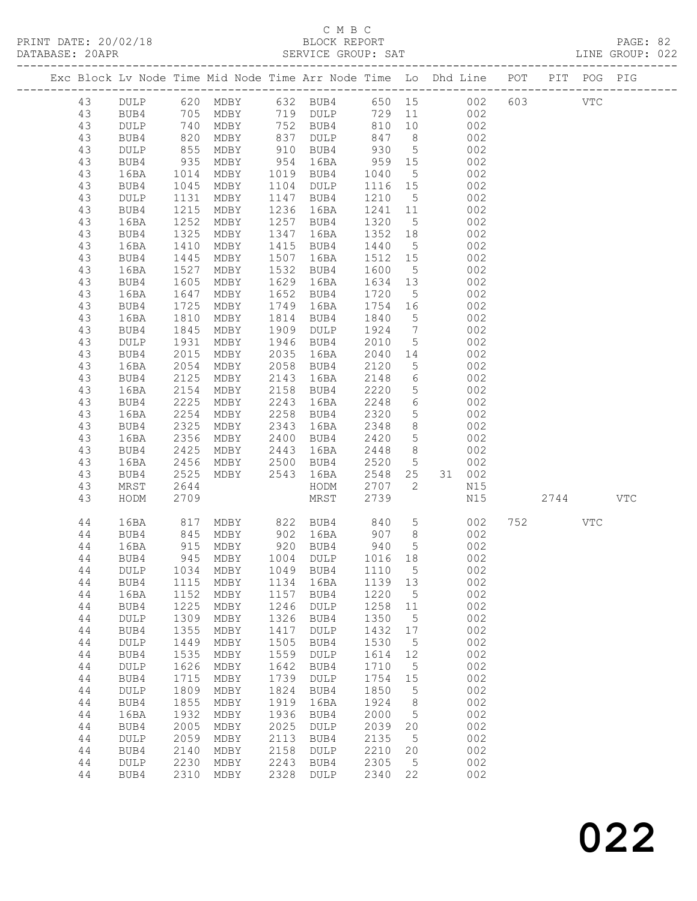C M B C

PRINT DATE: 20/02/18 BLOCK REPORT

DATABASE: 20APR SERVICE GROUP: SAT LINE GROUP: 022

| Exc | Block | Lv | Node | Time | Mid Node | Time | Arr Node | Time | Lo | Dhd | Line | POT | PIT | POG | PIG |
|---|---|---|---|---|---|---|---|---|---|---|---|---|---|---|---|
| | 43 | | DULP | 620 | MDBY | 632 | BUB4 | 650 | 15 | | 002 | 603 | | VTC | |
| | 43 | | BUB4 | 705 | MDBY | 719 | DULP | 729 | 11 | | 002 | | | | |
| | 43 | | DULP | 740 | MDBY | 752 | BUB4 | 810 | 10 | | 002 | | | | |
| | 43 | | BUB4 | 820 | MDBY | 837 | DULP | 847 | 8 | | 002 | | | | |
| | 43 | | DULP | 855 | MDBY | 910 | BUB4 | 930 | 5 | | 002 | | | | |
| | 43 | | BUB4 | 935 | MDBY | 954 | 16BA | 959 | 15 | | 002 | | | | |
| | 43 | | 16BA | 1014 | MDBY | 1019 | BUB4 | 1040 | 5 | | 002 | | | | |
| | 43 | | BUB4 | 1045 | MDBY | 1104 | DULP | 1116 | 15 | | 002 | | | | |
| | 43 | | DULP | 1131 | MDBY | 1147 | BUB4 | 1210 | 5 | | 002 | | | | |
| | 43 | | BUB4 | 1215 | MDBY | 1236 | 16BA | 1241 | 11 | | 002 | | | | |
| | 43 | | 16BA | 1252 | MDBY | 1257 | BUB4 | 1320 | 5 | | 002 | | | | |
| | 43 | | BUB4 | 1325 | MDBY | 1347 | 16BA | 1352 | 18 | | 002 | | | | |
| | 43 | | 16BA | 1410 | MDBY | 1415 | BUB4 | 1440 | 5 | | 002 | | | | |
| | 43 | | BUB4 | 1445 | MDBY | 1507 | 16BA | 1512 | 15 | | 002 | | | | |
| | 43 | | 16BA | 1527 | MDBY | 1532 | BUB4 | 1600 | 5 | | 002 | | | | |
| | 43 | | BUB4 | 1605 | MDBY | 1629 | 16BA | 1634 | 13 | | 002 | | | | |
| | 43 | | 16BA | 1647 | MDBY | 1652 | BUB4 | 1720 | 5 | | 002 | | | | |
| | 43 | | BUB4 | 1725 | MDBY | 1749 | 16BA | 1754 | 16 | | 002 | | | | |
| | 43 | | 16BA | 1810 | MDBY | 1814 | BUB4 | 1840 | 5 | | 002 | | | | |
| | 43 | | BUB4 | 1845 | MDBY | 1909 | DULP | 1924 | 7 | | 002 | | | | |
| | 43 | | DULP | 1931 | MDBY | 1946 | BUB4 | 2010 | 5 | | 002 | | | | |
| | 43 | | BUB4 | 2015 | MDBY | 2035 | 16BA | 2040 | 14 | | 002 | | | | |
| | 43 | | 16BA | 2054 | MDBY | 2058 | BUB4 | 2120 | 5 | | 002 | | | | |
| | 43 | | BUB4 | 2125 | MDBY | 2143 | 16BA | 2148 | 6 | | 002 | | | | |
| | 43 | | 16BA | 2154 | MDBY | 2158 | BUB4 | 2220 | 5 | | 002 | | | | |
| | 43 | | BUB4 | 2225 | MDBY | 2243 | 16BA | 2248 | 6 | | 002 | | | | |
| | 43 | | 16BA | 2254 | MDBY | 2258 | BUB4 | 2320 | 5 | | 002 | | | | |
| | 43 | | BUB4 | 2325 | MDBY | 2343 | 16BA | 2348 | 8 | | 002 | | | | |
| | 43 | | 16BA | 2356 | MDBY | 2400 | BUB4 | 2420 | 5 | | 002 | | | | |
| | 43 | | BUB4 | 2425 | MDBY | 2443 | 16BA | 2448 | 8 | | 002 | | | | |
| | 43 | | 16BA | 2456 | MDBY | 2500 | BUB4 | 2520 | 5 | | 002 | | | | |
| | 43 | | BUB4 | 2525 | MDBY | 2543 | 16BA | 2548 | 25 | 31 | 002 | | | | |
| | 43 | | MRST | 2644 | | | HODM | 2707 | 2 | | N15 | | | | |
| | 43 | | HODM | 2709 | | | MRST | 2739 | | | N15 | | 2744 | | VTC |
| | 44 | | 16BA | 817 | MDBY | 822 | BUB4 | 840 | 5 | | 002 | 752 | | VTC | |
| | 44 | | BUB4 | 845 | MDBY | 902 | 16BA | 907 | 8 | | 002 | | | | |
| | 44 | | 16BA | 915 | MDBY | 920 | BUB4 | 940 | 5 | | 002 | | | | |
| | 44 | | BUB4 | 945 | MDBY | 1004 | DULP | 1016 | 18 | | 002 | | | | |
| | 44 | | DULP | 1034 | MDBY | 1049 | BUB4 | 1110 | 5 | | 002 | | | | |
| | 44 | | BUB4 | 1115 | MDBY | 1134 | 16BA | 1139 | 13 | | 002 | | | | |
| | 44 | | 16BA | 1152 | MDBY | 1157 | BUB4 | 1220 | 5 | | 002 | | | | |
| | 44 | | BUB4 | 1225 | MDBY | 1246 | DULP | 1258 | 11 | | 002 | | | | |
| | 44 | | DULP | 1309 | MDBY | 1326 | BUB4 | 1350 | 5 | | 002 | | | | |
| | 44 | | BUB4 | 1355 | MDBY | 1417 | DULP | 1432 | 17 | | 002 | | | | |
| | 44 | | DULP | 1449 | MDBY | 1505 | BUB4 | 1530 | 5 | | 002 | | | | |
| | 44 | | BUB4 | 1535 | MDBY | 1559 | DULP | 1614 | 12 | | 002 | | | | |
| | 44 | | DULP | 1626 | MDBY | 1642 | BUB4 | 1710 | 5 | | 002 | | | | |
| | 44 | | BUB4 | 1715 | MDBY | 1739 | DULP | 1754 | 15 | | 002 | | | | |
| | 44 | | DULP | 1809 | MDBY | 1824 | BUB4 | 1850 | 5 | | 002 | | | | |
| | 44 | | BUB4 | 1855 | MDBY | 1919 | 16BA | 1924 | 8 | | 002 | | | | |
| | 44 | | 16BA | 1932 | MDBY | 1936 | BUB4 | 2000 | 5 | | 002 | | | | |
| | 44 | | BUB4 | 2005 | MDBY | 2025 | DULP | 2039 | 20 | | 002 | | | | |
| | 44 | | DULP | 2059 | MDBY | 2113 | BUB4 | 2135 | 5 | | 002 | | | | |
| | 44 | | BUB4 | 2140 | MDBY | 2158 | DULP | 2210 | 20 | | 002 | | | | |
| | 44 | | DULP | 2230 | MDBY | 2243 | BUB4 | 2305 | 5 | | 002 | | | | |
| | 44 | | BUB4 | 2310 | MDBY | 2328 | DULP | 2340 | 22 | | 002 | | | | |

# 022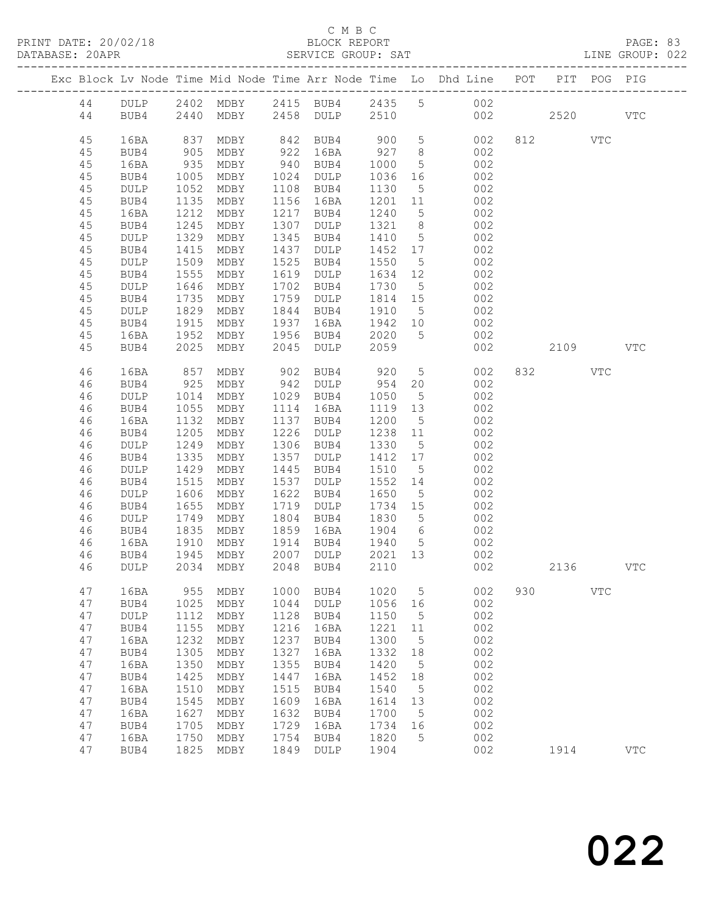C M B C

PRINT DATE: 20/02/18 BLOCK REPORT
DATABASE: 20APR SERVICE GROUP: SAT LINE GROUP: 022

| Exc | Block | Lv | Node | Time | Mid Node | Time | Arr Node | Time | Lo | Dhd Line | POT | PIT | POG | PIG |
|---|---|---|---|---|---|---|---|---|---|---|---|---|---|---|
| | 44 | | DULP | 2402 | MDBY | 2415 | BUB4 | 2435 | 5 | 002 | | | | |
| | 44 | | BUB4 | 2440 | MDBY | 2458 | DULP | 2510 | | 002 | | 2520 | | VTC |
| | 45 | | 16BA | 837 | MDBY | 842 | BUB4 | 900 | 5 | 002 | 812 | | VTC | |
| | 45 | | BUB4 | 905 | MDBY | 922 | 16BA | 927 | 8 | 002 | | | | |
| | 45 | | 16BA | 935 | MDBY | 940 | BUB4 | 1000 | 5 | 002 | | | | |
| | 45 | | BUB4 | 1005 | MDBY | 1024 | DULP | 1036 | 16 | 002 | | | | |
| | 45 | | DULP | 1052 | MDBY | 1108 | BUB4 | 1130 | 5 | 002 | | | | |
| | 45 | | BUB4 | 1135 | MDBY | 1156 | 16BA | 1201 | 11 | 002 | | | | |
| | 45 | | 16BA | 1212 | MDBY | 1217 | BUB4 | 1240 | 5 | 002 | | | | |
| | 45 | | BUB4 | 1245 | MDBY | 1307 | DULP | 1321 | 8 | 002 | | | | |
| | 45 | | DULP | 1329 | MDBY | 1345 | BUB4 | 1410 | 5 | 002 | | | | |
| | 45 | | BUB4 | 1415 | MDBY | 1437 | DULP | 1452 | 17 | 002 | | | | |
| | 45 | | DULP | 1509 | MDBY | 1525 | BUB4 | 1550 | 5 | 002 | | | | |
| | 45 | | BUB4 | 1555 | MDBY | 1619 | DULP | 1634 | 12 | 002 | | | | |
| | 45 | | DULP | 1646 | MDBY | 1702 | BUB4 | 1730 | 5 | 002 | | | | |
| | 45 | | BUB4 | 1735 | MDBY | 1759 | DULP | 1814 | 15 | 002 | | | | |
| | 45 | | DULP | 1829 | MDBY | 1844 | BUB4 | 1910 | 5 | 002 | | | | |
| | 45 | | BUB4 | 1915 | MDBY | 1937 | 16BA | 1942 | 10 | 002 | | | | |
| | 45 | | 16BA | 1952 | MDBY | 1956 | BUB4 | 2020 | 5 | 002 | | | | |
| | 45 | | BUB4 | 2025 | MDBY | 2045 | DULP | 2059 | | 002 | | 2109 | | VTC |
| | 46 | | 16BA | 857 | MDBY | 902 | BUB4 | 920 | 5 | 002 | 832 | | VTC | |
| | 46 | | BUB4 | 925 | MDBY | 942 | DULP | 954 | 20 | 002 | | | | |
| | 46 | | DULP | 1014 | MDBY | 1029 | BUB4 | 1050 | 5 | 002 | | | | |
| | 46 | | BUB4 | 1055 | MDBY | 1114 | 16BA | 1119 | 13 | 002 | | | | |
| | 46 | | 16BA | 1132 | MDBY | 1137 | BUB4 | 1200 | 5 | 002 | | | | |
| | 46 | | BUB4 | 1205 | MDBY | 1226 | DULP | 1238 | 11 | 002 | | | | |
| | 46 | | DULP | 1249 | MDBY | 1306 | BUB4 | 1330 | 5 | 002 | | | | |
| | 46 | | BUB4 | 1335 | MDBY | 1357 | DULP | 1412 | 17 | 002 | | | | |
| | 46 | | DULP | 1429 | MDBY | 1445 | BUB4 | 1510 | 5 | 002 | | | | |
| | 46 | | BUB4 | 1515 | MDBY | 1537 | DULP | 1552 | 14 | 002 | | | | |
| | 46 | | DULP | 1606 | MDBY | 1622 | BUB4 | 1650 | 5 | 002 | | | | |
| | 46 | | BUB4 | 1655 | MDBY | 1719 | DULP | 1734 | 15 | 002 | | | | |
| | 46 | | DULP | 1749 | MDBY | 1804 | BUB4 | 1830 | 5 | 002 | | | | |
| | 46 | | BUB4 | 1835 | MDBY | 1859 | 16BA | 1904 | 6 | 002 | | | | |
| | 46 | | 16BA | 1910 | MDBY | 1914 | BUB4 | 1940 | 5 | 002 | | | | |
| | 46 | | BUB4 | 1945 | MDBY | 2007 | DULP | 2021 | 13 | 002 | | | | |
| | 46 | | DULP | 2034 | MDBY | 2048 | BUB4 | 2110 | | 002 | | 2136 | | VTC |
| | 47 | | 16BA | 955 | MDBY | 1000 | BUB4 | 1020 | 5 | 002 | 930 | | VTC | |
| | 47 | | BUB4 | 1025 | MDBY | 1044 | DULP | 1056 | 16 | 002 | | | | |
| | 47 | | DULP | 1112 | MDBY | 1128 | BUB4 | 1150 | 5 | 002 | | | | |
| | 47 | | BUB4 | 1155 | MDBY | 1216 | 16BA | 1221 | 11 | 002 | | | | |
| | 47 | | 16BA | 1232 | MDBY | 1237 | BUB4 | 1300 | 5 | 002 | | | | |
| | 47 | | BUB4 | 1305 | MDBY | 1327 | 16BA | 1332 | 18 | 002 | | | | |
| | 47 | | 16BA | 1350 | MDBY | 1355 | BUB4 | 1420 | 5 | 002 | | | | |
| | 47 | | BUB4 | 1425 | MDBY | 1447 | 16BA | 1452 | 18 | 002 | | | | |
| | 47 | | 16BA | 1510 | MDBY | 1515 | BUB4 | 1540 | 5 | 002 | | | | |
| | 47 | | BUB4 | 1545 | MDBY | 1609 | 16BA | 1614 | 13 | 002 | | | | |
| | 47 | | 16BA | 1627 | MDBY | 1632 | BUB4 | 1700 | 5 | 002 | | | | |
| | 47 | | BUB4 | 1705 | MDBY | 1729 | 16BA | 1734 | 16 | 002 | | | | |
| | 47 | | 16BA | 1750 | MDBY | 1754 | BUB4 | 1820 | 5 | 002 | | | | |
| | 47 | | BUB4 | 1825 | MDBY | 1849 | DULP | 1904 | | 002 | | 1914 | | VTC |

022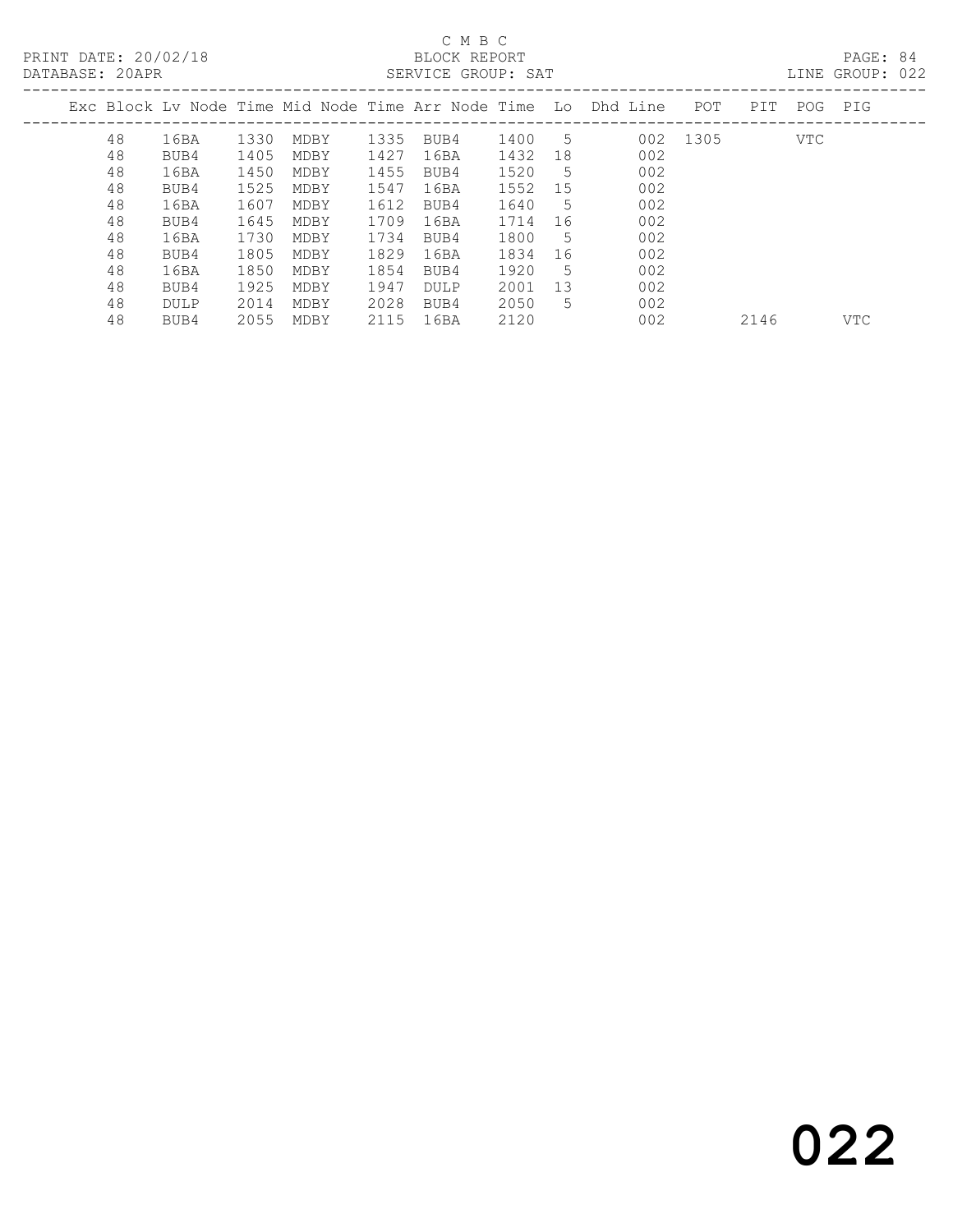C M B C

PRINT DATE: 20/02/18 BLOCK REPORT

DATABASE: 20APR SERVICE GROUP: SAT LINE GROUP: 022

| Exc | Block | Lv | Node | Time | Mid Node | Time | Arr Node | Time | Lo | Dhd Line | POT | PIT | POG | PIG |
|---|---|---|---|---|---|---|---|---|---|---|---|---|---|---|
| | 48 | | 16BA | 1330 | MDBY | 1335 | BUB4 | 1400 | 5 | 002 | 1305 | | VTC | |
| | 48 | | BUB4 | 1405 | MDBY | 1427 | 16BA | 1432 | 18 | 002 | | | | |
| | 48 | | 16BA | 1450 | MDBY | 1455 | BUB4 | 1520 | 5 | 002 | | | | |
| | 48 | | BUB4 | 1525 | MDBY | 1547 | 16BA | 1552 | 15 | 002 | | | | |
| | 48 | | 16BA | 1607 | MDBY | 1612 | BUB4 | 1640 | 5 | 002 | | | | |
| | 48 | | BUB4 | 1645 | MDBY | 1709 | 16BA | 1714 | 16 | 002 | | | | |
| | 48 | | 16BA | 1730 | MDBY | 1734 | BUB4 | 1800 | 5 | 002 | | | | |
| | 48 | | BUB4 | 1805 | MDBY | 1829 | 16BA | 1834 | 16 | 002 | | | | |
| | 48 | | 16BA | 1850 | MDBY | 1854 | BUB4 | 1920 | 5 | 002 | | | | |
| | 48 | | BUB4 | 1925 | MDBY | 1947 | DULP | 2001 | 13 | 002 | | | | |
| | 48 | | DULP | 2014 | MDBY | 2028 | BUB4 | 2050 | 5 | 002 | | | | |
| | 48 | | BUB4 | 2055 | MDBY | 2115 | 16BA | 2120 | | 002 | | 2146 | | VTC |

022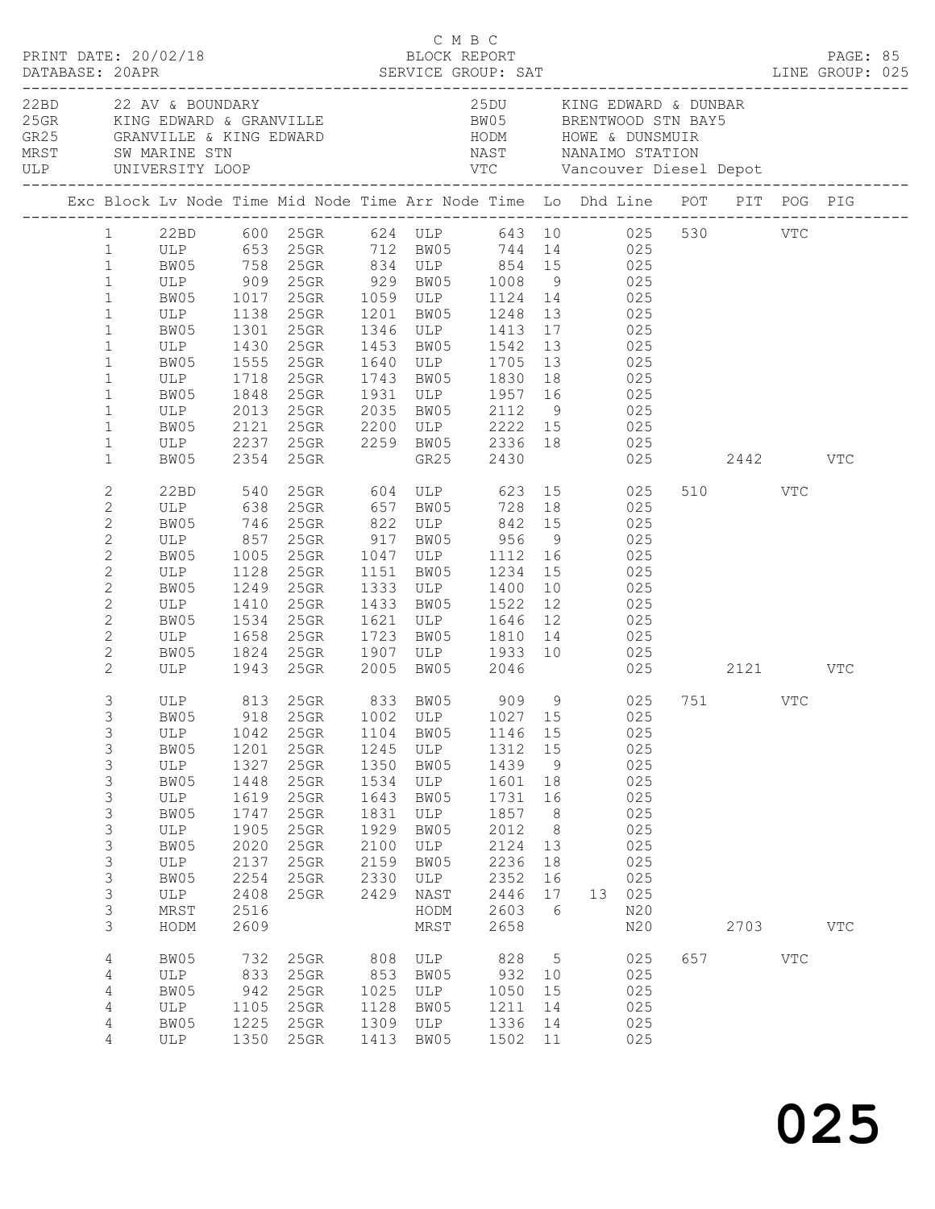C M B C
PRINT DATE: 20/02/18 BLOCK REPORT
DATABASE: 20APR SERVICE GROUP: SAT LINE GROUP: 025

| Code | Location | Code | Location |
|---|---|---|---|
| 22BD | 22 AV & BOUNDARY | 25DU | KING EDWARD & DUNBAR |
| 25GR | KING EDWARD & GRANVILLE | BW05 | BRENTWOOD STN BAY5 |
| GR25 | GRANVILLE & KING EDWARD | HODM | HOWE & DUNSMUIR |
| MRST | SW MARINE STN | NAST | NANAIMO STATION |
| ULP | UNIVERSITY LOOP | VTC | Vancouver Diesel Depot |

| Exc | Block | Lv Node | Time | Mid Node | Time | Arr Node | Time | Lo | Dhd | Line | POT | PIT | POG | PIG |
|---|---|---|---|---|---|---|---|---|---|---|---|---|---|---|
| | 1 | 22BD | 600 | 25GR | 624 | ULP | 643 | 10 | | 025 | 530 | | VTC | |
| | 1 | ULP | 653 | 25GR | 712 | BW05 | 744 | 14 | | 025 | | | | |
| | 1 | BW05 | 758 | 25GR | 834 | ULP | 854 | 15 | | 025 | | | | |
| | 1 | ULP | 909 | 25GR | 929 | BW05 | 1008 | 9 | | 025 | | | | |
| | 1 | BW05 | 1017 | 25GR | 1059 | ULP | 1124 | 14 | | 025 | | | | |
| | 1 | ULP | 1138 | 25GR | 1201 | BW05 | 1248 | 13 | | 025 | | | | |
| | 1 | BW05 | 1301 | 25GR | 1346 | ULP | 1413 | 17 | | 025 | | | | |
| | 1 | ULP | 1430 | 25GR | 1453 | BW05 | 1542 | 13 | | 025 | | | | |
| | 1 | BW05 | 1555 | 25GR | 1640 | ULP | 1705 | 13 | | 025 | | | | |
| | 1 | ULP | 1718 | 25GR | 1743 | BW05 | 1830 | 18 | | 025 | | | | |
| | 1 | BW05 | 1848 | 25GR | 1931 | ULP | 1957 | 16 | | 025 | | | | |
| | 1 | ULP | 2013 | 25GR | 2035 | BW05 | 2112 | 9 | | 025 | | | | |
| | 1 | BW05 | 2121 | 25GR | 2200 | ULP | 2222 | 15 | | 025 | | | | |
| | 1 | ULP | 2237 | 25GR | 2259 | BW05 | 2336 | 18 | | 025 | | | | |
| | 1 | BW05 | 2354 | 25GR | | GR25 | 2430 | | | 025 | | 2442 | | VTC |
| | 2 | 22BD | 540 | 25GR | 604 | ULP | 623 | 15 | | 025 | 510 | | VTC | |
| | 2 | ULP | 638 | 25GR | 657 | BW05 | 728 | 18 | | 025 | | | | |
| | 2 | BW05 | 746 | 25GR | 822 | ULP | 842 | 15 | | 025 | | | | |
| | 2 | ULP | 857 | 25GR | 917 | BW05 | 956 | 9 | | 025 | | | | |
| | 2 | BW05 | 1005 | 25GR | 1047 | ULP | 1112 | 16 | | 025 | | | | |
| | 2 | ULP | 1128 | 25GR | 1151 | BW05 | 1234 | 15 | | 025 | | | | |
| | 2 | BW05 | 1249 | 25GR | 1333 | ULP | 1400 | 10 | | 025 | | | | |
| | 2 | ULP | 1410 | 25GR | 1433 | BW05 | 1522 | 12 | | 025 | | | | |
| | 2 | BW05 | 1534 | 25GR | 1621 | ULP | 1646 | 12 | | 025 | | | | |
| | 2 | ULP | 1658 | 25GR | 1723 | BW05 | 1810 | 14 | | 025 | | | | |
| | 2 | BW05 | 1824 | 25GR | 1907 | ULP | 1933 | 10 | | 025 | | | | |
| | 2 | ULP | 1943 | 25GR | 2005 | BW05 | 2046 | | | 025 | | 2121 | | VTC |
| | 3 | ULP | 813 | 25GR | 833 | BW05 | 909 | 9 | | 025 | 751 | | VTC | |
| | 3 | BW05 | 918 | 25GR | 1002 | ULP | 1027 | 15 | | 025 | | | | |
| | 3 | ULP | 1042 | 25GR | 1104 | BW05 | 1146 | 15 | | 025 | | | | |
| | 3 | BW05 | 1201 | 25GR | 1245 | ULP | 1312 | 15 | | 025 | | | | |
| | 3 | ULP | 1327 | 25GR | 1350 | BW05 | 1439 | 9 | | 025 | | | | |
| | 3 | BW05 | 1448 | 25GR | 1534 | ULP | 1601 | 18 | | 025 | | | | |
| | 3 | ULP | 1619 | 25GR | 1643 | BW05 | 1731 | 16 | | 025 | | | | |
| | 3 | BW05 | 1747 | 25GR | 1831 | ULP | 1857 | 8 | | 025 | | | | |
| | 3 | ULP | 1905 | 25GR | 1929 | BW05 | 2012 | 8 | | 025 | | | | |
| | 3 | BW05 | 2020 | 25GR | 2100 | ULP | 2124 | 13 | | 025 | | | | |
| | 3 | ULP | 2137 | 25GR | 2159 | BW05 | 2236 | 18 | | 025 | | | | |
| | 3 | BW05 | 2254 | 25GR | 2330 | ULP | 2352 | 16 | | 025 | | | | |
| | 3 | ULP | 2408 | 25GR | 2429 | NAST | 2446 | 17 | 13 | 025 | | | | |
| | 3 | MRST | 2516 | | | HODM | 2603 | 6 | | N20 | | | | |
| | 3 | HODM | 2609 | | | MRST | 2658 | | | N20 | | 2703 | | VTC |
| | 4 | BW05 | 732 | 25GR | 808 | ULP | 828 | 5 | | 025 | 657 | | VTC | |
| | 4 | ULP | 833 | 25GR | 853 | BW05 | 932 | 10 | | 025 | | | | |
| | 4 | BW05 | 942 | 25GR | 1025 | ULP | 1050 | 15 | | 025 | | | | |
| | 4 | ULP | 1105 | 25GR | 1128 | BW05 | 1211 | 14 | | 025 | | | | |
| | 4 | BW05 | 1225 | 25GR | 1309 | ULP | 1336 | 14 | | 025 | | | | |
| | 4 | ULP | 1350 | 25GR | 1413 | BW05 | 1502 | 11 | | 025 | | | | |

025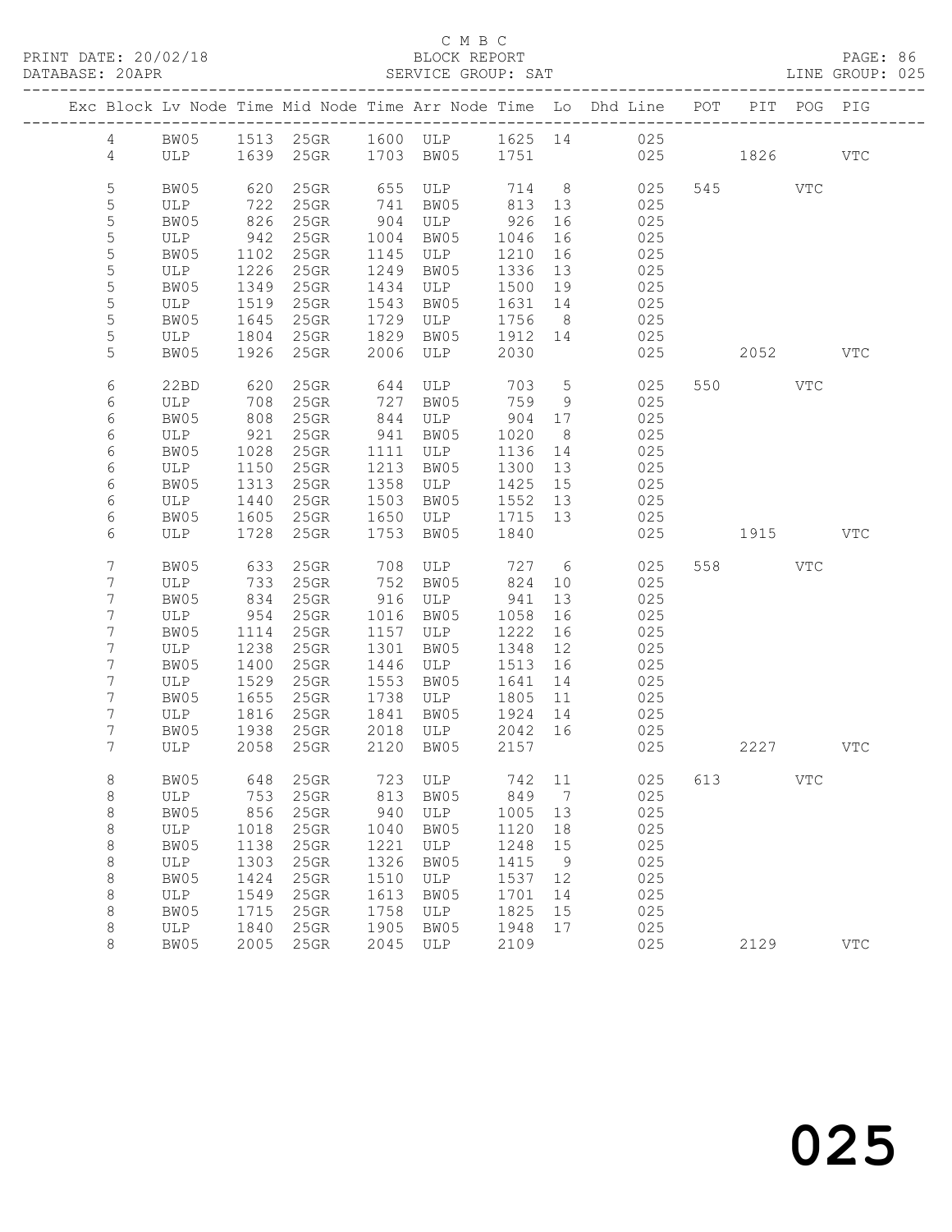C M B C

PRINT DATE: 20/02/18 BLOCK REPORT

DATABASE: 20APR SERVICE GROUP: SAT LINE GROUP: 025

| Exc | Block | Lv | Node | Time | Mid Node | Time | Arr Node | Time | Lo | Dhd Line | POT | PIT | POG | PIG |
|---|---|---|---|---|---|---|---|---|---|---|---|---|---|---|
| | 4 | | BW05 | 1513 | 25GR | 1600 | ULP | 1625 | 14 | 025 | | | | |
| | 4 | | ULP | 1639 | 25GR | 1703 | BW05 | 1751 | | 025 | | 1826 | | VTC |
| | 5 | | BW05 | 620 | 25GR | 655 | ULP | 714 | 8 | 025 | 545 | | VTC | |
| | 5 | | ULP | 722 | 25GR | 741 | BW05 | 813 | 13 | 025 | | | | |
| | 5 | | BW05 | 826 | 25GR | 904 | ULP | 926 | 16 | 025 | | | | |
| | 5 | | ULP | 942 | 25GR | 1004 | BW05 | 1046 | 16 | 025 | | | | |
| | 5 | | BW05 | 1102 | 25GR | 1145 | ULP | 1210 | 16 | 025 | | | | |
| | 5 | | ULP | 1226 | 25GR | 1249 | BW05 | 1336 | 13 | 025 | | | | |
| | 5 | | BW05 | 1349 | 25GR | 1434 | ULP | 1500 | 19 | 025 | | | | |
| | 5 | | ULP | 1519 | 25GR | 1543 | BW05 | 1631 | 14 | 025 | | | | |
| | 5 | | BW05 | 1645 | 25GR | 1729 | ULP | 1756 | 8 | 025 | | | | |
| | 5 | | ULP | 1804 | 25GR | 1829 | BW05 | 1912 | 14 | 025 | | | | |
| | 5 | | BW05 | 1926 | 25GR | 2006 | ULP | 2030 | | 025 | | 2052 | | VTC |
| | 6 | | 22BD | 620 | 25GR | 644 | ULP | 703 | 5 | 025 | 550 | | VTC | |
| | 6 | | ULP | 708 | 25GR | 727 | BW05 | 759 | 9 | 025 | | | | |
| | 6 | | BW05 | 808 | 25GR | 844 | ULP | 904 | 17 | 025 | | | | |
| | 6 | | ULP | 921 | 25GR | 941 | BW05 | 1020 | 8 | 025 | | | | |
| | 6 | | BW05 | 1028 | 25GR | 1111 | ULP | 1136 | 14 | 025 | | | | |
| | 6 | | ULP | 1150 | 25GR | 1213 | BW05 | 1300 | 13 | 025 | | | | |
| | 6 | | BW05 | 1313 | 25GR | 1358 | ULP | 1425 | 15 | 025 | | | | |
| | 6 | | ULP | 1440 | 25GR | 1503 | BW05 | 1552 | 13 | 025 | | | | |
| | 6 | | BW05 | 1605 | 25GR | 1650 | ULP | 1715 | 13 | 025 | | | | |
| | 6 | | ULP | 1728 | 25GR | 1753 | BW05 | 1840 | | 025 | | 1915 | | VTC |
| | 7 | | BW05 | 633 | 25GR | 708 | ULP | 727 | 6 | 025 | 558 | | VTC | |
| | 7 | | ULP | 733 | 25GR | 752 | BW05 | 824 | 10 | 025 | | | | |
| | 7 | | BW05 | 834 | 25GR | 916 | ULP | 941 | 13 | 025 | | | | |
| | 7 | | ULP | 954 | 25GR | 1016 | BW05 | 1058 | 16 | 025 | | | | |
| | 7 | | BW05 | 1114 | 25GR | 1157 | ULP | 1222 | 16 | 025 | | | | |
| | 7 | | ULP | 1238 | 25GR | 1301 | BW05 | 1348 | 12 | 025 | | | | |
| | 7 | | BW05 | 1400 | 25GR | 1446 | ULP | 1513 | 16 | 025 | | | | |
| | 7 | | ULP | 1529 | 25GR | 1553 | BW05 | 1641 | 14 | 025 | | | | |
| | 7 | | BW05 | 1655 | 25GR | 1738 | ULP | 1805 | 11 | 025 | | | | |
| | 7 | | ULP | 1816 | 25GR | 1841 | BW05 | 1924 | 14 | 025 | | | | |
| | 7 | | BW05 | 1938 | 25GR | 2018 | ULP | 2042 | 16 | 025 | | | | |
| | 7 | | ULP | 2058 | 25GR | 2120 | BW05 | 2157 | | 025 | | 2227 | | VTC |
| | 8 | | BW05 | 648 | 25GR | 723 | ULP | 742 | 11 | 025 | 613 | | VTC | |
| | 8 | | ULP | 753 | 25GR | 813 | BW05 | 849 | 7 | 025 | | | | |
| | 8 | | BW05 | 856 | 25GR | 940 | ULP | 1005 | 13 | 025 | | | | |
| | 8 | | ULP | 1018 | 25GR | 1040 | BW05 | 1120 | 18 | 025 | | | | |
| | 8 | | BW05 | 1138 | 25GR | 1221 | ULP | 1248 | 15 | 025 | | | | |
| | 8 | | ULP | 1303 | 25GR | 1326 | BW05 | 1415 | 9 | 025 | | | | |
| | 8 | | BW05 | 1424 | 25GR | 1510 | ULP | 1537 | 12 | 025 | | | | |
| | 8 | | ULP | 1549 | 25GR | 1613 | BW05 | 1701 | 14 | 025 | | | | |
| | 8 | | BW05 | 1715 | 25GR | 1758 | ULP | 1825 | 15 | 025 | | | | |
| | 8 | | ULP | 1840 | 25GR | 1905 | BW05 | 1948 | 17 | 025 | | | | |
| | 8 | | BW05 | 2005 | 25GR | 2045 | ULP | 2109 | | 025 | | 2129 | | VTC |

025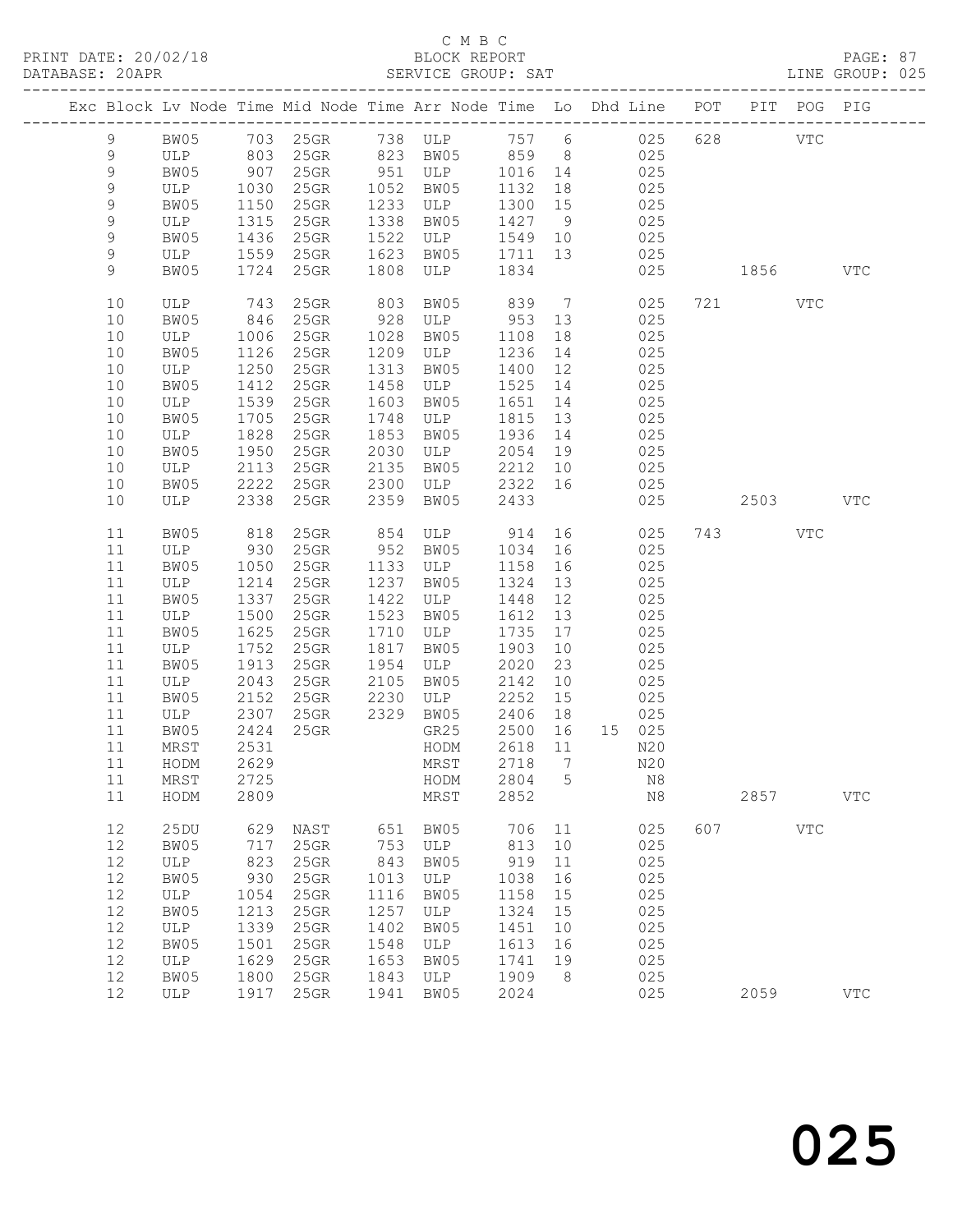C M B C
BLOCK REPORT
SERVICE GROUP: SAT

PRINT DATE: 20/02/18
DATABASE: 20APR
LINE GROUP: 025

| Exc | Block | Lv | Node | Time | Mid Node | Time | Arr Node | Time | Lo | Dhd | Line | POT | PIT | POG | PIG |
|---|---|---|---|---|---|---|---|---|---|---|---|---|---|---|---|
| | 9 | | BW05 | 703 | 25GR | 738 | ULP | 757 | 6 | | 025 | 628 | | VTC | |
| | 9 | | ULP | 803 | 25GR | 823 | BW05 | 859 | 8 | | 025 | | | | |
| | 9 | | BW05 | 907 | 25GR | 951 | ULP | 1016 | 14 | | 025 | | | | |
| | 9 | | ULP | 1030 | 25GR | 1052 | BW05 | 1132 | 18 | | 025 | | | | |
| | 9 | | BW05 | 1150 | 25GR | 1233 | ULP | 1300 | 15 | | 025 | | | | |
| | 9 | | ULP | 1315 | 25GR | 1338 | BW05 | 1427 | 9 | | 025 | | | | |
| | 9 | | BW05 | 1436 | 25GR | 1522 | ULP | 1549 | 10 | | 025 | | | | |
| | 9 | | ULP | 1559 | 25GR | 1623 | BW05 | 1711 | 13 | | 025 | | | | |
| | 9 | | BW05 | 1724 | 25GR | 1808 | ULP | 1834 | | | 025 | | 1856 | | VTC |
| | 10 | | ULP | 743 | 25GR | 803 | BW05 | 839 | 7 | | 025 | 721 | | VTC | |
| | 10 | | BW05 | 846 | 25GR | 928 | ULP | 953 | 13 | | 025 | | | | |
| | 10 | | ULP | 1006 | 25GR | 1028 | BW05 | 1108 | 18 | | 025 | | | | |
| | 10 | | BW05 | 1126 | 25GR | 1209 | ULP | 1236 | 14 | | 025 | | | | |
| | 10 | | ULP | 1250 | 25GR | 1313 | BW05 | 1400 | 12 | | 025 | | | | |
| | 10 | | BW05 | 1412 | 25GR | 1458 | ULP | 1525 | 14 | | 025 | | | | |
| | 10 | | ULP | 1539 | 25GR | 1603 | BW05 | 1651 | 14 | | 025 | | | | |
| | 10 | | BW05 | 1705 | 25GR | 1748 | ULP | 1815 | 13 | | 025 | | | | |
| | 10 | | ULP | 1828 | 25GR | 1853 | BW05 | 1936 | 14 | | 025 | | | | |
| | 10 | | BW05 | 1950 | 25GR | 2030 | ULP | 2054 | 19 | | 025 | | | | |
| | 10 | | ULP | 2113 | 25GR | 2135 | BW05 | 2212 | 10 | | 025 | | | | |
| | 10 | | BW05 | 2222 | 25GR | 2300 | ULP | 2322 | 16 | | 025 | | | | |
| | 10 | | ULP | 2338 | 25GR | 2359 | BW05 | 2433 | | | 025 | | 2503 | | VTC |
| | 11 | | BW05 | 818 | 25GR | 854 | ULP | 914 | 16 | | 025 | 743 | | VTC | |
| | 11 | | ULP | 930 | 25GR | 952 | BW05 | 1034 | 16 | | 025 | | | | |
| | 11 | | BW05 | 1050 | 25GR | 1133 | ULP | 1158 | 16 | | 025 | | | | |
| | 11 | | ULP | 1214 | 25GR | 1237 | BW05 | 1324 | 13 | | 025 | | | | |
| | 11 | | BW05 | 1337 | 25GR | 1422 | ULP | 1448 | 12 | | 025 | | | | |
| | 11 | | ULP | 1500 | 25GR | 1523 | BW05 | 1612 | 13 | | 025 | | | | |
| | 11 | | BW05 | 1625 | 25GR | 1710 | ULP | 1735 | 17 | | 025 | | | | |
| | 11 | | ULP | 1752 | 25GR | 1817 | BW05 | 1903 | 10 | | 025 | | | | |
| | 11 | | BW05 | 1913 | 25GR | 1954 | ULP | 2020 | 23 | | 025 | | | | |
| | 11 | | ULP | 2043 | 25GR | 2105 | BW05 | 2142 | 10 | | 025 | | | | |
| | 11 | | BW05 | 2152 | 25GR | 2230 | ULP | 2252 | 15 | | 025 | | | | |
| | 11 | | ULP | 2307 | 25GR | 2329 | BW05 | 2406 | 18 | | 025 | | | | |
| | 11 | | BW05 | 2424 | 25GR | | GR25 | 2500 | 16 | 15 | 025 | | | | |
| | 11 | | MRST | 2531 | | | HODM | 2618 | 11 | | N20 | | | | |
| | 11 | | HODM | 2629 | | | MRST | 2718 | 7 | | N20 | | | | |
| | 11 | | MRST | 2725 | | | HODM | 2804 | 5 | | N8 | | | | |
| | 11 | | HODM | 2809 | | | MRST | 2852 | | | N8 | | 2857 | | VTC |
| | 12 | | 25DU | 629 | NAST | 651 | BW05 | 706 | 11 | | 025 | 607 | | VTC | |
| | 12 | | BW05 | 717 | 25GR | 753 | ULP | 813 | 10 | | 025 | | | | |
| | 12 | | ULP | 823 | 25GR | 843 | BW05 | 919 | 11 | | 025 | | | | |
| | 12 | | BW05 | 930 | 25GR | 1013 | ULP | 1038 | 16 | | 025 | | | | |
| | 12 | | ULP | 1054 | 25GR | 1116 | BW05 | 1158 | 15 | | 025 | | | | |
| | 12 | | BW05 | 1213 | 25GR | 1257 | ULP | 1324 | 15 | | 025 | | | | |
| | 12 | | ULP | 1339 | 25GR | 1402 | BW05 | 1451 | 10 | | 025 | | | | |
| | 12 | | BW05 | 1501 | 25GR | 1548 | ULP | 1613 | 16 | | 025 | | | | |
| | 12 | | ULP | 1629 | 25GR | 1653 | BW05 | 1741 | 19 | | 025 | | | | |
| | 12 | | BW05 | 1800 | 25GR | 1843 | ULP | 1909 | 8 | | 025 | | | | |
| | 12 | | ULP | 1917 | 25GR | 1941 | BW05 | 2024 | | | 025 | | 2059 | | VTC |

# 025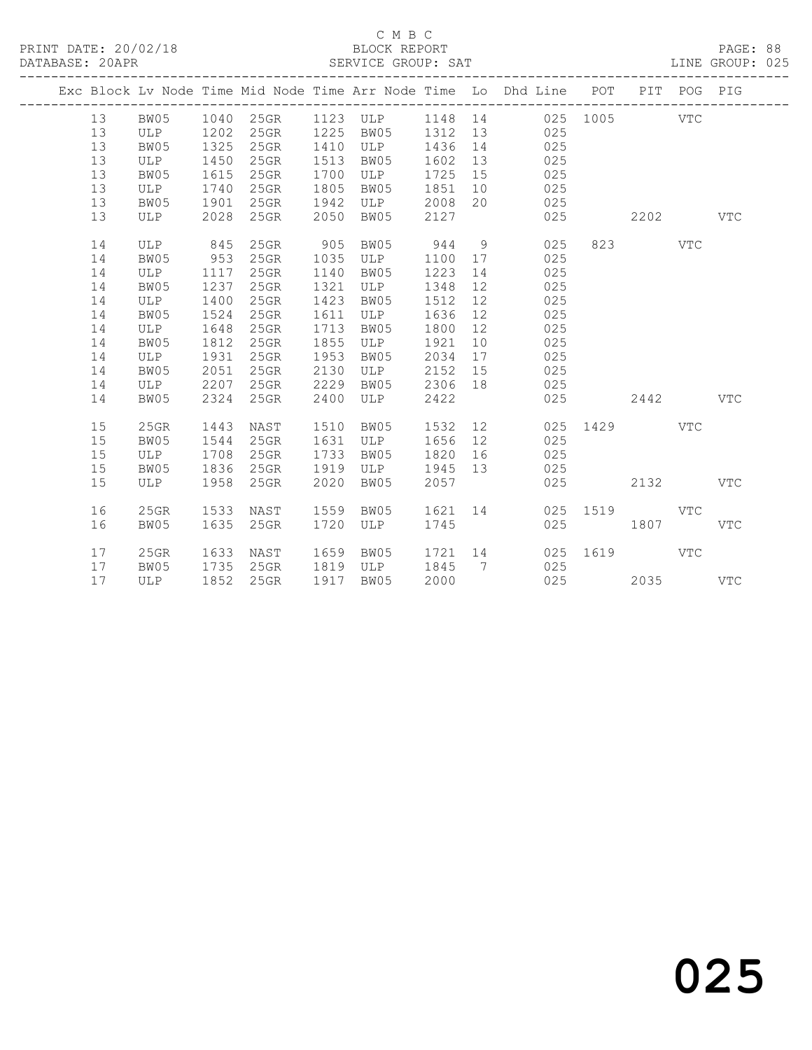C M B C

BLOCK REPORT

SERVICE GROUP: SAT

PRINT DATE: 20/02/18

DATABASE: 20APR

LINE GROUP: 025

| Exc | Block | Lv | Node | Time | Mid Node | Time | Arr Node | Time | Lo | Dhd Line | POT | PIT | POG | PIG |
|---|---|---|---|---|---|---|---|---|---|---|---|---|---|---|
| | 13 | | BW05 | 1040 | 25GR | 1123 | ULP | 1148 | 14 | 025 | 1005 | | VTC | |
| | 13 | | ULP | 1202 | 25GR | 1225 | BW05 | 1312 | 13 | 025 | | | | |
| | 13 | | BW05 | 1325 | 25GR | 1410 | ULP | 1436 | 14 | 025 | | | | |
| | 13 | | ULP | 1450 | 25GR | 1513 | BW05 | 1602 | 13 | 025 | | | | |
| | 13 | | BW05 | 1615 | 25GR | 1700 | ULP | 1725 | 15 | 025 | | | | |
| | 13 | | ULP | 1740 | 25GR | 1805 | BW05 | 1851 | 10 | 025 | | | | |
| | 13 | | BW05 | 1901 | 25GR | 1942 | ULP | 2008 | 20 | 025 | | | | |
| | 13 | | ULP | 2028 | 25GR | 2050 | BW05 | 2127 | | 025 | | 2202 | | VTC |
| | 14 | | ULP | 845 | 25GR | 905 | BW05 | 944 | 9 | 025 | 823 | | VTC | |
| | 14 | | BW05 | 953 | 25GR | 1035 | ULP | 1100 | 17 | 025 | | | | |
| | 14 | | ULP | 1117 | 25GR | 1140 | BW05 | 1223 | 14 | 025 | | | | |
| | 14 | | BW05 | 1237 | 25GR | 1321 | ULP | 1348 | 12 | 025 | | | | |
| | 14 | | ULP | 1400 | 25GR | 1423 | BW05 | 1512 | 12 | 025 | | | | |
| | 14 | | BW05 | 1524 | 25GR | 1611 | ULP | 1636 | 12 | 025 | | | | |
| | 14 | | ULP | 1648 | 25GR | 1713 | BW05 | 1800 | 12 | 025 | | | | |
| | 14 | | BW05 | 1812 | 25GR | 1855 | ULP | 1921 | 10 | 025 | | | | |
| | 14 | | ULP | 1931 | 25GR | 1953 | BW05 | 2034 | 17 | 025 | | | | |
| | 14 | | BW05 | 2051 | 25GR | 2130 | ULP | 2152 | 15 | 025 | | | | |
| | 14 | | ULP | 2207 | 25GR | 2229 | BW05 | 2306 | 18 | 025 | | | | |
| | 14 | | BW05 | 2324 | 25GR | 2400 | ULP | 2422 | | 025 | | 2442 | | VTC |
| | 15 | | 25GR | 1443 | NAST | 1510 | BW05 | 1532 | 12 | 025 | 1429 | | VTC | |
| | 15 | | BW05 | 1544 | 25GR | 1631 | ULP | 1656 | 12 | 025 | | | | |
| | 15 | | ULP | 1708 | 25GR | 1733 | BW05 | 1820 | 16 | 025 | | | | |
| | 15 | | BW05 | 1836 | 25GR | 1919 | ULP | 1945 | 13 | 025 | | | | |
| | 15 | | ULP | 1958 | 25GR | 2020 | BW05 | 2057 | | 025 | | 2132 | | VTC |
| | 16 | | 25GR | 1533 | NAST | 1559 | BW05 | 1621 | 14 | 025 | 1519 | | VTC | |
| | 16 | | BW05 | 1635 | 25GR | 1720 | ULP | 1745 | | 025 | | 1807 | | VTC |
| | 17 | | 25GR | 1633 | NAST | 1659 | BW05 | 1721 | 14 | 025 | 1619 | | VTC | |
| | 17 | | BW05 | 1735 | 25GR | 1819 | ULP | 1845 | 7 | 025 | | | | |
| | 17 | | ULP | 1852 | 25GR | 1917 | BW05 | 2000 | | 025 | | 2035 | | VTC |

025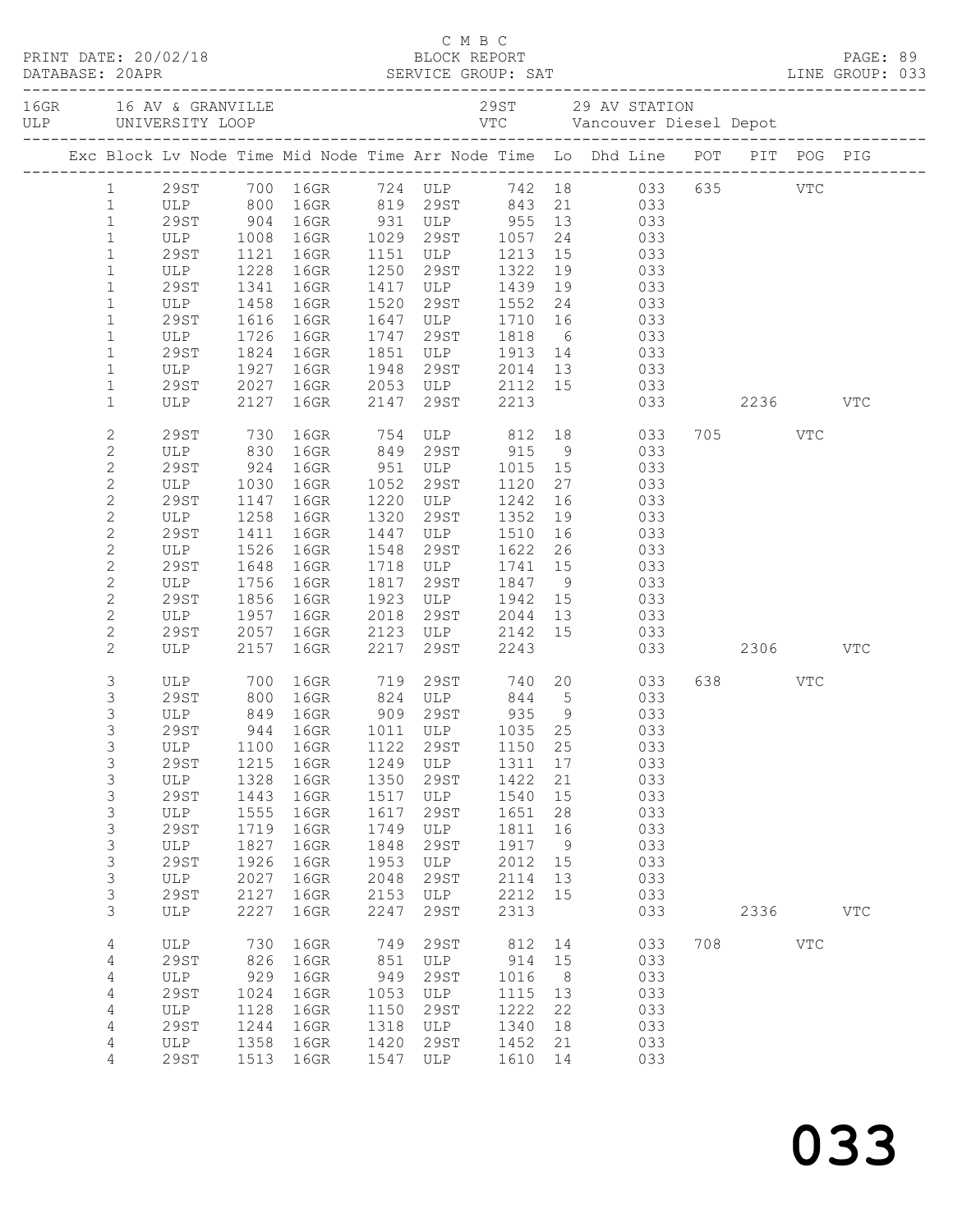C M B C
PRINT DATE: 20/02/18 BLOCK REPORT
DATABASE: 20APR SERVICE GROUP: SAT LINE GROUP: 033

16GR 16 AV & GRANVILLE 29ST 29 AV STATION
ULP UNIVERSITY LOOP VTC Vancouver Diesel Depot

| Exc | Block | Lv Node | Time | Mid Node | Time | Arr Node | Time | Lo | Dhd Line | POT | PIT | POG | PIG |
|---|---|---|---|---|---|---|---|---|---|---|---|---|---|
| | 1 | 29ST | 700 | 16GR | 724 | ULP | 742 | 18 | 033 | 635 | | VTC | |
| | 1 | ULP | 800 | 16GR | 819 | 29ST | 843 | 21 | 033 | | | | |
| | 1 | 29ST | 904 | 16GR | 931 | ULP | 955 | 13 | 033 | | | | |
| | 1 | ULP | 1008 | 16GR | 1029 | 29ST | 1057 | 24 | 033 | | | | |
| | 1 | 29ST | 1121 | 16GR | 1151 | ULP | 1213 | 15 | 033 | | | | |
| | 1 | ULP | 1228 | 16GR | 1250 | 29ST | 1322 | 19 | 033 | | | | |
| | 1 | 29ST | 1341 | 16GR | 1417 | ULP | 1439 | 19 | 033 | | | | |
| | 1 | ULP | 1458 | 16GR | 1520 | 29ST | 1552 | 24 | 033 | | | | |
| | 1 | 29ST | 1616 | 16GR | 1647 | ULP | 1710 | 16 | 033 | | | | |
| | 1 | ULP | 1726 | 16GR | 1747 | 29ST | 1818 | 6 | 033 | | | | |
| | 1 | 29ST | 1824 | 16GR | 1851 | ULP | 1913 | 14 | 033 | | | | |
| | 1 | ULP | 1927 | 16GR | 1948 | 29ST | 2014 | 13 | 033 | | | | |
| | 1 | 29ST | 2027 | 16GR | 2053 | ULP | 2112 | 15 | 033 | | | | |
| | 1 | ULP | 2127 | 16GR | 2147 | 29ST | 2213 | | 033 | | 2236 | | VTC |
| | 2 | 29ST | 730 | 16GR | 754 | ULP | 812 | 18 | 033 | 705 | | VTC | |
| | 2 | ULP | 830 | 16GR | 849 | 29ST | 915 | 9 | 033 | | | | |
| | 2 | 29ST | 924 | 16GR | 951 | ULP | 1015 | 15 | 033 | | | | |
| | 2 | ULP | 1030 | 16GR | 1052 | 29ST | 1120 | 27 | 033 | | | | |
| | 2 | 29ST | 1147 | 16GR | 1220 | ULP | 1242 | 16 | 033 | | | | |
| | 2 | ULP | 1258 | 16GR | 1320 | 29ST | 1352 | 19 | 033 | | | | |
| | 2 | 29ST | 1411 | 16GR | 1447 | ULP | 1510 | 16 | 033 | | | | |
| | 2 | ULP | 1526 | 16GR | 1548 | 29ST | 1622 | 26 | 033 | | | | |
| | 2 | 29ST | 1648 | 16GR | 1718 | ULP | 1741 | 15 | 033 | | | | |
| | 2 | ULP | 1756 | 16GR | 1817 | 29ST | 1847 | 9 | 033 | | | | |
| | 2 | 29ST | 1856 | 16GR | 1923 | ULP | 1942 | 15 | 033 | | | | |
| | 2 | ULP | 1957 | 16GR | 2018 | 29ST | 2044 | 13 | 033 | | | | |
| | 2 | 29ST | 2057 | 16GR | 2123 | ULP | 2142 | 15 | 033 | | | | |
| | 2 | ULP | 2157 | 16GR | 2217 | 29ST | 2243 | | 033 | | 2306 | | VTC |
| | 3 | ULP | 700 | 16GR | 719 | 29ST | 740 | 20 | 033 | 638 | | VTC | |
| | 3 | 29ST | 800 | 16GR | 824 | ULP | 844 | 5 | 033 | | | | |
| | 3 | ULP | 849 | 16GR | 909 | 29ST | 935 | 9 | 033 | | | | |
| | 3 | 29ST | 944 | 16GR | 1011 | ULP | 1035 | 25 | 033 | | | | |
| | 3 | ULP | 1100 | 16GR | 1122 | 29ST | 1150 | 25 | 033 | | | | |
| | 3 | 29ST | 1215 | 16GR | 1249 | ULP | 1311 | 17 | 033 | | | | |
| | 3 | ULP | 1328 | 16GR | 1350 | 29ST | 1422 | 21 | 033 | | | | |
| | 3 | 29ST | 1443 | 16GR | 1517 | ULP | 1540 | 15 | 033 | | | | |
| | 3 | ULP | 1555 | 16GR | 1617 | 29ST | 1651 | 28 | 033 | | | | |
| | 3 | 29ST | 1719 | 16GR | 1749 | ULP | 1811 | 16 | 033 | | | | |
| | 3 | ULP | 1827 | 16GR | 1848 | 29ST | 1917 | 9 | 033 | | | | |
| | 3 | 29ST | 1926 | 16GR | 1953 | ULP | 2012 | 15 | 033 | | | | |
| | 3 | ULP | 2027 | 16GR | 2048 | 29ST | 2114 | 13 | 033 | | | | |
| | 3 | 29ST | 2127 | 16GR | 2153 | ULP | 2212 | 15 | 033 | | | | |
| | 3 | ULP | 2227 | 16GR | 2247 | 29ST | 2313 | | 033 | | 2336 | | VTC |
| | 4 | ULP | 730 | 16GR | 749 | 29ST | 812 | 14 | 033 | 708 | | VTC | |
| | 4 | 29ST | 826 | 16GR | 851 | ULP | 914 | 15 | 033 | | | | |
| | 4 | ULP | 929 | 16GR | 949 | 29ST | 1016 | 8 | 033 | | | | |
| | 4 | 29ST | 1024 | 16GR | 1053 | ULP | 1115 | 13 | 033 | | | | |
| | 4 | ULP | 1128 | 16GR | 1150 | 29ST | 1222 | 22 | 033 | | | | |
| | 4 | 29ST | 1244 | 16GR | 1318 | ULP | 1340 | 18 | 033 | | | | |
| | 4 | ULP | 1358 | 16GR | 1420 | 29ST | 1452 | 21 | 033 | | | | |
| | 4 | 29ST | 1513 | 16GR | 1547 | ULP | 1610 | 14 | 033 | | | | |

033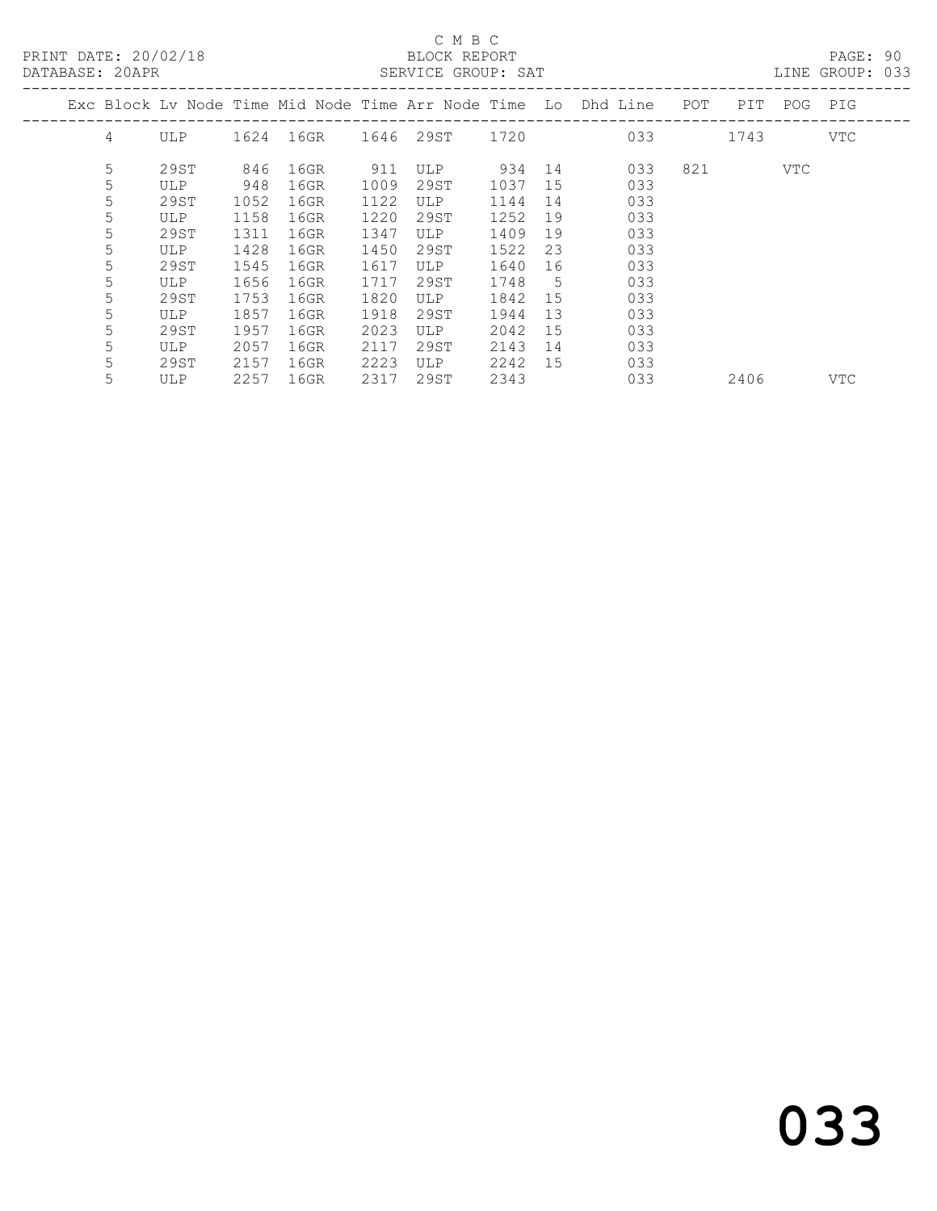C M B C
BLOCK REPORT
SERVICE GROUP: SAT

PRINT DATE: 20/02/18
DATABASE: 20APR

LINE GROUP: 033

| Exc | Block | Lv Node | Time | Mid Node | Time | Arr Node | Time | Lo | Dhd Line | POT | PIT | POG | PIG |
|---|---|---|---|---|---|---|---|---|---|---|---|---|---|
| | 4 | ULP | 1624 | 16GR | 1646 | 29ST | 1720 | | 033 | | 1743 | | VTC |
| | 5 | 29ST | 846 | 16GR | 911 | ULP | 934 | 14 | 033 | 821 | | VTC | |
| | 5 | ULP | 948 | 16GR | 1009 | 29ST | 1037 | 15 | 033 | | | | |
| | 5 | 29ST | 1052 | 16GR | 1122 | ULP | 1144 | 14 | 033 | | | | |
| | 5 | ULP | 1158 | 16GR | 1220 | 29ST | 1252 | 19 | 033 | | | | |
| | 5 | 29ST | 1311 | 16GR | 1347 | ULP | 1409 | 19 | 033 | | | | |
| | 5 | ULP | 1428 | 16GR | 1450 | 29ST | 1522 | 23 | 033 | | | | |
| | 5 | 29ST | 1545 | 16GR | 1617 | ULP | 1640 | 16 | 033 | | | | |
| | 5 | ULP | 1656 | 16GR | 1717 | 29ST | 1748 | 5 | 033 | | | | |
| | 5 | 29ST | 1753 | 16GR | 1820 | ULP | 1842 | 15 | 033 | | | | |
| | 5 | ULP | 1857 | 16GR | 1918 | 29ST | 1944 | 13 | 033 | | | | |
| | 5 | 29ST | 1957 | 16GR | 2023 | ULP | 2042 | 15 | 033 | | | | |
| | 5 | ULP | 2057 | 16GR | 2117 | 29ST | 2143 | 14 | 033 | | | | |
| | 5 | 29ST | 2157 | 16GR | 2223 | ULP | 2242 | 15 | 033 | | | | |
| | 5 | ULP | 2257 | 16GR | 2317 | 29ST | 2343 | | 033 | | 2406 | | VTC |

# 033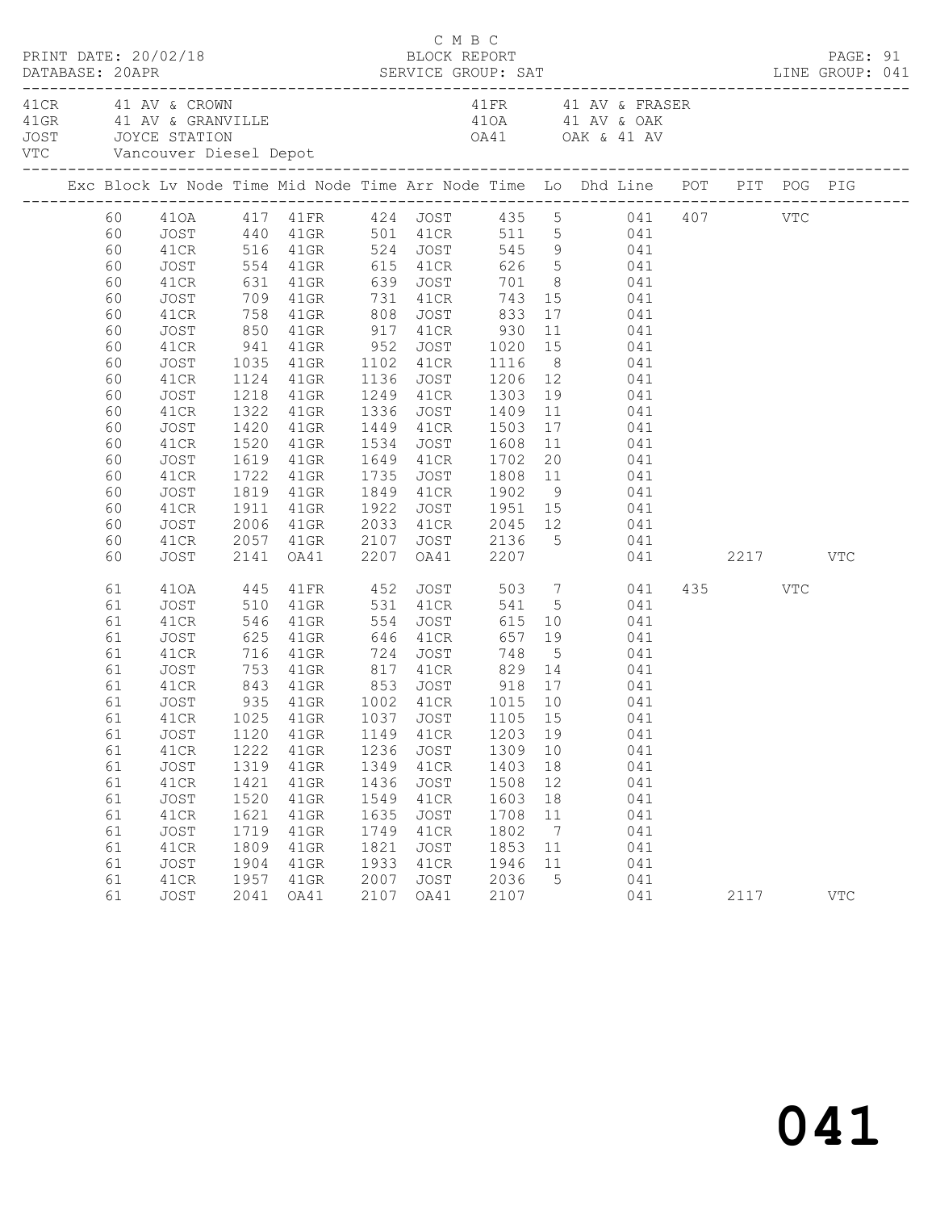C M B C

PRINT DATE: 20/02/18 BLOCK REPORT

DATABASE: 20APR SERVICE GROUP: SAT LINE GROUP: 041

41CR 41 AV & CROWN  
41GR 41 AV & GRANVILLE  
JOST JOYCE STATION  
VTC Vancouver Diesel Depot  
41FR 41 AV & FRASER  
41OA 41 AV & OAK  
OA41 OAK & 41 AV

| Exc | Block | Lv | Node | Time | Mid | Node | Time | Arr | Node | Time | Lo | Dhd | Line | POT | PIT | POG | PIG |
|---|---|---|---|---|---|---|---|---|---|---|---|---|---|---|---|---|---|
| | 60 | | 41OA | 417 | 41FR | | 424 | JOST | | 435 | 5 | | 041 | 407 | | VTC | |
| | 60 | | JOST | 440 | 41GR | | 501 | 41CR | | 511 | 5 | | 041 | | | | |
| | 60 | | 41CR | 516 | 41GR | | 524 | JOST | | 545 | 9 | | 041 | | | | |
| | 60 | | JOST | 554 | 41GR | | 615 | 41CR | | 626 | 5 | | 041 | | | | |
| | 60 | | 41CR | 631 | 41GR | | 639 | JOST | | 701 | 8 | | 041 | | | | |
| | 60 | | JOST | 709 | 41GR | | 731 | 41CR | | 743 | 15 | | 041 | | | | |
| | 60 | | 41CR | 758 | 41GR | | 808 | JOST | | 833 | 17 | | 041 | | | | |
| | 60 | | JOST | 850 | 41GR | | 917 | 41CR | | 930 | 11 | | 041 | | | | |
| | 60 | | 41CR | 941 | 41GR | | 952 | JOST | | 1020 | 15 | | 041 | | | | |
| | 60 | | JOST | 1035 | 41GR | | 1102 | 41CR | | 1116 | 8 | | 041 | | | | |
| | 60 | | 41CR | 1124 | 41GR | | 1136 | JOST | | 1206 | 12 | | 041 | | | | |
| | 60 | | JOST | 1218 | 41GR | | 1249 | 41CR | | 1303 | 19 | | 041 | | | | |
| | 60 | | 41CR | 1322 | 41GR | | 1336 | JOST | | 1409 | 11 | | 041 | | | | |
| | 60 | | JOST | 1420 | 41GR | | 1449 | 41CR | | 1503 | 17 | | 041 | | | | |
| | 60 | | 41CR | 1520 | 41GR | | 1534 | JOST | | 1608 | 11 | | 041 | | | | |
| | 60 | | JOST | 1619 | 41GR | | 1649 | 41CR | | 1702 | 20 | | 041 | | | | |
| | 60 | | 41CR | 1722 | 41GR | | 1735 | JOST | | 1808 | 11 | | 041 | | | | |
| | 60 | | JOST | 1819 | 41GR | | 1849 | 41CR | | 1902 | 9 | | 041 | | | | |
| | 60 | | 41CR | 1911 | 41GR | | 1922 | JOST | | 1951 | 15 | | 041 | | | | |
| | 60 | | JOST | 2006 | 41GR | | 2033 | 41CR | | 2045 | 12 | | 041 | | | | |
| | 60 | | 41CR | 2057 | 41GR | | 2107 | JOST | | 2136 | 5 | | 041 | | | | |
| | 60 | | JOST | 2141 | OA41 | | 2207 | OA41 | | 2207 | | | 041 | | 2217 | | VTC |
| | 61 | | 41OA | 445 | 41FR | | 452 | JOST | | 503 | 7 | | 041 | 435 | | VTC | |
| | 61 | | JOST | 510 | 41GR | | 531 | 41CR | | 541 | 5 | | 041 | | | | |
| | 61 | | 41CR | 546 | 41GR | | 554 | JOST | | 615 | 10 | | 041 | | | | |
| | 61 | | JOST | 625 | 41GR | | 646 | 41CR | | 657 | 19 | | 041 | | | | |
| | 61 | | 41CR | 716 | 41GR | | 724 | JOST | | 748 | 5 | | 041 | | | | |
| | 61 | | JOST | 753 | 41GR | | 817 | 41CR | | 829 | 14 | | 041 | | | | |
| | 61 | | 41CR | 843 | 41GR | | 853 | JOST | | 918 | 17 | | 041 | | | | |
| | 61 | | JOST | 935 | 41GR | | 1002 | 41CR | | 1015 | 10 | | 041 | | | | |
| | 61 | | 41CR | 1025 | 41GR | | 1037 | JOST | | 1105 | 15 | | 041 | | | | |
| | 61 | | JOST | 1120 | 41GR | | 1149 | 41CR | | 1203 | 19 | | 041 | | | | |
| | 61 | | 41CR | 1222 | 41GR | | 1236 | JOST | | 1309 | 10 | | 041 | | | | |
| | 61 | | JOST | 1319 | 41GR | | 1349 | 41CR | | 1403 | 18 | | 041 | | | | |
| | 61 | | 41CR | 1421 | 41GR | | 1436 | JOST | | 1508 | 12 | | 041 | | | | |
| | 61 | | JOST | 1520 | 41GR | | 1549 | 41CR | | 1603 | 18 | | 041 | | | | |
| | 61 | | 41CR | 1621 | 41GR | | 1635 | JOST | | 1708 | 11 | | 041 | | | | |
| | 61 | | JOST | 1719 | 41GR | | 1749 | 41CR | | 1802 | 7 | | 041 | | | | |
| | 61 | | 41CR | 1809 | 41GR | | 1821 | JOST | | 1853 | 11 | | 041 | | | | |
| | 61 | | JOST | 1904 | 41GR | | 1933 | 41CR | | 1946 | 11 | | 041 | | | | |
| | 61 | | 41CR | 1957 | 41GR | | 2007 | JOST | | 2036 | 5 | | 041 | | | | |
| | 61 | | JOST | 2041 | OA41 | | 2107 | OA41 | | 2107 | | | 041 | | 2117 | | VTC |

041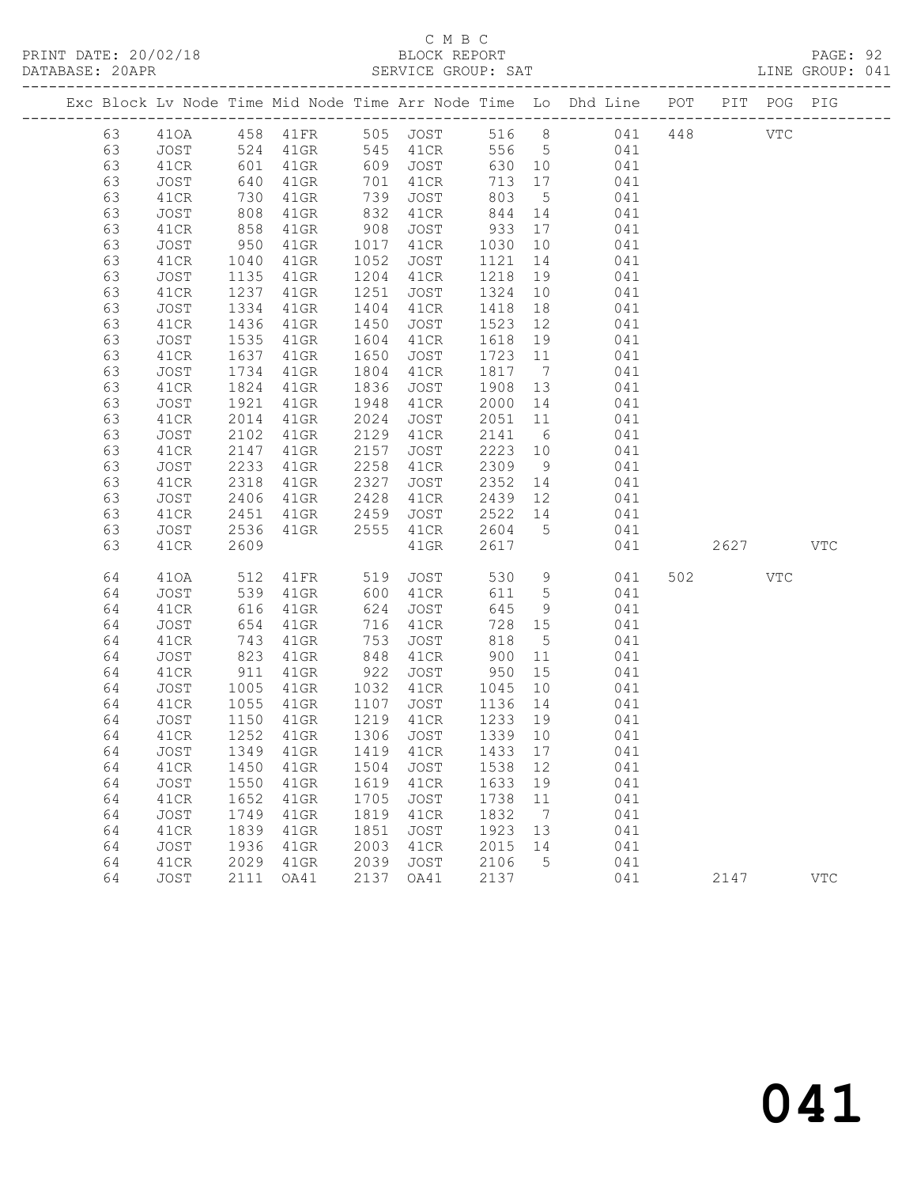C M B C

PRINT DATE: 20/02/18 BLOCK REPORT

DATABASE: 20APR SERVICE GROUP: SAT LINE GROUP: 041

| Exc | Block | Lv | Node | Time | Mid Node | Time | Arr Node | Time | Lo | Dhd Line | POT | PIT | POG | PIG |
|---|---|---|---|---|---|---|---|---|---|---|---|---|---|---|
| | 63 | | 41OA | 458 | 41FR | 505 | JOST | 516 | 8 | 041 | 448 | | VTC | |
| | 63 | | JOST | 524 | 41GR | 545 | 41CR | 556 | 5 | 041 | | | | |
| | 63 | | 41CR | 601 | 41GR | 609 | JOST | 630 | 10 | 041 | | | | |
| | 63 | | JOST | 640 | 41GR | 701 | 41CR | 713 | 17 | 041 | | | | |
| | 63 | | 41CR | 730 | 41GR | 739 | JOST | 803 | 5 | 041 | | | | |
| | 63 | | JOST | 808 | 41GR | 832 | 41CR | 844 | 14 | 041 | | | | |
| | 63 | | 41CR | 858 | 41GR | 908 | JOST | 933 | 17 | 041 | | | | |
| | 63 | | JOST | 950 | 41GR | 1017 | 41CR | 1030 | 10 | 041 | | | | |
| | 63 | | 41CR | 1040 | 41GR | 1052 | JOST | 1121 | 14 | 041 | | | | |
| | 63 | | JOST | 1135 | 41GR | 1204 | 41CR | 1218 | 19 | 041 | | | | |
| | 63 | | 41CR | 1237 | 41GR | 1251 | JOST | 1324 | 10 | 041 | | | | |
| | 63 | | JOST | 1334 | 41GR | 1404 | 41CR | 1418 | 18 | 041 | | | | |
| | 63 | | 41CR | 1436 | 41GR | 1450 | JOST | 1523 | 12 | 041 | | | | |
| | 63 | | JOST | 1535 | 41GR | 1604 | 41CR | 1618 | 19 | 041 | | | | |
| | 63 | | 41CR | 1637 | 41GR | 1650 | JOST | 1723 | 11 | 041 | | | | |
| | 63 | | JOST | 1734 | 41GR | 1804 | 41CR | 1817 | 7 | 041 | | | | |
| | 63 | | 41CR | 1824 | 41GR | 1836 | JOST | 1908 | 13 | 041 | | | | |
| | 63 | | JOST | 1921 | 41GR | 1948 | 41CR | 2000 | 14 | 041 | | | | |
| | 63 | | 41CR | 2014 | 41GR | 2024 | JOST | 2051 | 11 | 041 | | | | |
| | 63 | | JOST | 2102 | 41GR | 2129 | 41CR | 2141 | 6 | 041 | | | | |
| | 63 | | 41CR | 2147 | 41GR | 2157 | JOST | 2223 | 10 | 041 | | | | |
| | 63 | | JOST | 2233 | 41GR | 2258 | 41CR | 2309 | 9 | 041 | | | | |
| | 63 | | 41CR | 2318 | 41GR | 2327 | JOST | 2352 | 14 | 041 | | | | |
| | 63 | | JOST | 2406 | 41GR | 2428 | 41CR | 2439 | 12 | 041 | | | | |
| | 63 | | 41CR | 2451 | 41GR | 2459 | JOST | 2522 | 14 | 041 | | | | |
| | 63 | | JOST | 2536 | 41GR | 2555 | 41CR | 2604 | 5 | 041 | | | | |
| | 63 | | 41CR | 2609 | | | 41GR | 2617 | | 041 | | 2627 | | VTC |
| | 64 | | 41OA | 512 | 41FR | 519 | JOST | 530 | 9 | 041 | 502 | | VTC | |
| | 64 | | JOST | 539 | 41GR | 600 | 41CR | 611 | 5 | 041 | | | | |
| | 64 | | 41CR | 616 | 41GR | 624 | JOST | 645 | 9 | 041 | | | | |
| | 64 | | JOST | 654 | 41GR | 716 | 41CR | 728 | 15 | 041 | | | | |
| | 64 | | 41CR | 743 | 41GR | 753 | JOST | 818 | 5 | 041 | | | | |
| | 64 | | JOST | 823 | 41GR | 848 | 41CR | 900 | 11 | 041 | | | | |
| | 64 | | 41CR | 911 | 41GR | 922 | JOST | 950 | 15 | 041 | | | | |
| | 64 | | JOST | 1005 | 41GR | 1032 | 41CR | 1045 | 10 | 041 | | | | |
| | 64 | | 41CR | 1055 | 41GR | 1107 | JOST | 1136 | 14 | 041 | | | | |
| | 64 | | JOST | 1150 | 41GR | 1219 | 41CR | 1233 | 19 | 041 | | | | |
| | 64 | | 41CR | 1252 | 41GR | 1306 | JOST | 1339 | 10 | 041 | | | | |
| | 64 | | JOST | 1349 | 41GR | 1419 | 41CR | 1433 | 17 | 041 | | | | |
| | 64 | | 41CR | 1450 | 41GR | 1504 | JOST | 1538 | 12 | 041 | | | | |
| | 64 | | JOST | 1550 | 41GR | 1619 | 41CR | 1633 | 19 | 041 | | | | |
| | 64 | | 41CR | 1652 | 41GR | 1705 | JOST | 1738 | 11 | 041 | | | | |
| | 64 | | JOST | 1749 | 41GR | 1819 | 41CR | 1832 | 7 | 041 | | | | |
| | 64 | | 41CR | 1839 | 41GR | 1851 | JOST | 1923 | 13 | 041 | | | | |
| | 64 | | JOST | 1936 | 41GR | 2003 | 41CR | 2015 | 14 | 041 | | | | |
| | 64 | | 41CR | 2029 | 41GR | 2039 | JOST | 2106 | 5 | 041 | | | | |
| | 64 | | JOST | 2111 | OA41 | 2137 | OA41 | 2137 | | 041 | | 2147 | | VTC |

041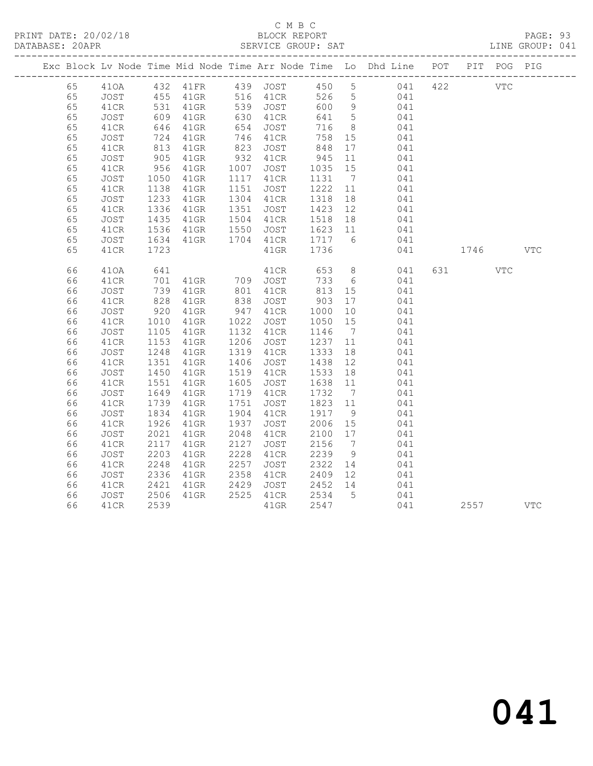C M B C

PRINT DATE: 20/02/18 BLOCK REPORT

DATABASE: 20APR SERVICE GROUP: SAT LINE GROUP: 041

| Exc | Block | Lv | Node | Time | Mid Node | Time | Arr Node | Time | Lo | Dhd Line | POT | PIT | POG | PIG |
|---|---|---|---|---|---|---|---|---|---|---|---|---|---|---|
| | 65 | | 41OA | 432 | 41FR | 439 | JOST | 450 | 5 | 041 | 422 | | VTC | |
| | 65 | | JOST | 455 | 41GR | 516 | 41CR | 526 | 5 | 041 | | | | |
| | 65 | | 41CR | 531 | 41GR | 539 | JOST | 600 | 9 | 041 | | | | |
| | 65 | | JOST | 609 | 41GR | 630 | 41CR | 641 | 5 | 041 | | | | |
| | 65 | | 41CR | 646 | 41GR | 654 | JOST | 716 | 8 | 041 | | | | |
| | 65 | | JOST | 724 | 41GR | 746 | 41CR | 758 | 15 | 041 | | | | |
| | 65 | | 41CR | 813 | 41GR | 823 | JOST | 848 | 17 | 041 | | | | |
| | 65 | | JOST | 905 | 41GR | 932 | 41CR | 945 | 11 | 041 | | | | |
| | 65 | | 41CR | 956 | 41GR | 1007 | JOST | 1035 | 15 | 041 | | | | |
| | 65 | | JOST | 1050 | 41GR | 1117 | 41CR | 1131 | 7 | 041 | | | | |
| | 65 | | 41CR | 1138 | 41GR | 1151 | JOST | 1222 | 11 | 041 | | | | |
| | 65 | | JOST | 1233 | 41GR | 1304 | 41CR | 1318 | 18 | 041 | | | | |
| | 65 | | 41CR | 1336 | 41GR | 1351 | JOST | 1423 | 12 | 041 | | | | |
| | 65 | | JOST | 1435 | 41GR | 1504 | 41CR | 1518 | 18 | 041 | | | | |
| | 65 | | 41CR | 1536 | 41GR | 1550 | JOST | 1623 | 11 | 041 | | | | |
| | 65 | | JOST | 1634 | 41GR | 1704 | 41CR | 1717 | 6 | 041 | | | | |
| | 65 | | 41CR | 1723 | | | 41GR | 1736 | | 041 | | 1746 | | VTC |
| | 66 | | 41OA | 641 | | | 41CR | 653 | 8 | 041 | 631 | | VTC | |
| | 66 | | 41CR | 701 | 41GR | 709 | JOST | 733 | 6 | 041 | | | | |
| | 66 | | JOST | 739 | 41GR | 801 | 41CR | 813 | 15 | 041 | | | | |
| | 66 | | 41CR | 828 | 41GR | 838 | JOST | 903 | 17 | 041 | | | | |
| | 66 | | JOST | 920 | 41GR | 947 | 41CR | 1000 | 10 | 041 | | | | |
| | 66 | | 41CR | 1010 | 41GR | 1022 | JOST | 1050 | 15 | 041 | | | | |
| | 66 | | JOST | 1105 | 41GR | 1132 | 41CR | 1146 | 7 | 041 | | | | |
| | 66 | | 41CR | 1153 | 41GR | 1206 | JOST | 1237 | 11 | 041 | | | | |
| | 66 | | JOST | 1248 | 41GR | 1319 | 41CR | 1333 | 18 | 041 | | | | |
| | 66 | | 41CR | 1351 | 41GR | 1406 | JOST | 1438 | 12 | 041 | | | | |
| | 66 | | JOST | 1450 | 41GR | 1519 | 41CR | 1533 | 18 | 041 | | | | |
| | 66 | | 41CR | 1551 | 41GR | 1605 | JOST | 1638 | 11 | 041 | | | | |
| | 66 | | JOST | 1649 | 41GR | 1719 | 41CR | 1732 | 7 | 041 | | | | |
| | 66 | | 41CR | 1739 | 41GR | 1751 | JOST | 1823 | 11 | 041 | | | | |
| | 66 | | JOST | 1834 | 41GR | 1904 | 41CR | 1917 | 9 | 041 | | | | |
| | 66 | | 41CR | 1926 | 41GR | 1937 | JOST | 2006 | 15 | 041 | | | | |
| | 66 | | JOST | 2021 | 41GR | 2048 | 41CR | 2100 | 17 | 041 | | | | |
| | 66 | | 41CR | 2117 | 41GR | 2127 | JOST | 2156 | 7 | 041 | | | | |
| | 66 | | JOST | 2203 | 41GR | 2228 | 41CR | 2239 | 9 | 041 | | | | |
| | 66 | | 41CR | 2248 | 41GR | 2257 | JOST | 2322 | 14 | 041 | | | | |
| | 66 | | JOST | 2336 | 41GR | 2358 | 41CR | 2409 | 12 | 041 | | | | |
| | 66 | | 41CR | 2421 | 41GR | 2429 | JOST | 2452 | 14 | 041 | | | | |
| | 66 | | JOST | 2506 | 41GR | 2525 | 41CR | 2534 | 5 | 041 | | | | |
| | 66 | | 41CR | 2539 | | | 41GR | 2547 | | 041 | | 2557 | | VTC |

041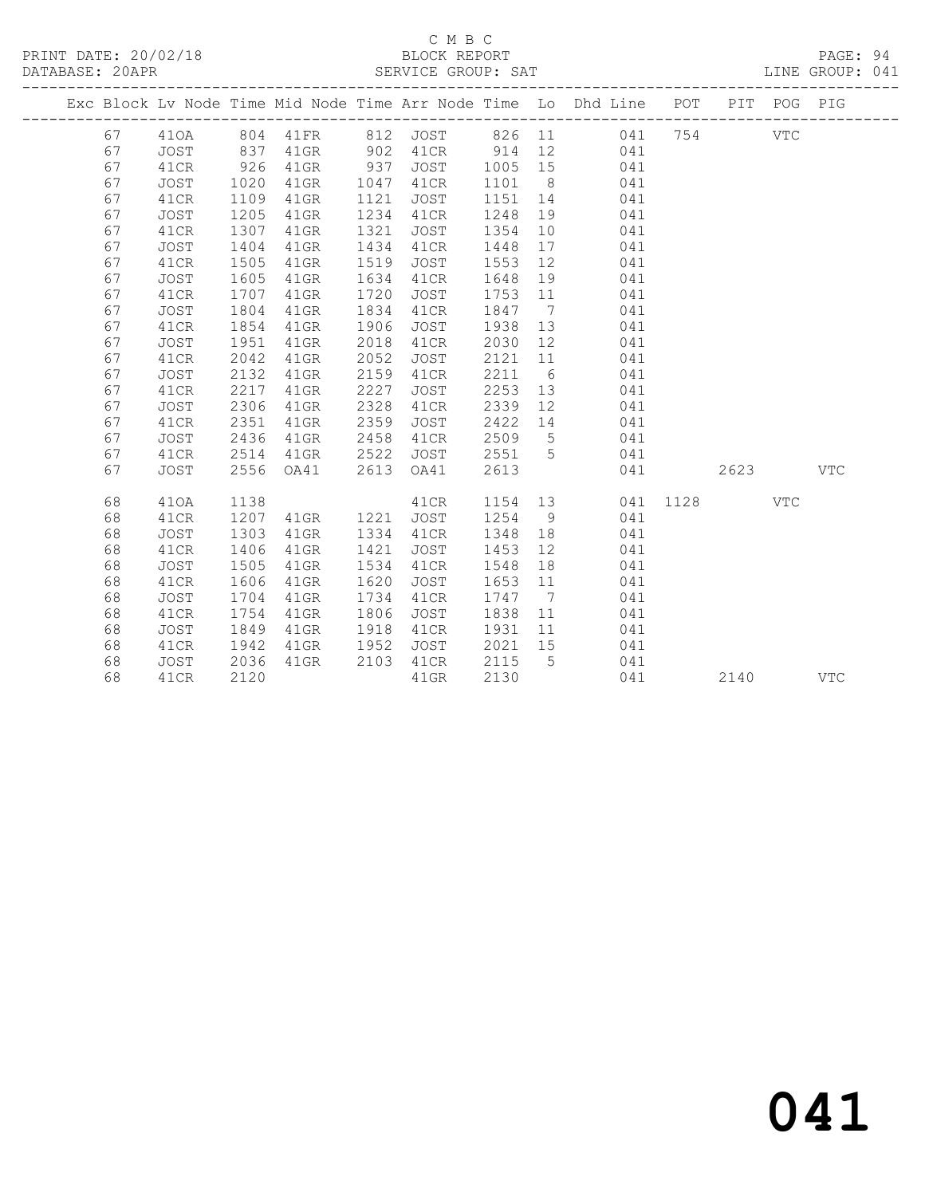C M B C
BLOCK REPORT
SERVICE GROUP: SAT

PRINT DATE: 20/02/18
DATABASE: 20APR
LINE GROUP: 041

| Exc | Block | Lv | Node | Time | Mid Node | Time | Arr Node | Time | Lo | Dhd Line | POT | PIT | POG | PIG |
|---|---|---|---|---|---|---|---|---|---|---|---|---|---|---|
| | 67 | | 41OA | 804 | 41FR | 812 | JOST | 826 | 11 | 041 | 754 | | VTC | |
| | 67 | | JOST | 837 | 41GR | 902 | 41CR | 914 | 12 | 041 | | | | |
| | 67 | | 41CR | 926 | 41GR | 937 | JOST | 1005 | 15 | 041 | | | | |
| | 67 | | JOST | 1020 | 41GR | 1047 | 41CR | 1101 | 8 | 041 | | | | |
| | 67 | | 41CR | 1109 | 41GR | 1121 | JOST | 1151 | 14 | 041 | | | | |
| | 67 | | JOST | 1205 | 41GR | 1234 | 41CR | 1248 | 19 | 041 | | | | |
| | 67 | | 41CR | 1307 | 41GR | 1321 | JOST | 1354 | 10 | 041 | | | | |
| | 67 | | JOST | 1404 | 41GR | 1434 | 41CR | 1448 | 17 | 041 | | | | |
| | 67 | | 41CR | 1505 | 41GR | 1519 | JOST | 1553 | 12 | 041 | | | | |
| | 67 | | JOST | 1605 | 41GR | 1634 | 41CR | 1648 | 19 | 041 | | | | |
| | 67 | | 41CR | 1707 | 41GR | 1720 | JOST | 1753 | 11 | 041 | | | | |
| | 67 | | JOST | 1804 | 41GR | 1834 | 41CR | 1847 | 7 | 041 | | | | |
| | 67 | | 41CR | 1854 | 41GR | 1906 | JOST | 1938 | 13 | 041 | | | | |
| | 67 | | JOST | 1951 | 41GR | 2018 | 41CR | 2030 | 12 | 041 | | | | |
| | 67 | | 41CR | 2042 | 41GR | 2052 | JOST | 2121 | 11 | 041 | | | | |
| | 67 | | JOST | 2132 | 41GR | 2159 | 41CR | 2211 | 6 | 041 | | | | |
| | 67 | | 41CR | 2217 | 41GR | 2227 | JOST | 2253 | 13 | 041 | | | | |
| | 67 | | JOST | 2306 | 41GR | 2328 | 41CR | 2339 | 12 | 041 | | | | |
| | 67 | | 41CR | 2351 | 41GR | 2359 | JOST | 2422 | 14 | 041 | | | | |
| | 67 | | JOST | 2436 | 41GR | 2458 | 41CR | 2509 | 5 | 041 | | | | |
| | 67 | | 41CR | 2514 | 41GR | 2522 | JOST | 2551 | 5 | 041 | | | | |
| | 67 | | JOST | 2556 | OA41 | 2613 | OA41 | 2613 | | 041 | | 2623 | | VTC |
| | 68 | | 41OA | 1138 | | | 41CR | 1154 | 13 | 041 | 1128 | | VTC | |
| | 68 | | 41CR | 1207 | 41GR | 1221 | JOST | 1254 | 9 | 041 | | | | |
| | 68 | | JOST | 1303 | 41GR | 1334 | 41CR | 1348 | 18 | 041 | | | | |
| | 68 | | 41CR | 1406 | 41GR | 1421 | JOST | 1453 | 12 | 041 | | | | |
| | 68 | | JOST | 1505 | 41GR | 1534 | 41CR | 1548 | 18 | 041 | | | | |
| | 68 | | 41CR | 1606 | 41GR | 1620 | JOST | 1653 | 11 | 041 | | | | |
| | 68 | | JOST | 1704 | 41GR | 1734 | 41CR | 1747 | 7 | 041 | | | | |
| | 68 | | 41CR | 1754 | 41GR | 1806 | JOST | 1838 | 11 | 041 | | | | |
| | 68 | | JOST | 1849 | 41GR | 1918 | 41CR | 1931 | 11 | 041 | | | | |
| | 68 | | 41CR | 1942 | 41GR | 1952 | JOST | 2021 | 15 | 041 | | | | |
| | 68 | | JOST | 2036 | 41GR | 2103 | 41CR | 2115 | 5 | 041 | | | | |
| | 68 | | 41CR | 2120 | | | 41GR | 2130 | | 041 | | 2140 | | VTC |

041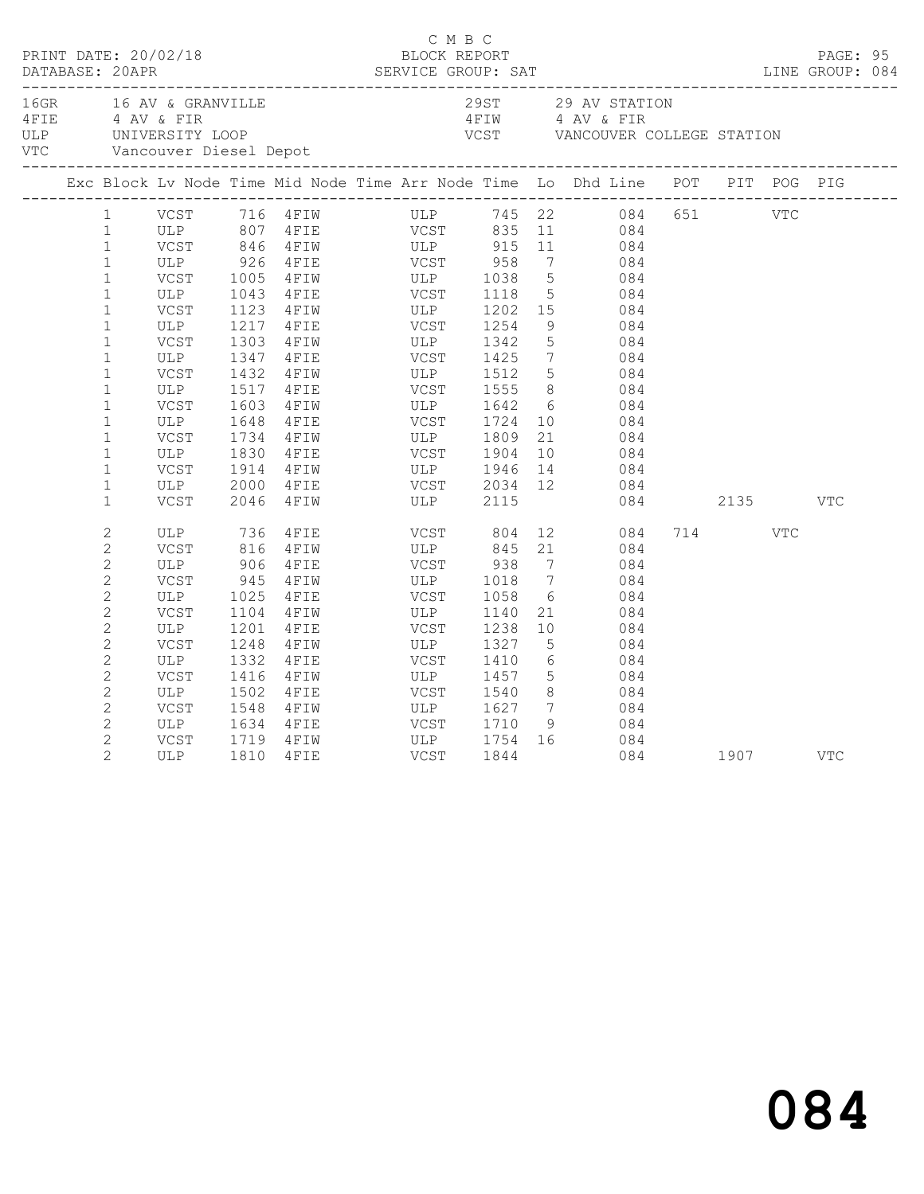C M B C

PRINT DATE: 20/02/18 BLOCK REPORT
DATABASE: 20APR SERVICE GROUP: SAT LINE GROUP: 084

| | | | |
|---|---|---|---|
| 16GR | 16 AV & GRANVILLE | 29ST | 29 AV STATION |
| 4FIE | 4 AV & FIR | 4FIW | 4 AV & FIR |
| ULP | UNIVERSITY LOOP | VCST | VANCOUVER COLLEGE STATION |
| VTC | Vancouver Diesel Depot | | |

| Exc | Block | Lv Node | Time | Mid Node | Time | Arr Node | Time | Lo | Dhd | Line | POT | PIT | POG | PIG |
|---|---|---|---|---|---|---|---|---|---|---|---|---|---|---|
| | 1 | VCST | 716 | 4FIW | | ULP | 745 | 22 | | 084 | 651 | | VTC | |
| | 1 | ULP | 807 | 4FIE | | VCST | 835 | 11 | | 084 | | | | |
| | 1 | VCST | 846 | 4FIW | | ULP | 915 | 11 | | 084 | | | | |
| | 1 | ULP | 926 | 4FIE | | VCST | 958 | 7 | | 084 | | | | |
| | 1 | VCST | 1005 | 4FIW | | ULP | 1038 | 5 | | 084 | | | | |
| | 1 | ULP | 1043 | 4FIE | | VCST | 1118 | 5 | | 084 | | | | |
| | 1 | VCST | 1123 | 4FIW | | ULP | 1202 | 15 | | 084 | | | | |
| | 1 | ULP | 1217 | 4FIE | | VCST | 1254 | 9 | | 084 | | | | |
| | 1 | VCST | 1303 | 4FIW | | ULP | 1342 | 5 | | 084 | | | | |
| | 1 | ULP | 1347 | 4FIE | | VCST | 1425 | 7 | | 084 | | | | |
| | 1 | VCST | 1432 | 4FIW | | ULP | 1512 | 5 | | 084 | | | | |
| | 1 | ULP | 1517 | 4FIE | | VCST | 1555 | 8 | | 084 | | | | |
| | 1 | VCST | 1603 | 4FIW | | ULP | 1642 | 6 | | 084 | | | | |
| | 1 | ULP | 1648 | 4FIE | | VCST | 1724 | 10 | | 084 | | | | |
| | 1 | VCST | 1734 | 4FIW | | ULP | 1809 | 21 | | 084 | | | | |
| | 1 | ULP | 1830 | 4FIE | | VCST | 1904 | 10 | | 084 | | | | |
| | 1 | VCST | 1914 | 4FIW | | ULP | 1946 | 14 | | 084 | | | | |
| | 1 | ULP | 2000 | 4FIE | | VCST | 2034 | 12 | | 084 | | | | |
| | 1 | VCST | 2046 | 4FIW | | ULP | 2115 | | | 084 | | 2135 | | VTC |
| | 2 | ULP | 736 | 4FIE | | VCST | 804 | 12 | | 084 | 714 | | VTC | |
| | 2 | VCST | 816 | 4FIW | | ULP | 845 | 21 | | 084 | | | | |
| | 2 | ULP | 906 | 4FIE | | VCST | 938 | 7 | | 084 | | | | |
| | 2 | VCST | 945 | 4FIW | | ULP | 1018 | 7 | | 084 | | | | |
| | 2 | ULP | 1025 | 4FIE | | VCST | 1058 | 6 | | 084 | | | | |
| | 2 | VCST | 1104 | 4FIW | | ULP | 1140 | 21 | | 084 | | | | |
| | 2 | ULP | 1201 | 4FIE | | VCST | 1238 | 10 | | 084 | | | | |
| | 2 | VCST | 1248 | 4FIW | | ULP | 1327 | 5 | | 084 | | | | |
| | 2 | ULP | 1332 | 4FIE | | VCST | 1410 | 6 | | 084 | | | | |
| | 2 | VCST | 1416 | 4FIW | | ULP | 1457 | 5 | | 084 | | | | |
| | 2 | ULP | 1502 | 4FIE | | VCST | 1540 | 8 | | 084 | | | | |
| | 2 | VCST | 1548 | 4FIW | | ULP | 1627 | 7 | | 084 | | | | |
| | 2 | ULP | 1634 | 4FIE | | VCST | 1710 | 9 | | 084 | | | | |
| | 2 | VCST | 1719 | 4FIW | | ULP | 1754 | 16 | | 084 | | | | |
| | 2 | ULP | 1810 | 4FIE | | VCST | 1844 | | | 084 | | 1907 | | VTC |

084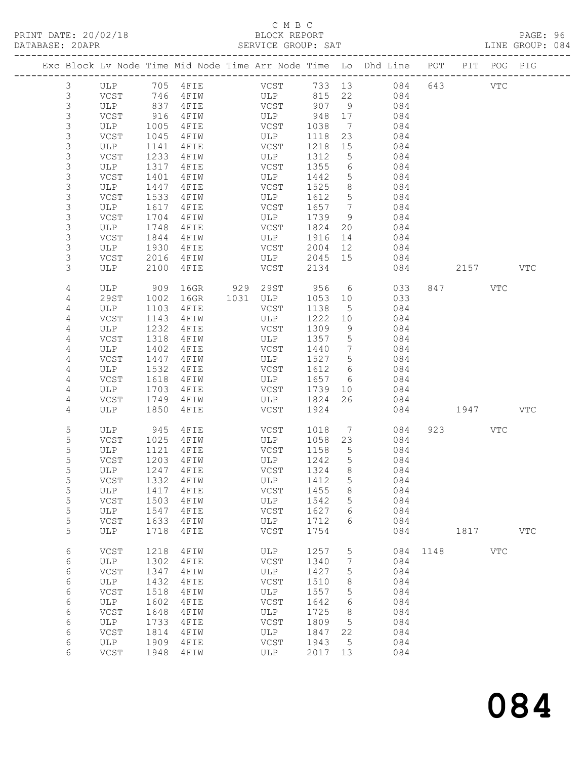C M B C

PRINT DATE: 20/02/18 BLOCK REPORT PAGE: 96
DATABASE: 20APR SERVICE GROUP: SAT LINE GROUP: 084

| Exc | Block | Lv Node | Time | Mid Node | Time | Arr Node | Time | Lo | Dhd Line | POT | PIT | POG | PIG |
|---|---|---|---|---|---|---|---|---|---|---|---|---|---|
| | 3 | ULP | 705 | 4FIE | | VCST | 733 | 13 | 084 | 643 | | VTC | |
| | 3 | VCST | 746 | 4FIW | | ULP | 815 | 22 | 084 | | | | |
| | 3 | ULP | 837 | 4FIE | | VCST | 907 | 9 | 084 | | | | |
| | 3 | VCST | 916 | 4FIW | | ULP | 948 | 17 | 084 | | | | |
| | 3 | ULP | 1005 | 4FIE | | VCST | 1038 | 7 | 084 | | | | |
| | 3 | VCST | 1045 | 4FIW | | ULP | 1118 | 23 | 084 | | | | |
| | 3 | ULP | 1141 | 4FIE | | VCST | 1218 | 15 | 084 | | | | |
| | 3 | VCST | 1233 | 4FIW | | ULP | 1312 | 5 | 084 | | | | |
| | 3 | ULP | 1317 | 4FIE | | VCST | 1355 | 6 | 084 | | | | |
| | 3 | VCST | 1401 | 4FIW | | ULP | 1442 | 5 | 084 | | | | |
| | 3 | ULP | 1447 | 4FIE | | VCST | 1525 | 8 | 084 | | | | |
| | 3 | VCST | 1533 | 4FIW | | ULP | 1612 | 5 | 084 | | | | |
| | 3 | ULP | 1617 | 4FIE | | VCST | 1657 | 7 | 084 | | | | |
| | 3 | VCST | 1704 | 4FIW | | ULP | 1739 | 9 | 084 | | | | |
| | 3 | ULP | 1748 | 4FIE | | VCST | 1824 | 20 | 084 | | | | |
| | 3 | VCST | 1844 | 4FIW | | ULP | 1916 | 14 | 084 | | | | |
| | 3 | ULP | 1930 | 4FIE | | VCST | 2004 | 12 | 084 | | | | |
| | 3 | VCST | 2016 | 4FIW | | ULP | 2045 | 15 | 084 | | | | |
| | 3 | ULP | 2100 | 4FIE | | VCST | 2134 | | 084 | | 2157 | | VTC |
| | 4 | ULP | 909 | 16GR | 929 | 29ST | 956 | 6 | 033 | 847 | | VTC | |
| | 4 | 29ST | 1002 | 16GR | 1031 | ULP | 1053 | 10 | 033 | | | | |
| | 4 | ULP | 1103 | 4FIE | | VCST | 1138 | 5 | 084 | | | | |
| | 4 | VCST | 1143 | 4FIW | | ULP | 1222 | 10 | 084 | | | | |
| | 4 | ULP | 1232 | 4FIE | | VCST | 1309 | 9 | 084 | | | | |
| | 4 | VCST | 1318 | 4FIW | | ULP | 1357 | 5 | 084 | | | | |
| | 4 | ULP | 1402 | 4FIE | | VCST | 1440 | 7 | 084 | | | | |
| | 4 | VCST | 1447 | 4FIW | | ULP | 1527 | 5 | 084 | | | | |
| | 4 | ULP | 1532 | 4FIE | | VCST | 1612 | 6 | 084 | | | | |
| | 4 | VCST | 1618 | 4FIW | | ULP | 1657 | 6 | 084 | | | | |
| | 4 | ULP | 1703 | 4FIE | | VCST | 1739 | 10 | 084 | | | | |
| | 4 | VCST | 1749 | 4FIW | | ULP | 1824 | 26 | 084 | | | | |
| | 4 | ULP | 1850 | 4FIE | | VCST | 1924 | | 084 | | 1947 | | VTC |
| | 5 | ULP | 945 | 4FIE | | VCST | 1018 | 7 | 084 | 923 | | VTC | |
| | 5 | VCST | 1025 | 4FIW | | ULP | 1058 | 23 | 084 | | | | |
| | 5 | ULP | 1121 | 4FIE | | VCST | 1158 | 5 | 084 | | | | |
| | 5 | VCST | 1203 | 4FIW | | ULP | 1242 | 5 | 084 | | | | |
| | 5 | ULP | 1247 | 4FIE | | VCST | 1324 | 8 | 084 | | | | |
| | 5 | VCST | 1332 | 4FIW | | ULP | 1412 | 5 | 084 | | | | |
| | 5 | ULP | 1417 | 4FIE | | VCST | 1455 | 8 | 084 | | | | |
| | 5 | VCST | 1503 | 4FIW | | ULP | 1542 | 5 | 084 | | | | |
| | 5 | ULP | 1547 | 4FIE | | VCST | 1627 | 6 | 084 | | | | |
| | 5 | VCST | 1633 | 4FIW | | ULP | 1712 | 6 | 084 | | | | |
| | 5 | ULP | 1718 | 4FIE | | VCST | 1754 | | 084 | | 1817 | | VTC |
| | 6 | VCST | 1218 | 4FIW | | ULP | 1257 | 5 | 084 | 1148 | | VTC | |
| | 6 | ULP | 1302 | 4FIE | | VCST | 1340 | 7 | 084 | | | | |
| | 6 | VCST | 1347 | 4FIW | | ULP | 1427 | 5 | 084 | | | | |
| | 6 | ULP | 1432 | 4FIE | | VCST | 1510 | 8 | 084 | | | | |
| | 6 | VCST | 1518 | 4FIW | | ULP | 1557 | 5 | 084 | | | | |
| | 6 | ULP | 1602 | 4FIE | | VCST | 1642 | 6 | 084 | | | | |
| | 6 | VCST | 1648 | 4FIW | | ULP | 1725 | 8 | 084 | | | | |
| | 6 | ULP | 1733 | 4FIE | | VCST | 1809 | 5 | 084 | | | | |
| | 6 | VCST | 1814 | 4FIW | | ULP | 1847 | 22 | 084 | | | | |
| | 6 | ULP | 1909 | 4FIE | | VCST | 1943 | 5 | 084 | | | | |
| | 6 | VCST | 1948 | 4FIW | | ULP | 2017 | 13 | 084 | | | | |

# 084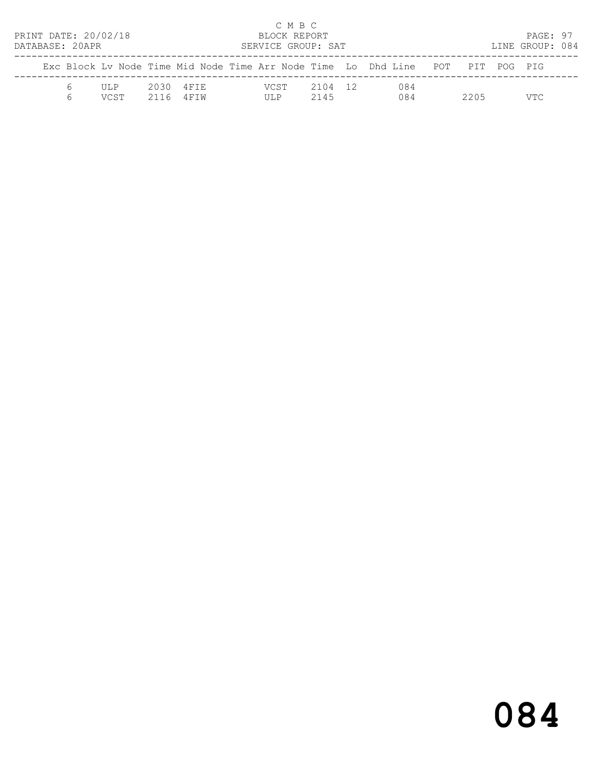C M B C

PRINT DATE: 20/02/18 BLOCK REPORT

DATABASE: 20APR SERVICE GROUP: SAT LINE GROUP: 084

| Exc | Block | Lv | Node | Time | Mid Node | Time | Arr Node | Time | Lo | Dhd | Line | POT | PIT | POG | PIG |
|---|---|---|---|---|---|---|---|---|---|---|---|---|---|---|---|
| | 6 | | ULP | 2030 | 4FIE | | VCST | 2104 | 12 | | 084 | | | | |
| | 6 | | VCST | 2116 | 4FIW | | ULP | 2145 | | | 084 | | 2205 | | VTC |

# 084